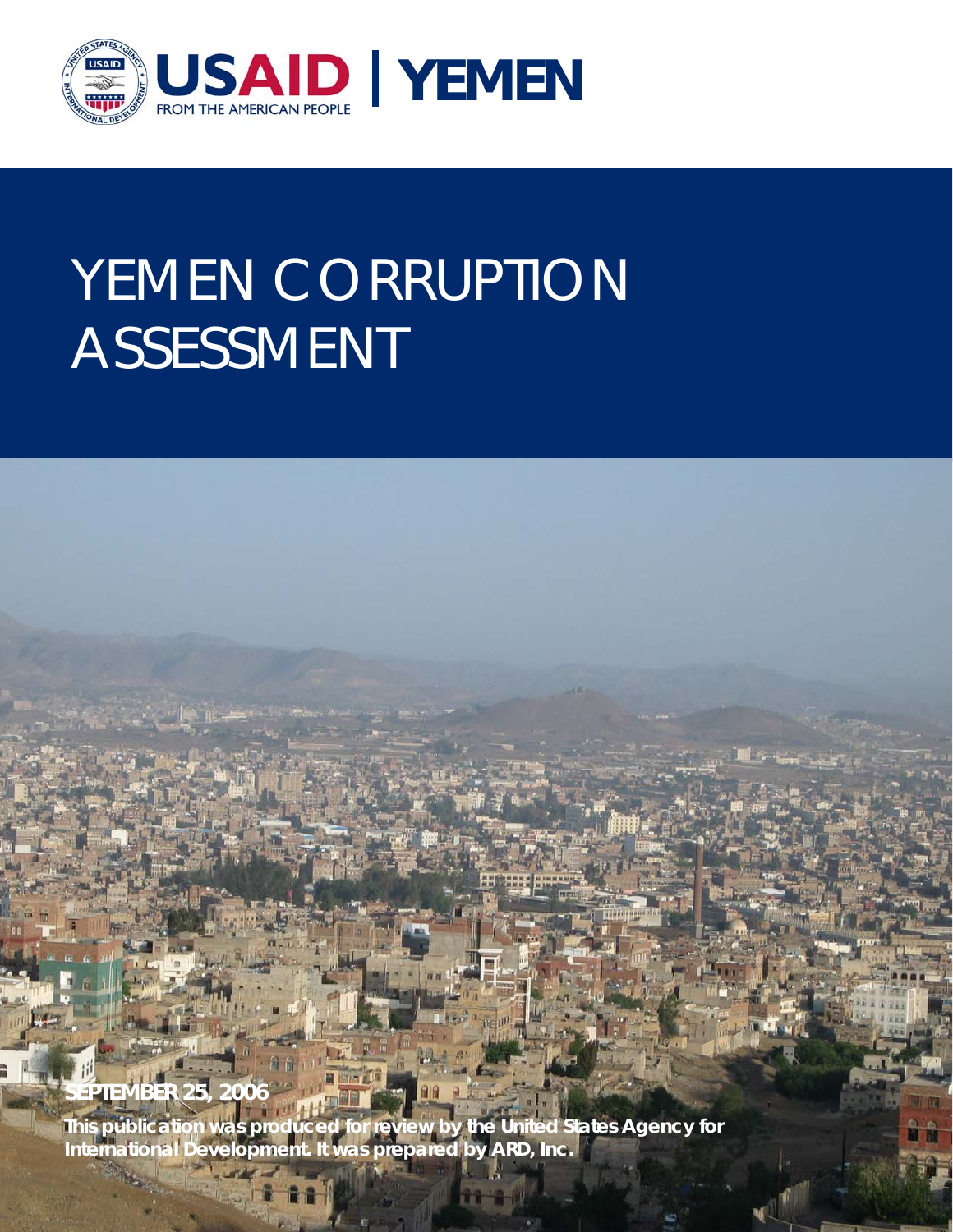USAID | YEMEN

FROM THE AMERICAN PEOPLE

# YEMEN CORRUPTION ASSESSMENT

**SEPTEMBER 25, 2006**

**This publication was produced for review by the United States Agency for International Development. It was prepared by ARD, Inc.**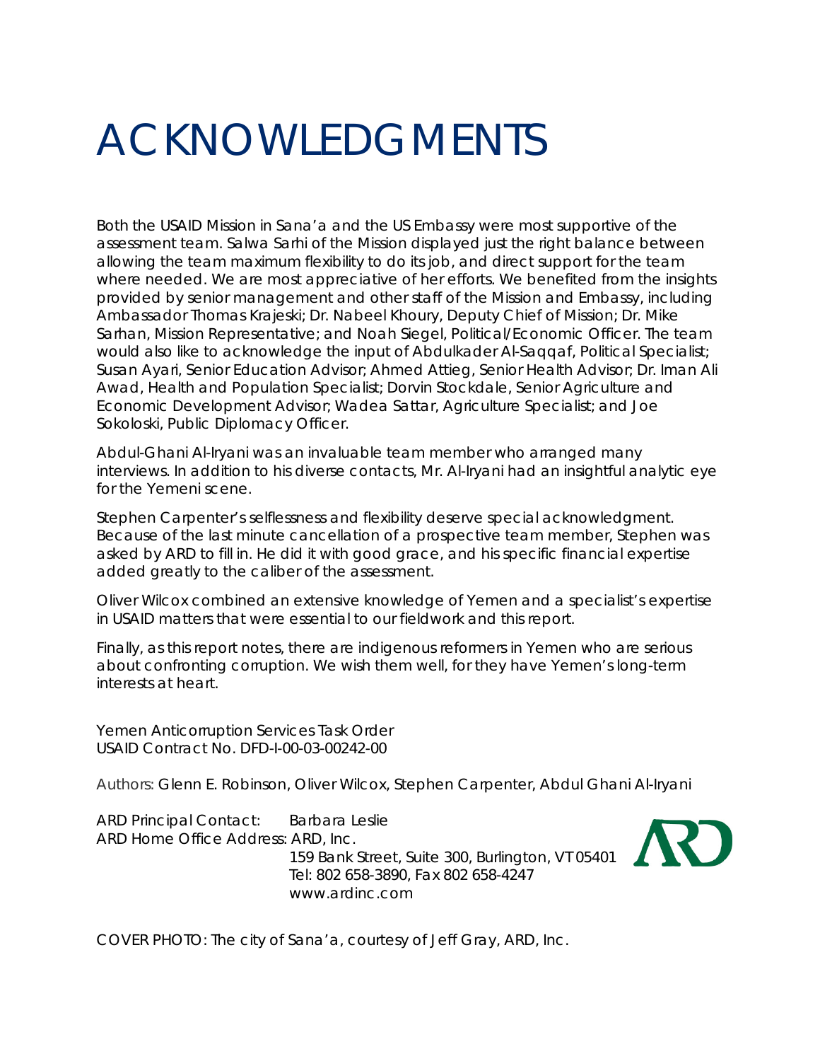# ACKNOWLEDGMENTS

Both the USAID Mission in Sana'a and the US Embassy were most supportive of the assessment team. Salwa Sarhi of the Mission displayed just the right balance between allowing the team maximum flexibility to do its job, and direct support for the team where needed. We are most appreciative of her efforts. We benefited from the insights provided by senior management and other staff of the Mission and Embassy, including Ambassador Thomas Krajeski; Dr. Nabeel Khoury, Deputy Chief of Mission; Dr. Mike Sarhan, Mission Representative; and Noah Siegel, Political/Economic Officer. The team would also like to acknowledge the input of Abdulkader Al-Saqqaf, Political Specialist; Susan Ayari, Senior Education Advisor; Ahmed Attieg, Senior Health Advisor; Dr. Iman Ali Awad, Health and Population Specialist; Dorvin Stockdale, Senior Agriculture and Economic Development Advisor; Wadea Sattar, Agriculture Specialist; and Joe Sokoloski, Public Diplomacy Officer.

Abdul-Ghani Al-Iryani was an invaluable team member who arranged many interviews. In addition to his diverse contacts, Mr. Al-Iryani had an insightful analytic eye for the Yemeni scene.

Stephen Carpenter's selflessness and flexibility deserve special acknowledgment. Because of the last minute cancellation of a prospective team member, Stephen was asked by ARD to fill in. He did it with good grace, and his specific financial expertise added greatly to the caliber of the assessment.

Oliver Wilcox combined an extensive knowledge of Yemen and a specialist's expertise in USAID matters that were essential to our fieldwork and this report.

Finally, as this report notes, there are indigenous reformers in Yemen who are serious about confronting corruption. We wish them well, for they have Yemen's long-term interests at heart.

Yemen Anticorruption Services Task Order
USAID Contract No. DFD-I-00-03-00242-00

Authors: Glenn E. Robinson, Oliver Wilcox, Stephen Carpenter, Abdul Ghani Al-Iryani

ARD Principal Contact: Barbara Leslie
ARD Home Office Address: ARD, Inc.
159 Bank Street, Suite 300, Burlington, VT 05401
Tel: 802 658-3890, Fax 802 658-4247
www.ardinc.com

COVER PHOTO: The city of Sana'a, courtesy of Jeff Gray, ARD, Inc.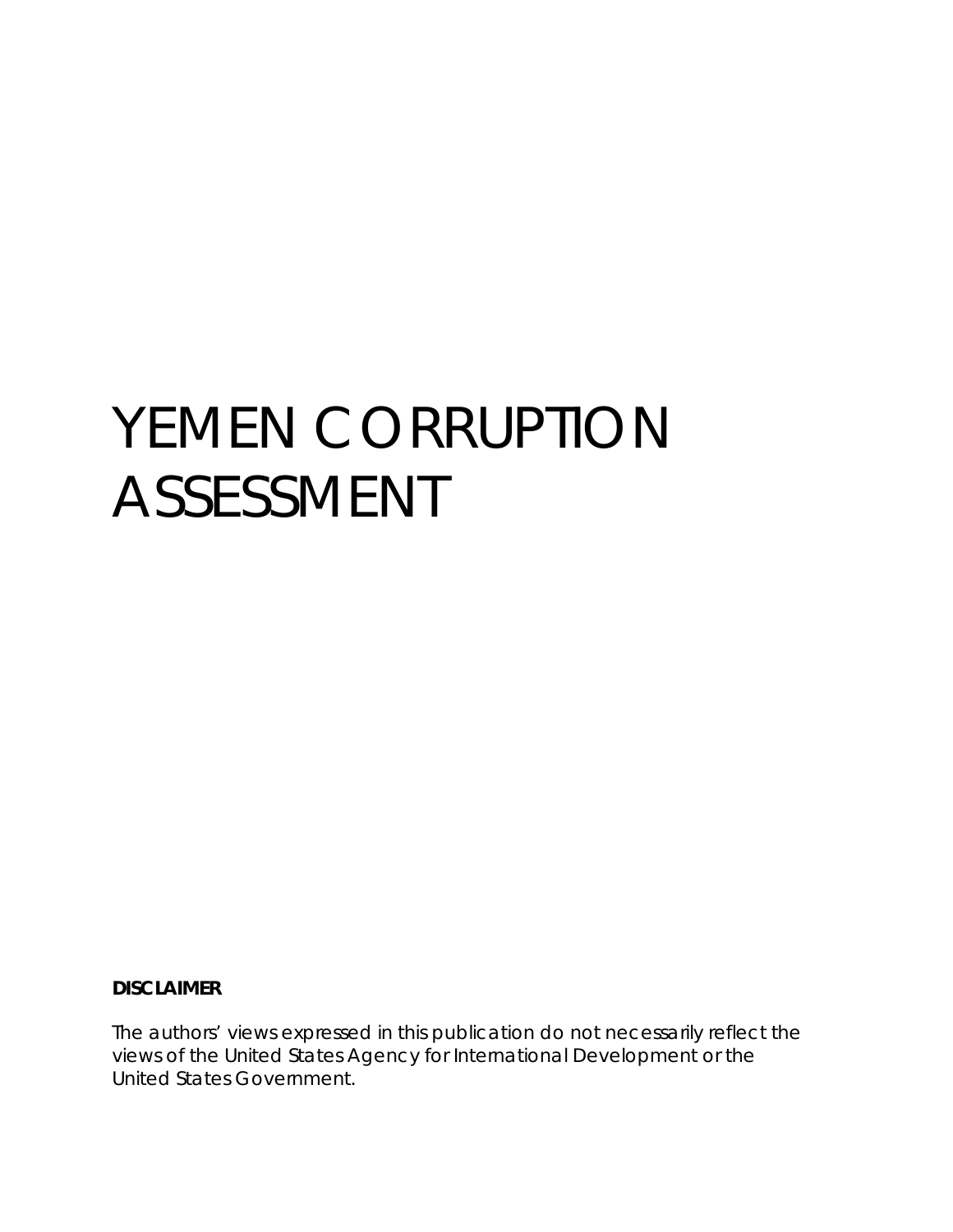# YEMEN CORRUPTION ASSESSMENT

**DISCLAIMER**

The authors' views expressed in this publication do not necessarily reflect the views of the United States Agency for International Development or the United States Government.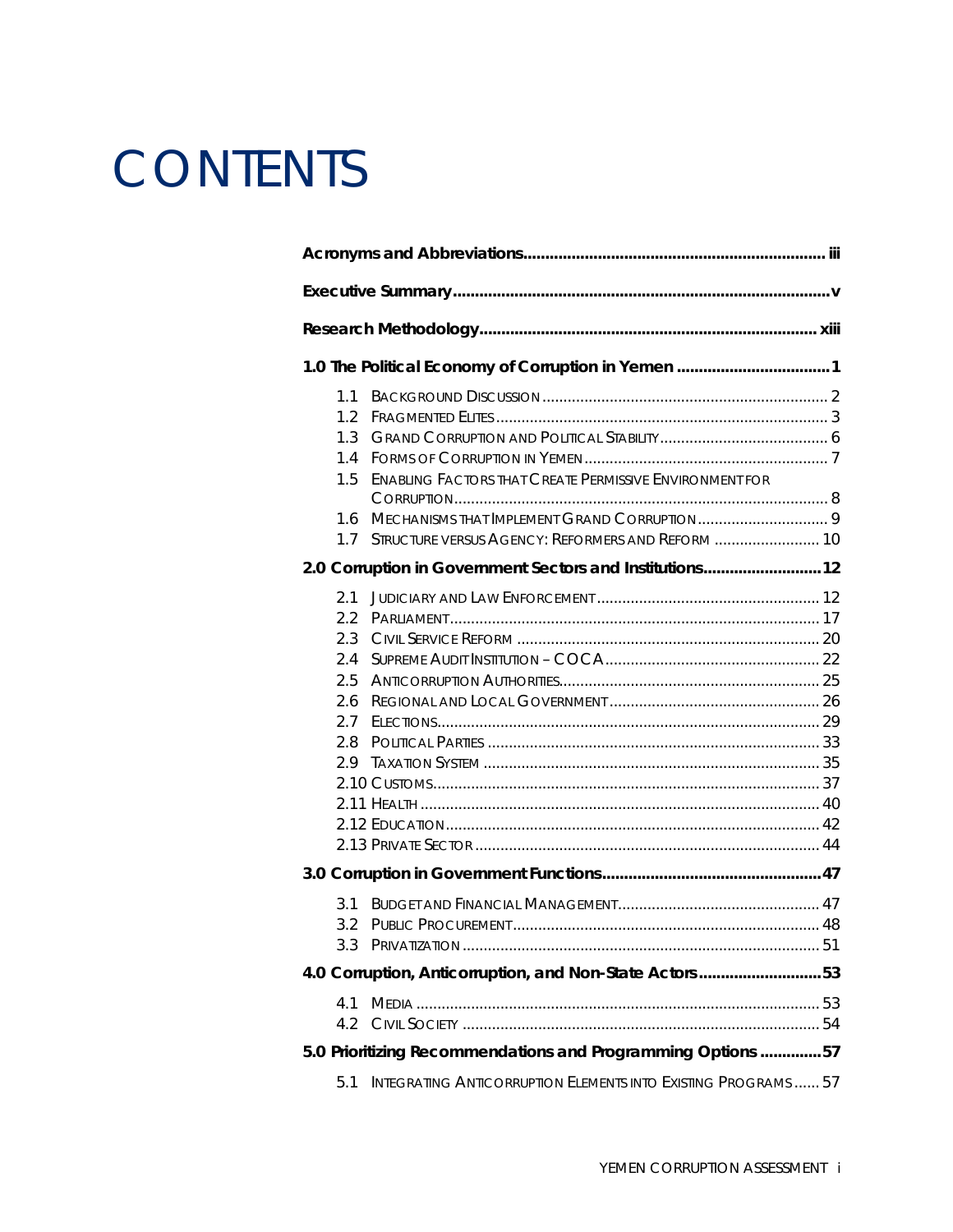# CONTENTS

**Acronyms and Abbreviations** ................................................................ iii

**Executive Summary** ................................................................................ v

**Research Methodology** ........................................................................ xiii

**1.0 The Political Economy of Corruption in Yemen** ................................ 1

- 1.1 Background Discussion ................................................................ 2
- 1.2 Fragmented Elites ....................................................................... 3
- 1.3 Grand Corruption and Political Stability ....................................... 6
- 1.4 Forms of Corruption in Yemen ..................................................... 7
- 1.5 Enabling Factors that Create Permissive Environment for Corruption ........................................................................................ 8
- 1.6 Mechanisms that Implement Grand Corruption ............................ 9
- 1.7 Structure versus Agency: Reformers and Reform ........................ 10

**2.0 Corruption in Government Sectors and Institutions** ........................ 12

- 2.1 Judiciary and Law Enforcement ................................................. 12
- 2.2 Parliament .................................................................................. 17
- 2.3 Civil Service Reform .................................................................. 20
- 2.4 Supreme Audit Institution – COCA .............................................. 22
- 2.5 Anticorruption Authorities .......................................................... 25
- 2.6 Regional and Local Government ................................................ 26
- 2.7 Elections ..................................................................................... 29
- 2.8 Political Parties ........................................................................... 33
- 2.9 Taxation System ......................................................................... 35
- 2.10 Customs .................................................................................... 37
- 2.11 Health ....................................................................................... 40
- 2.12 Education .................................................................................. 42
- 2.13 Private Sector ............................................................................ 44

**3.0 Corruption in Government Functions** .............................................. 47

- 3.1 Budget and Financial Management ............................................ 47
- 3.2 Public Procurement .................................................................... 48
- 3.3 Privatization ................................................................................ 51

**4.0 Corruption, Anticorruption, and Non-State Actors** ........................... 53

- 4.1 Media .......................................................................................... 53
- 4.2 Civil Society ................................................................................ 54

**5.0 Prioritizing Recommendations and Programming Options** ............... 57

- 5.1 Integrating Anticorruption Elements into Existing Programs ...... 57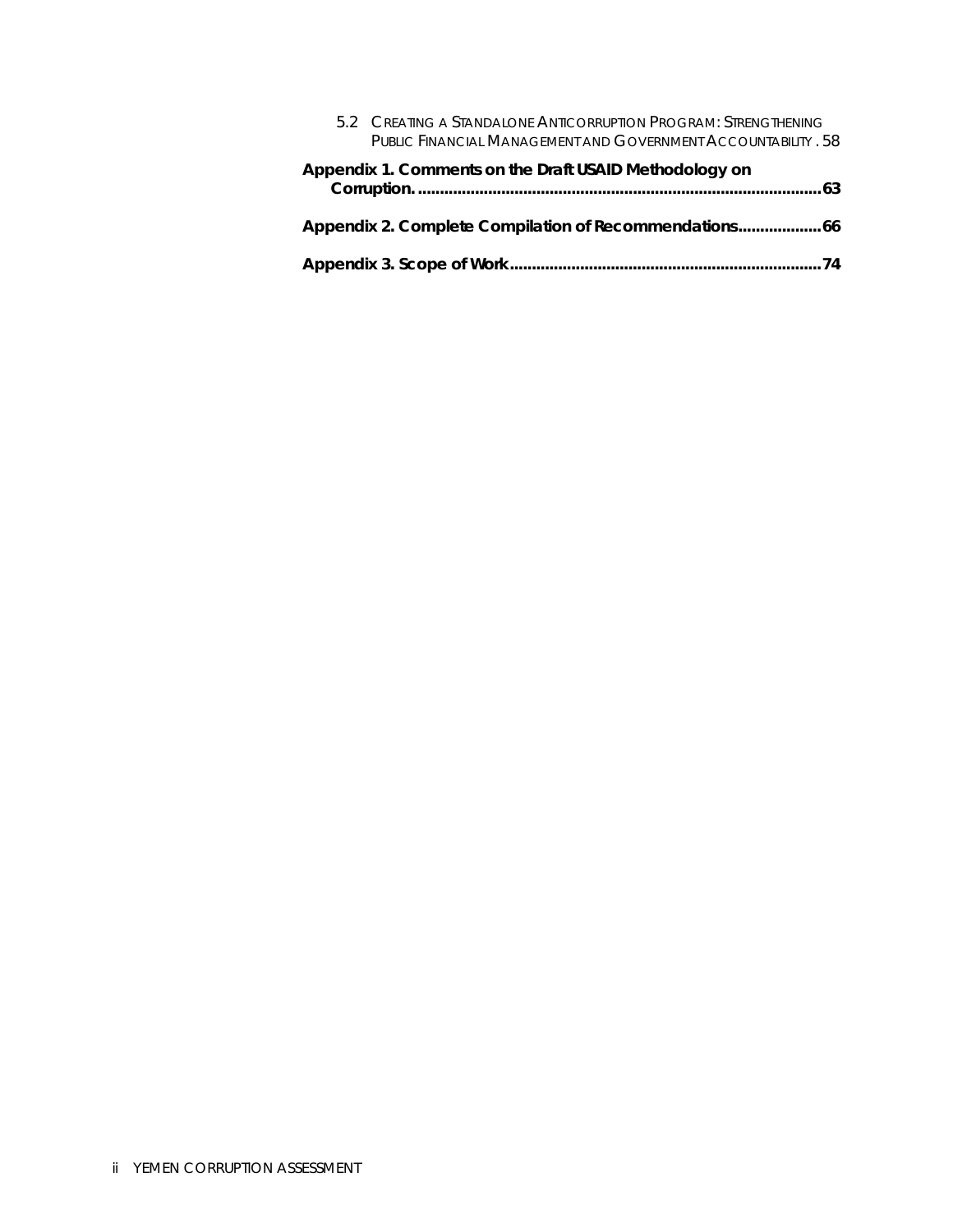5.2 Creating a Standalone Anticorruption Program: Strengthening Public Financial Management and Government Accountability . 58

**Appendix 1. Comments on the Draft USAID Methodology on Corruption. ........................................................................................63**

**Appendix 2. Complete Compilation of Recommendations..................66**

**Appendix 3. Scope of Work.....................................................................74**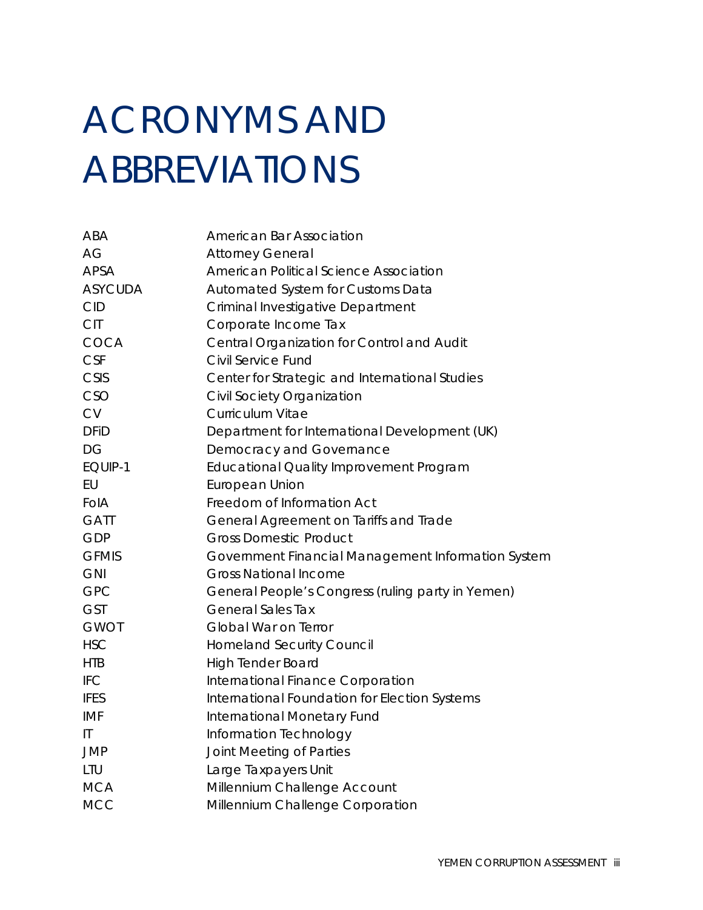# ACRONYMS AND ABBREVIATIONS

| | |
|---|---|
| ABA | American Bar Association |
| AG | Attorney General |
| APSA | American Political Science Association |
| ASYCUDA | Automated System for Customs Data |
| CID | Criminal Investigative Department |
| CIT | Corporate Income Tax |
| COCA | Central Organization for Control and Audit |
| CSF | Civil Service Fund |
| CSIS | Center for Strategic and International Studies |
| CSO | Civil Society Organization |
| CV | Curriculum Vitae |
| DFiD | Department for International Development (UK) |
| DG | Democracy and Governance |
| EQUIP-1 | Educational Quality Improvement Program |
| EU | European Union |
| FoIA | Freedom of Information Act |
| GATT | General Agreement on Tariffs and Trade |
| GDP | Gross Domestic Product |
| GFMIS | Government Financial Management Information System |
| GNI | Gross National Income |
| GPC | General People's Congress (ruling party in Yemen) |
| GST | General Sales Tax |
| GWOT | Global War on Terror |
| HSC | Homeland Security Council |
| HTB | High Tender Board |
| IFC | International Finance Corporation |
| IFES | International Foundation for Election Systems |
| IMF | International Monetary Fund |
| IT | Information Technology |
| JMP | Joint Meeting of Parties |
| LTU | Large Taxpayers Unit |
| MCA | Millennium Challenge Account |
| MCC | Millennium Challenge Corporation |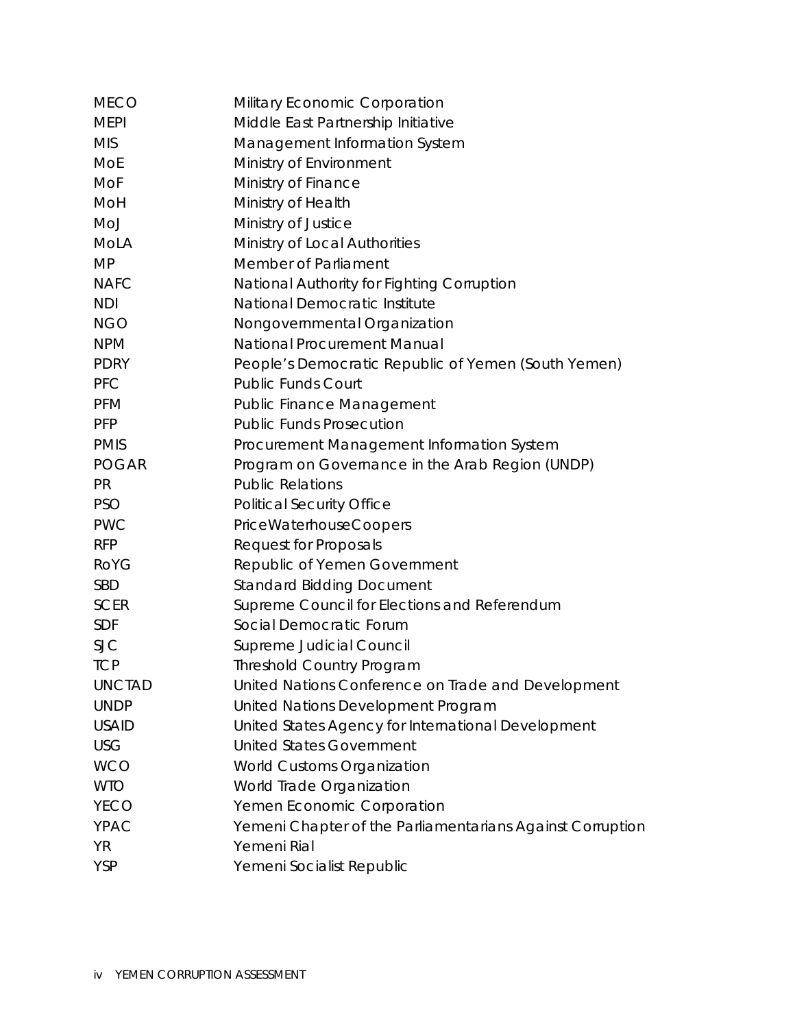| | |
|---|---|
| MECO | Military Economic Corporation |
| MEPI | Middle East Partnership Initiative |
| MIS | Management Information System |
| MoE | Ministry of Environment |
| MoF | Ministry of Finance |
| MoH | Ministry of Health |
| MoJ | Ministry of Justice |
| MoLA | Ministry of Local Authorities |
| MP | Member of Parliament |
| NAFC | National Authority for Fighting Corruption |
| NDI | National Democratic Institute |
| NGO | Nongovernmental Organization |
| NPM | National Procurement Manual |
| PDRY | People's Democratic Republic of Yemen (South Yemen) |
| PFC | Public Funds Court |
| PFM | Public Finance Management |
| PFP | Public Funds Prosecution |
| PMIS | Procurement Management Information System |
| POGAR | Program on Governance in the Arab Region (UNDP) |
| PR | Public Relations |
| PSO | Political Security Office |
| PWC | PriceWaterhouseCoopers |
| RFP | Request for Proposals |
| RoYG | Republic of Yemen Government |
| SBD | Standard Bidding Document |
| SCER | Supreme Council for Elections and Referendum |
| SDF | Social Democratic Forum |
| SJC | Supreme Judicial Council |
| TCP | Threshold Country Program |
| UNCTAD | United Nations Conference on Trade and Development |
| UNDP | United Nations Development Program |
| USAID | United States Agency for International Development |
| USG | United States Government |
| WCO | World Customs Organization |
| WTO | World Trade Organization |
| YECO | Yemen Economic Corporation |
| YPAC | Yemeni Chapter of the Parliamentarians Against Corruption |
| YR | Yemeni Rial |
| YSP | Yemeni Socialist Republic |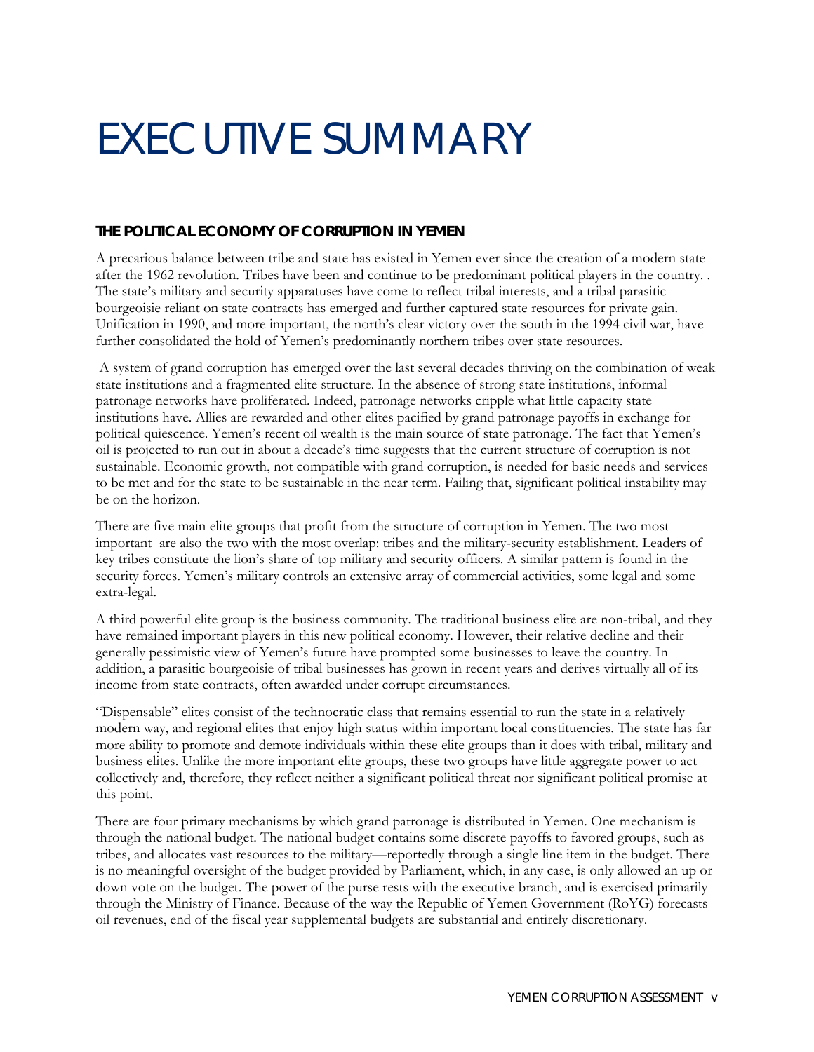# EXECUTIVE SUMMARY

### THE POLITICAL ECONOMY OF CORRUPTION IN YEMEN

A precarious balance between tribe and state has existed in Yemen ever since the creation of a modern state after the 1962 revolution. Tribes have been and continue to be predominant political players in the country. . The state's military and security apparatuses have come to reflect tribal interests, and a tribal parasitic bourgeoisie reliant on state contracts has emerged and further captured state resources for private gain. Unification in 1990, and more important, the north's clear victory over the south in the 1994 civil war, have further consolidated the hold of Yemen's predominantly northern tribes over state resources.

A system of grand corruption has emerged over the last several decades thriving on the combination of weak state institutions and a fragmented elite structure. In the absence of strong state institutions, informal patronage networks have proliferated. Indeed, patronage networks cripple what little capacity state institutions have. Allies are rewarded and other elites pacified by grand patronage payoffs in exchange for political quiescence. Yemen's recent oil wealth is the main source of state patronage. The fact that Yemen's oil is projected to run out in about a decade's time suggests that the current structure of corruption is not sustainable. Economic growth, not compatible with grand corruption, is needed for basic needs and services to be met and for the state to be sustainable in the near term. Failing that, significant political instability may be on the horizon.

There are five main elite groups that profit from the structure of corruption in Yemen. The two most important are also the two with the most overlap: tribes and the military-security establishment. Leaders of key tribes constitute the lion's share of top military and security officers. A similar pattern is found in the security forces. Yemen's military controls an extensive array of commercial activities, some legal and some extra-legal.

A third powerful elite group is the business community. The traditional business elite are non-tribal, and they have remained important players in this new political economy. However, their relative decline and their generally pessimistic view of Yemen's future have prompted some businesses to leave the country. In addition, a parasitic bourgeoisie of tribal businesses has grown in recent years and derives virtually all of its income from state contracts, often awarded under corrupt circumstances.

"Dispensable" elites consist of the technocratic class that remains essential to run the state in a relatively modern way, and regional elites that enjoy high status within important local constituencies. The state has far more ability to promote and demote individuals within these elite groups than it does with tribal, military and business elites. Unlike the more important elite groups, these two groups have little aggregate power to act collectively and, therefore, they reflect neither a significant political threat nor significant political promise at this point.

There are four primary mechanisms by which grand patronage is distributed in Yemen. One mechanism is through the national budget. The national budget contains some discrete payoffs to favored groups, such as tribes, and allocates vast resources to the military—reportedly through a single line item in the budget. There is no meaningful oversight of the budget provided by Parliament, which, in any case, is only allowed an up or down vote on the budget. The power of the purse rests with the executive branch, and is exercised primarily through the Ministry of Finance. Because of the way the Republic of Yemen Government (RoYG) forecasts oil revenues, end of the fiscal year supplemental budgets are substantial and entirely discretionary.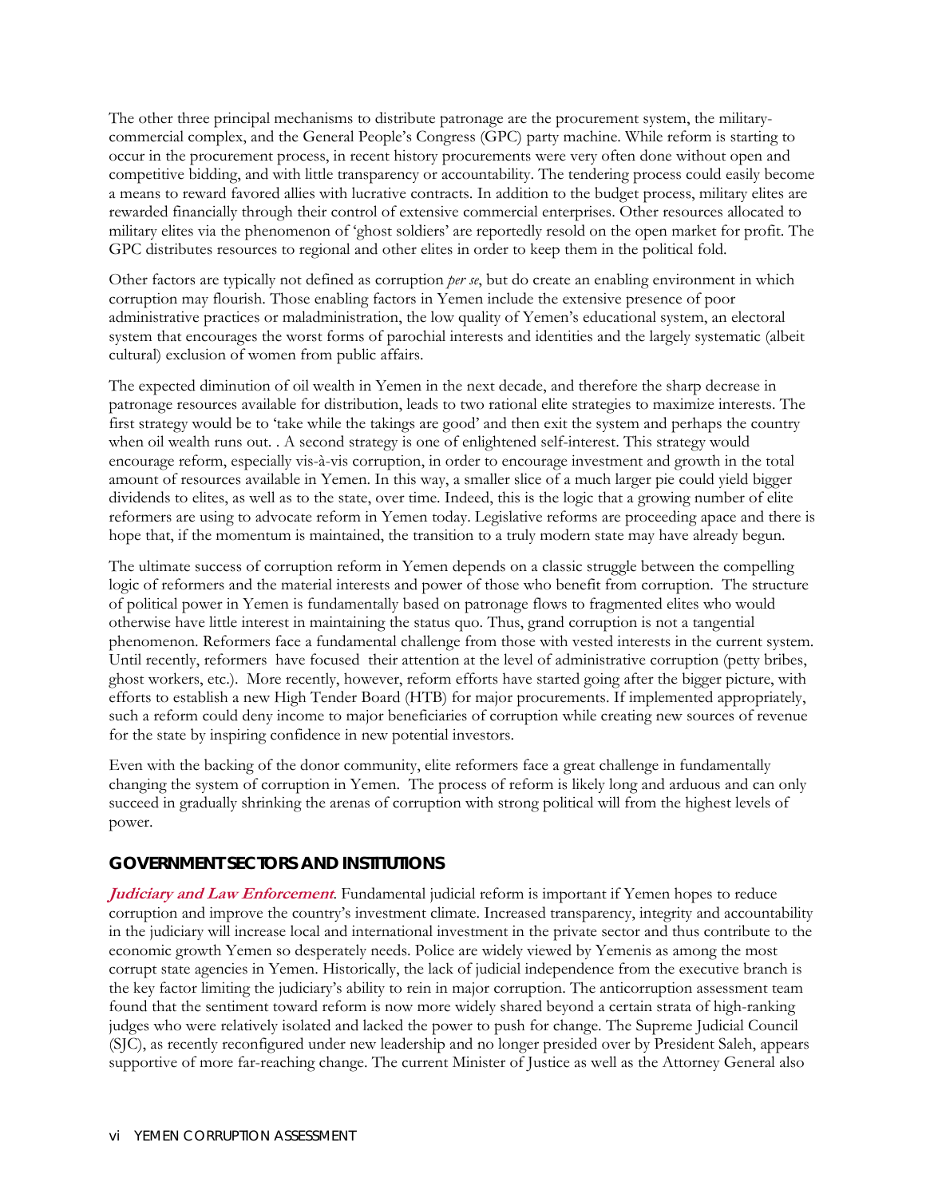The other three principal mechanisms to distribute patronage are the procurement system, the military-commercial complex, and the General People's Congress (GPC) party machine. While reform is starting to occur in the procurement process, in recent history procurements were very often done without open and competitive bidding, and with little transparency or accountability. The tendering process could easily become a means to reward favored allies with lucrative contracts. In addition to the budget process, military elites are rewarded financially through their control of extensive commercial enterprises. Other resources allocated to military elites via the phenomenon of 'ghost soldiers' are reportedly resold on the open market for profit. The GPC distributes resources to regional and other elites in order to keep them in the political fold.

Other factors are typically not defined as corruption *per se*, but do create an enabling environment in which corruption may flourish. Those enabling factors in Yemen include the extensive presence of poor administrative practices or maladministration, the low quality of Yemen's educational system, an electoral system that encourages the worst forms of parochial interests and identities and the largely systematic (albeit cultural) exclusion of women from public affairs.

The expected diminution of oil wealth in Yemen in the next decade, and therefore the sharp decrease in patronage resources available for distribution, leads to two rational elite strategies to maximize interests. The first strategy would be to 'take while the takings are good' and then exit the system and perhaps the country when oil wealth runs out. . A second strategy is one of enlightened self-interest. This strategy would encourage reform, especially vis-à-vis corruption, in order to encourage investment and growth in the total amount of resources available in Yemen. In this way, a smaller slice of a much larger pie could yield bigger dividends to elites, as well as to the state, over time. Indeed, this is the logic that a growing number of elite reformers are using to advocate reform in Yemen today. Legislative reforms are proceeding apace and there is hope that, if the momentum is maintained, the transition to a truly modern state may have already begun.

The ultimate success of corruption reform in Yemen depends on a classic struggle between the compelling logic of reformers and the material interests and power of those who benefit from corruption. The structure of political power in Yemen is fundamentally based on patronage flows to fragmented elites who would otherwise have little interest in maintaining the status quo. Thus, grand corruption is not a tangential phenomenon. Reformers face a fundamental challenge from those with vested interests in the current system. Until recently, reformers have focused their attention at the level of administrative corruption (petty bribes, ghost workers, etc.). More recently, however, reform efforts have started going after the bigger picture, with efforts to establish a new High Tender Board (HTB) for major procurements. If implemented appropriately, such a reform could deny income to major beneficiaries of corruption while creating new sources of revenue for the state by inspiring confidence in new potential investors.

Even with the backing of the donor community, elite reformers face a great challenge in fundamentally changing the system of corruption in Yemen. The process of reform is likely long and arduous and can only succeed in gradually shrinking the arenas of corruption with strong political will from the highest levels of power.

## GOVERNMENT SECTORS AND INSTITUTIONS

***Judiciary and Law Enforcement***. Fundamental judicial reform is important if Yemen hopes to reduce corruption and improve the country's investment climate. Increased transparency, integrity and accountability in the judiciary will increase local and international investment in the private sector and thus contribute to the economic growth Yemen so desperately needs. Police are widely viewed by Yemenis as among the most corrupt state agencies in Yemen. Historically, the lack of judicial independence from the executive branch is the key factor limiting the judiciary's ability to rein in major corruption. The anticorruption assessment team found that the sentiment toward reform is now more widely shared beyond a certain strata of high-ranking judges who were relatively isolated and lacked the power to push for change. The Supreme Judicial Council (SJC), as recently reconfigured under new leadership and no longer presided over by President Saleh, appears supportive of more far-reaching change. The current Minister of Justice as well as the Attorney General also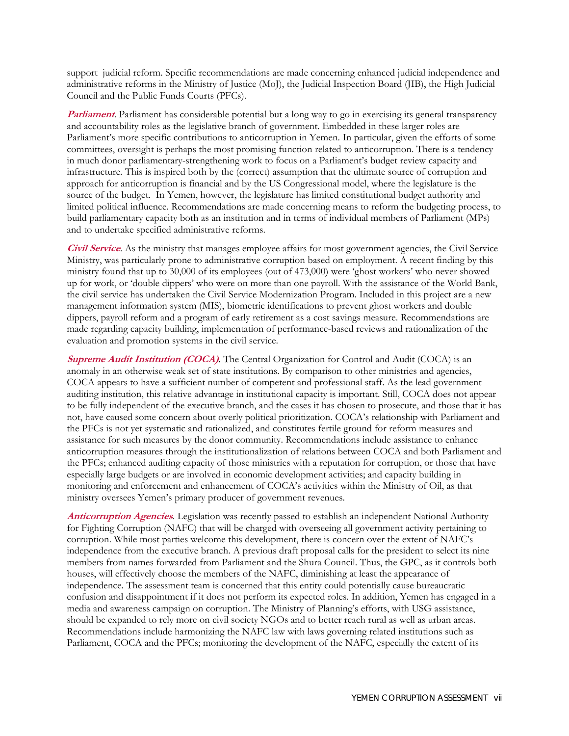support judicial reform. Specific recommendations are made concerning enhanced judicial independence and administrative reforms in the Ministry of Justice (MoJ), the Judicial Inspection Board (JIB), the High Judicial Council and the Public Funds Courts (PFCs).

***Parliament***. Parliament has considerable potential but a long way to go in exercising its general transparency and accountability roles as the legislative branch of government. Embedded in these larger roles are Parliament's more specific contributions to anticorruption in Yemen. In particular, given the efforts of some committees, oversight is perhaps the most promising function related to anticorruption. There is a tendency in much donor parliamentary-strengthening work to focus on a Parliament's budget review capacity and infrastructure. This is inspired both by the (correct) assumption that the ultimate source of corruption and approach for anticorruption is financial and by the US Congressional model, where the legislature is the source of the budget. In Yemen, however, the legislature has limited constitutional budget authority and limited political influence. Recommendations are made concerning means to reform the budgeting process, to build parliamentary capacity both as an institution and in terms of individual members of Parliament (MPs) and to undertake specified administrative reforms.

***Civil Service***. As the ministry that manages employee affairs for most government agencies, the Civil Service Ministry, was particularly prone to administrative corruption based on employment. A recent finding by this ministry found that up to 30,000 of its employees (out of 473,000) were 'ghost workers' who never showed up for work, or 'double dippers' who were on more than one payroll. With the assistance of the World Bank, the civil service has undertaken the Civil Service Modernization Program. Included in this project are a new management information system (MIS), biometric identifications to prevent ghost workers and double dippers, payroll reform and a program of early retirement as a cost savings measure. Recommendations are made regarding capacity building, implementation of performance-based reviews and rationalization of the evaluation and promotion systems in the civil service.

***Supreme Audit Institution (COCA)***. The Central Organization for Control and Audit (COCA) is an anomaly in an otherwise weak set of state institutions. By comparison to other ministries and agencies, COCA appears to have a sufficient number of competent and professional staff. As the lead government auditing institution, this relative advantage in institutional capacity is important. Still, COCA does not appear to be fully independent of the executive branch, and the cases it has chosen to prosecute, and those that it has not, have caused some concern about overly political prioritization. COCA's relationship with Parliament and the PFCs is not yet systematic and rationalized, and constitutes fertile ground for reform measures and assistance for such measures by the donor community. Recommendations include assistance to enhance anticorruption measures through the institutionalization of relations between COCA and both Parliament and the PFCs; enhanced auditing capacity of those ministries with a reputation for corruption, or those that have especially large budgets or are involved in economic development activities; and capacity building in monitoring and enforcement and enhancement of COCA's activities within the Ministry of Oil, as that ministry oversees Yemen's primary producer of government revenues.

***Anticorruption Agencies***. Legislation was recently passed to establish an independent National Authority for Fighting Corruption (NAFC) that will be charged with overseeing all government activity pertaining to corruption. While most parties welcome this development, there is concern over the extent of NAFC's independence from the executive branch. A previous draft proposal calls for the president to select its nine members from names forwarded from Parliament and the Shura Council. Thus, the GPC, as it controls both houses, will effectively choose the members of the NAFC, diminishing at least the appearance of independence. The assessment team is concerned that this entity could potentially cause bureaucratic confusion and disappointment if it does not perform its expected roles. In addition, Yemen has engaged in a media and awareness campaign on corruption. The Ministry of Planning's efforts, with USG assistance, should be expanded to rely more on civil society NGOs and to better reach rural as well as urban areas. Recommendations include harmonizing the NAFC law with laws governing related institutions such as Parliament, COCA and the PFCs; monitoring the development of the NAFC, especially the extent of its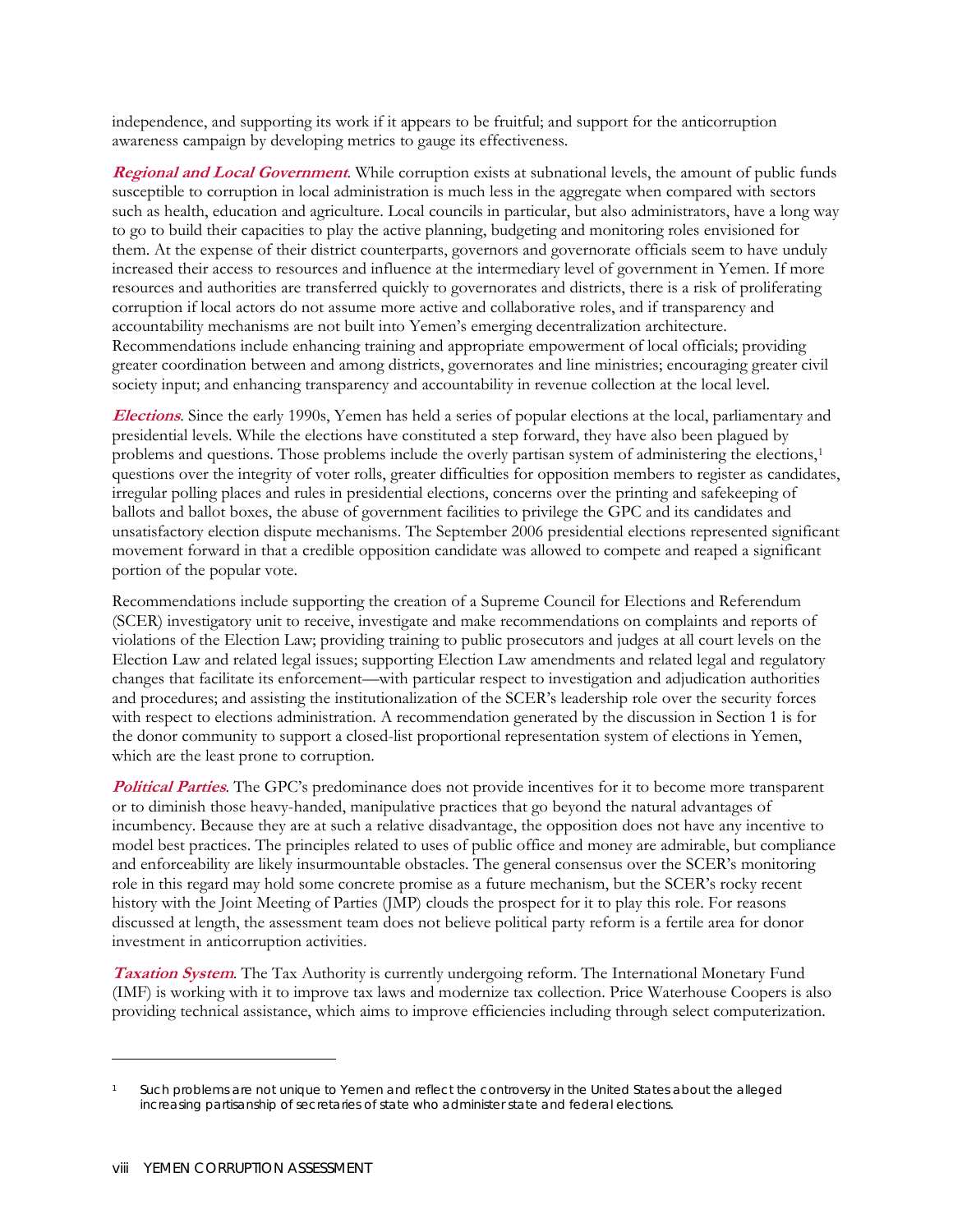independence, and supporting its work if it appears to be fruitful; and support for the anticorruption awareness campaign by developing metrics to gauge its effectiveness.

***Regional and Local Government***. While corruption exists at subnational levels, the amount of public funds susceptible to corruption in local administration is much less in the aggregate when compared with sectors such as health, education and agriculture. Local councils in particular, but also administrators, have a long way to go to build their capacities to play the active planning, budgeting and monitoring roles envisioned for them. At the expense of their district counterparts, governors and governorate officials seem to have unduly increased their access to resources and influence at the intermediary level of government in Yemen. If more resources and authorities are transferred quickly to governorates and districts, there is a risk of proliferating corruption if local actors do not assume more active and collaborative roles, and if transparency and accountability mechanisms are not built into Yemen's emerging decentralization architecture. Recommendations include enhancing training and appropriate empowerment of local officials; providing greater coordination between and among districts, governorates and line ministries; encouraging greater civil society input; and enhancing transparency and accountability in revenue collection at the local level.

***Elections***. Since the early 1990s, Yemen has held a series of popular elections at the local, parliamentary and presidential levels. While the elections have constituted a step forward, they have also been plagued by problems and questions. Those problems include the overly partisan system of administering the elections,[1] questions over the integrity of voter rolls, greater difficulties for opposition members to register as candidates, irregular polling places and rules in presidential elections, concerns over the printing and safekeeping of ballots and ballot boxes, the abuse of government facilities to privilege the GPC and its candidates and unsatisfactory election dispute mechanisms. The September 2006 presidential elections represented significant movement forward in that a credible opposition candidate was allowed to compete and reaped a significant portion of the popular vote.

Recommendations include supporting the creation of a Supreme Council for Elections and Referendum (SCER) investigatory unit to receive, investigate and make recommendations on complaints and reports of violations of the Election Law; providing training to public prosecutors and judges at all court levels on the Election Law and related legal issues; supporting Election Law amendments and related legal and regulatory changes that facilitate its enforcement—with particular respect to investigation and adjudication authorities and procedures; and assisting the institutionalization of the SCER's leadership role over the security forces with respect to elections administration. A recommendation generated by the discussion in Section 1 is for the donor community to support a closed-list proportional representation system of elections in Yemen, which are the least prone to corruption.

***Political Parties***. The GPC's predominance does not provide incentives for it to become more transparent or to diminish those heavy-handed, manipulative practices that go beyond the natural advantages of incumbency. Because they are at such a relative disadvantage, the opposition does not have any incentive to model best practices. The principles related to uses of public office and money are admirable, but compliance and enforceability are likely insurmountable obstacles. The general consensus over the SCER's monitoring role in this regard may hold some concrete promise as a future mechanism, but the SCER's rocky recent history with the Joint Meeting of Parties (JMP) clouds the prospect for it to play this role. For reasons discussed at length, the assessment team does not believe political party reform is a fertile area for donor investment in anticorruption activities.

***Taxation System***. The Tax Authority is currently undergoing reform. The International Monetary Fund (IMF) is working with it to improve tax laws and modernize tax collection. Price Waterhouse Coopers is also providing technical assistance, which aims to improve efficiencies including through select computerization.

---

[1] Such problems are not unique to Yemen and reflect the controversy in the United States about the alleged increasing partisanship of secretaries of state who administer state and federal elections.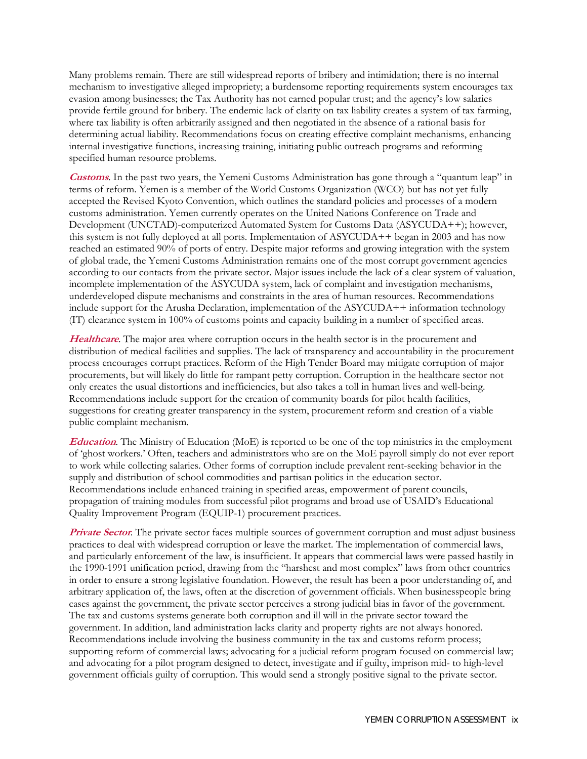Many problems remain. There are still widespread reports of bribery and intimidation; there is no internal mechanism to investigative alleged impropriety; a burdensome reporting requirements system encourages tax evasion among businesses; the Tax Authority has not earned popular trust; and the agency's low salaries provide fertile ground for bribery. The endemic lack of clarity on tax liability creates a system of tax farming, where tax liability is often arbitrarily assigned and then negotiated in the absence of a rational basis for determining actual liability. Recommendations focus on creating effective complaint mechanisms, enhancing internal investigative functions, increasing training, initiating public outreach programs and reforming specified human resource problems.

***Customs***. In the past two years, the Yemeni Customs Administration has gone through a "quantum leap" in terms of reform. Yemen is a member of the World Customs Organization (WCO) but has not yet fully accepted the Revised Kyoto Convention, which outlines the standard policies and processes of a modern customs administration. Yemen currently operates on the United Nations Conference on Trade and Development (UNCTAD)-computerized Automated System for Customs Data (ASYCUDA++); however, this system is not fully deployed at all ports. Implementation of ASYCUDA++ began in 2003 and has now reached an estimated 90% of ports of entry. Despite major reforms and growing integration with the system of global trade, the Yemeni Customs Administration remains one of the most corrupt government agencies according to our contacts from the private sector. Major issues include the lack of a clear system of valuation, incomplete implementation of the ASYCUDA system, lack of complaint and investigation mechanisms, underdeveloped dispute mechanisms and constraints in the area of human resources. Recommendations include support for the Arusha Declaration, implementation of the ASYCUDA++ information technology (IT) clearance system in 100% of customs points and capacity building in a number of specified areas.

***Healthcare***. The major area where corruption occurs in the health sector is in the procurement and distribution of medical facilities and supplies. The lack of transparency and accountability in the procurement process encourages corrupt practices. Reform of the High Tender Board may mitigate corruption of major procurements, but will likely do little for rampant petty corruption. Corruption in the healthcare sector not only creates the usual distortions and inefficiencies, but also takes a toll in human lives and well-being. Recommendations include support for the creation of community boards for pilot health facilities, suggestions for creating greater transparency in the system, procurement reform and creation of a viable public complaint mechanism.

***Education***. The Ministry of Education (MoE) is reported to be one of the top ministries in the employment of 'ghost workers.' Often, teachers and administrators who are on the MoE payroll simply do not ever report to work while collecting salaries. Other forms of corruption include prevalent rent-seeking behavior in the supply and distribution of school commodities and partisan politics in the education sector. Recommendations include enhanced training in specified areas, empowerment of parent councils, propagation of training modules from successful pilot programs and broad use of USAID's Educational Quality Improvement Program (EQUIP-1) procurement practices.

***Private Sector***. The private sector faces multiple sources of government corruption and must adjust business practices to deal with widespread corruption or leave the market. The implementation of commercial laws, and particularly enforcement of the law, is insufficient. It appears that commercial laws were passed hastily in the 1990-1991 unification period, drawing from the "harshest and most complex" laws from other countries in order to ensure a strong legislative foundation. However, the result has been a poor understanding of, and arbitrary application of, the laws, often at the discretion of government officials. When businesspeople bring cases against the government, the private sector perceives a strong judicial bias in favor of the government. The tax and customs systems generate both corruption and ill will in the private sector toward the government. In addition, land administration lacks clarity and property rights are not always honored. Recommendations include involving the business community in the tax and customs reform process; supporting reform of commercial laws; advocating for a judicial reform program focused on commercial law; and advocating for a pilot program designed to detect, investigate and if guilty, imprison mid- to high-level government officials guilty of corruption. This would send a strongly positive signal to the private sector.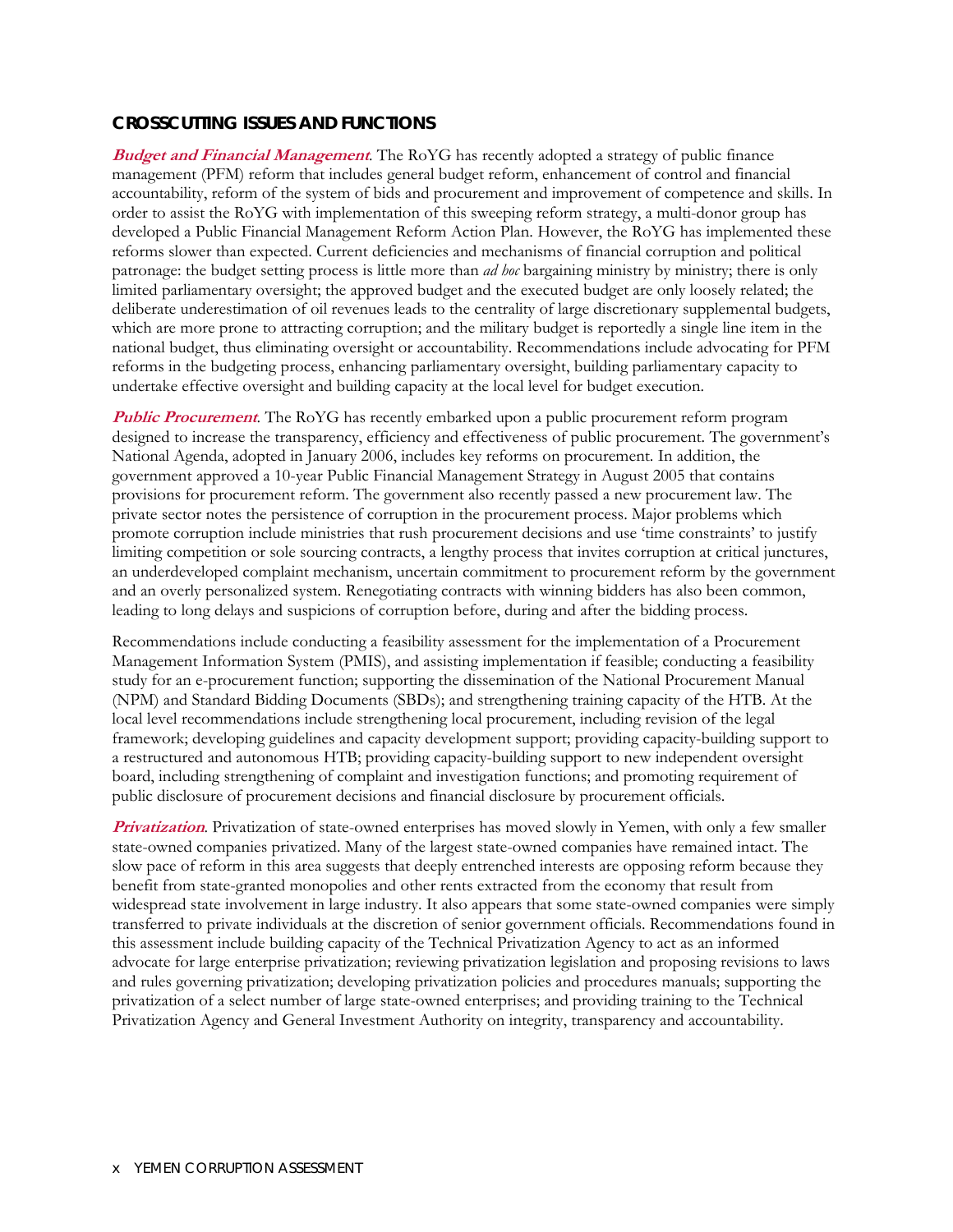## CROSSCUTTING ISSUES AND FUNCTIONS

***Budget and Financial Management***. The RoYG has recently adopted a strategy of public finance management (PFM) reform that includes general budget reform, enhancement of control and financial accountability, reform of the system of bids and procurement and improvement of competence and skills. In order to assist the RoYG with implementation of this sweeping reform strategy, a multi-donor group has developed a Public Financial Management Reform Action Plan. However, the RoYG has implemented these reforms slower than expected. Current deficiencies and mechanisms of financial corruption and political patronage: the budget setting process is little more than *ad hoc* bargaining ministry by ministry; there is only limited parliamentary oversight; the approved budget and the executed budget are only loosely related; the deliberate underestimation of oil revenues leads to the centrality of large discretionary supplemental budgets, which are more prone to attracting corruption; and the military budget is reportedly a single line item in the national budget, thus eliminating oversight or accountability. Recommendations include advocating for PFM reforms in the budgeting process, enhancing parliamentary oversight, building parliamentary capacity to undertake effective oversight and building capacity at the local level for budget execution.

***Public Procurement***. The RoYG has recently embarked upon a public procurement reform program designed to increase the transparency, efficiency and effectiveness of public procurement. The government's National Agenda, adopted in January 2006, includes key reforms on procurement. In addition, the government approved a 10-year Public Financial Management Strategy in August 2005 that contains provisions for procurement reform. The government also recently passed a new procurement law. The private sector notes the persistence of corruption in the procurement process. Major problems which promote corruption include ministries that rush procurement decisions and use 'time constraints' to justify limiting competition or sole sourcing contracts, a lengthy process that invites corruption at critical junctures, an underdeveloped complaint mechanism, uncertain commitment to procurement reform by the government and an overly personalized system. Renegotiating contracts with winning bidders has also been common, leading to long delays and suspicions of corruption before, during and after the bidding process.

Recommendations include conducting a feasibility assessment for the implementation of a Procurement Management Information System (PMIS), and assisting implementation if feasible; conducting a feasibility study for an e-procurement function; supporting the dissemination of the National Procurement Manual (NPM) and Standard Bidding Documents (SBDs); and strengthening training capacity of the HTB. At the local level recommendations include strengthening local procurement, including revision of the legal framework; developing guidelines and capacity development support; providing capacity-building support to a restructured and autonomous HTB; providing capacity-building support to new independent oversight board, including strengthening of complaint and investigation functions; and promoting requirement of public disclosure of procurement decisions and financial disclosure by procurement officials.

***Privatization***. Privatization of state-owned enterprises has moved slowly in Yemen, with only a few smaller state-owned companies privatized. Many of the largest state-owned companies have remained intact. The slow pace of reform in this area suggests that deeply entrenched interests are opposing reform because they benefit from state-granted monopolies and other rents extracted from the economy that result from widespread state involvement in large industry. It also appears that some state-owned companies were simply transferred to private individuals at the discretion of senior government officials. Recommendations found in this assessment include building capacity of the Technical Privatization Agency to act as an informed advocate for large enterprise privatization; reviewing privatization legislation and proposing revisions to laws and rules governing privatization; developing privatization policies and procedures manuals; supporting the privatization of a select number of large state-owned enterprises; and providing training to the Technical Privatization Agency and General Investment Authority on integrity, transparency and accountability.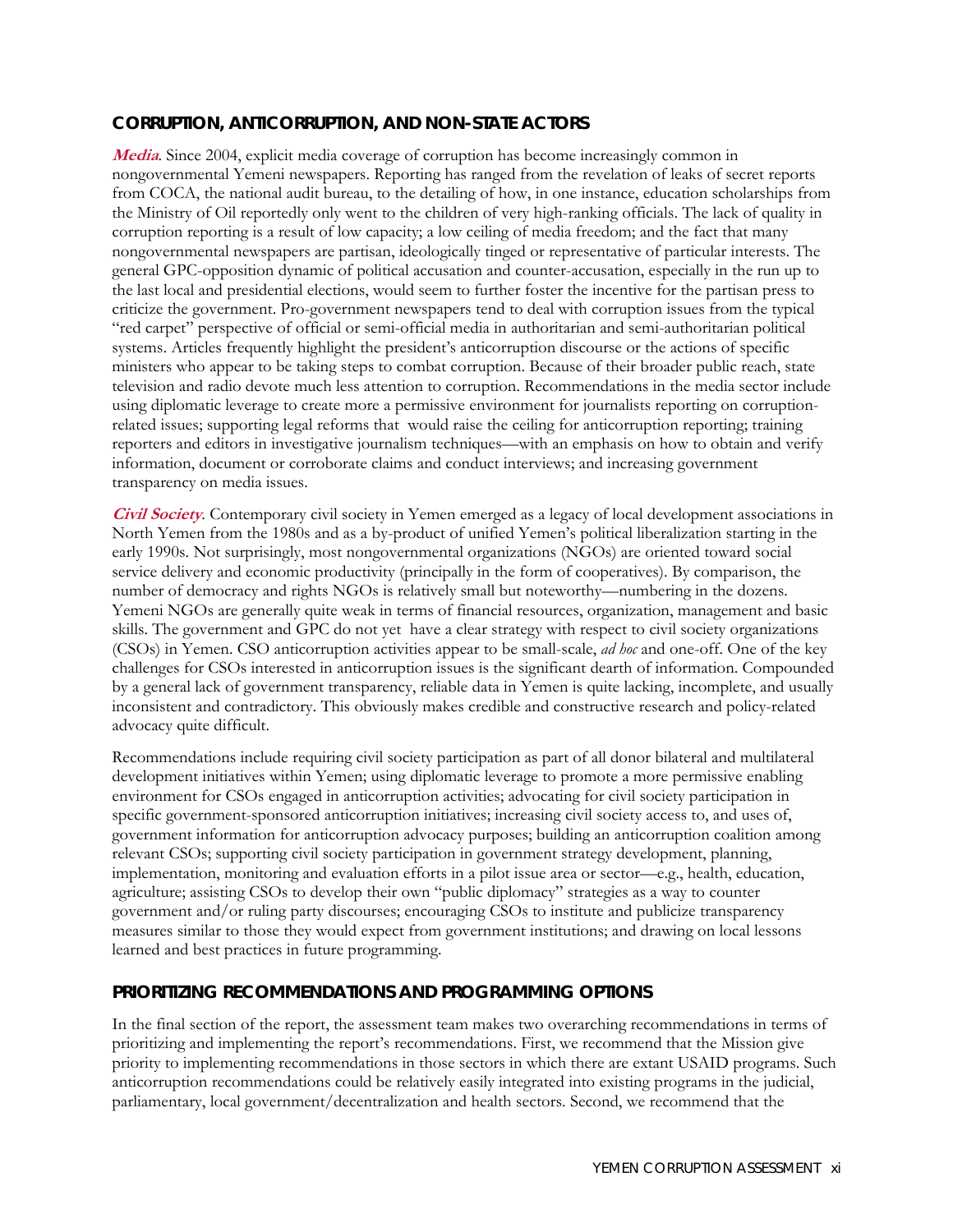## CORRUPTION, ANTICORRUPTION, AND NON-STATE ACTORS

***Media***. Since 2004, explicit media coverage of corruption has become increasingly common in nongovernmental Yemeni newspapers. Reporting has ranged from the revelation of leaks of secret reports from COCA, the national audit bureau, to the detailing of how, in one instance, education scholarships from the Ministry of Oil reportedly only went to the children of very high-ranking officials. The lack of quality in corruption reporting is a result of low capacity; a low ceiling of media freedom; and the fact that many nongovernmental newspapers are partisan, ideologically tinged or representative of particular interests. The general GPC-opposition dynamic of political accusation and counter-accusation, especially in the run up to the last local and presidential elections, would seem to further foster the incentive for the partisan press to criticize the government. Pro-government newspapers tend to deal with corruption issues from the typical "red carpet" perspective of official or semi-official media in authoritarian and semi-authoritarian political systems. Articles frequently highlight the president's anticorruption discourse or the actions of specific ministers who appear to be taking steps to combat corruption. Because of their broader public reach, state television and radio devote much less attention to corruption. Recommendations in the media sector include using diplomatic leverage to create more a permissive environment for journalists reporting on corruption-related issues; supporting legal reforms that would raise the ceiling for anticorruption reporting; training reporters and editors in investigative journalism techniques—with an emphasis on how to obtain and verify information, document or corroborate claims and conduct interviews; and increasing government transparency on media issues.

***Civil Society***. Contemporary civil society in Yemen emerged as a legacy of local development associations in North Yemen from the 1980s and as a by-product of unified Yemen's political liberalization starting in the early 1990s. Not surprisingly, most nongovernmental organizations (NGOs) are oriented toward social service delivery and economic productivity (principally in the form of cooperatives). By comparison, the number of democracy and rights NGOs is relatively small but noteworthy—numbering in the dozens. Yemeni NGOs are generally quite weak in terms of financial resources, organization, management and basic skills. The government and GPC do not yet have a clear strategy with respect to civil society organizations (CSOs) in Yemen. CSO anticorruption activities appear to be small-scale, *ad hoc* and one-off. One of the key challenges for CSOs interested in anticorruption issues is the significant dearth of information. Compounded by a general lack of government transparency, reliable data in Yemen is quite lacking, incomplete, and usually inconsistent and contradictory. This obviously makes credible and constructive research and policy-related advocacy quite difficult.

Recommendations include requiring civil society participation as part of all donor bilateral and multilateral development initiatives within Yemen; using diplomatic leverage to promote a more permissive enabling environment for CSOs engaged in anticorruption activities; advocating for civil society participation in specific government-sponsored anticorruption initiatives; increasing civil society access to, and uses of, government information for anticorruption advocacy purposes; building an anticorruption coalition among relevant CSOs; supporting civil society participation in government strategy development, planning, implementation, monitoring and evaluation efforts in a pilot issue area or sector—e.g., health, education, agriculture; assisting CSOs to develop their own "public diplomacy" strategies as a way to counter government and/or ruling party discourses; encouraging CSOs to institute and publicize transparency measures similar to those they would expect from government institutions; and drawing on local lessons learned and best practices in future programming.

## PRIORITIZING RECOMMENDATIONS AND PROGRAMMING OPTIONS

In the final section of the report, the assessment team makes two overarching recommendations in terms of prioritizing and implementing the report's recommendations. First, we recommend that the Mission give priority to implementing recommendations in those sectors in which there are extant USAID programs. Such anticorruption recommendations could be relatively easily integrated into existing programs in the judicial, parliamentary, local government/decentralization and health sectors. Second, we recommend that the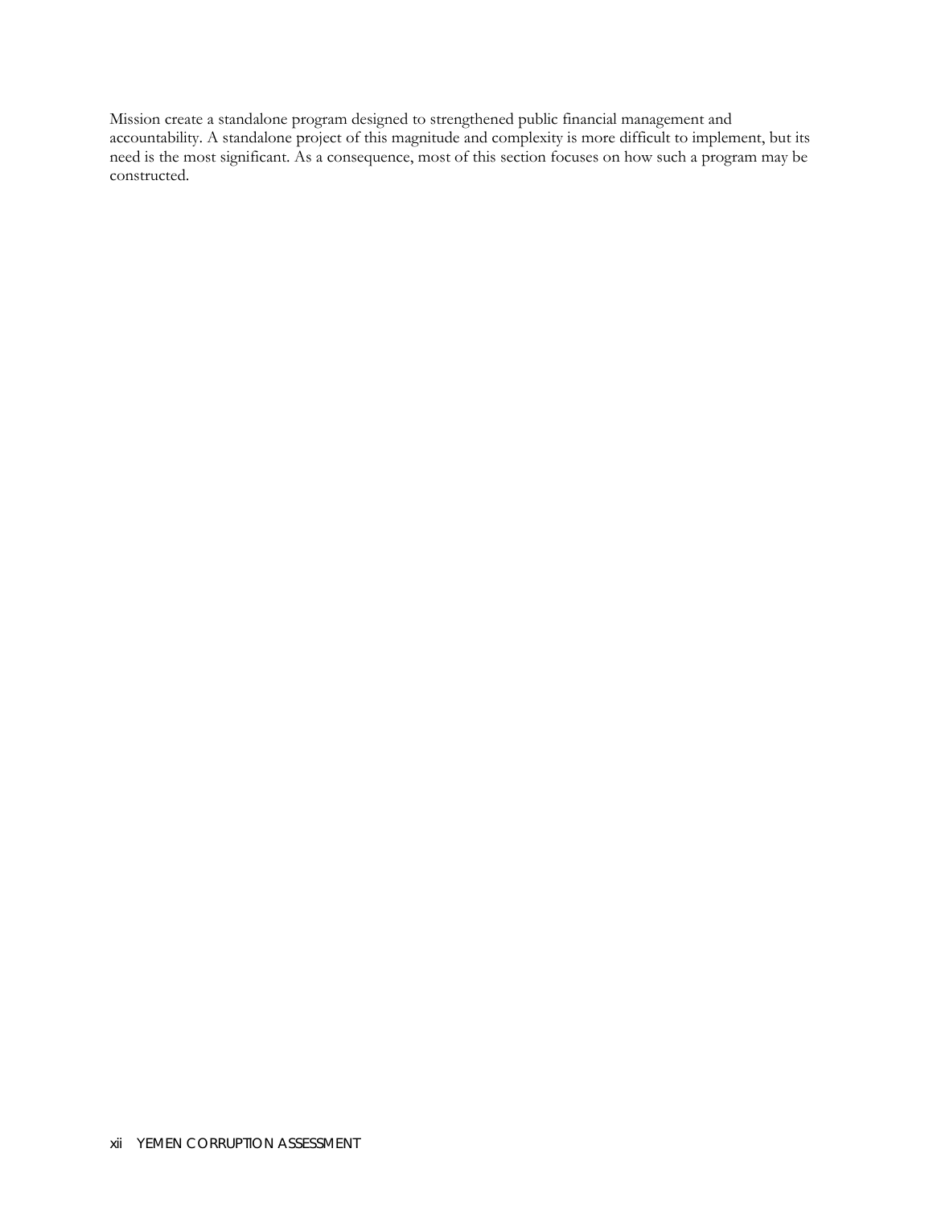Mission create a standalone program designed to strengthened public financial management and accountability. A standalone project of this magnitude and complexity is more difficult to implement, but its need is the most significant. As a consequence, most of this section focuses on how such a program may be constructed.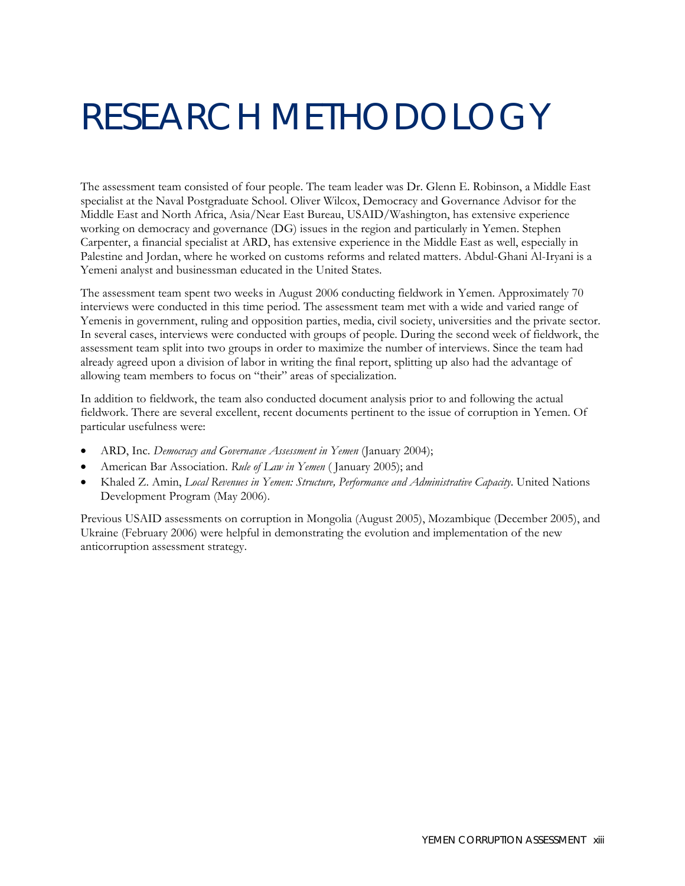# RESEARCH METHODOLOGY

The assessment team consisted of four people. The team leader was Dr. Glenn E. Robinson, a Middle East specialist at the Naval Postgraduate School. Oliver Wilcox, Democracy and Governance Advisor for the Middle East and North Africa, Asia/Near East Bureau, USAID/Washington, has extensive experience working on democracy and governance (DG) issues in the region and particularly in Yemen. Stephen Carpenter, a financial specialist at ARD, has extensive experience in the Middle East as well, especially in Palestine and Jordan, where he worked on customs reforms and related matters. Abdul-Ghani Al-Iryani is a Yemeni analyst and businessman educated in the United States.

The assessment team spent two weeks in August 2006 conducting fieldwork in Yemen. Approximately 70 interviews were conducted in this time period. The assessment team met with a wide and varied range of Yemenis in government, ruling and opposition parties, media, civil society, universities and the private sector. In several cases, interviews were conducted with groups of people. During the second week of fieldwork, the assessment team split into two groups in order to maximize the number of interviews. Since the team had already agreed upon a division of labor in writing the final report, splitting up also had the advantage of allowing team members to focus on "their" areas of specialization.

In addition to fieldwork, the team also conducted document analysis prior to and following the actual fieldwork. There are several excellent, recent documents pertinent to the issue of corruption in Yemen. Of particular usefulness were:

- ARD, Inc. *Democracy and Governance Assessment in Yemen* (January 2004);
- American Bar Association. *Rule of Law in Yemen* ( January 2005); and
- Khaled Z. Amin, *Local Revenues in Yemen: Structure, Performance and Administrative Capacity*. United Nations Development Program (May 2006).

Previous USAID assessments on corruption in Mongolia (August 2005), Mozambique (December 2005), and Ukraine (February 2006) were helpful in demonstrating the evolution and implementation of the new anticorruption assessment strategy.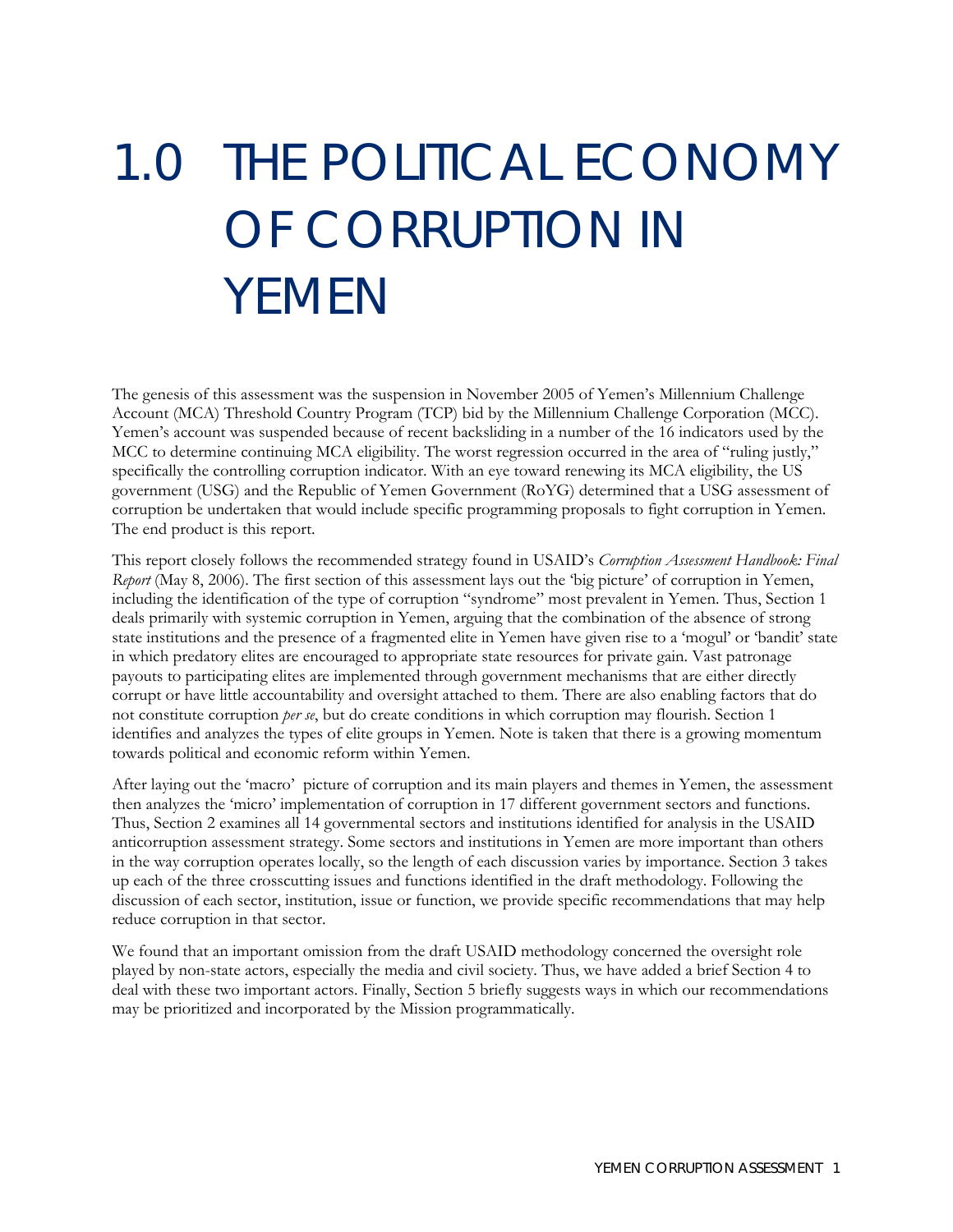# 1.0 THE POLITICAL ECONOMY OF CORRUPTION IN YEMEN

The genesis of this assessment was the suspension in November 2005 of Yemen's Millennium Challenge Account (MCA) Threshold Country Program (TCP) bid by the Millennium Challenge Corporation (MCC). Yemen's account was suspended because of recent backsliding in a number of the 16 indicators used by the MCC to determine continuing MCA eligibility. The worst regression occurred in the area of "ruling justly," specifically the controlling corruption indicator. With an eye toward renewing its MCA eligibility, the US government (USG) and the Republic of Yemen Government (RoYG) determined that a USG assessment of corruption be undertaken that would include specific programming proposals to fight corruption in Yemen. The end product is this report.

This report closely follows the recommended strategy found in USAID's *Corruption Assessment Handbook: Final Report* (May 8, 2006). The first section of this assessment lays out the 'big picture' of corruption in Yemen, including the identification of the type of corruption "syndrome" most prevalent in Yemen. Thus, Section 1 deals primarily with systemic corruption in Yemen, arguing that the combination of the absence of strong state institutions and the presence of a fragmented elite in Yemen have given rise to a 'mogul' or 'bandit' state in which predatory elites are encouraged to appropriate state resources for private gain. Vast patronage payouts to participating elites are implemented through government mechanisms that are either directly corrupt or have little accountability and oversight attached to them. There are also enabling factors that do not constitute corruption *per se*, but do create conditions in which corruption may flourish. Section 1 identifies and analyzes the types of elite groups in Yemen. Note is taken that there is a growing momentum towards political and economic reform within Yemen.

After laying out the 'macro' picture of corruption and its main players and themes in Yemen, the assessment then analyzes the 'micro' implementation of corruption in 17 different government sectors and functions. Thus, Section 2 examines all 14 governmental sectors and institutions identified for analysis in the USAID anticorruption assessment strategy. Some sectors and institutions in Yemen are more important than others in the way corruption operates locally, so the length of each discussion varies by importance. Section 3 takes up each of the three crosscutting issues and functions identified in the draft methodology. Following the discussion of each sector, institution, issue or function, we provide specific recommendations that may help reduce corruption in that sector.

We found that an important omission from the draft USAID methodology concerned the oversight role played by non-state actors, especially the media and civil society. Thus, we have added a brief Section 4 to deal with these two important actors. Finally, Section 5 briefly suggests ways in which our recommendations may be prioritized and incorporated by the Mission programmatically.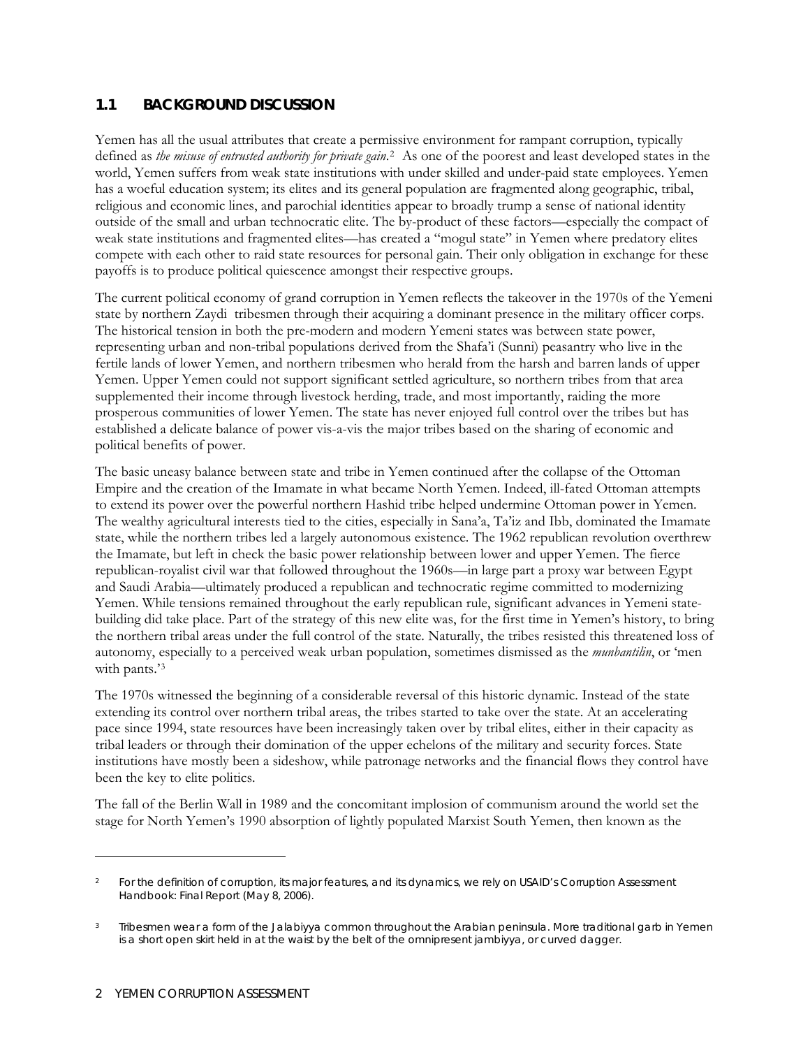## 1.1 BACKGROUND DISCUSSION

Yemen has all the usual attributes that create a permissive environment for rampant corruption, typically defined as *the misuse of entrusted authority for private gain*.[2] As one of the poorest and least developed states in the world, Yemen suffers from weak state institutions with under skilled and under-paid state employees. Yemen has a woeful education system; its elites and its general population are fragmented along geographic, tribal, religious and economic lines, and parochial identities appear to broadly trump a sense of national identity outside of the small and urban technocratic elite. The by-product of these factors—especially the compact of weak state institutions and fragmented elites—has created a "mogul state" in Yemen where predatory elites compete with each other to raid state resources for personal gain. Their only obligation in exchange for these payoffs is to produce political quiescence amongst their respective groups.

The current political economy of grand corruption in Yemen reflects the takeover in the 1970s of the Yemeni state by northern Zaydi tribesmen through their acquiring a dominant presence in the military officer corps. The historical tension in both the pre-modern and modern Yemeni states was between state power, representing urban and non-tribal populations derived from the Shafa'i (Sunni) peasantry who live in the fertile lands of lower Yemen, and northern tribesmen who herald from the harsh and barren lands of upper Yemen. Upper Yemen could not support significant settled agriculture, so northern tribes from that area supplemented their income through livestock herding, trade, and most importantly, raiding the more prosperous communities of lower Yemen. The state has never enjoyed full control over the tribes but has established a delicate balance of power vis-a-vis the major tribes based on the sharing of economic and political benefits of power.

The basic uneasy balance between state and tribe in Yemen continued after the collapse of the Ottoman Empire and the creation of the Imamate in what became North Yemen. Indeed, ill-fated Ottoman attempts to extend its power over the powerful northern Hashid tribe helped undermine Ottoman power in Yemen. The wealthy agricultural interests tied to the cities, especially in Sana'a, Ta'iz and Ibb, dominated the Imamate state, while the northern tribes led a largely autonomous existence. The 1962 republican revolution overthrew the Imamate, but left in check the basic power relationship between lower and upper Yemen. The fierce republican-royalist civil war that followed throughout the 1960s—in large part a proxy war between Egypt and Saudi Arabia—ultimately produced a republican and technocratic regime committed to modernizing Yemen. While tensions remained throughout the early republican rule, significant advances in Yemeni state-building did take place. Part of the strategy of this new elite was, for the first time in Yemen's history, to bring the northern tribal areas under the full control of the state. Naturally, the tribes resisted this threatened loss of autonomy, especially to a perceived weak urban population, sometimes dismissed as the *munbantilin*, or 'men with pants.'[3]

The 1970s witnessed the beginning of a considerable reversal of this historic dynamic. Instead of the state extending its control over northern tribal areas, the tribes started to take over the state. At an accelerating pace since 1994, state resources have been increasingly taken over by tribal elites, either in their capacity as tribal leaders or through their domination of the upper echelons of the military and security forces. State institutions have mostly been a sideshow, while patronage networks and the financial flows they control have been the key to elite politics.

The fall of the Berlin Wall in 1989 and the concomitant implosion of communism around the world set the stage for North Yemen's 1990 absorption of lightly populated Marxist South Yemen, then known as the

---

[2] For the definition of corruption, its major features, and its dynamics, we rely on USAID's Corruption Assessment Handbook: Final Report (May 8, 2006).

[3] Tribesmen wear a form of the Jalabiyya common throughout the Arabian peninsula. More traditional garb in Yemen is a short open skirt held in at the waist by the belt of the omnipresent jambiyya, or curved dagger.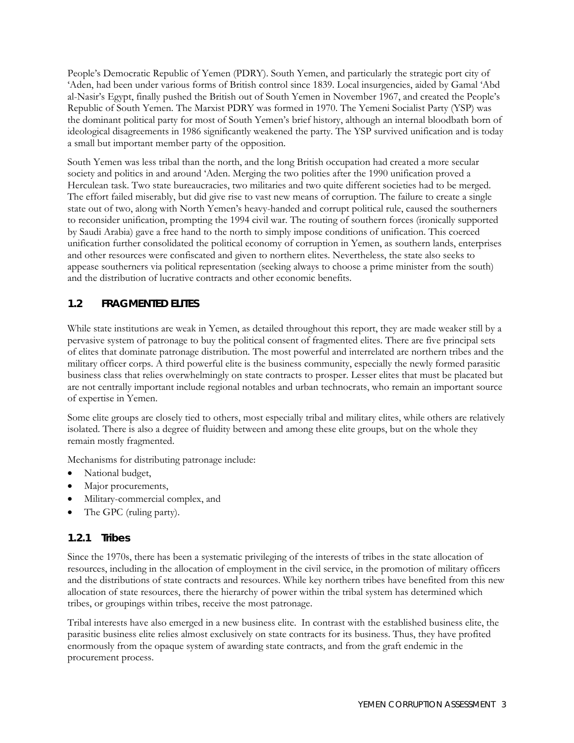People's Democratic Republic of Yemen (PDRY). South Yemen, and particularly the strategic port city of 'Aden, had been under various forms of British control since 1839. Local insurgencies, aided by Gamal 'Abd al-Nasir's Egypt, finally pushed the British out of South Yemen in November 1967, and created the People's Republic of South Yemen. The Marxist PDRY was formed in 1970. The Yemeni Socialist Party (YSP) was the dominant political party for most of South Yemen's brief history, although an internal bloodbath born of ideological disagreements in 1986 significantly weakened the party. The YSP survived unification and is today a small but important member party of the opposition.

South Yemen was less tribal than the north, and the long British occupation had created a more secular society and politics in and around 'Aden. Merging the two polities after the 1990 unification proved a Herculean task. Two state bureaucracies, two militaries and two quite different societies had to be merged. The effort failed miserably, but did give rise to vast new means of corruption. The failure to create a single state out of two, along with North Yemen's heavy-handed and corrupt political rule, caused the southerners to reconsider unification, prompting the 1994 civil war. The routing of southern forces (ironically supported by Saudi Arabia) gave a free hand to the north to simply impose conditions of unification. This coerced unification further consolidated the political economy of corruption in Yemen, as southern lands, enterprises and other resources were confiscated and given to northern elites. Nevertheless, the state also seeks to appease southerners via political representation (seeking always to choose a prime minister from the south) and the distribution of lucrative contracts and other economic benefits.

## 1.2 FRAGMENTED ELITES

While state institutions are weak in Yemen, as detailed throughout this report, they are made weaker still by a pervasive system of patronage to buy the political consent of fragmented elites. There are five principal sets of elites that dominate patronage distribution. The most powerful and interrelated are northern tribes and the military officer corps. A third powerful elite is the business community, especially the newly formed parasitic business class that relies overwhelmingly on state contracts to prosper. Lesser elites that must be placated but are not centrally important include regional notables and urban technocrats, who remain an important source of expertise in Yemen.

Some elite groups are closely tied to others, most especially tribal and military elites, while others are relatively isolated. There is also a degree of fluidity between and among these elite groups, but on the whole they remain mostly fragmented.

Mechanisms for distributing patronage include:

- National budget,
- Major procurements,
- Military-commercial complex, and
- The GPC (ruling party).

### 1.2.1 Tribes

Since the 1970s, there has been a systematic privileging of the interests of tribes in the state allocation of resources, including in the allocation of employment in the civil service, in the promotion of military officers and the distributions of state contracts and resources. While key northern tribes have benefited from this new allocation of state resources, there the hierarchy of power within the tribal system has determined which tribes, or groupings within tribes, receive the most patronage.

Tribal interests have also emerged in a new business elite. In contrast with the established business elite, the parasitic business elite relies almost exclusively on state contracts for its business. Thus, they have profited enormously from the opaque system of awarding state contracts, and from the graft endemic in the procurement process.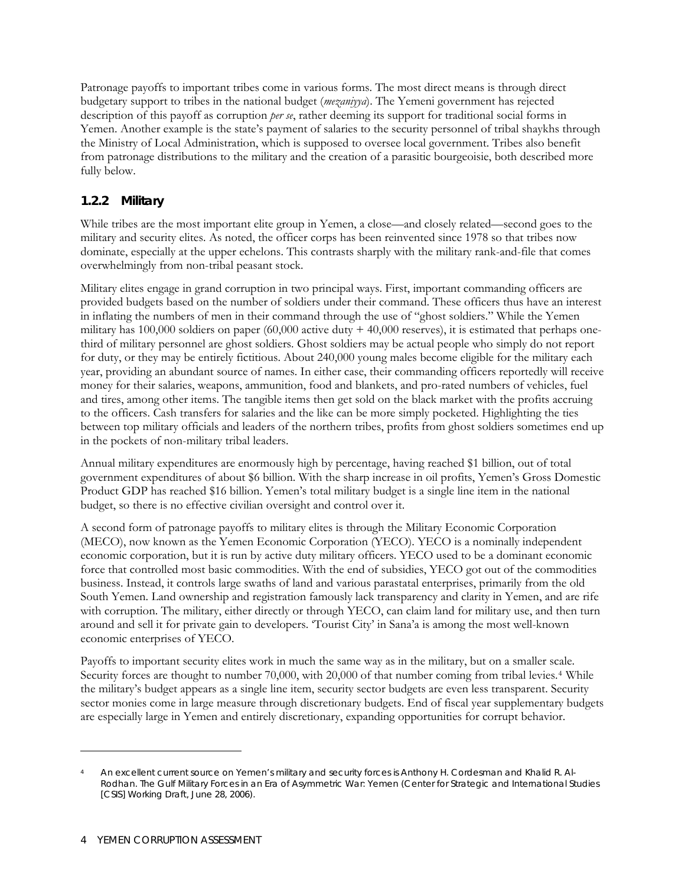Patronage payoffs to important tribes come in various forms. The most direct means is through direct budgetary support to tribes in the national budget (*mezaniyya*). The Yemeni government has rejected description of this payoff as corruption *per se*, rather deeming its support for traditional social forms in Yemen. Another example is the state's payment of salaries to the security personnel of tribal shaykhs through the Ministry of Local Administration, which is supposed to oversee local government. Tribes also benefit from patronage distributions to the military and the creation of a parasitic bourgeoisie, both described more fully below.

### 1.2.2 Military

While tribes are the most important elite group in Yemen, a close—and closely related—second goes to the military and security elites. As noted, the officer corps has been reinvented since 1978 so that tribes now dominate, especially at the upper echelons. This contrasts sharply with the military rank-and-file that comes overwhelmingly from non-tribal peasant stock.

Military elites engage in grand corruption in two principal ways. First, important commanding officers are provided budgets based on the number of soldiers under their command. These officers thus have an interest in inflating the numbers of men in their command through the use of "ghost soldiers." While the Yemen military has 100,000 soldiers on paper (60,000 active duty + 40,000 reserves), it is estimated that perhaps one-third of military personnel are ghost soldiers. Ghost soldiers may be actual people who simply do not report for duty, or they may be entirely fictitious. About 240,000 young males become eligible for the military each year, providing an abundant source of names. In either case, their commanding officers reportedly will receive money for their salaries, weapons, ammunition, food and blankets, and pro-rated numbers of vehicles, fuel and tires, among other items. The tangible items then get sold on the black market with the profits accruing to the officers. Cash transfers for salaries and the like can be more simply pocketed. Highlighting the ties between top military officials and leaders of the northern tribes, profits from ghost soldiers sometimes end up in the pockets of non-military tribal leaders.

Annual military expenditures are enormously high by percentage, having reached $1 billion, out of total government expenditures of about $6 billion. With the sharp increase in oil profits, Yemen's Gross Domestic Product GDP has reached $16 billion. Yemen's total military budget is a single line item in the national budget, so there is no effective civilian oversight and control over it.

A second form of patronage payoffs to military elites is through the Military Economic Corporation (MECO), now known as the Yemen Economic Corporation (YECO). YECO is a nominally independent economic corporation, but it is run by active duty military officers. YECO used to be a dominant economic force that controlled most basic commodities. With the end of subsidies, YECO got out of the commodities business. Instead, it controls large swaths of land and various parastatal enterprises, primarily from the old South Yemen. Land ownership and registration famously lack transparency and clarity in Yemen, and are rife with corruption. The military, either directly or through YECO, can claim land for military use, and then turn around and sell it for private gain to developers. 'Tourist City' in Sana'a is among the most well-known economic enterprises of YECO.

Payoffs to important security elites work in much the same way as in the military, but on a smaller scale. Security forces are thought to number 70,000, with 20,000 of that number coming from tribal levies.[4] While the military's budget appears as a single line item, security sector budgets are even less transparent. Security sector monies come in large measure through discretionary budgets. End of fiscal year supplementary budgets are especially large in Yemen and entirely discretionary, expanding opportunities for corrupt behavior.

---

[4] An excellent current source on Yemen's military and security forces is Anthony H. Cordesman and Khalid R. Al-Rodhan. The Gulf Military Forces in an Era of Asymmetric War: Yemen (Center for Strategic and International Studies [CSIS] Working Draft, June 28, 2006).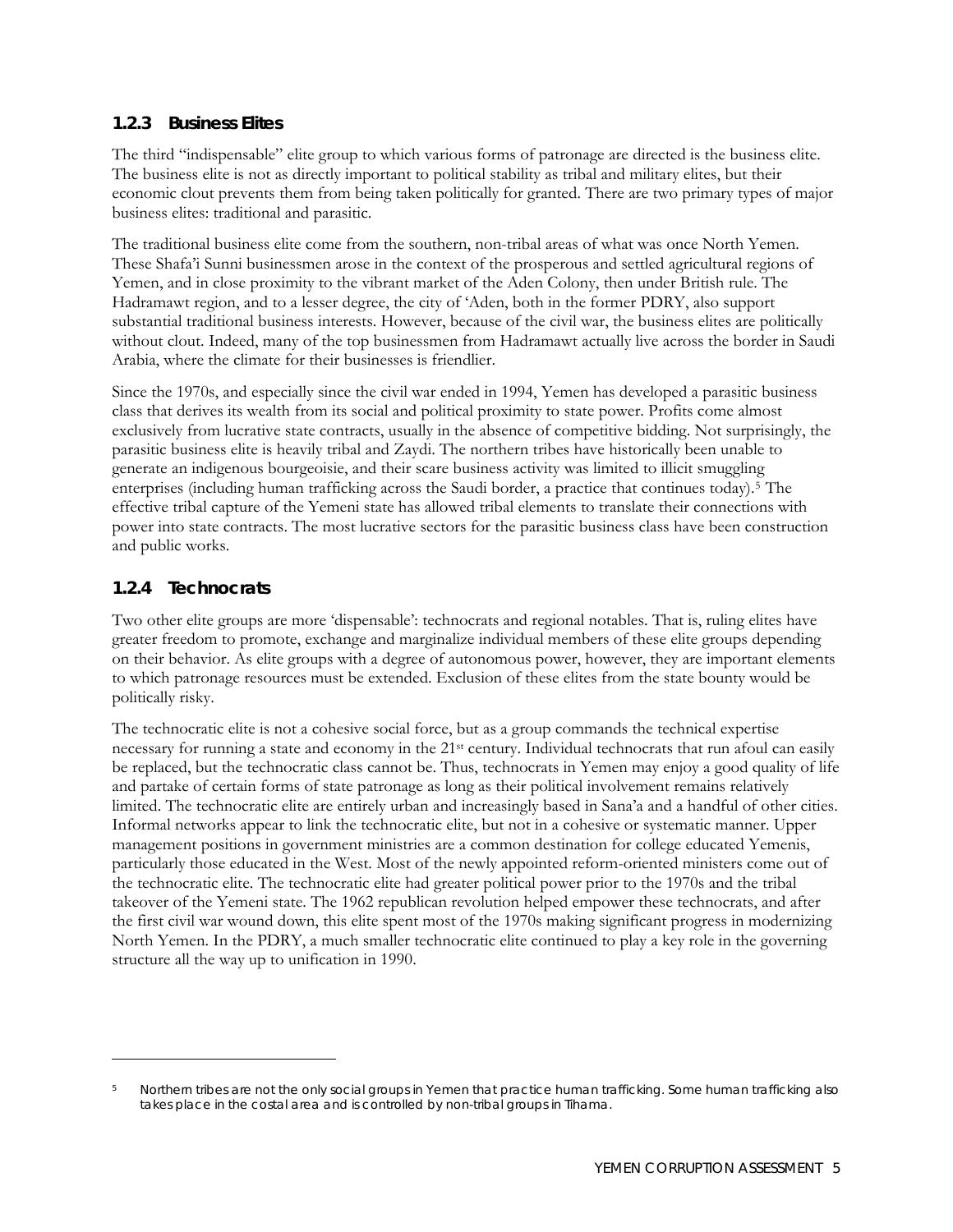### 1.2.3 Business Elites

The third "indispensable" elite group to which various forms of patronage are directed is the business elite. The business elite is not as directly important to political stability as tribal and military elites, but their economic clout prevents them from being taken politically for granted. There are two primary types of major business elites: traditional and parasitic.

The traditional business elite come from the southern, non-tribal areas of what was once North Yemen. These Shafa'i Sunni businessmen arose in the context of the prosperous and settled agricultural regions of Yemen, and in close proximity to the vibrant market of the Aden Colony, then under British rule. The Hadramawt region, and to a lesser degree, the city of 'Aden, both in the former PDRY, also support substantial traditional business interests. However, because of the civil war, the business elites are politically without clout. Indeed, many of the top businessmen from Hadramawt actually live across the border in Saudi Arabia, where the climate for their businesses is friendlier.

Since the 1970s, and especially since the civil war ended in 1994, Yemen has developed a parasitic business class that derives its wealth from its social and political proximity to state power. Profits come almost exclusively from lucrative state contracts, usually in the absence of competitive bidding. Not surprisingly, the parasitic business elite is heavily tribal and Zaydi. The northern tribes have historically been unable to generate an indigenous bourgeoisie, and their scare business activity was limited to illicit smuggling enterprises (including human trafficking across the Saudi border, a practice that continues today).[5] The effective tribal capture of the Yemeni state has allowed tribal elements to translate their connections with power into state contracts. The most lucrative sectors for the parasitic business class have been construction and public works.

### 1.2.4 Technocrats

Two other elite groups are more 'dispensable': technocrats and regional notables. That is, ruling elites have greater freedom to promote, exchange and marginalize individual members of these elite groups depending on their behavior. As elite groups with a degree of autonomous power, however, they are important elements to which patronage resources must be extended. Exclusion of these elites from the state bounty would be politically risky.

The technocratic elite is not a cohesive social force, but as a group commands the technical expertise necessary for running a state and economy in the 21st century. Individual technocrats that run afoul can easily be replaced, but the technocratic class cannot be. Thus, technocrats in Yemen may enjoy a good quality of life and partake of certain forms of state patronage as long as their political involvement remains relatively limited. The technocratic elite are entirely urban and increasingly based in Sana'a and a handful of other cities. Informal networks appear to link the technocratic elite, but not in a cohesive or systematic manner. Upper management positions in government ministries are a common destination for college educated Yemenis, particularly those educated in the West. Most of the newly appointed reform-oriented ministers come out of the technocratic elite. The technocratic elite had greater political power prior to the 1970s and the tribal takeover of the Yemeni state. The 1962 republican revolution helped empower these technocrats, and after the first civil war wound down, this elite spent most of the 1970s making significant progress in modernizing North Yemen. In the PDRY, a much smaller technocratic elite continued to play a key role in the governing structure all the way up to unification in 1990.

---

[5] Northern tribes are not the only social groups in Yemen that practice human trafficking. Some human trafficking also takes place in the costal area and is controlled by non-tribal groups in Tihama.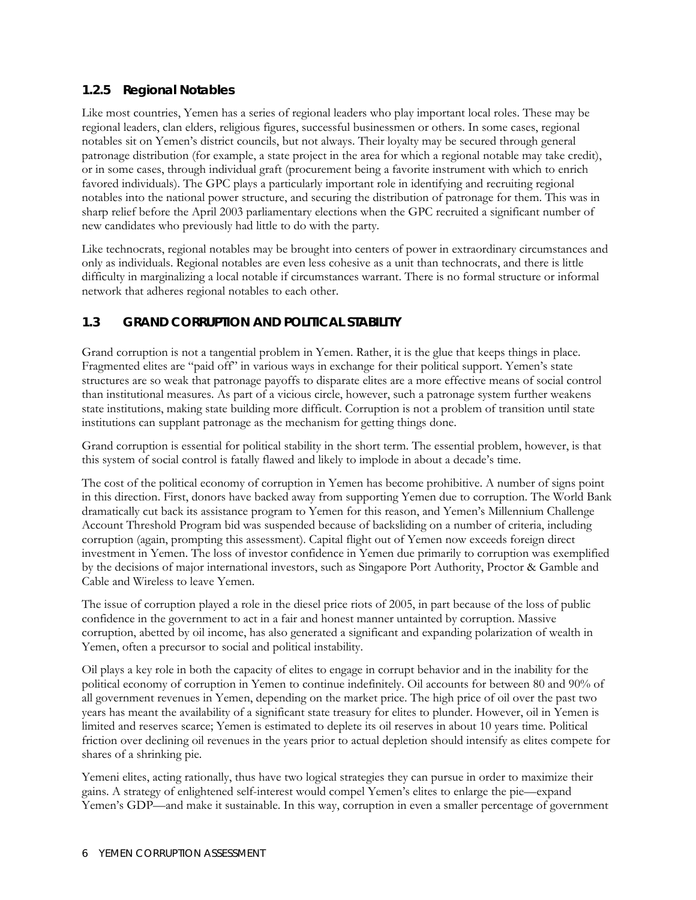### 1.2.5 Regional Notables

Like most countries, Yemen has a series of regional leaders who play important local roles. These may be regional leaders, clan elders, religious figures, successful businessmen or others. In some cases, regional notables sit on Yemen's district councils, but not always. Their loyalty may be secured through general patronage distribution (for example, a state project in the area for which a regional notable may take credit), or in some cases, through individual graft (procurement being a favorite instrument with which to enrich favored individuals). The GPC plays a particularly important role in identifying and recruiting regional notables into the national power structure, and securing the distribution of patronage for them. This was in sharp relief before the April 2003 parliamentary elections when the GPC recruited a significant number of new candidates who previously had little to do with the party.

Like technocrats, regional notables may be brought into centers of power in extraordinary circumstances and only as individuals. Regional notables are even less cohesive as a unit than technocrats, and there is little difficulty in marginalizing a local notable if circumstances warrant. There is no formal structure or informal network that adheres regional notables to each other.

## 1.3 GRAND CORRUPTION AND POLITICAL STABILITY

Grand corruption is not a tangential problem in Yemen. Rather, it is the glue that keeps things in place. Fragmented elites are "paid off" in various ways in exchange for their political support. Yemen's state structures are so weak that patronage payoffs to disparate elites are a more effective means of social control than institutional measures. As part of a vicious circle, however, such a patronage system further weakens state institutions, making state building more difficult. Corruption is not a problem of transition until state institutions can supplant patronage as the mechanism for getting things done.

Grand corruption is essential for political stability in the short term. The essential problem, however, is that this system of social control is fatally flawed and likely to implode in about a decade's time.

The cost of the political economy of corruption in Yemen has become prohibitive. A number of signs point in this direction. First, donors have backed away from supporting Yemen due to corruption. The World Bank dramatically cut back its assistance program to Yemen for this reason, and Yemen's Millennium Challenge Account Threshold Program bid was suspended because of backsliding on a number of criteria, including corruption (again, prompting this assessment). Capital flight out of Yemen now exceeds foreign direct investment in Yemen. The loss of investor confidence in Yemen due primarily to corruption was exemplified by the decisions of major international investors, such as Singapore Port Authority, Proctor & Gamble and Cable and Wireless to leave Yemen.

The issue of corruption played a role in the diesel price riots of 2005, in part because of the loss of public confidence in the government to act in a fair and honest manner untainted by corruption. Massive corruption, abetted by oil income, has also generated a significant and expanding polarization of wealth in Yemen, often a precursor to social and political instability.

Oil plays a key role in both the capacity of elites to engage in corrupt behavior and in the inability for the political economy of corruption in Yemen to continue indefinitely. Oil accounts for between 80 and 90% of all government revenues in Yemen, depending on the market price. The high price of oil over the past two years has meant the availability of a significant state treasury for elites to plunder. However, oil in Yemen is limited and reserves scarce; Yemen is estimated to deplete its oil reserves in about 10 years time. Political friction over declining oil revenues in the years prior to actual depletion should intensify as elites compete for shares of a shrinking pie.

Yemeni elites, acting rationally, thus have two logical strategies they can pursue in order to maximize their gains. A strategy of enlightened self-interest would compel Yemen's elites to enlarge the pie—expand Yemen's GDP—and make it sustainable. In this way, corruption in even a smaller percentage of government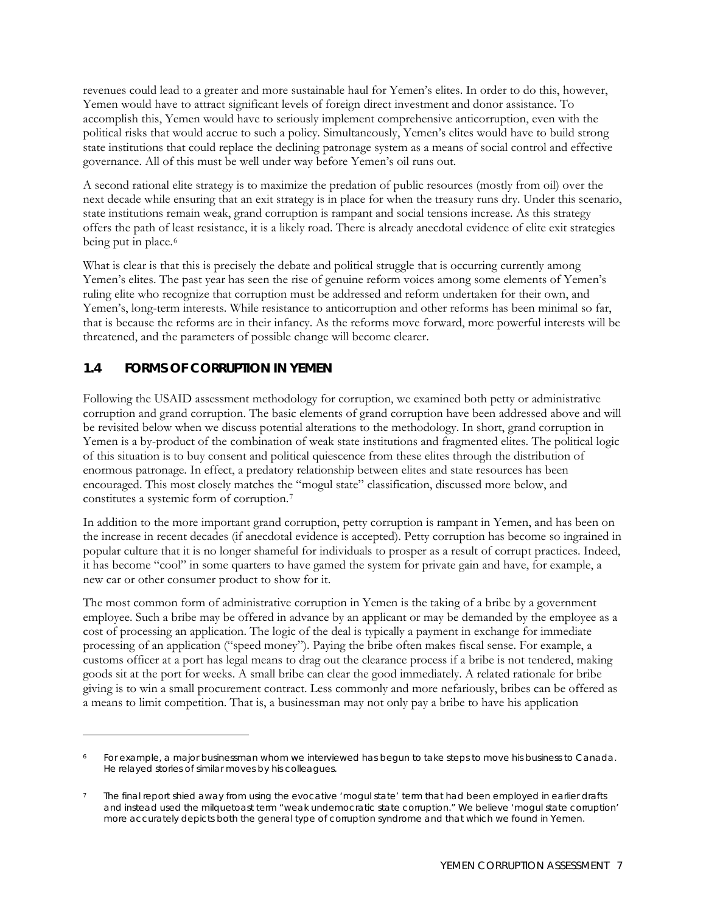revenues could lead to a greater and more sustainable haul for Yemen's elites. In order to do this, however, Yemen would have to attract significant levels of foreign direct investment and donor assistance. To accomplish this, Yemen would have to seriously implement comprehensive anticorruption, even with the political risks that would accrue to such a policy. Simultaneously, Yemen's elites would have to build strong state institutions that could replace the declining patronage system as a means of social control and effective governance. All of this must be well under way before Yemen's oil runs out.

A second rational elite strategy is to maximize the predation of public resources (mostly from oil) over the next decade while ensuring that an exit strategy is in place for when the treasury runs dry. Under this scenario, state institutions remain weak, grand corruption is rampant and social tensions increase. As this strategy offers the path of least resistance, it is a likely road. There is already anecdotal evidence of elite exit strategies being put in place.[6]

What is clear is that this is precisely the debate and political struggle that is occurring currently among Yemen's elites. The past year has seen the rise of genuine reform voices among some elements of Yemen's ruling elite who recognize that corruption must be addressed and reform undertaken for their own, and Yemen's, long-term interests. While resistance to anticorruption and other reforms has been minimal so far, that is because the reforms are in their infancy. As the reforms move forward, more powerful interests will be threatened, and the parameters of possible change will become clearer.

## 1.4 FORMS OF CORRUPTION IN YEMEN

Following the USAID assessment methodology for corruption, we examined both petty or administrative corruption and grand corruption. The basic elements of grand corruption have been addressed above and will be revisited below when we discuss potential alterations to the methodology. In short, grand corruption in Yemen is a by-product of the combination of weak state institutions and fragmented elites. The political logic of this situation is to buy consent and political quiescence from these elites through the distribution of enormous patronage. In effect, a predatory relationship between elites and state resources has been encouraged. This most closely matches the "mogul state" classification, discussed more below, and constitutes a systemic form of corruption.[7]

In addition to the more important grand corruption, petty corruption is rampant in Yemen, and has been on the increase in recent decades (if anecdotal evidence is accepted). Petty corruption has become so ingrained in popular culture that it is no longer shameful for individuals to prosper as a result of corrupt practices. Indeed, it has become "cool" in some quarters to have gamed the system for private gain and have, for example, a new car or other consumer product to show for it.

The most common form of administrative corruption in Yemen is the taking of a bribe by a government employee. Such a bribe may be offered in advance by an applicant or may be demanded by the employee as a cost of processing an application. The logic of the deal is typically a payment in exchange for immediate processing of an application ("speed money"). Paying the bribe often makes fiscal sense. For example, a customs officer at a port has legal means to drag out the clearance process if a bribe is not tendered, making goods sit at the port for weeks. A small bribe can clear the good immediately. A related rationale for bribe giving is to win a small procurement contract. Less commonly and more nefariously, bribes can be offered as a means to limit competition. That is, a businessman may not only pay a bribe to have his application

---

[6] For example, a major businessman whom we interviewed has begun to take steps to move his business to Canada. He relayed stories of similar moves by his colleagues.

[7] The final report shied away from using the evocative 'mogul state' term that had been employed in earlier drafts and instead used the milquetoast term "weak undemocratic state corruption." We believe 'mogul state corruption' more accurately depicts both the general type of corruption syndrome and that which we found in Yemen.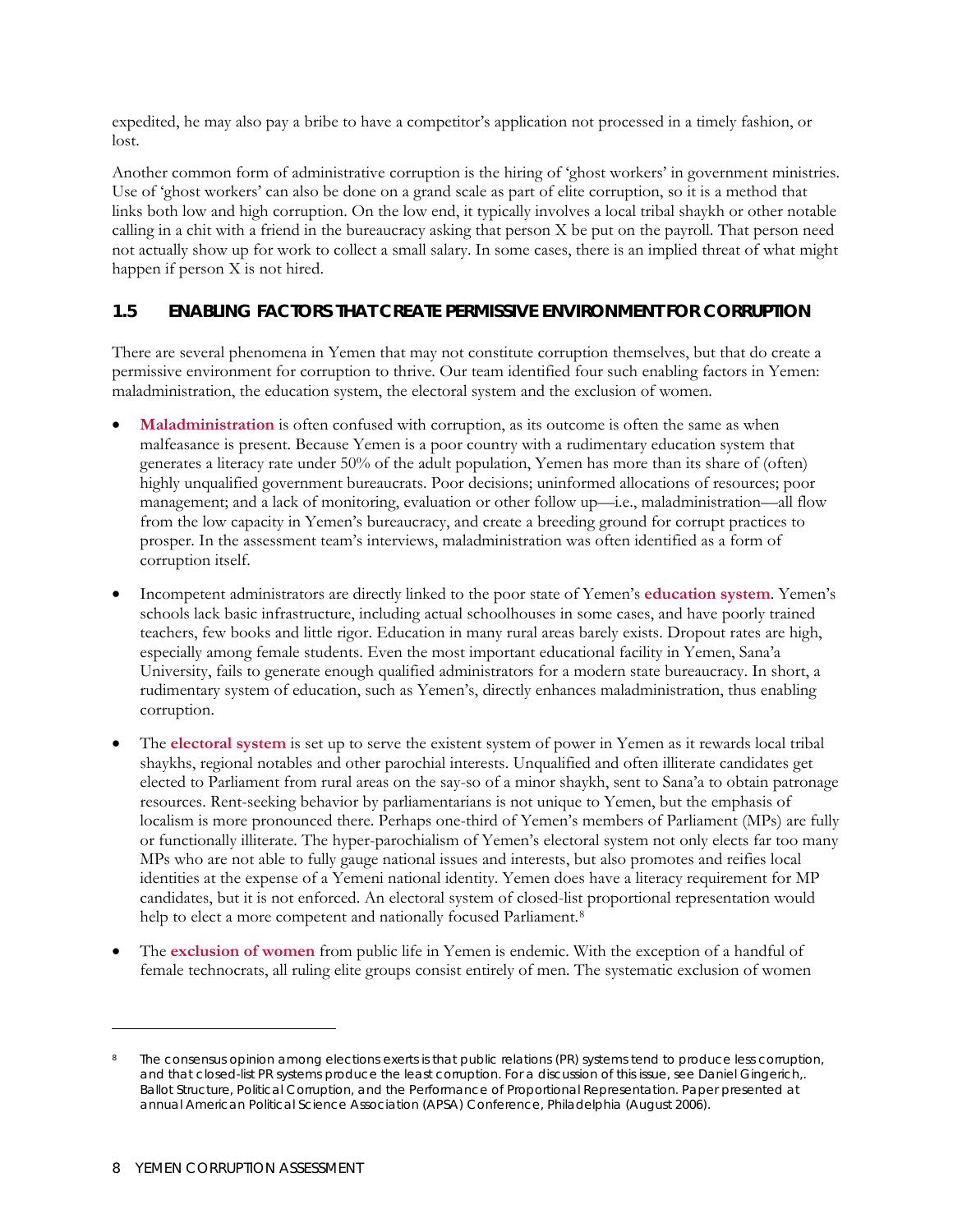expedited, he may also pay a bribe to have a competitor's application not processed in a timely fashion, or lost.

Another common form of administrative corruption is the hiring of 'ghost workers' in government ministries. Use of 'ghost workers' can also be done on a grand scale as part of elite corruption, so it is a method that links both low and high corruption. On the low end, it typically involves a local tribal shaykh or other notable calling in a chit with a friend in the bureaucracy asking that person X be put on the payroll. That person need not actually show up for work to collect a small salary. In some cases, there is an implied threat of what might happen if person X is not hired.

### 1.5 ENABLING FACTORS THAT CREATE PERMISSIVE ENVIRONMENT FOR CORRUPTION

There are several phenomena in Yemen that may not constitute corruption themselves, but that do create a permissive environment for corruption to thrive. Our team identified four such enabling factors in Yemen: maladministration, the education system, the electoral system and the exclusion of women.

- **Maladministration** is often confused with corruption, as its outcome is often the same as when malfeasance is present. Because Yemen is a poor country with a rudimentary education system that generates a literacy rate under 50% of the adult population, Yemen has more than its share of (often) highly unqualified government bureaucrats. Poor decisions; uninformed allocations of resources; poor management; and a lack of monitoring, evaluation or other follow up—i.e., maladministration—all flow from the low capacity in Yemen's bureaucracy, and create a breeding ground for corrupt practices to prosper. In the assessment team's interviews, maladministration was often identified as a form of corruption itself.

- Incompetent administrators are directly linked to the poor state of Yemen's **education system**. Yemen's schools lack basic infrastructure, including actual schoolhouses in some cases, and have poorly trained teachers, few books and little rigor. Education in many rural areas barely exists. Dropout rates are high, especially among female students. Even the most important educational facility in Yemen, Sana'a University, fails to generate enough qualified administrators for a modern state bureaucracy. In short, a rudimentary system of education, such as Yemen's, directly enhances maladministration, thus enabling corruption.

- The **electoral system** is set up to serve the existent system of power in Yemen as it rewards local tribal shaykhs, regional notables and other parochial interests. Unqualified and often illiterate candidates get elected to Parliament from rural areas on the say-so of a minor shaykh, sent to Sana'a to obtain patronage resources. Rent-seeking behavior by parliamentarians is not unique to Yemen, but the emphasis of localism is more pronounced there. Perhaps one-third of Yemen's members of Parliament (MPs) are fully or functionally illiterate. The hyper-parochialism of Yemen's electoral system not only elects far too many MPs who are not able to fully gauge national issues and interests, but also promotes and reifies local identities at the expense of a Yemeni national identity. Yemen does have a literacy requirement for MP candidates, but it is not enforced. An electoral system of closed-list proportional representation would help to elect a more competent and nationally focused Parliament.[8]

- The **exclusion of women** from public life in Yemen is endemic. With the exception of a handful of female technocrats, all ruling elite groups consist entirely of men. The systematic exclusion of women

---

[8] The consensus opinion among elections exerts is that public relations (PR) systems tend to produce less corruption, and that closed-list PR systems produce the least corruption. For a discussion of this issue, see Daniel Gingerich,. Ballot Structure, Political Corruption, and the Performance of Proportional Representation. Paper presented at annual American Political Science Association (APSA) Conference, Philadelphia (August 2006).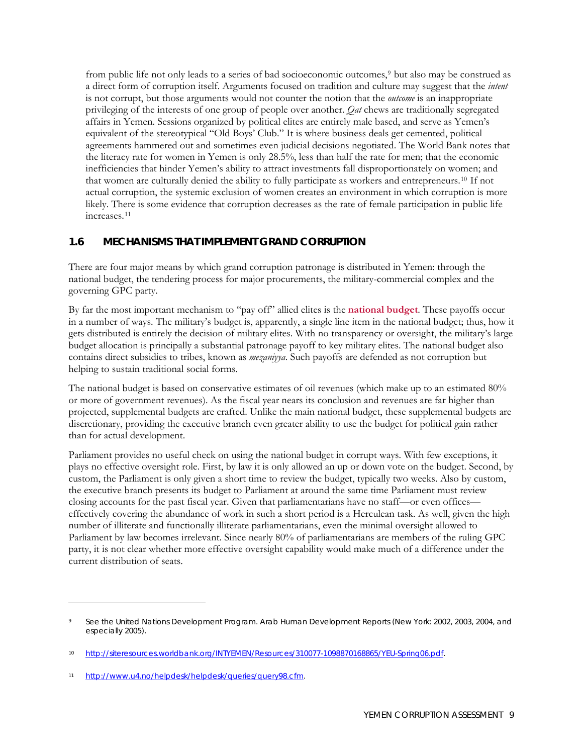from public life not only leads to a series of bad socioeconomic outcomes,[9] but also may be construed as a direct form of corruption itself. Arguments focused on tradition and culture may suggest that the *intent* is not corrupt, but those arguments would not counter the notion that the *outcome* is an inappropriate privileging of the interests of one group of people over another. *Qat* chews are traditionally segregated affairs in Yemen. Sessions organized by political elites are entirely male based, and serve as Yemen's equivalent of the stereotypical "Old Boys' Club." It is where business deals get cemented, political agreements hammered out and sometimes even judicial decisions negotiated. The World Bank notes that the literacy rate for women in Yemen is only 28.5%, less than half the rate for men; that the economic inefficiencies that hinder Yemen's ability to attract investments fall disproportionately on women; and that women are culturally denied the ability to fully participate as workers and entrepreneurs.[10] If not actual corruption, the systemic exclusion of women creates an environment in which corruption is more likely. There is some evidence that corruption decreases as the rate of female participation in public life increases.[11]

## 1.6 MECHANISMS THAT IMPLEMENT GRAND CORRUPTION

There are four major means by which grand corruption patronage is distributed in Yemen: through the national budget, the tendering process for major procurements, the military-commercial complex and the governing GPC party.

By far the most important mechanism to "pay off" allied elites is the **national budget**. These payoffs occur in a number of ways. The military's budget is, apparently, a single line item in the national budget; thus, how it gets distributed is entirely the decision of military elites. With no transparency or oversight, the military's large budget allocation is principally a substantial patronage payoff to key military elites. The national budget also contains direct subsidies to tribes, known as *mezaniyya*. Such payoffs are defended as not corruption but helping to sustain traditional social forms.

The national budget is based on conservative estimates of oil revenues (which make up to an estimated 80% or more of government revenues). As the fiscal year nears its conclusion and revenues are far higher than projected, supplemental budgets are crafted. Unlike the main national budget, these supplemental budgets are discretionary, providing the executive branch even greater ability to use the budget for political gain rather than for actual development.

Parliament provides no useful check on using the national budget in corrupt ways. With few exceptions, it plays no effective oversight role. First, by law it is only allowed an up or down vote on the budget. Second, by custom, the Parliament is only given a short time to review the budget, typically two weeks. Also by custom, the executive branch presents its budget to Parliament at around the same time Parliament must review closing accounts for the past fiscal year. Given that parliamentarians have no staff—or even offices—effectively covering the abundance of work in such a short period is a Herculean task. As well, given the high number of illiterate and functionally illiterate parliamentarians, even the minimal oversight allowed to Parliament by law becomes irrelevant. Since nearly 80% of parliamentarians are members of the ruling GPC party, it is not clear whether more effective oversight capability would make much of a difference under the current distribution of seats.

---

[9] See the United Nations Development Program. Arab Human Development Reports (New York: 2002, 2003, 2004, and especially 2005).

[10] http://siteresources.worldbank.org/INTYEMEN/Resources/310077-1098870168865/YEU-Spring06.pdf.

[11] http://www.u4.no/helpdesk/helpdesk/queries/query98.cfm.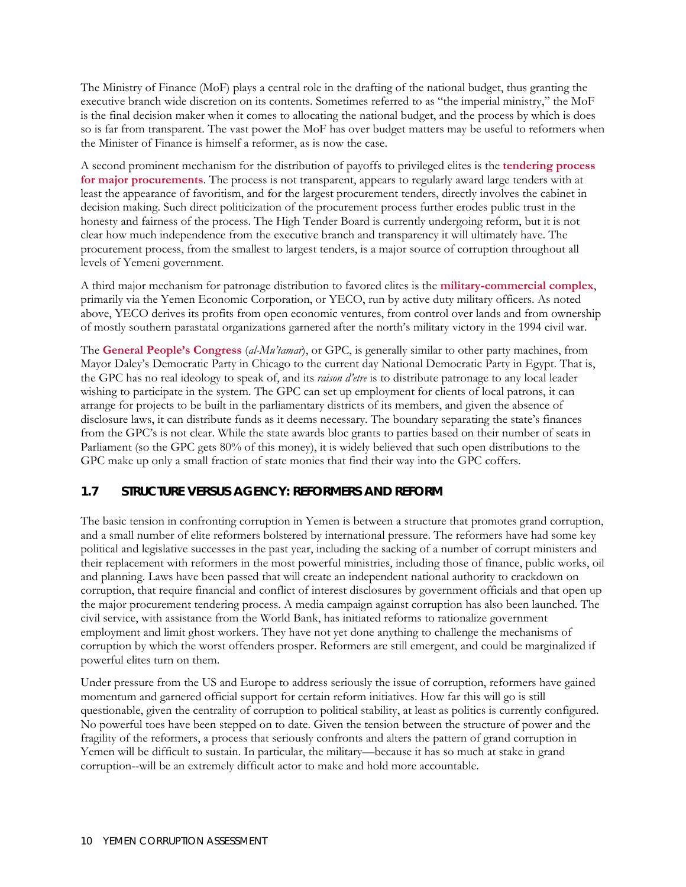The Ministry of Finance (MoF) plays a central role in the drafting of the national budget, thus granting the executive branch wide discretion on its contents. Sometimes referred to as "the imperial ministry," the MoF is the final decision maker when it comes to allocating the national budget, and the process by which is does so is far from transparent. The vast power the MoF has over budget matters may be useful to reformers when the Minister of Finance is himself a reformer, as is now the case.

A second prominent mechanism for the distribution of payoffs to privileged elites is the **tendering process for major procurements**. The process is not transparent, appears to regularly award large tenders with at least the appearance of favoritism, and for the largest procurement tenders, directly involves the cabinet in decision making. Such direct politicization of the procurement process further erodes public trust in the honesty and fairness of the process. The High Tender Board is currently undergoing reform, but it is not clear how much independence from the executive branch and transparency it will ultimately have. The procurement process, from the smallest to largest tenders, is a major source of corruption throughout all levels of Yemeni government.

A third major mechanism for patronage distribution to favored elites is the **military-commercial complex**, primarily via the Yemen Economic Corporation, or YECO, run by active duty military officers. As noted above, YECO derives its profits from open economic ventures, from control over lands and from ownership of mostly southern parastatal organizations garnered after the north's military victory in the 1994 civil war.

The **General People's Congress** (*al-Mu'tamar*), or GPC, is generally similar to other party machines, from Mayor Daley's Democratic Party in Chicago to the current day National Democratic Party in Egypt. That is, the GPC has no real ideology to speak of, and its *raison d'etre* is to distribute patronage to any local leader wishing to participate in the system. The GPC can set up employment for clients of local patrons, it can arrange for projects to be built in the parliamentary districts of its members, and given the absence of disclosure laws, it can distribute funds as it deems necessary. The boundary separating the state's finances from the GPC's is not clear. While the state awards bloc grants to parties based on their number of seats in Parliament (so the GPC gets 80% of this money), it is widely believed that such open distributions to the GPC make up only a small fraction of state monies that find their way into the GPC coffers.

## 1.7 STRUCTURE VERSUS AGENCY: REFORMERS AND REFORM

The basic tension in confronting corruption in Yemen is between a structure that promotes grand corruption, and a small number of elite reformers bolstered by international pressure. The reformers have had some key political and legislative successes in the past year, including the sacking of a number of corrupt ministers and their replacement with reformers in the most powerful ministries, including those of finance, public works, oil and planning. Laws have been passed that will create an independent national authority to crackdown on corruption, that require financial and conflict of interest disclosures by government officials and that open up the major procurement tendering process. A media campaign against corruption has also been launched. The civil service, with assistance from the World Bank, has initiated reforms to rationalize government employment and limit ghost workers. They have not yet done anything to challenge the mechanisms of corruption by which the worst offenders prosper. Reformers are still emergent, and could be marginalized if powerful elites turn on them.

Under pressure from the US and Europe to address seriously the issue of corruption, reformers have gained momentum and garnered official support for certain reform initiatives. How far this will go is still questionable, given the centrality of corruption to political stability, at least as politics is currently configured. No powerful toes have been stepped on to date. Given the tension between the structure of power and the fragility of the reformers, a process that seriously confronts and alters the pattern of grand corruption in Yemen will be difficult to sustain. In particular, the military—because it has so much at stake in grand corruption--will be an extremely difficult actor to make and hold more accountable.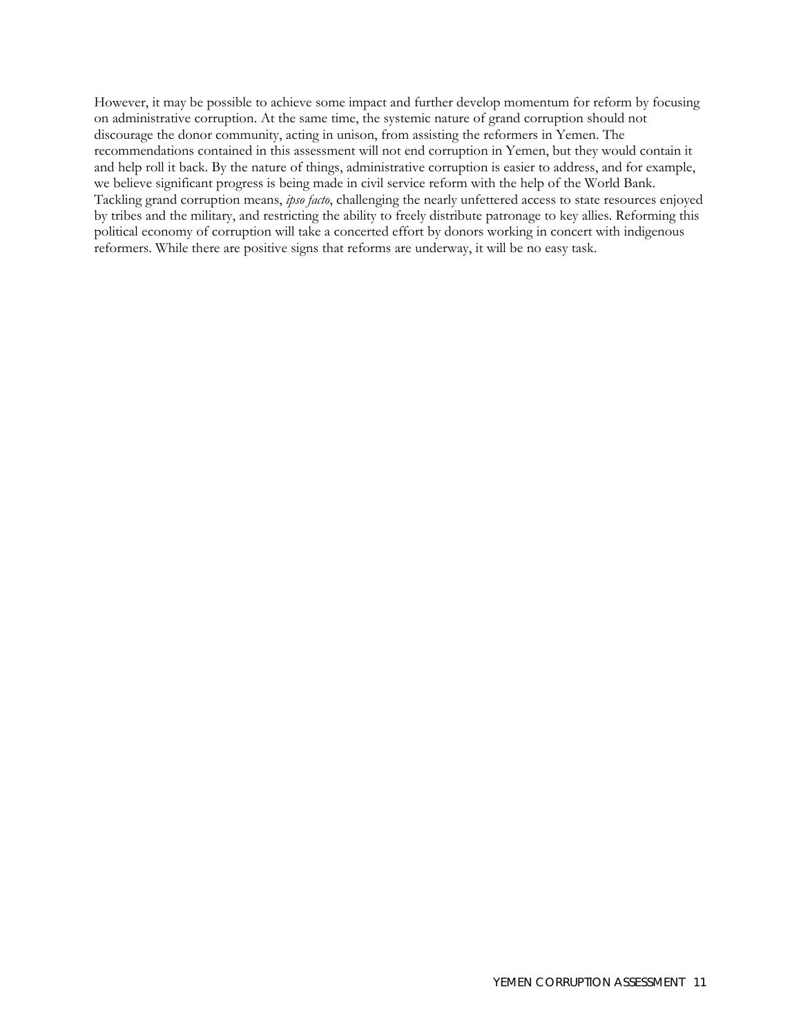However, it may be possible to achieve some impact and further develop momentum for reform by focusing on administrative corruption. At the same time, the systemic nature of grand corruption should not discourage the donor community, acting in unison, from assisting the reformers in Yemen. The recommendations contained in this assessment will not end corruption in Yemen, but they would contain it and help roll it back. By the nature of things, administrative corruption is easier to address, and for example, we believe significant progress is being made in civil service reform with the help of the World Bank. Tackling grand corruption means, *ipso facto*, challenging the nearly unfettered access to state resources enjoyed by tribes and the military, and restricting the ability to freely distribute patronage to key allies. Reforming this political economy of corruption will take a concerted effort by donors working in concert with indigenous reformers. While there are positive signs that reforms are underway, it will be no easy task.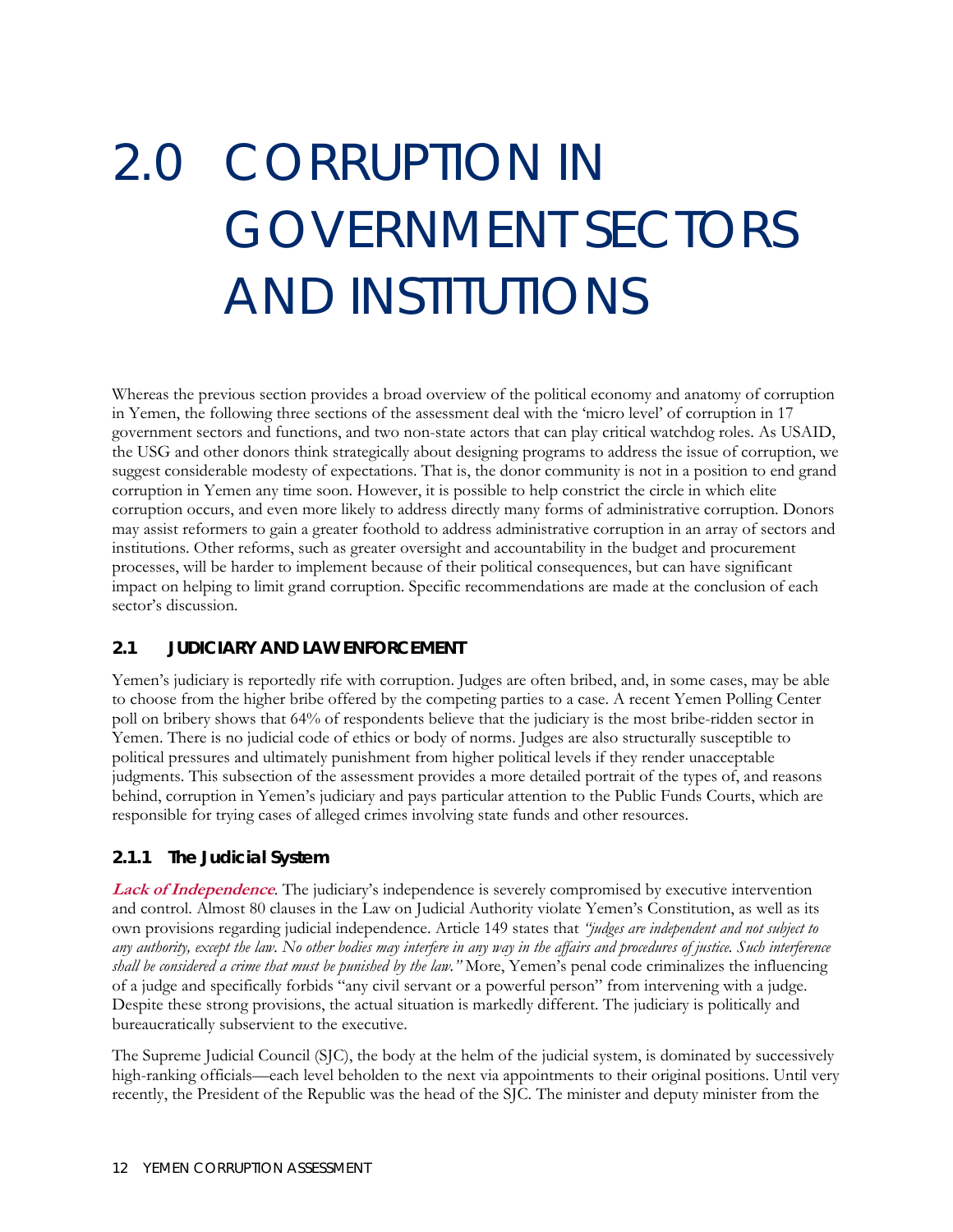# 2.0 CORRUPTION IN GOVERNMENT SECTORS AND INSTITUTIONS

Whereas the previous section provides a broad overview of the political economy and anatomy of corruption in Yemen, the following three sections of the assessment deal with the 'micro level' of corruption in 17 government sectors and functions, and two non-state actors that can play critical watchdog roles. As USAID, the USG and other donors think strategically about designing programs to address the issue of corruption, we suggest considerable modesty of expectations. That is, the donor community is not in a position to end grand corruption in Yemen any time soon. However, it is possible to help constrict the circle in which elite corruption occurs, and even more likely to address directly many forms of administrative corruption. Donors may assist reformers to gain a greater foothold to address administrative corruption in an array of sectors and institutions. Other reforms, such as greater oversight and accountability in the budget and procurement processes, will be harder to implement because of their political consequences, but can have significant impact on helping to limit grand corruption. Specific recommendations are made at the conclusion of each sector's discussion.

## 2.1 JUDICIARY AND LAW ENFORCEMENT

Yemen's judiciary is reportedly rife with corruption. Judges are often bribed, and, in some cases, may be able to choose from the higher bribe offered by the competing parties to a case. A recent Yemen Polling Center poll on bribery shows that 64% of respondents believe that the judiciary is the most bribe-ridden sector in Yemen. There is no judicial code of ethics or body of norms. Judges are also structurally susceptible to political pressures and ultimately punishment from higher political levels if they render unacceptable judgments. This subsection of the assessment provides a more detailed portrait of the types of, and reasons behind, corruption in Yemen's judiciary and pays particular attention to the Public Funds Courts, which are responsible for trying cases of alleged crimes involving state funds and other resources.

### 2.1.1 The Judicial System

***Lack of Independence***. The judiciary's independence is severely compromised by executive intervention and control. Almost 80 clauses in the Law on Judicial Authority violate Yemen's Constitution, as well as its own provisions regarding judicial independence. Article 149 states that *"judges are independent and not subject to any authority, except the law. No other bodies may interfere in any way in the affairs and procedures of justice. Such interference shall be considered a crime that must be punished by the law."* More, Yemen's penal code criminalizes the influencing of a judge and specifically forbids "any civil servant or a powerful person" from intervening with a judge. Despite these strong provisions, the actual situation is markedly different. The judiciary is politically and bureaucratically subservient to the executive.

The Supreme Judicial Council (SJC), the body at the helm of the judicial system, is dominated by successively high-ranking officials—each level beholden to the next via appointments to their original positions. Until very recently, the President of the Republic was the head of the SJC. The minister and deputy minister from the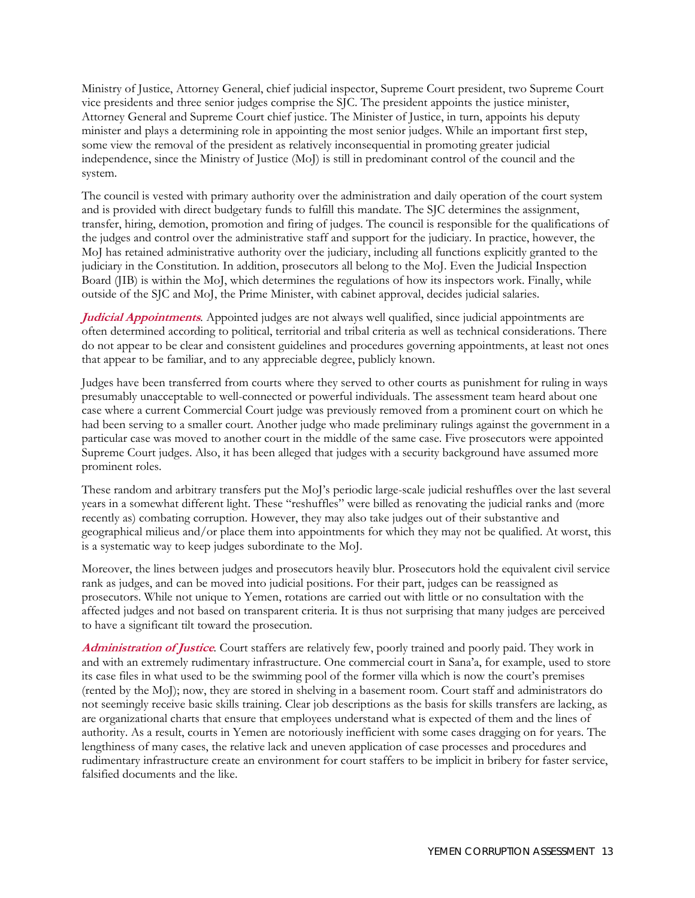Ministry of Justice, Attorney General, chief judicial inspector, Supreme Court president, two Supreme Court vice presidents and three senior judges comprise the SJC. The president appoints the justice minister, Attorney General and Supreme Court chief justice. The Minister of Justice, in turn, appoints his deputy minister and plays a determining role in appointing the most senior judges. While an important first step, some view the removal of the president as relatively inconsequential in promoting greater judicial independence, since the Ministry of Justice (MoJ) is still in predominant control of the council and the system.

The council is vested with primary authority over the administration and daily operation of the court system and is provided with direct budgetary funds to fulfill this mandate. The SJC determines the assignment, transfer, hiring, demotion, promotion and firing of judges. The council is responsible for the qualifications of the judges and control over the administrative staff and support for the judiciary. In practice, however, the MoJ has retained administrative authority over the judiciary, including all functions explicitly granted to the judiciary in the Constitution. In addition, prosecutors all belong to the MoJ. Even the Judicial Inspection Board (JIB) is within the MoJ, which determines the regulations of how its inspectors work. Finally, while outside of the SJC and MoJ, the Prime Minister, with cabinet approval, decides judicial salaries.

***Judicial Appointments***. Appointed judges are not always well qualified, since judicial appointments are often determined according to political, territorial and tribal criteria as well as technical considerations. There do not appear to be clear and consistent guidelines and procedures governing appointments, at least not ones that appear to be familiar, and to any appreciable degree, publicly known.

Judges have been transferred from courts where they served to other courts as punishment for ruling in ways presumably unacceptable to well-connected or powerful individuals. The assessment team heard about one case where a current Commercial Court judge was previously removed from a prominent court on which he had been serving to a smaller court. Another judge who made preliminary rulings against the government in a particular case was moved to another court in the middle of the same case. Five prosecutors were appointed Supreme Court judges. Also, it has been alleged that judges with a security background have assumed more prominent roles.

These random and arbitrary transfers put the MoJ's periodic large-scale judicial reshuffles over the last several years in a somewhat different light. These "reshuffles" were billed as renovating the judicial ranks and (more recently as) combating corruption. However, they may also take judges out of their substantive and geographical milieus and/or place them into appointments for which they may not be qualified. At worst, this is a systematic way to keep judges subordinate to the MoJ.

Moreover, the lines between judges and prosecutors heavily blur. Prosecutors hold the equivalent civil service rank as judges, and can be moved into judicial positions. For their part, judges can be reassigned as prosecutors. While not unique to Yemen, rotations are carried out with little or no consultation with the affected judges and not based on transparent criteria. It is thus not surprising that many judges are perceived to have a significant tilt toward the prosecution.

***Administration of Justice***. Court staffers are relatively few, poorly trained and poorly paid. They work in and with an extremely rudimentary infrastructure. One commercial court in Sana'a, for example, used to store its case files in what used to be the swimming pool of the former villa which is now the court's premises (rented by the MoJ); now, they are stored in shelving in a basement room. Court staff and administrators do not seemingly receive basic skills training. Clear job descriptions as the basis for skills transfers are lacking, as are organizational charts that ensure that employees understand what is expected of them and the lines of authority. As a result, courts in Yemen are notoriously inefficient with some cases dragging on for years. The lengthiness of many cases, the relative lack and uneven application of case processes and procedures and rudimentary infrastructure create an environment for court staffers to be implicit in bribery for faster service, falsified documents and the like.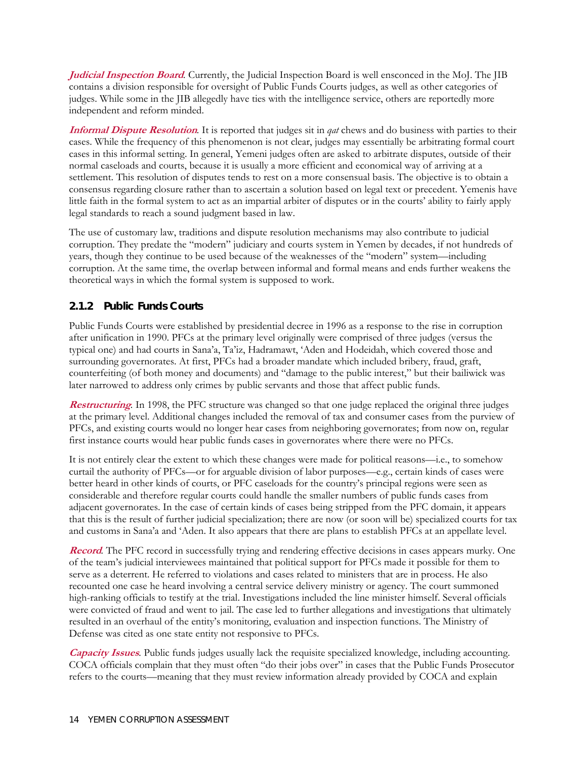***Judicial Inspection Board***. Currently, the Judicial Inspection Board is well ensconced in the MoJ. The JIB contains a division responsible for oversight of Public Funds Courts judges, as well as other categories of judges. While some in the JIB allegedly have ties with the intelligence service, others are reportedly more independent and reform minded.

***Informal Dispute Resolution***. It is reported that judges sit in *qat* chews and do business with parties to their cases. While the frequency of this phenomenon is not clear, judges may essentially be arbitrating formal court cases in this informal setting. In general, Yemeni judges often are asked to arbitrate disputes, outside of their normal caseloads and courts, because it is usually a more efficient and economical way of arriving at a settlement. This resolution of disputes tends to rest on a more consensual basis. The objective is to obtain a consensus regarding closure rather than to ascertain a solution based on legal text or precedent. Yemenis have little faith in the formal system to act as an impartial arbiter of disputes or in the courts' ability to fairly apply legal standards to reach a sound judgment based in law.

The use of customary law, traditions and dispute resolution mechanisms may also contribute to judicial corruption. They predate the "modern" judiciary and courts system in Yemen by decades, if not hundreds of years, though they continue to be used because of the weaknesses of the "modern" system—including corruption. At the same time, the overlap between informal and formal means and ends further weakens the theoretical ways in which the formal system is supposed to work.

### 2.1.2 Public Funds Courts

Public Funds Courts were established by presidential decree in 1996 as a response to the rise in corruption after unification in 1990. PFCs at the primary level originally were comprised of three judges (versus the typical one) and had courts in Sana'a, Ta'iz, Hadramawt, 'Aden and Hodeidah, which covered those and surrounding governorates. At first, PFCs had a broader mandate which included bribery, fraud, graft, counterfeiting (of both money and documents) and "damage to the public interest," but their bailiwick was later narrowed to address only crimes by public servants and those that affect public funds.

***Restructuring***. In 1998, the PFC structure was changed so that one judge replaced the original three judges at the primary level. Additional changes included the removal of tax and consumer cases from the purview of PFCs, and existing courts would no longer hear cases from neighboring governorates; from now on, regular first instance courts would hear public funds cases in governorates where there were no PFCs.

It is not entirely clear the extent to which these changes were made for political reasons—i.e., to somehow curtail the authority of PFCs—or for arguable division of labor purposes—e.g., certain kinds of cases were better heard in other kinds of courts, or PFC caseloads for the country's principal regions were seen as considerable and therefore regular courts could handle the smaller numbers of public funds cases from adjacent governorates. In the case of certain kinds of cases being stripped from the PFC domain, it appears that this is the result of further judicial specialization; there are now (or soon will be) specialized courts for tax and customs in Sana'a and 'Aden. It also appears that there are plans to establish PFCs at an appellate level.

***Record***. The PFC record in successfully trying and rendering effective decisions in cases appears murky. One of the team's judicial interviewees maintained that political support for PFCs made it possible for them to serve as a deterrent. He referred to violations and cases related to ministers that are in process. He also recounted one case he heard involving a central service delivery ministry or agency. The court summoned high-ranking officials to testify at the trial. Investigations included the line minister himself. Several officials were convicted of fraud and went to jail. The case led to further allegations and investigations that ultimately resulted in an overhaul of the entity's monitoring, evaluation and inspection functions. The Ministry of Defense was cited as one state entity not responsive to PFCs.

***Capacity Issues***. Public funds judges usually lack the requisite specialized knowledge, including accounting. COCA officials complain that they must often "do their jobs over" in cases that the Public Funds Prosecutor refers to the courts—meaning that they must review information already provided by COCA and explain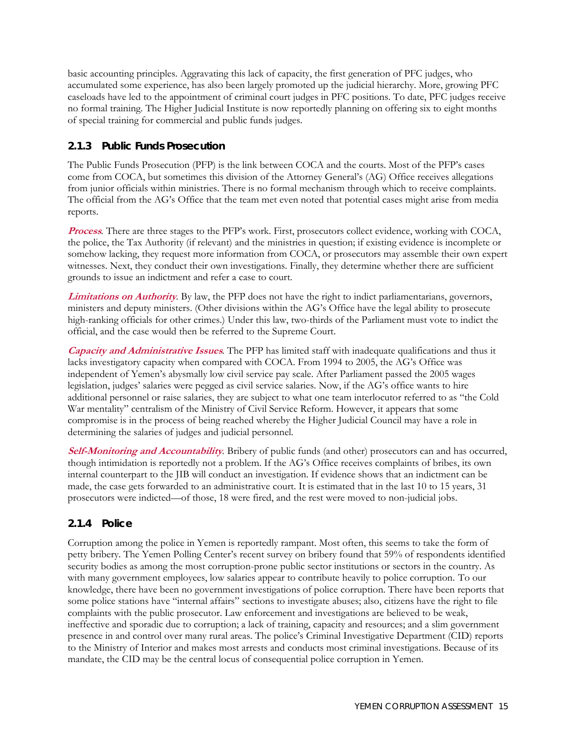basic accounting principles. Aggravating this lack of capacity, the first generation of PFC judges, who accumulated some experience, has also been largely promoted up the judicial hierarchy. More, growing PFC caseloads have led to the appointment of criminal court judges in PFC positions. To date, PFC judges receive no formal training. The Higher Judicial Institute is now reportedly planning on offering six to eight months of special training for commercial and public funds judges.

### 2.1.3 Public Funds Prosecution

The Public Funds Prosecution (PFP) is the link between COCA and the courts. Most of the PFP's cases come from COCA, but sometimes this division of the Attorney General's (AG) Office receives allegations from junior officials within ministries. There is no formal mechanism through which to receive complaints. The official from the AG's Office that the team met even noted that potential cases might arise from media reports.

***Process***. There are three stages to the PFP's work. First, prosecutors collect evidence, working with COCA, the police, the Tax Authority (if relevant) and the ministries in question; if existing evidence is incomplete or somehow lacking, they request more information from COCA, or prosecutors may assemble their own expert witnesses. Next, they conduct their own investigations. Finally, they determine whether there are sufficient grounds to issue an indictment and refer a case to court.

***Limitations on Authority***. By law, the PFP does not have the right to indict parliamentarians, governors, ministers and deputy ministers. (Other divisions within the AG's Office have the legal ability to prosecute high-ranking officials for other crimes.) Under this law, two-thirds of the Parliament must vote to indict the official, and the case would then be referred to the Supreme Court.

***Capacity and Administrative Issues***. The PFP has limited staff with inadequate qualifications and thus it lacks investigatory capacity when compared with COCA. From 1994 to 2005, the AG's Office was independent of Yemen's abysmally low civil service pay scale. After Parliament passed the 2005 wages legislation, judges' salaries were pegged as civil service salaries. Now, if the AG's office wants to hire additional personnel or raise salaries, they are subject to what one team interlocutor referred to as "the Cold War mentality" centralism of the Ministry of Civil Service Reform. However, it appears that some compromise is in the process of being reached whereby the Higher Judicial Council may have a role in determining the salaries of judges and judicial personnel.

***Self-Monitoring and Accountability***. Bribery of public funds (and other) prosecutors can and has occurred, though intimidation is reportedly not a problem. If the AG's Office receives complaints of bribes, its own internal counterpart to the JIB will conduct an investigation. If evidence shows that an indictment can be made, the case gets forwarded to an administrative court. It is estimated that in the last 10 to 15 years, 31 prosecutors were indicted—of those, 18 were fired, and the rest were moved to non-judicial jobs.

### 2.1.4 Police

Corruption among the police in Yemen is reportedly rampant. Most often, this seems to take the form of petty bribery. The Yemen Polling Center's recent survey on bribery found that 59% of respondents identified security bodies as among the most corruption-prone public sector institutions or sectors in the country. As with many government employees, low salaries appear to contribute heavily to police corruption. To our knowledge, there have been no government investigations of police corruption. There have been reports that some police stations have "internal affairs" sections to investigate abuses; also, citizens have the right to file complaints with the public prosecutor. Law enforcement and investigations are believed to be weak, ineffective and sporadic due to corruption; a lack of training, capacity and resources; and a slim government presence in and control over many rural areas. The police's Criminal Investigative Department (CID) reports to the Ministry of Interior and makes most arrests and conducts most criminal investigations. Because of its mandate, the CID may be the central locus of consequential police corruption in Yemen.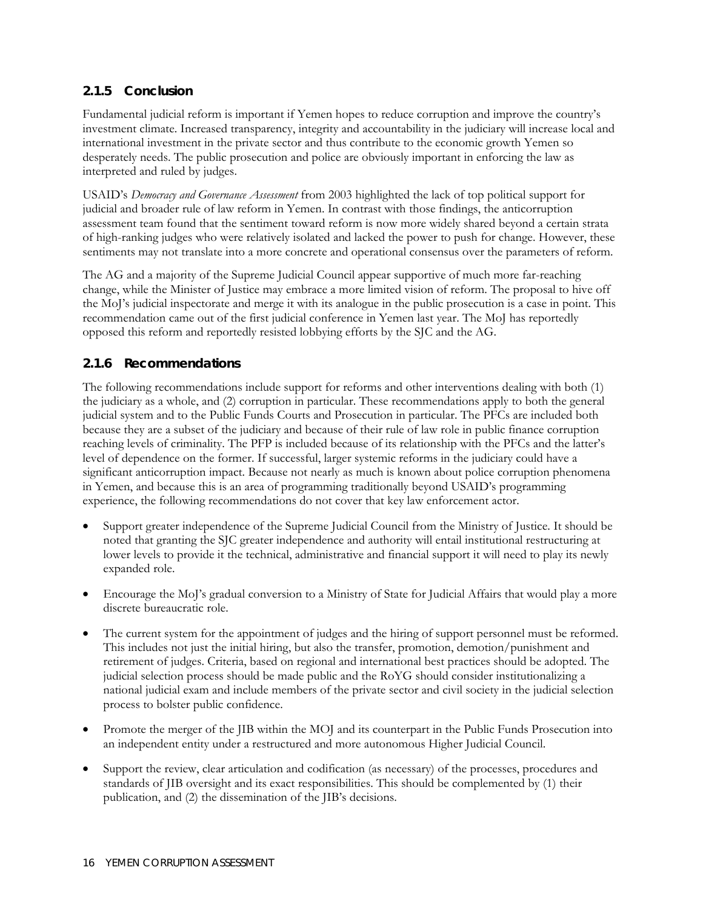### 2.1.5 Conclusion

Fundamental judicial reform is important if Yemen hopes to reduce corruption and improve the country's investment climate. Increased transparency, integrity and accountability in the judiciary will increase local and international investment in the private sector and thus contribute to the economic growth Yemen so desperately needs. The public prosecution and police are obviously important in enforcing the law as interpreted and ruled by judges.

USAID's *Democracy and Governance Assessment* from 2003 highlighted the lack of top political support for judicial and broader rule of law reform in Yemen. In contrast with those findings, the anticorruption assessment team found that the sentiment toward reform is now more widely shared beyond a certain strata of high-ranking judges who were relatively isolated and lacked the power to push for change. However, these sentiments may not translate into a more concrete and operational consensus over the parameters of reform.

The AG and a majority of the Supreme Judicial Council appear supportive of much more far-reaching change, while the Minister of Justice may embrace a more limited vision of reform. The proposal to hive off the MoJ's judicial inspectorate and merge it with its analogue in the public prosecution is a case in point. This recommendation came out of the first judicial conference in Yemen last year. The MoJ has reportedly opposed this reform and reportedly resisted lobbying efforts by the SJC and the AG.

### 2.1.6 Recommendations

The following recommendations include support for reforms and other interventions dealing with both (1) the judiciary as a whole, and (2) corruption in particular. These recommendations apply to both the general judicial system and to the Public Funds Courts and Prosecution in particular. The PFCs are included both because they are a subset of the judiciary and because of their rule of law role in public finance corruption reaching levels of criminality. The PFP is included because of its relationship with the PFCs and the latter's level of dependence on the former. If successful, larger systemic reforms in the judiciary could have a significant anticorruption impact. Because not nearly as much is known about police corruption phenomena in Yemen, and because this is an area of programming traditionally beyond USAID's programming experience, the following recommendations do not cover that key law enforcement actor.

- Support greater independence of the Supreme Judicial Council from the Ministry of Justice. It should be noted that granting the SJC greater independence and authority will entail institutional restructuring at lower levels to provide it the technical, administrative and financial support it will need to play its newly expanded role.
- Encourage the MoJ's gradual conversion to a Ministry of State for Judicial Affairs that would play a more discrete bureaucratic role.
- The current system for the appointment of judges and the hiring of support personnel must be reformed. This includes not just the initial hiring, but also the transfer, promotion, demotion/punishment and retirement of judges. Criteria, based on regional and international best practices should be adopted. The judicial selection process should be made public and the RoYG should consider institutionalizing a national judicial exam and include members of the private sector and civil society in the judicial selection process to bolster public confidence.
- Promote the merger of the JIB within the MOJ and its counterpart in the Public Funds Prosecution into an independent entity under a restructured and more autonomous Higher Judicial Council.
- Support the review, clear articulation and codification (as necessary) of the processes, procedures and standards of JIB oversight and its exact responsibilities. This should be complemented by (1) their publication, and (2) the dissemination of the JIB's decisions.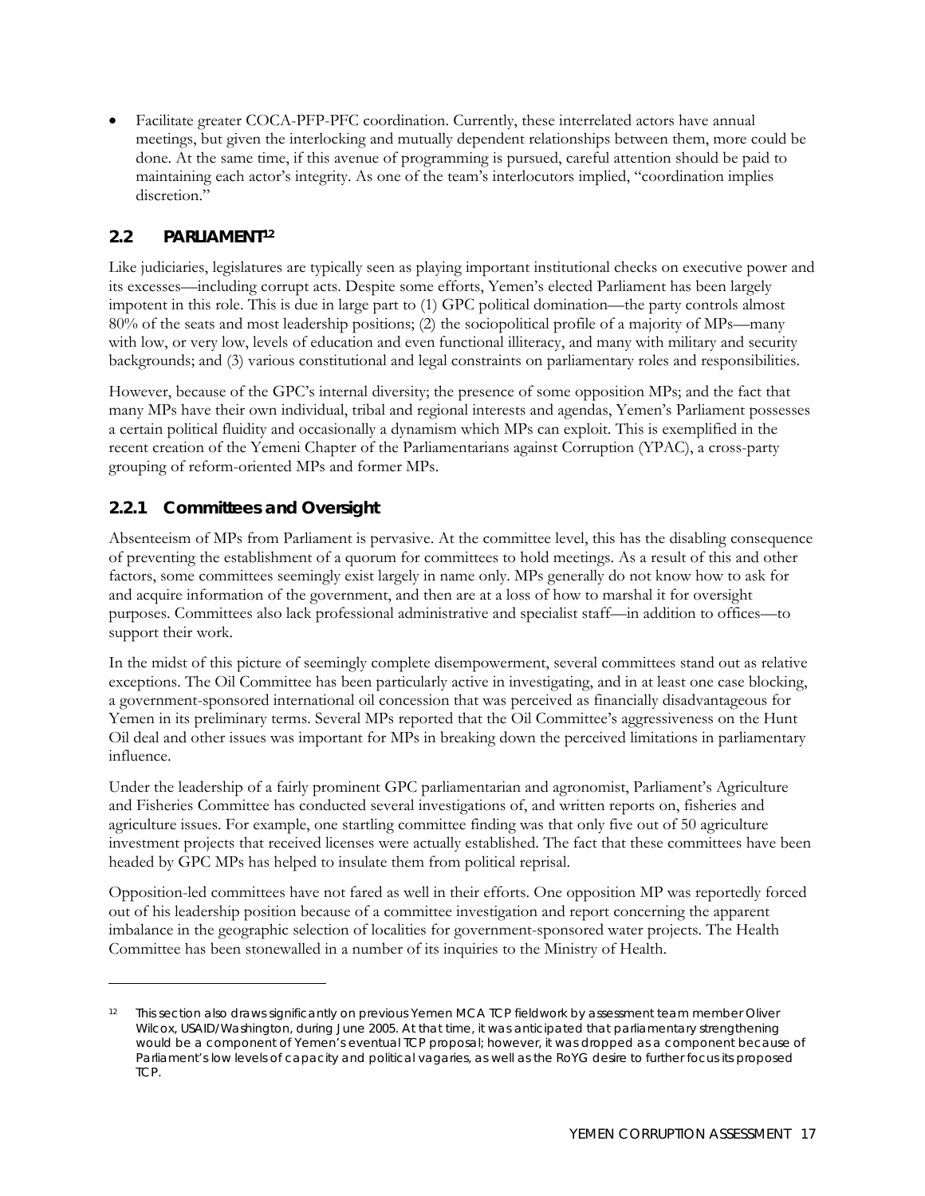- Facilitate greater COCA-PFP-PFC coordination. Currently, these interrelated actors have annual meetings, but given the interlocking and mutually dependent relationships between them, more could be done. At the same time, if this avenue of programming is pursued, careful attention should be paid to maintaining each actor's integrity. As one of the team's interlocutors implied, "coordination implies discretion."

## 2.2 PARLIAMENT[12]

Like judiciaries, legislatures are typically seen as playing important institutional checks on executive power and its excesses—including corrupt acts. Despite some efforts, Yemen's elected Parliament has been largely impotent in this role. This is due in large part to (1) GPC political domination—the party controls almost 80% of the seats and most leadership positions; (2) the sociopolitical profile of a majority of MPs—many with low, or very low, levels of education and even functional illiteracy, and many with military and security backgrounds; and (3) various constitutional and legal constraints on parliamentary roles and responsibilities.

However, because of the GPC's internal diversity; the presence of some opposition MPs; and the fact that many MPs have their own individual, tribal and regional interests and agendas, Yemen's Parliament possesses a certain political fluidity and occasionally a dynamism which MPs can exploit. This is exemplified in the recent creation of the Yemeni Chapter of the Parliamentarians against Corruption (YPAC), a cross-party grouping of reform-oriented MPs and former MPs.

### 2.2.1 Committees and Oversight

Absenteeism of MPs from Parliament is pervasive. At the committee level, this has the disabling consequence of preventing the establishment of a quorum for committees to hold meetings. As a result of this and other factors, some committees seemingly exist largely in name only. MPs generally do not know how to ask for and acquire information of the government, and then are at a loss of how to marshal it for oversight purposes. Committees also lack professional administrative and specialist staff—in addition to offices—to support their work.

In the midst of this picture of seemingly complete disempowerment, several committees stand out as relative exceptions. The Oil Committee has been particularly active in investigating, and in at least one case blocking, a government-sponsored international oil concession that was perceived as financially disadvantageous for Yemen in its preliminary terms. Several MPs reported that the Oil Committee's aggressiveness on the Hunt Oil deal and other issues was important for MPs in breaking down the perceived limitations in parliamentary influence.

Under the leadership of a fairly prominent GPC parliamentarian and agronomist, Parliament's Agriculture and Fisheries Committee has conducted several investigations of, and written reports on, fisheries and agriculture issues. For example, one startling committee finding was that only five out of 50 agriculture investment projects that received licenses were actually established. The fact that these committees have been headed by GPC MPs has helped to insulate them from political reprisal.

Opposition-led committees have not fared as well in their efforts. One opposition MP was reportedly forced out of his leadership position because of a committee investigation and report concerning the apparent imbalance in the geographic selection of localities for government-sponsored water projects. The Health Committee has been stonewalled in a number of its inquiries to the Ministry of Health.

---

[12] This section also draws significantly on previous Yemen MCA TCP fieldwork by assessment team member Oliver Wilcox, USAID/Washington, during June 2005. At that time, it was anticipated that parliamentary strengthening would be a component of Yemen's eventual TCP proposal; however, it was dropped as a component because of Parliament's low levels of capacity and political vagaries, as well as the RoYG desire to further focus its proposed TCP.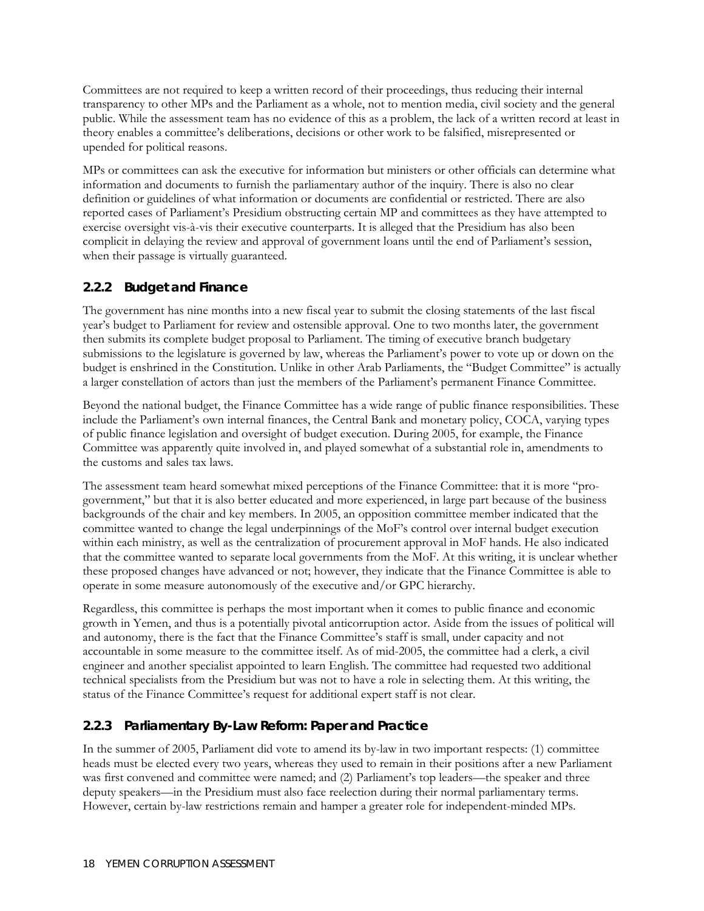Committees are not required to keep a written record of their proceedings, thus reducing their internal transparency to other MPs and the Parliament as a whole, not to mention media, civil society and the general public. While the assessment team has no evidence of this as a problem, the lack of a written record at least in theory enables a committee's deliberations, decisions or other work to be falsified, misrepresented or upended for political reasons.

MPs or committees can ask the executive for information but ministers or other officials can determine what information and documents to furnish the parliamentary author of the inquiry. There is also no clear definition or guidelines of what information or documents are confidential or restricted. There are also reported cases of Parliament's Presidium obstructing certain MP and committees as they have attempted to exercise oversight vis-à-vis their executive counterparts. It is alleged that the Presidium has also been complicit in delaying the review and approval of government loans until the end of Parliament's session, when their passage is virtually guaranteed.

### 2.2.2 Budget and Finance

The government has nine months into a new fiscal year to submit the closing statements of the last fiscal year's budget to Parliament for review and ostensible approval. One to two months later, the government then submits its complete budget proposal to Parliament. The timing of executive branch budgetary submissions to the legislature is governed by law, whereas the Parliament's power to vote up or down on the budget is enshrined in the Constitution. Unlike in other Arab Parliaments, the "Budget Committee" is actually a larger constellation of actors than just the members of the Parliament's permanent Finance Committee.

Beyond the national budget, the Finance Committee has a wide range of public finance responsibilities. These include the Parliament's own internal finances, the Central Bank and monetary policy, COCA, varying types of public finance legislation and oversight of budget execution. During 2005, for example, the Finance Committee was apparently quite involved in, and played somewhat of a substantial role in, amendments to the customs and sales tax laws.

The assessment team heard somewhat mixed perceptions of the Finance Committee: that it is more "pro-government," but that it is also better educated and more experienced, in large part because of the business backgrounds of the chair and key members. In 2005, an opposition committee member indicated that the committee wanted to change the legal underpinnings of the MoF's control over internal budget execution within each ministry, as well as the centralization of procurement approval in MoF hands. He also indicated that the committee wanted to separate local governments from the MoF. At this writing, it is unclear whether these proposed changes have advanced or not; however, they indicate that the Finance Committee is able to operate in some measure autonomously of the executive and/or GPC hierarchy.

Regardless, this committee is perhaps the most important when it comes to public finance and economic growth in Yemen, and thus is a potentially pivotal anticorruption actor. Aside from the issues of political will and autonomy, there is the fact that the Finance Committee's staff is small, under capacity and not accountable in some measure to the committee itself. As of mid-2005, the committee had a clerk, a civil engineer and another specialist appointed to learn English. The committee had requested two additional technical specialists from the Presidium but was not to have a role in selecting them. At this writing, the status of the Finance Committee's request for additional expert staff is not clear.

### 2.2.3 Parliamentary By-Law Reform: Paper and Practice

In the summer of 2005, Parliament did vote to amend its by-law in two important respects: (1) committee heads must be elected every two years, whereas they used to remain in their positions after a new Parliament was first convened and committee were named; and (2) Parliament's top leaders—the speaker and three deputy speakers—in the Presidium must also face reelection during their normal parliamentary terms. However, certain by-law restrictions remain and hamper a greater role for independent-minded MPs.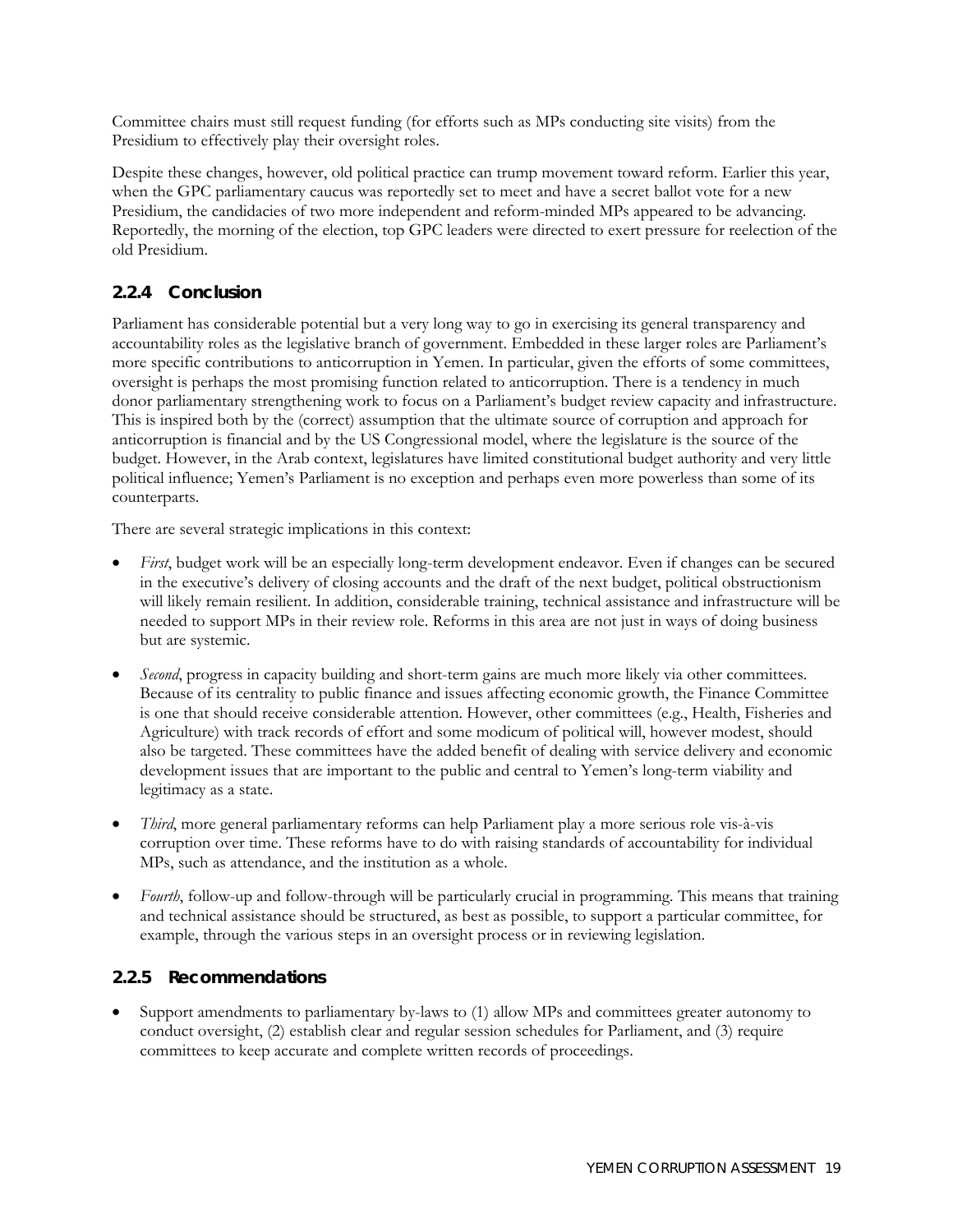Committee chairs must still request funding (for efforts such as MPs conducting site visits) from the Presidium to effectively play their oversight roles.

Despite these changes, however, old political practice can trump movement toward reform. Earlier this year, when the GPC parliamentary caucus was reportedly set to meet and have a secret ballot vote for a new Presidium, the candidacies of two more independent and reform-minded MPs appeared to be advancing. Reportedly, the morning of the election, top GPC leaders were directed to exert pressure for reelection of the old Presidium.

### 2.2.4 Conclusion

Parliament has considerable potential but a very long way to go in exercising its general transparency and accountability roles as the legislative branch of government. Embedded in these larger roles are Parliament's more specific contributions to anticorruption in Yemen. In particular, given the efforts of some committees, oversight is perhaps the most promising function related to anticorruption. There is a tendency in much donor parliamentary strengthening work to focus on a Parliament's budget review capacity and infrastructure. This is inspired both by the (correct) assumption that the ultimate source of corruption and approach for anticorruption is financial and by the US Congressional model, where the legislature is the source of the budget. However, in the Arab context, legislatures have limited constitutional budget authority and very little political influence; Yemen's Parliament is no exception and perhaps even more powerless than some of its counterparts.

There are several strategic implications in this context:

- *First*, budget work will be an especially long-term development endeavor. Even if changes can be secured in the executive's delivery of closing accounts and the draft of the next budget, political obstructionism will likely remain resilient. In addition, considerable training, technical assistance and infrastructure will be needed to support MPs in their review role. Reforms in this area are not just in ways of doing business but are systemic.
- *Second*, progress in capacity building and short-term gains are much more likely via other committees. Because of its centrality to public finance and issues affecting economic growth, the Finance Committee is one that should receive considerable attention. However, other committees (e.g., Health, Fisheries and Agriculture) with track records of effort and some modicum of political will, however modest, should also be targeted. These committees have the added benefit of dealing with service delivery and economic development issues that are important to the public and central to Yemen's long-term viability and legitimacy as a state.
- *Third*, more general parliamentary reforms can help Parliament play a more serious role vis-à-vis corruption over time. These reforms have to do with raising standards of accountability for individual MPs, such as attendance, and the institution as a whole.
- *Fourth*, follow-up and follow-through will be particularly crucial in programming. This means that training and technical assistance should be structured, as best as possible, to support a particular committee, for example, through the various steps in an oversight process or in reviewing legislation.

### 2.2.5 Recommendations

- Support amendments to parliamentary by-laws to (1) allow MPs and committees greater autonomy to conduct oversight, (2) establish clear and regular session schedules for Parliament, and (3) require committees to keep accurate and complete written records of proceedings.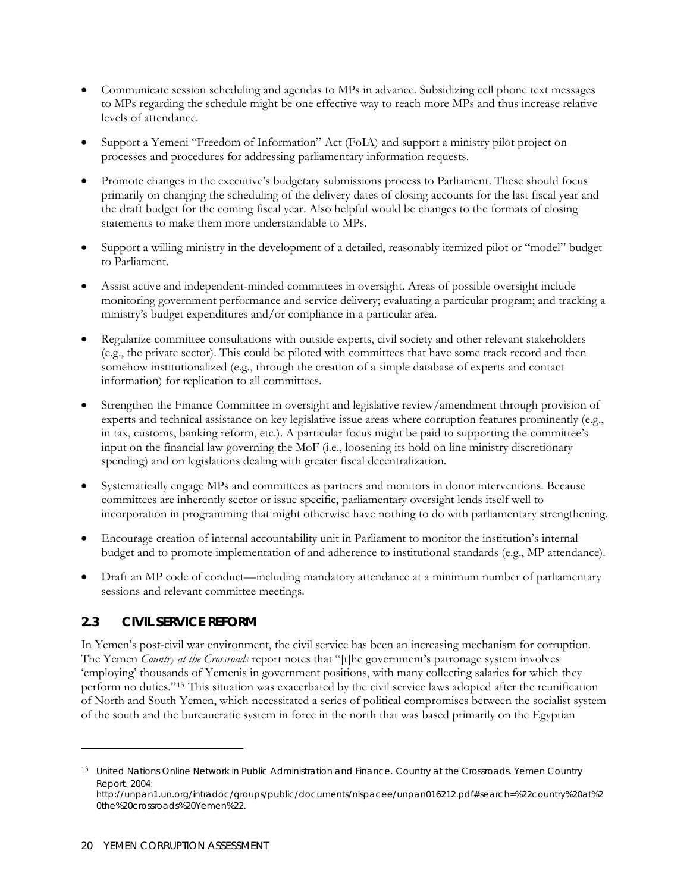- Communicate session scheduling and agendas to MPs in advance. Subsidizing cell phone text messages to MPs regarding the schedule might be one effective way to reach more MPs and thus increase relative levels of attendance.
- Support a Yemeni "Freedom of Information" Act (FoIA) and support a ministry pilot project on processes and procedures for addressing parliamentary information requests.
- Promote changes in the executive's budgetary submissions process to Parliament. These should focus primarily on changing the scheduling of the delivery dates of closing accounts for the last fiscal year and the draft budget for the coming fiscal year. Also helpful would be changes to the formats of closing statements to make them more understandable to MPs.
- Support a willing ministry in the development of a detailed, reasonably itemized pilot or "model" budget to Parliament.
- Assist active and independent-minded committees in oversight. Areas of possible oversight include monitoring government performance and service delivery; evaluating a particular program; and tracking a ministry's budget expenditures and/or compliance in a particular area.
- Regularize committee consultations with outside experts, civil society and other relevant stakeholders (e.g., the private sector). This could be piloted with committees that have some track record and then somehow institutionalized (e.g., through the creation of a simple database of experts and contact information) for replication to all committees.
- Strengthen the Finance Committee in oversight and legislative review/amendment through provision of experts and technical assistance on key legislative issue areas where corruption features prominently (e.g., in tax, customs, banking reform, etc.). A particular focus might be paid to supporting the committee's input on the financial law governing the MoF (i.e., loosening its hold on line ministry discretionary spending) and on legislations dealing with greater fiscal decentralization.
- Systematically engage MPs and committees as partners and monitors in donor interventions. Because committees are inherently sector or issue specific, parliamentary oversight lends itself well to incorporation in programming that might otherwise have nothing to do with parliamentary strengthening.
- Encourage creation of internal accountability unit in Parliament to monitor the institution's internal budget and to promote implementation of and adherence to institutional standards (e.g., MP attendance).
- Draft an MP code of conduct—including mandatory attendance at a minimum number of parliamentary sessions and relevant committee meetings.

### 2.3 CIVIL SERVICE REFORM

In Yemen's post-civil war environment, the civil service has been an increasing mechanism for corruption. The Yemen *Country at the Crossroads* report notes that "[t]he government's patronage system involves 'employing' thousands of Yemenis in government positions, with many collecting salaries for which they perform no duties."[13] This situation was exacerbated by the civil service laws adopted after the reunification of North and South Yemen, which necessitated a series of political compromises between the socialist system of the south and the bureaucratic system in force in the north that was based primarily on the Egyptian

---

[13] United Nations Online Network in Public Administration and Finance. Country at the Crossroads. Yemen Country Report. 2004: http://unpan1.un.org/intradoc/groups/public/documents/nispacee/unpan016212.pdf#search=%22country%20at%20the%20crossroads%20Yemen%22.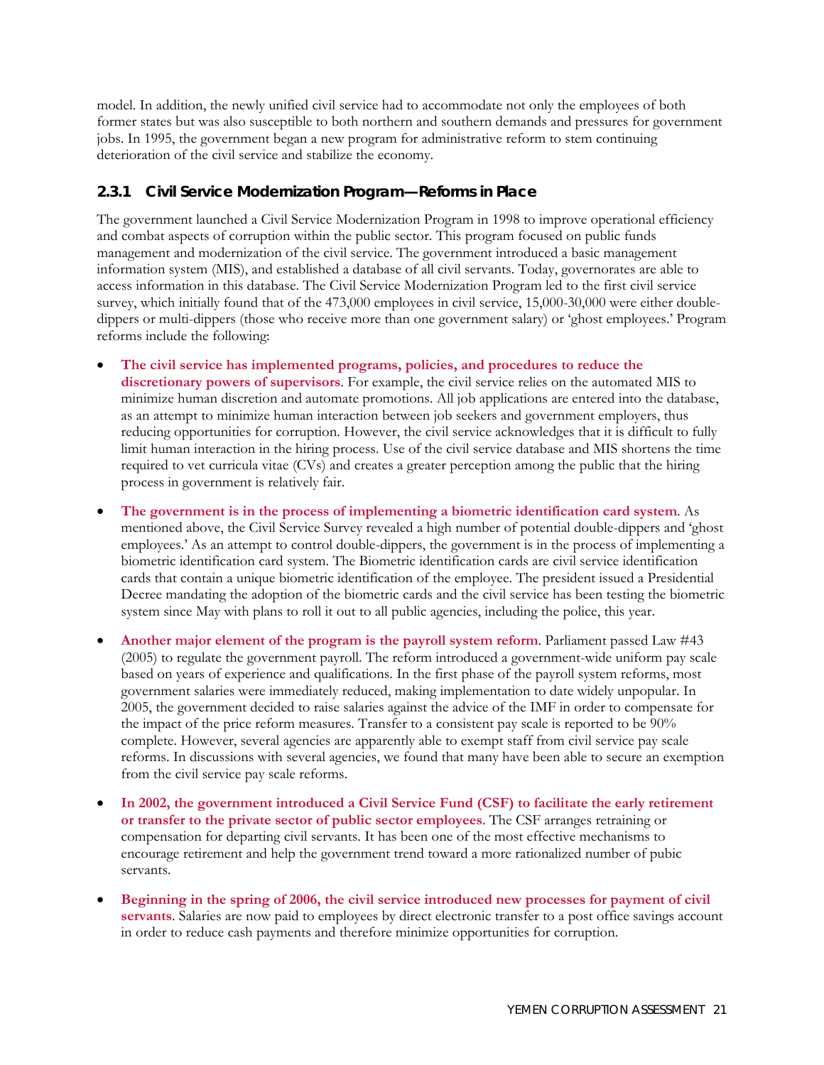model. In addition, the newly unified civil service had to accommodate not only the employees of both former states but was also susceptible to both northern and southern demands and pressures for government jobs. In 1995, the government began a new program for administrative reform to stem continuing deterioration of the civil service and stabilize the economy.

### 2.3.1 Civil Service Modernization Program—Reforms in Place

The government launched a Civil Service Modernization Program in 1998 to improve operational efficiency and combat aspects of corruption within the public sector. This program focused on public funds management and modernization of the civil service. The government introduced a basic management information system (MIS), and established a database of all civil servants. Today, governorates are able to access information in this database. The Civil Service Modernization Program led to the first civil service survey, which initially found that of the 473,000 employees in civil service, 15,000-30,000 were either double-dippers or multi-dippers (those who receive more than one government salary) or 'ghost employees.' Program reforms include the following:

- **The civil service has implemented programs, policies, and procedures to reduce the discretionary powers of supervisors**. For example, the civil service relies on the automated MIS to minimize human discretion and automate promotions. All job applications are entered into the database, as an attempt to minimize human interaction between job seekers and government employers, thus reducing opportunities for corruption. However, the civil service acknowledges that it is difficult to fully limit human interaction in the hiring process. Use of the civil service database and MIS shortens the time required to vet curricula vitae (CVs) and creates a greater perception among the public that the hiring process in government is relatively fair.

- **The government is in the process of implementing a biometric identification card system**. As mentioned above, the Civil Service Survey revealed a high number of potential double-dippers and 'ghost employees.' As an attempt to control double-dippers, the government is in the process of implementing a biometric identification card system. The Biometric identification cards are civil service identification cards that contain a unique biometric identification of the employee. The president issued a Presidential Decree mandating the adoption of the biometric cards and the civil service has been testing the biometric system since May with plans to roll it out to all public agencies, including the police, this year.

- **Another major element of the program is the payroll system reform**. Parliament passed Law #43 (2005) to regulate the government payroll. The reform introduced a government-wide uniform pay scale based on years of experience and qualifications. In the first phase of the payroll system reforms, most government salaries were immediately reduced, making implementation to date widely unpopular. In 2005, the government decided to raise salaries against the advice of the IMF in order to compensate for the impact of the price reform measures. Transfer to a consistent pay scale is reported to be 90% complete. However, several agencies are apparently able to exempt staff from civil service pay scale reforms. In discussions with several agencies, we found that many have been able to secure an exemption from the civil service pay scale reforms.

- **In 2002, the government introduced a Civil Service Fund (CSF) to facilitate the early retirement or transfer to the private sector of public sector employees**. The CSF arranges retraining or compensation for departing civil servants. It has been one of the most effective mechanisms to encourage retirement and help the government trend toward a more rationalized number of pubic servants.

- **Beginning in the spring of 2006, the civil service introduced new processes for payment of civil servants**. Salaries are now paid to employees by direct electronic transfer to a post office savings account in order to reduce cash payments and therefore minimize opportunities for corruption.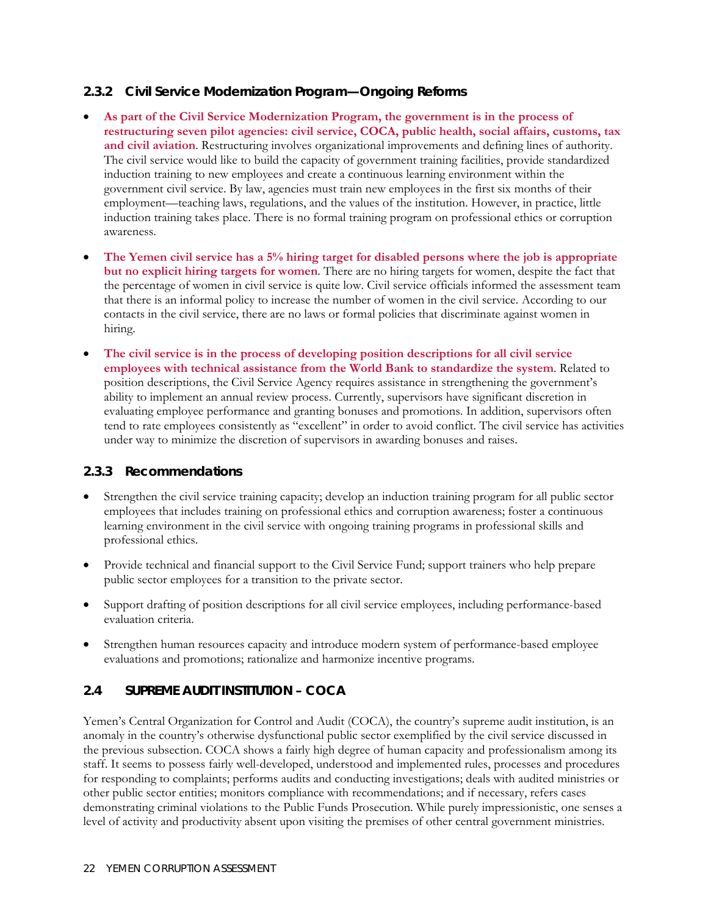### 2.3.2 Civil Service Modernization Program—Ongoing Reforms

- **As part of the Civil Service Modernization Program, the government is in the process of restructuring seven pilot agencies: civil service, COCA, public health, social affairs, customs, tax and civil aviation**. Restructuring involves organizational improvements and defining lines of authority. The civil service would like to build the capacity of government training facilities, provide standardized induction training to new employees and create a continuous learning environment within the government civil service. By law, agencies must train new employees in the first six months of their employment—teaching laws, regulations, and the values of the institution. However, in practice, little induction training takes place. There is no formal training program on professional ethics or corruption awareness.

- **The Yemen civil service has a 5% hiring target for disabled persons where the job is appropriate but no explicit hiring targets for women**. There are no hiring targets for women, despite the fact that the percentage of women in civil service is quite low. Civil service officials informed the assessment team that there is an informal policy to increase the number of women in the civil service. According to our contacts in the civil service, there are no laws or formal policies that discriminate against women in hiring.

- **The civil service is in the process of developing position descriptions for all civil service employees with technical assistance from the World Bank to standardize the system**. Related to position descriptions, the Civil Service Agency requires assistance in strengthening the government's ability to implement an annual review process. Currently, supervisors have significant discretion in evaluating employee performance and granting bonuses and promotions. In addition, supervisors often tend to rate employees consistently as "excellent" in order to avoid conflict. The civil service has activities under way to minimize the discretion of supervisors in awarding bonuses and raises.

### 2.3.3 Recommendations

- Strengthen the civil service training capacity; develop an induction training program for all public sector employees that includes training on professional ethics and corruption awareness; foster a continuous learning environment in the civil service with ongoing training programs in professional skills and professional ethics.

- Provide technical and financial support to the Civil Service Fund; support trainers who help prepare public sector employees for a transition to the private sector.

- Support drafting of position descriptions for all civil service employees, including performance-based evaluation criteria.

- Strengthen human resources capacity and introduce modern system of performance-based employee evaluations and promotions; rationalize and harmonize incentive programs.

## 2.4 SUPREME AUDIT INSTITUTION – COCA

Yemen's Central Organization for Control and Audit (COCA), the country's supreme audit institution, is an anomaly in the country's otherwise dysfunctional public sector exemplified by the civil service discussed in the previous subsection. COCA shows a fairly high degree of human capacity and professionalism among its staff. It seems to possess fairly well-developed, understood and implemented rules, processes and procedures for responding to complaints; performs audits and conducting investigations; deals with audited ministries or other public sector entities; monitors compliance with recommendations; and if necessary, refers cases demonstrating criminal violations to the Public Funds Prosecution. While purely impressionistic, one senses a level of activity and productivity absent upon visiting the premises of other central government ministries.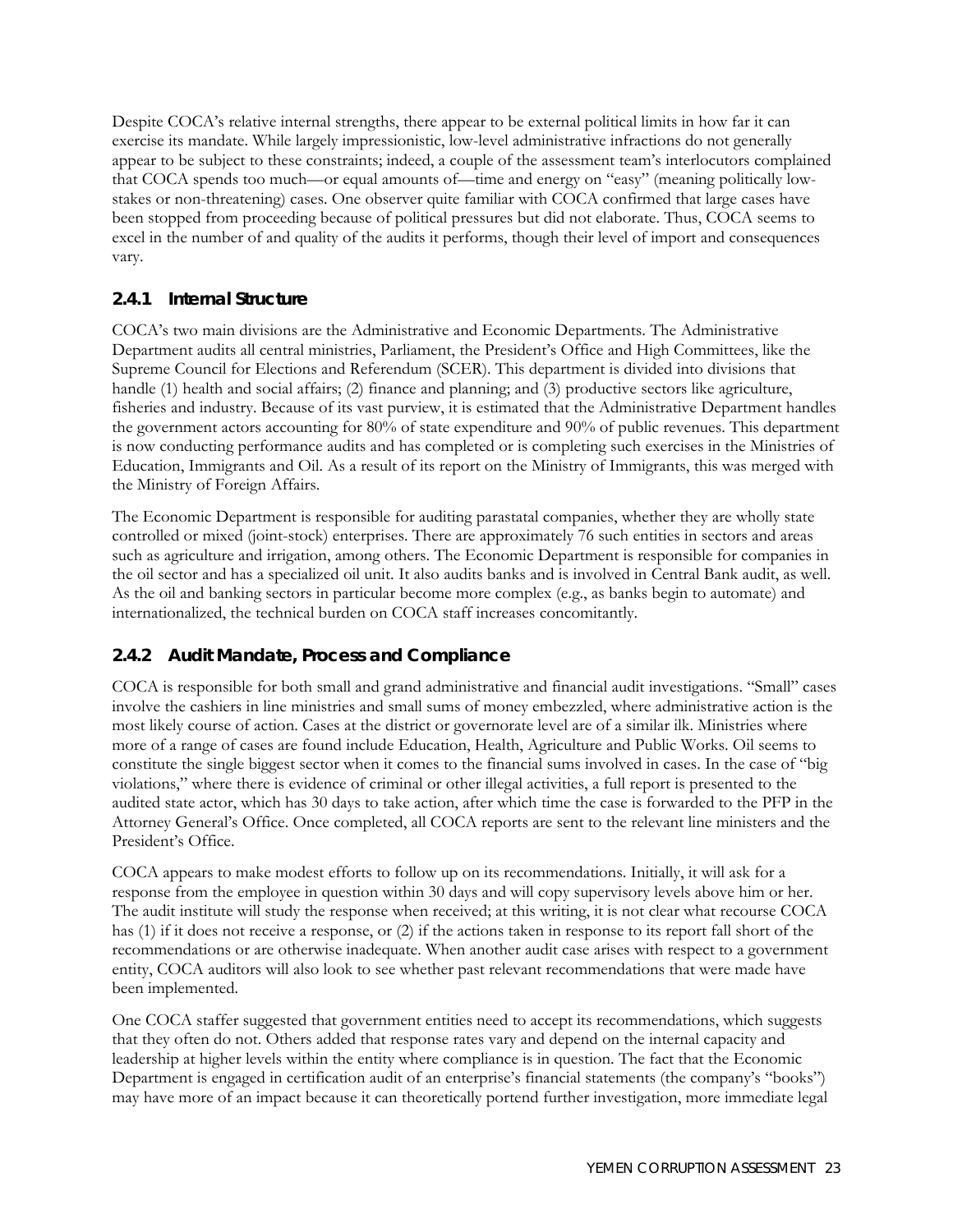Despite COCA's relative internal strengths, there appear to be external political limits in how far it can exercise its mandate. While largely impressionistic, low-level administrative infractions do not generally appear to be subject to these constraints; indeed, a couple of the assessment team's interlocutors complained that COCA spends too much—or equal amounts of—time and energy on "easy" (meaning politically low-stakes or non-threatening) cases. One observer quite familiar with COCA confirmed that large cases have been stopped from proceeding because of political pressures but did not elaborate. Thus, COCA seems to excel in the number of and quality of the audits it performs, though their level of import and consequences vary.

### 2.4.1 Internal Structure

COCA's two main divisions are the Administrative and Economic Departments. The Administrative Department audits all central ministries, Parliament, the President's Office and High Committees, like the Supreme Council for Elections and Referendum (SCER). This department is divided into divisions that handle (1) health and social affairs; (2) finance and planning; and (3) productive sectors like agriculture, fisheries and industry. Because of its vast purview, it is estimated that the Administrative Department handles the government actors accounting for 80% of state expenditure and 90% of public revenues. This department is now conducting performance audits and has completed or is completing such exercises in the Ministries of Education, Immigrants and Oil. As a result of its report on the Ministry of Immigrants, this was merged with the Ministry of Foreign Affairs.

The Economic Department is responsible for auditing parastatal companies, whether they are wholly state controlled or mixed (joint-stock) enterprises. There are approximately 76 such entities in sectors and areas such as agriculture and irrigation, among others. The Economic Department is responsible for companies in the oil sector and has a specialized oil unit. It also audits banks and is involved in Central Bank audit, as well. As the oil and banking sectors in particular become more complex (e.g., as banks begin to automate) and internationalized, the technical burden on COCA staff increases concomitantly.

### 2.4.2 Audit Mandate, Process and Compliance

COCA is responsible for both small and grand administrative and financial audit investigations. "Small" cases involve the cashiers in line ministries and small sums of money embezzled, where administrative action is the most likely course of action. Cases at the district or governorate level are of a similar ilk. Ministries where more of a range of cases are found include Education, Health, Agriculture and Public Works. Oil seems to constitute the single biggest sector when it comes to the financial sums involved in cases. In the case of "big violations," where there is evidence of criminal or other illegal activities, a full report is presented to the audited state actor, which has 30 days to take action, after which time the case is forwarded to the PFP in the Attorney General's Office. Once completed, all COCA reports are sent to the relevant line ministers and the President's Office.

COCA appears to make modest efforts to follow up on its recommendations. Initially, it will ask for a response from the employee in question within 30 days and will copy supervisory levels above him or her. The audit institute will study the response when received; at this writing, it is not clear what recourse COCA has (1) if it does not receive a response, or (2) if the actions taken in response to its report fall short of the recommendations or are otherwise inadequate. When another audit case arises with respect to a government entity, COCA auditors will also look to see whether past relevant recommendations that were made have been implemented.

One COCA staffer suggested that government entities need to accept its recommendations, which suggests that they often do not. Others added that response rates vary and depend on the internal capacity and leadership at higher levels within the entity where compliance is in question. The fact that the Economic Department is engaged in certification audit of an enterprise's financial statements (the company's "books") may have more of an impact because it can theoretically portend further investigation, more immediate legal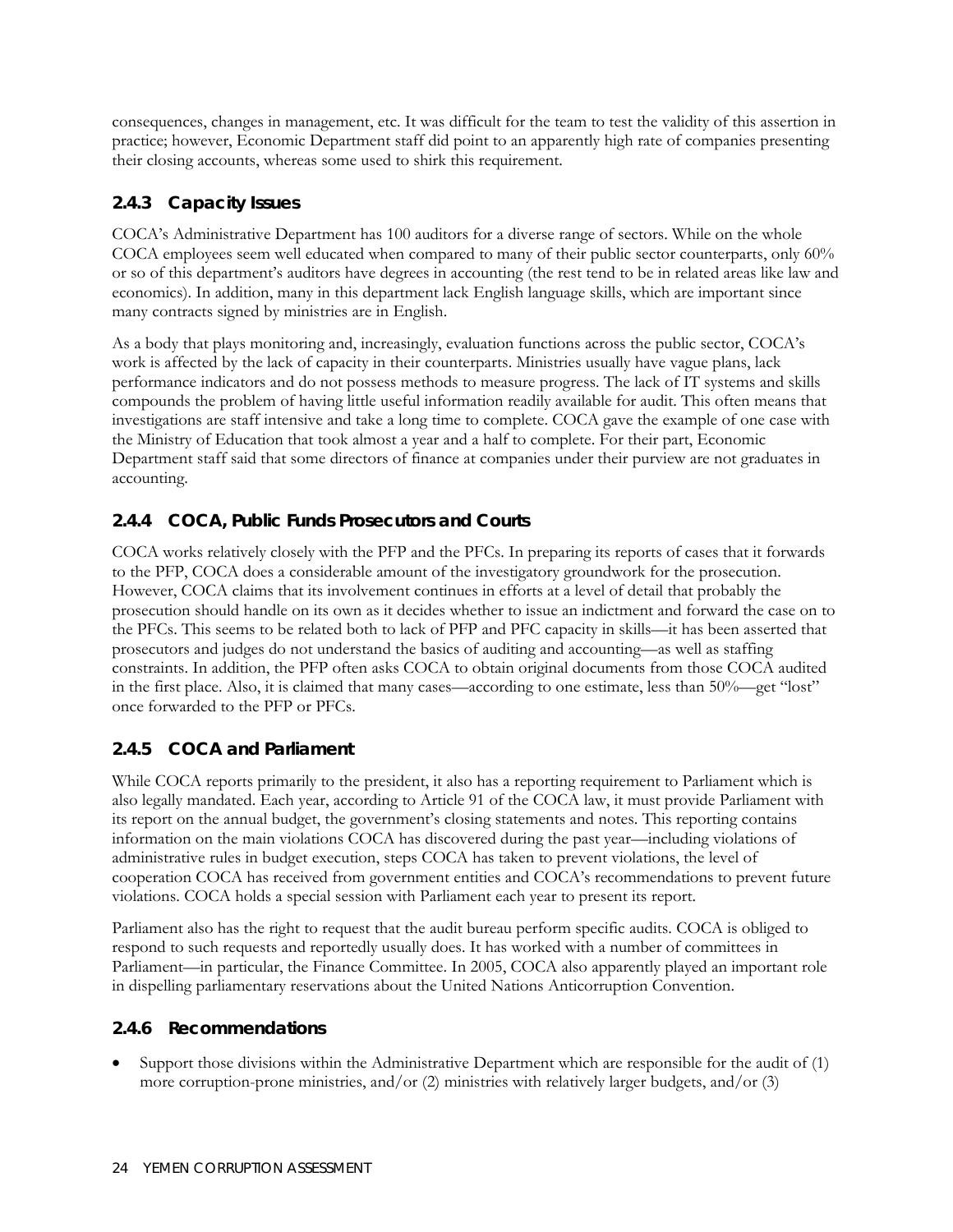consequences, changes in management, etc. It was difficult for the team to test the validity of this assertion in practice; however, Economic Department staff did point to an apparently high rate of companies presenting their closing accounts, whereas some used to shirk this requirement.

### 2.4.3 Capacity Issues

COCA's Administrative Department has 100 auditors for a diverse range of sectors. While on the whole COCA employees seem well educated when compared to many of their public sector counterparts, only 60% or so of this department's auditors have degrees in accounting (the rest tend to be in related areas like law and economics). In addition, many in this department lack English language skills, which are important since many contracts signed by ministries are in English.

As a body that plays monitoring and, increasingly, evaluation functions across the public sector, COCA's work is affected by the lack of capacity in their counterparts. Ministries usually have vague plans, lack performance indicators and do not possess methods to measure progress. The lack of IT systems and skills compounds the problem of having little useful information readily available for audit. This often means that investigations are staff intensive and take a long time to complete. COCA gave the example of one case with the Ministry of Education that took almost a year and a half to complete. For their part, Economic Department staff said that some directors of finance at companies under their purview are not graduates in accounting.

### 2.4.4 COCA, Public Funds Prosecutors and Courts

COCA works relatively closely with the PFP and the PFCs. In preparing its reports of cases that it forwards to the PFP, COCA does a considerable amount of the investigatory groundwork for the prosecution. However, COCA claims that its involvement continues in efforts at a level of detail that probably the prosecution should handle on its own as it decides whether to issue an indictment and forward the case on to the PFCs. This seems to be related both to lack of PFP and PFC capacity in skills—it has been asserted that prosecutors and judges do not understand the basics of auditing and accounting—as well as staffing constraints. In addition, the PFP often asks COCA to obtain original documents from those COCA audited in the first place. Also, it is claimed that many cases—according to one estimate, less than 50%—get "lost" once forwarded to the PFP or PFCs.

### 2.4.5 COCA and Parliament

While COCA reports primarily to the president, it also has a reporting requirement to Parliament which is also legally mandated. Each year, according to Article 91 of the COCA law, it must provide Parliament with its report on the annual budget, the government's closing statements and notes. This reporting contains information on the main violations COCA has discovered during the past year—including violations of administrative rules in budget execution, steps COCA has taken to prevent violations, the level of cooperation COCA has received from government entities and COCA's recommendations to prevent future violations. COCA holds a special session with Parliament each year to present its report.

Parliament also has the right to request that the audit bureau perform specific audits. COCA is obliged to respond to such requests and reportedly usually does. It has worked with a number of committees in Parliament—in particular, the Finance Committee. In 2005, COCA also apparently played an important role in dispelling parliamentary reservations about the United Nations Anticorruption Convention.

### 2.4.6 Recommendations

- Support those divisions within the Administrative Department which are responsible for the audit of (1) more corruption-prone ministries, and/or (2) ministries with relatively larger budgets, and/or (3)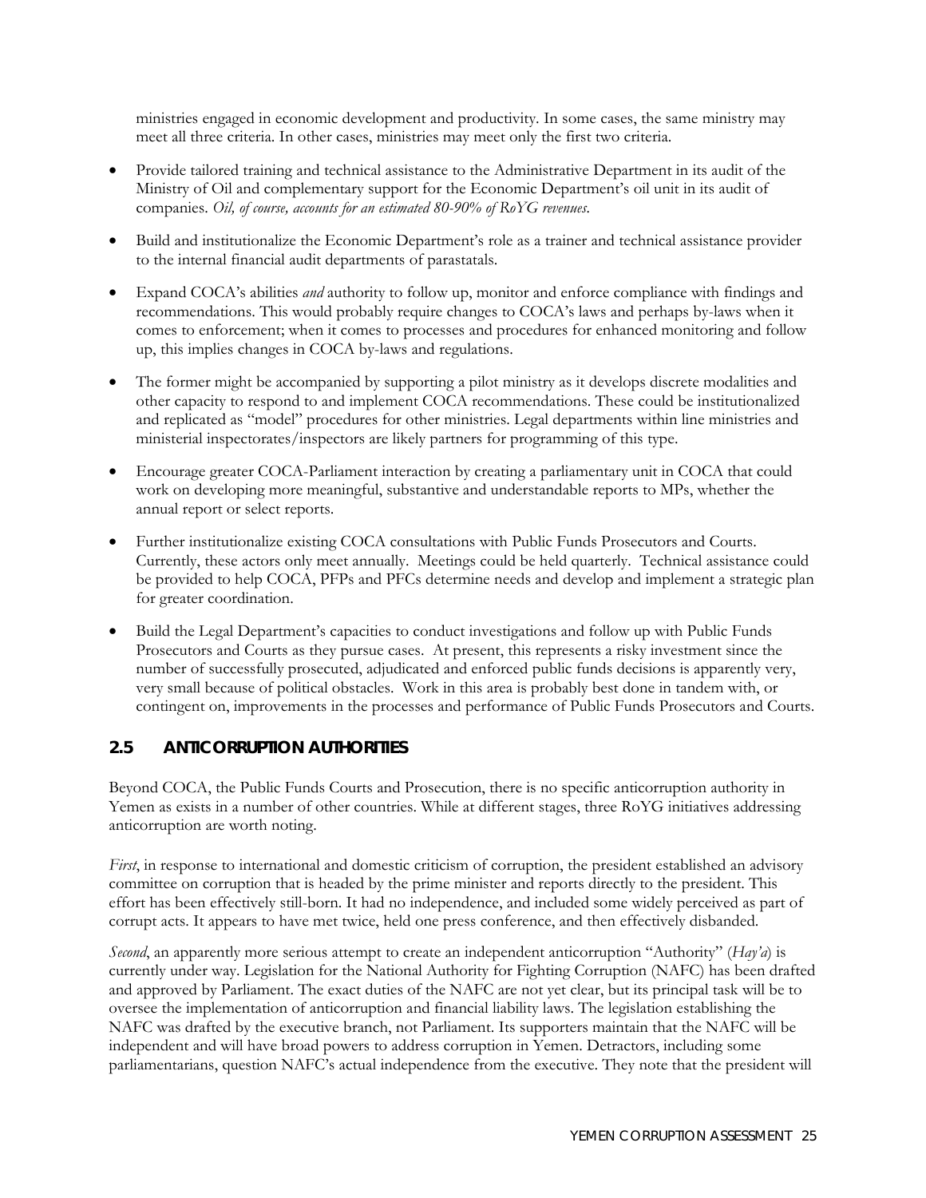ministries engaged in economic development and productivity. In some cases, the same ministry may meet all three criteria. In other cases, ministries may meet only the first two criteria.

- Provide tailored training and technical assistance to the Administrative Department in its audit of the Ministry of Oil and complementary support for the Economic Department's oil unit in its audit of companies. *Oil, of course, accounts for an estimated 80-90% of RoYG revenues.*
- Build and institutionalize the Economic Department's role as a trainer and technical assistance provider to the internal financial audit departments of parastatals.
- Expand COCA's abilities *and* authority to follow up, monitor and enforce compliance with findings and recommendations. This would probably require changes to COCA's laws and perhaps by-laws when it comes to enforcement; when it comes to processes and procedures for enhanced monitoring and follow up, this implies changes in COCA by-laws and regulations.
- The former might be accompanied by supporting a pilot ministry as it develops discrete modalities and other capacity to respond to and implement COCA recommendations. These could be institutionalized and replicated as "model" procedures for other ministries. Legal departments within line ministries and ministerial inspectorates/inspectors are likely partners for programming of this type.
- Encourage greater COCA-Parliament interaction by creating a parliamentary unit in COCA that could work on developing more meaningful, substantive and understandable reports to MPs, whether the annual report or select reports.
- Further institutionalize existing COCA consultations with Public Funds Prosecutors and Courts. Currently, these actors only meet annually. Meetings could be held quarterly. Technical assistance could be provided to help COCA, PFPs and PFCs determine needs and develop and implement a strategic plan for greater coordination.
- Build the Legal Department's capacities to conduct investigations and follow up with Public Funds Prosecutors and Courts as they pursue cases. At present, this represents a risky investment since the number of successfully prosecuted, adjudicated and enforced public funds decisions is apparently very, very small because of political obstacles. Work in this area is probably best done in tandem with, or contingent on, improvements in the processes and performance of Public Funds Prosecutors and Courts.

## 2.5 ANTICORRUPTION AUTHORITIES

Beyond COCA, the Public Funds Courts and Prosecution, there is no specific anticorruption authority in Yemen as exists in a number of other countries. While at different stages, three RoYG initiatives addressing anticorruption are worth noting.

*First*, in response to international and domestic criticism of corruption, the president established an advisory committee on corruption that is headed by the prime minister and reports directly to the president. This effort has been effectively still-born. It had no independence, and included some widely perceived as part of corrupt acts. It appears to have met twice, held one press conference, and then effectively disbanded.

*Second*, an apparently more serious attempt to create an independent anticorruption "Authority" (*Hay'a*) is currently under way. Legislation for the National Authority for Fighting Corruption (NAFC) has been drafted and approved by Parliament. The exact duties of the NAFC are not yet clear, but its principal task will be to oversee the implementation of anticorruption and financial liability laws. The legislation establishing the NAFC was drafted by the executive branch, not Parliament. Its supporters maintain that the NAFC will be independent and will have broad powers to address corruption in Yemen. Detractors, including some parliamentarians, question NAFC's actual independence from the executive. They note that the president will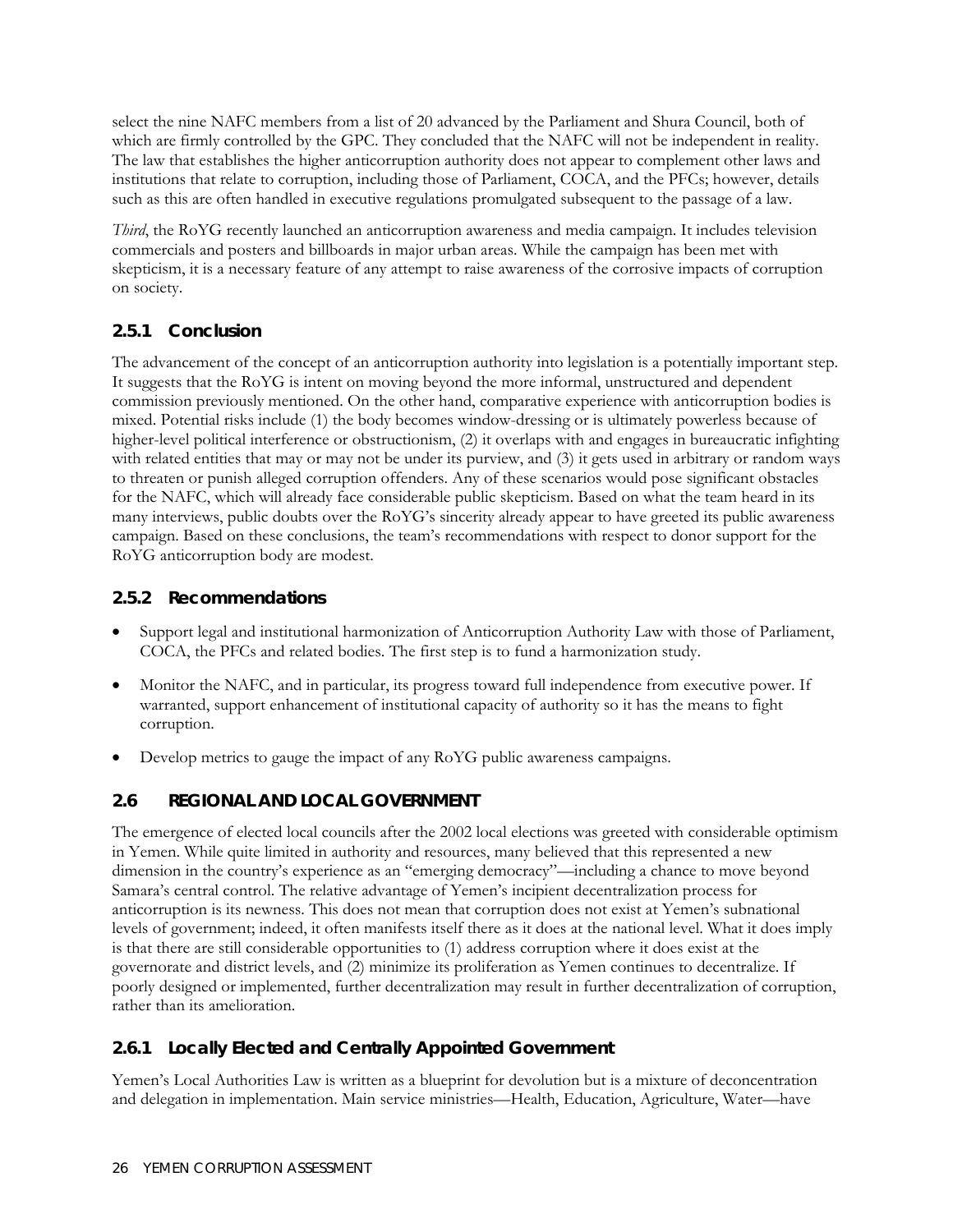select the nine NAFC members from a list of 20 advanced by the Parliament and Shura Council, both of which are firmly controlled by the GPC. They concluded that the NAFC will not be independent in reality. The law that establishes the higher anticorruption authority does not appear to complement other laws and institutions that relate to corruption, including those of Parliament, COCA, and the PFCs; however, details such as this are often handled in executive regulations promulgated subsequent to the passage of a law.

*Third*, the RoYG recently launched an anticorruption awareness and media campaign. It includes television commercials and posters and billboards in major urban areas. While the campaign has been met with skepticism, it is a necessary feature of any attempt to raise awareness of the corrosive impacts of corruption on society.

### 2.5.1 Conclusion

The advancement of the concept of an anticorruption authority into legislation is a potentially important step. It suggests that the RoYG is intent on moving beyond the more informal, unstructured and dependent commission previously mentioned. On the other hand, comparative experience with anticorruption bodies is mixed. Potential risks include (1) the body becomes window-dressing or is ultimately powerless because of higher-level political interference or obstructionism, (2) it overlaps with and engages in bureaucratic infighting with related entities that may or may not be under its purview, and (3) it gets used in arbitrary or random ways to threaten or punish alleged corruption offenders. Any of these scenarios would pose significant obstacles for the NAFC, which will already face considerable public skepticism. Based on what the team heard in its many interviews, public doubts over the RoYG's sincerity already appear to have greeted its public awareness campaign. Based on these conclusions, the team's recommendations with respect to donor support for the RoYG anticorruption body are modest.

### 2.5.2 Recommendations

- Support legal and institutional harmonization of Anticorruption Authority Law with those of Parliament, COCA, the PFCs and related bodies. The first step is to fund a harmonization study.
- Monitor the NAFC, and in particular, its progress toward full independence from executive power. If warranted, support enhancement of institutional capacity of authority so it has the means to fight corruption.
- Develop metrics to gauge the impact of any RoYG public awareness campaigns.

## 2.6 REGIONAL AND LOCAL GOVERNMENT

The emergence of elected local councils after the 2002 local elections was greeted with considerable optimism in Yemen. While quite limited in authority and resources, many believed that this represented a new dimension in the country's experience as an "emerging democracy"—including a chance to move beyond Samara's central control. The relative advantage of Yemen's incipient decentralization process for anticorruption is its newness. This does not mean that corruption does not exist at Yemen's subnational levels of government; indeed, it often manifests itself there as it does at the national level. What it does imply is that there are still considerable opportunities to (1) address corruption where it does exist at the governorate and district levels, and (2) minimize its proliferation as Yemen continues to decentralize. If poorly designed or implemented, further decentralization may result in further decentralization of corruption, rather than its amelioration.

### 2.6.1 Locally Elected and Centrally Appointed Government

Yemen's Local Authorities Law is written as a blueprint for devolution but is a mixture of deconcentration and delegation in implementation. Main service ministries—Health, Education, Agriculture, Water—have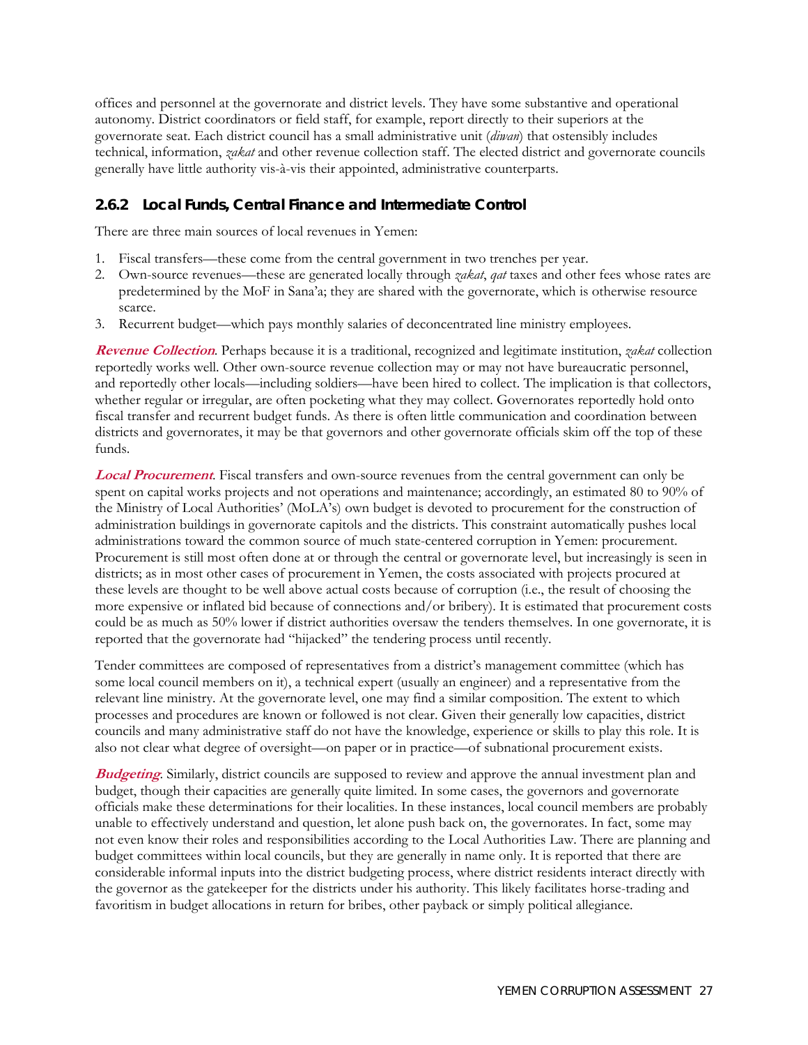offices and personnel at the governorate and district levels. They have some substantive and operational autonomy. District coordinators or field staff, for example, report directly to their superiors at the governorate seat. Each district council has a small administrative unit (*diwan*) that ostensibly includes technical, information, *zakat* and other revenue collection staff. The elected district and governorate councils generally have little authority vis-à-vis their appointed, administrative counterparts.

### 2.6.2 Local Funds, Central Finance and Intermediate Control

There are three main sources of local revenues in Yemen:

1. Fiscal transfers—these come from the central government in two trenches per year.
2. Own-source revenues—these are generated locally through *zakat*, *qat* taxes and other fees whose rates are predetermined by the MoF in Sana'a; they are shared with the governorate, which is otherwise resource scarce.
3. Recurrent budget—which pays monthly salaries of deconcentrated line ministry employees.

***Revenue Collection***. Perhaps because it is a traditional, recognized and legitimate institution, *zakat* collection reportedly works well. Other own-source revenue collection may or may not have bureaucratic personnel, and reportedly other locals—including soldiers—have been hired to collect. The implication is that collectors, whether regular or irregular, are often pocketing what they may collect. Governorates reportedly hold onto fiscal transfer and recurrent budget funds. As there is often little communication and coordination between districts and governorates, it may be that governors and other governorate officials skim off the top of these funds.

***Local Procurement***. Fiscal transfers and own-source revenues from the central government can only be spent on capital works projects and not operations and maintenance; accordingly, an estimated 80 to 90% of the Ministry of Local Authorities' (MoLA's) own budget is devoted to procurement for the construction of administration buildings in governorate capitols and the districts. This constraint automatically pushes local administrations toward the common source of much state-centered corruption in Yemen: procurement. Procurement is still most often done at or through the central or governorate level, but increasingly is seen in districts; as in most other cases of procurement in Yemen, the costs associated with projects procured at these levels are thought to be well above actual costs because of corruption (i.e., the result of choosing the more expensive or inflated bid because of connections and/or bribery). It is estimated that procurement costs could be as much as 50% lower if district authorities oversaw the tenders themselves. In one governorate, it is reported that the governorate had "hijacked" the tendering process until recently.

Tender committees are composed of representatives from a district's management committee (which has some local council members on it), a technical expert (usually an engineer) and a representative from the relevant line ministry. At the governorate level, one may find a similar composition. The extent to which processes and procedures are known or followed is not clear. Given their generally low capacities, district councils and many administrative staff do not have the knowledge, experience or skills to play this role. It is also not clear what degree of oversight—on paper or in practice—of subnational procurement exists.

***Budgeting***. Similarly, district councils are supposed to review and approve the annual investment plan and budget, though their capacities are generally quite limited. In some cases, the governors and governorate officials make these determinations for their localities. In these instances, local council members are probably unable to effectively understand and question, let alone push back on, the governorates. In fact, some may not even know their roles and responsibilities according to the Local Authorities Law. There are planning and budget committees within local councils, but they are generally in name only. It is reported that there are considerable informal inputs into the district budgeting process, where district residents interact directly with the governor as the gatekeeper for the districts under his authority. This likely facilitates horse-trading and favoritism in budget allocations in return for bribes, other payback or simply political allegiance.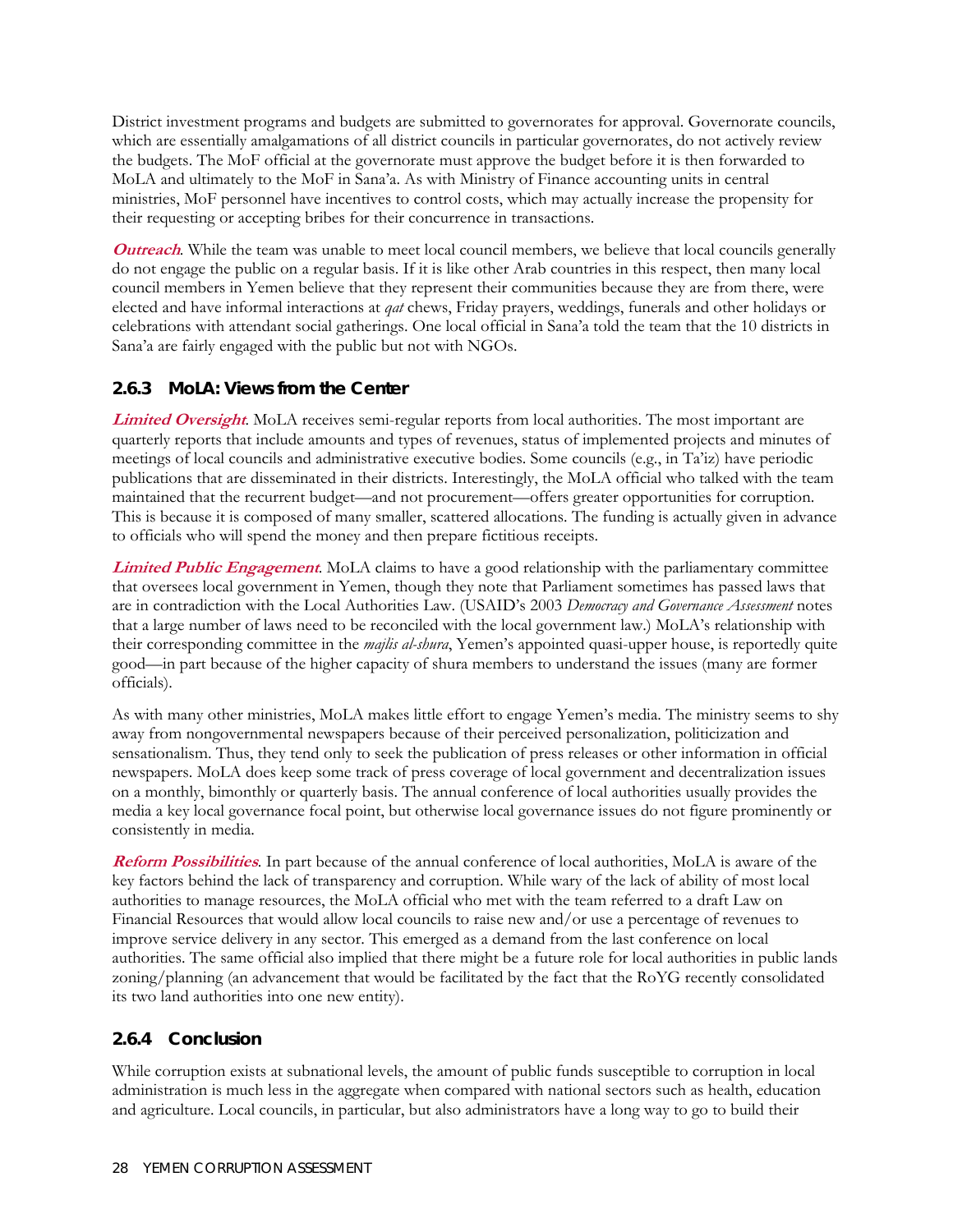District investment programs and budgets are submitted to governorates for approval. Governorate councils, which are essentially amalgamations of all district councils in particular governorates, do not actively review the budgets. The MoF official at the governorate must approve the budget before it is then forwarded to MoLA and ultimately to the MoF in Sana'a. As with Ministry of Finance accounting units in central ministries, MoF personnel have incentives to control costs, which may actually increase the propensity for their requesting or accepting bribes for their concurrence in transactions.

***Outreach***. While the team was unable to meet local council members, we believe that local councils generally do not engage the public on a regular basis. If it is like other Arab countries in this respect, then many local council members in Yemen believe that they represent their communities because they are from there, were elected and have informal interactions at *qat* chews, Friday prayers, weddings, funerals and other holidays or celebrations with attendant social gatherings. One local official in Sana'a told the team that the 10 districts in Sana'a are fairly engaged with the public but not with NGOs.

### 2.6.3 MoLA: Views from the Center

***Limited Oversight***. MoLA receives semi-regular reports from local authorities. The most important are quarterly reports that include amounts and types of revenues, status of implemented projects and minutes of meetings of local councils and administrative executive bodies. Some councils (e.g., in Ta'iz) have periodic publications that are disseminated in their districts. Interestingly, the MoLA official who talked with the team maintained that the recurrent budget—and not procurement—offers greater opportunities for corruption. This is because it is composed of many smaller, scattered allocations. The funding is actually given in advance to officials who will spend the money and then prepare fictitious receipts.

***Limited Public Engagement***. MoLA claims to have a good relationship with the parliamentary committee that oversees local government in Yemen, though they note that Parliament sometimes has passed laws that are in contradiction with the Local Authorities Law. (USAID's 2003 *Democracy and Governance Assessment* notes that a large number of laws need to be reconciled with the local government law.) MoLA's relationship with their corresponding committee in the *majlis al-shura*, Yemen's appointed quasi-upper house, is reportedly quite good—in part because of the higher capacity of shura members to understand the issues (many are former officials).

As with many other ministries, MoLA makes little effort to engage Yemen's media. The ministry seems to shy away from nongovernmental newspapers because of their perceived personalization, politicization and sensationalism. Thus, they tend only to seek the publication of press releases or other information in official newspapers. MoLA does keep some track of press coverage of local government and decentralization issues on a monthly, bimonthly or quarterly basis. The annual conference of local authorities usually provides the media a key local governance focal point, but otherwise local governance issues do not figure prominently or consistently in media.

***Reform Possibilities***. In part because of the annual conference of local authorities, MoLA is aware of the key factors behind the lack of transparency and corruption. While wary of the lack of ability of most local authorities to manage resources, the MoLA official who met with the team referred to a draft Law on Financial Resources that would allow local councils to raise new and/or use a percentage of revenues to improve service delivery in any sector. This emerged as a demand from the last conference on local authorities. The same official also implied that there might be a future role for local authorities in public lands zoning/planning (an advancement that would be facilitated by the fact that the RoYG recently consolidated its two land authorities into one new entity).

### 2.6.4 Conclusion

While corruption exists at subnational levels, the amount of public funds susceptible to corruption in local administration is much less in the aggregate when compared with national sectors such as health, education and agriculture. Local councils, in particular, but also administrators have a long way to go to build their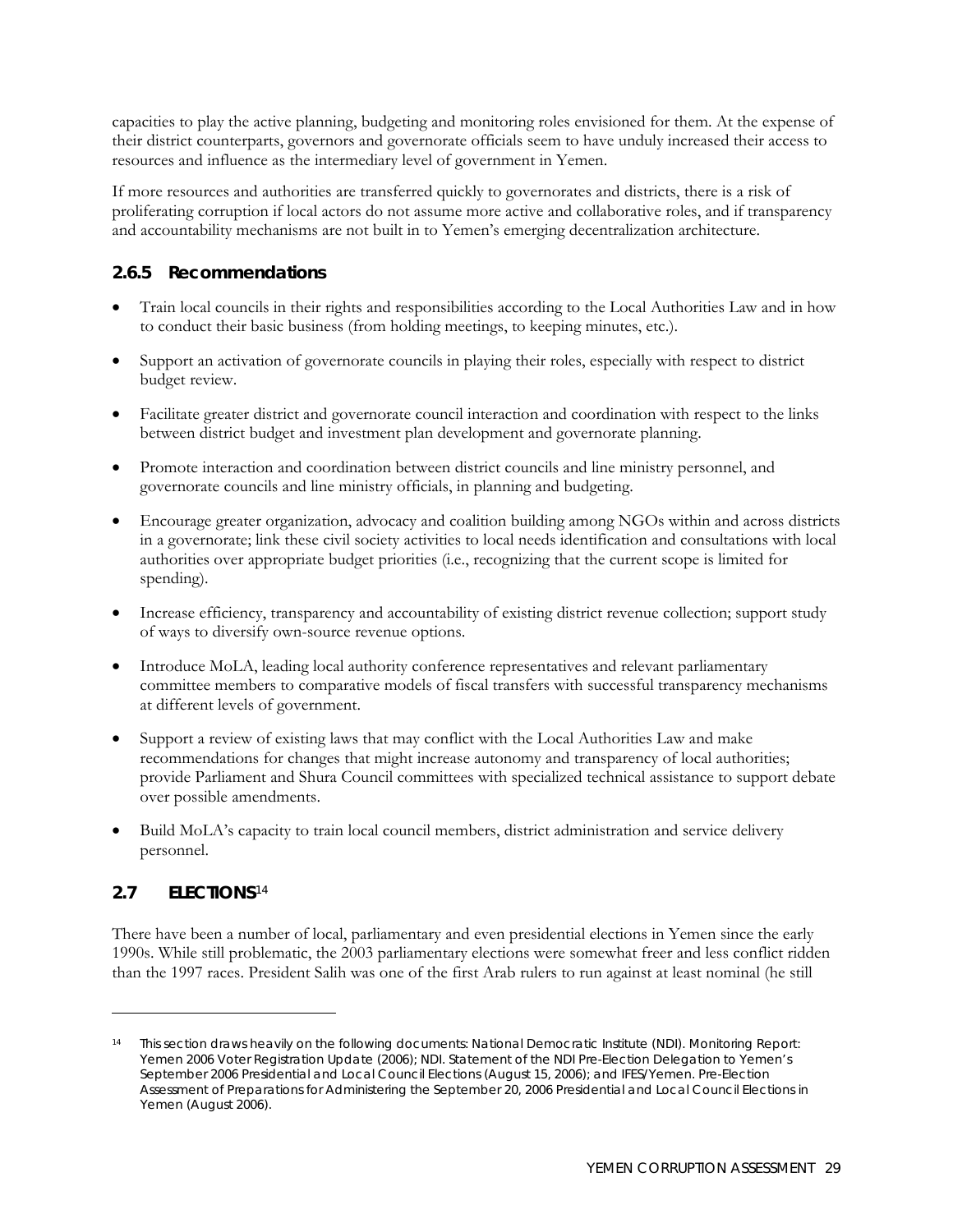capacities to play the active planning, budgeting and monitoring roles envisioned for them. At the expense of their district counterparts, governors and governorate officials seem to have unduly increased their access to resources and influence as the intermediary level of government in Yemen.

If more resources and authorities are transferred quickly to governorates and districts, there is a risk of proliferating corruption if local actors do not assume more active and collaborative roles, and if transparency and accountability mechanisms are not built in to Yemen's emerging decentralization architecture.

### 2.6.5 Recommendations

- Train local councils in their rights and responsibilities according to the Local Authorities Law and in how to conduct their basic business (from holding meetings, to keeping minutes, etc.).
- Support an activation of governorate councils in playing their roles, especially with respect to district budget review.
- Facilitate greater district and governorate council interaction and coordination with respect to the links between district budget and investment plan development and governorate planning.
- Promote interaction and coordination between district councils and line ministry personnel, and governorate councils and line ministry officials, in planning and budgeting.
- Encourage greater organization, advocacy and coalition building among NGOs within and across districts in a governorate; link these civil society activities to local needs identification and consultations with local authorities over appropriate budget priorities (i.e., recognizing that the current scope is limited for spending).
- Increase efficiency, transparency and accountability of existing district revenue collection; support study of ways to diversify own-source revenue options.
- Introduce MoLA, leading local authority conference representatives and relevant parliamentary committee members to comparative models of fiscal transfers with successful transparency mechanisms at different levels of government.
- Support a review of existing laws that may conflict with the Local Authorities Law and make recommendations for changes that might increase autonomy and transparency of local authorities; provide Parliament and Shura Council committees with specialized technical assistance to support debate over possible amendments.
- Build MoLA's capacity to train local council members, district administration and service delivery personnel.

## 2.7 ELECTIONS[14]

There have been a number of local, parliamentary and even presidential elections in Yemen since the early 1990s. While still problematic, the 2003 parliamentary elections were somewhat freer and less conflict ridden than the 1997 races. President Salih was one of the first Arab rulers to run against at least nominal (he still

---

[14] This section draws heavily on the following documents: National Democratic Institute (NDI). Monitoring Report: Yemen 2006 Voter Registration Update (2006); NDI. Statement of the NDI Pre-Election Delegation to Yemen's September 2006 Presidential and Local Council Elections (August 15, 2006); and IFES/Yemen. Pre-Election Assessment of Preparations for Administering the September 20, 2006 Presidential and Local Council Elections in Yemen (August 2006).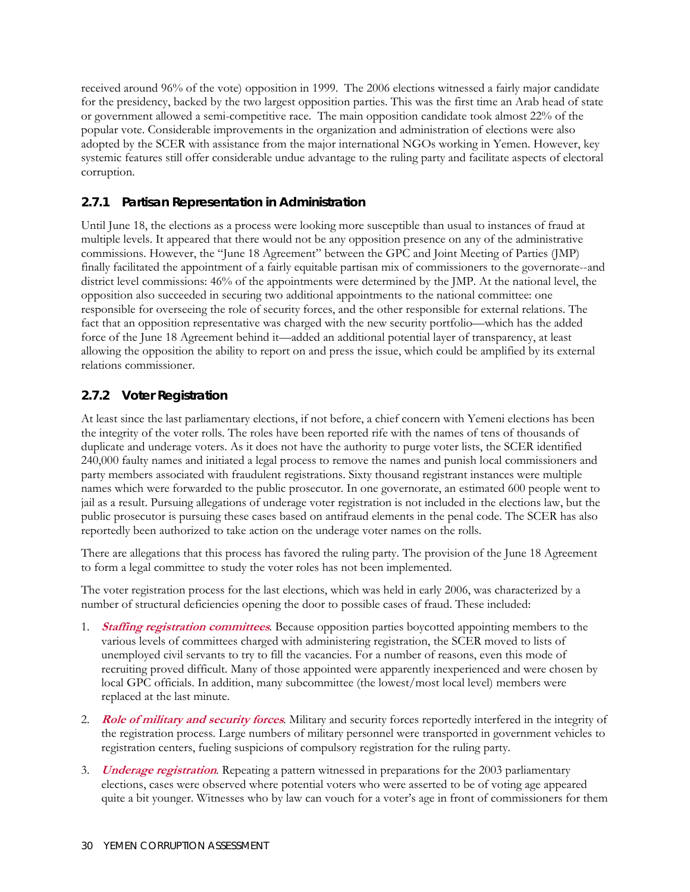received around 96% of the vote) opposition in 1999. The 2006 elections witnessed a fairly major candidate for the presidency, backed by the two largest opposition parties. This was the first time an Arab head of state or government allowed a semi-competitive race. The main opposition candidate took almost 22% of the popular vote. Considerable improvements in the organization and administration of elections were also adopted by the SCER with assistance from the major international NGOs working in Yemen. However, key systemic features still offer considerable undue advantage to the ruling party and facilitate aspects of electoral corruption.

### 2.7.1 Partisan Representation in Administration

Until June 18, the elections as a process were looking more susceptible than usual to instances of fraud at multiple levels. It appeared that there would not be any opposition presence on any of the administrative commissions. However, the "June 18 Agreement" between the GPC and Joint Meeting of Parties (JMP) finally facilitated the appointment of a fairly equitable partisan mix of commissioners to the governorate--and district level commissions: 46% of the appointments were determined by the JMP. At the national level, the opposition also succeeded in securing two additional appointments to the national committee: one responsible for overseeing the role of security forces, and the other responsible for external relations. The fact that an opposition representative was charged with the new security portfolio—which has the added force of the June 18 Agreement behind it—added an additional potential layer of transparency, at least allowing the opposition the ability to report on and press the issue, which could be amplified by its external relations commissioner.

### 2.7.2 Voter Registration

At least since the last parliamentary elections, if not before, a chief concern with Yemeni elections has been the integrity of the voter rolls. The roles have been reported rife with the names of tens of thousands of duplicate and underage voters. As it does not have the authority to purge voter lists, the SCER identified 240,000 faulty names and initiated a legal process to remove the names and punish local commissioners and party members associated with fraudulent registrations. Sixty thousand registrant instances were multiple names which were forwarded to the public prosecutor. In one governorate, an estimated 600 people went to jail as a result. Pursuing allegations of underage voter registration is not included in the elections law, but the public prosecutor is pursuing these cases based on antifraud elements in the penal code. The SCER has also reportedly been authorized to take action on the underage voter names on the rolls.

There are allegations that this process has favored the ruling party. The provision of the June 18 Agreement to form a legal committee to study the voter roles has not been implemented.

The voter registration process for the last elections, which was held in early 2006, was characterized by a number of structural deficiencies opening the door to possible cases of fraud. These included:

1. ***Staffing registration committees***. Because opposition parties boycotted appointing members to the various levels of committees charged with administering registration, the SCER moved to lists of unemployed civil servants to try to fill the vacancies. For a number of reasons, even this mode of recruiting proved difficult. Many of those appointed were apparently inexperienced and were chosen by local GPC officials. In addition, many subcommittee (the lowest/most local level) members were replaced at the last minute.

2. ***Role of military and security forces***. Military and security forces reportedly interfered in the integrity of the registration process. Large numbers of military personnel were transported in government vehicles to registration centers, fueling suspicions of compulsory registration for the ruling party.

3. ***Underage registration***. Repeating a pattern witnessed in preparations for the 2003 parliamentary elections, cases were observed where potential voters who were asserted to be of voting age appeared quite a bit younger. Witnesses who by law can vouch for a voter's age in front of commissioners for them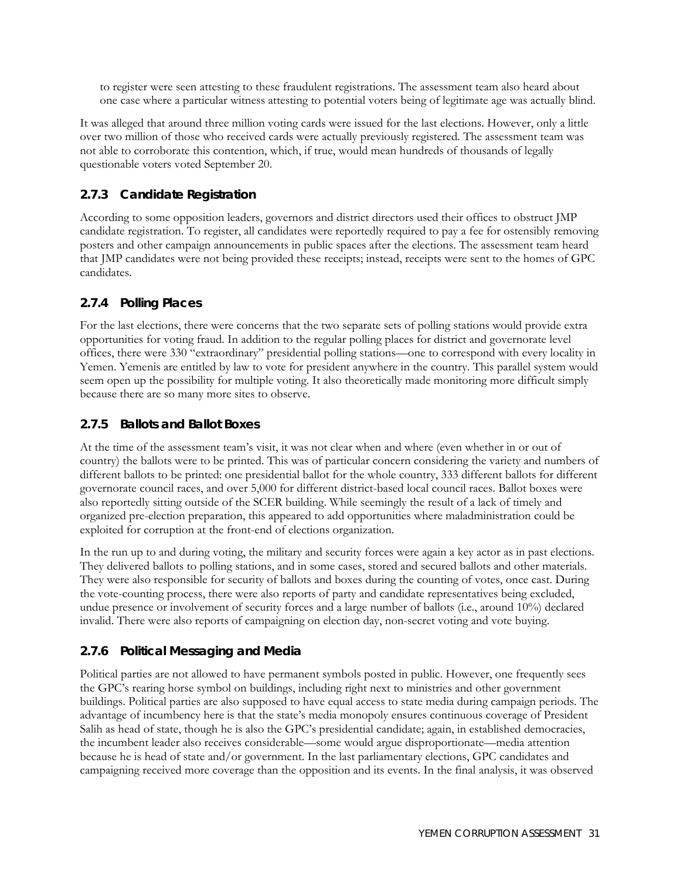to register were seen attesting to these fraudulent registrations. The assessment team also heard about one case where a particular witness attesting to potential voters being of legitimate age was actually blind.

It was alleged that around three million voting cards were issued for the last elections. However, only a little over two million of those who received cards were actually previously registered. The assessment team was not able to corroborate this contention, which, if true, would mean hundreds of thousands of legally questionable voters voted September 20.

### 2.7.3 Candidate Registration

According to some opposition leaders, governors and district directors used their offices to obstruct JMP candidate registration. To register, all candidates were reportedly required to pay a fee for ostensibly removing posters and other campaign announcements in public spaces after the elections. The assessment team heard that JMP candidates were not being provided these receipts; instead, receipts were sent to the homes of GPC candidates.

### 2.7.4 Polling Places

For the last elections, there were concerns that the two separate sets of polling stations would provide extra opportunities for voting fraud. In addition to the regular polling places for district and governorate level offices, there were 330 "extraordinary" presidential polling stations—one to correspond with every locality in Yemen. Yemenis are entitled by law to vote for president anywhere in the country. This parallel system would seem open up the possibility for multiple voting. It also theoretically made monitoring more difficult simply because there are so many more sites to observe.

### 2.7.5 Ballots and Ballot Boxes

At the time of the assessment team's visit, it was not clear when and where (even whether in or out of country) the ballots were to be printed. This was of particular concern considering the variety and numbers of different ballots to be printed: one presidential ballot for the whole country, 333 different ballots for different governorate council races, and over 5,000 for different district-based local council races. Ballot boxes were also reportedly sitting outside of the SCER building. While seemingly the result of a lack of timely and organized pre-election preparation, this appeared to add opportunities where maladministration could be exploited for corruption at the front-end of elections organization.

In the run up to and during voting, the military and security forces were again a key actor as in past elections. They delivered ballots to polling stations, and in some cases, stored and secured ballots and other materials. They were also responsible for security of ballots and boxes during the counting of votes, once cast. During the vote-counting process, there were also reports of party and candidate representatives being excluded, undue presence or involvement of security forces and a large number of ballots (i.e., around 10%) declared invalid. There were also reports of campaigning on election day, non-secret voting and vote buying.

### 2.7.6 Political Messaging and Media

Political parties are not allowed to have permanent symbols posted in public. However, one frequently sees the GPC's rearing horse symbol on buildings, including right next to ministries and other government buildings. Political parties are also supposed to have equal access to state media during campaign periods. The advantage of incumbency here is that the state's media monopoly ensures continuous coverage of President Salih as head of state, though he is also the GPC's presidential candidate; again, in established democracies, the incumbent leader also receives considerable—some would argue disproportionate—media attention because he is head of state and/or government. In the last parliamentary elections, GPC candidates and campaigning received more coverage than the opposition and its events. In the final analysis, it was observed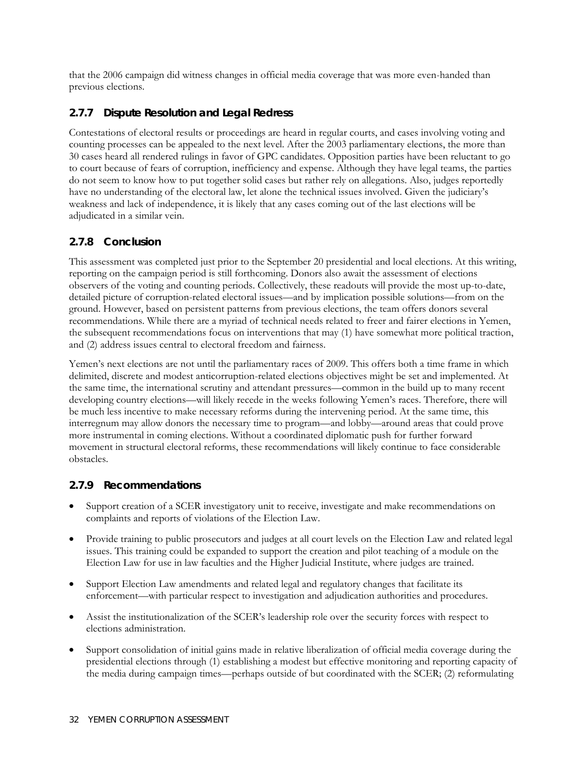that the 2006 campaign did witness changes in official media coverage that was more even-handed than previous elections.

### 2.7.7 Dispute Resolution and Legal Redress

Contestations of electoral results or proceedings are heard in regular courts, and cases involving voting and counting processes can be appealed to the next level. After the 2003 parliamentary elections, the more than 30 cases heard all rendered rulings in favor of GPC candidates. Opposition parties have been reluctant to go to court because of fears of corruption, inefficiency and expense. Although they have legal teams, the parties do not seem to know how to put together solid cases but rather rely on allegations. Also, judges reportedly have no understanding of the electoral law, let alone the technical issues involved. Given the judiciary's weakness and lack of independence, it is likely that any cases coming out of the last elections will be adjudicated in a similar vein.

### 2.7.8 Conclusion

This assessment was completed just prior to the September 20 presidential and local elections. At this writing, reporting on the campaign period is still forthcoming. Donors also await the assessment of elections observers of the voting and counting periods. Collectively, these readouts will provide the most up-to-date, detailed picture of corruption-related electoral issues—and by implication possible solutions—from on the ground. However, based on persistent patterns from previous elections, the team offers donors several recommendations. While there are a myriad of technical needs related to freer and fairer elections in Yemen, the subsequent recommendations focus on interventions that may (1) have somewhat more political traction, and (2) address issues central to electoral freedom and fairness.

Yemen's next elections are not until the parliamentary races of 2009. This offers both a time frame in which delimited, discrete and modest anticorruption-related elections objectives might be set and implemented. At the same time, the international scrutiny and attendant pressures—common in the build up to many recent developing country elections—will likely recede in the weeks following Yemen's races. Therefore, there will be much less incentive to make necessary reforms during the intervening period. At the same time, this interregnum may allow donors the necessary time to program—and lobby—around areas that could prove more instrumental in coming elections. Without a coordinated diplomatic push for further forward movement in structural electoral reforms, these recommendations will likely continue to face considerable obstacles.

### 2.7.9 Recommendations

- Support creation of a SCER investigatory unit to receive, investigate and make recommendations on complaints and reports of violations of the Election Law.
- Provide training to public prosecutors and judges at all court levels on the Election Law and related legal issues. This training could be expanded to support the creation and pilot teaching of a module on the Election Law for use in law faculties and the Higher Judicial Institute, where judges are trained.
- Support Election Law amendments and related legal and regulatory changes that facilitate its enforcement—with particular respect to investigation and adjudication authorities and procedures.
- Assist the institutionalization of the SCER's leadership role over the security forces with respect to elections administration.
- Support consolidation of initial gains made in relative liberalization of official media coverage during the presidential elections through (1) establishing a modest but effective monitoring and reporting capacity of the media during campaign times—perhaps outside of but coordinated with the SCER; (2) reformulating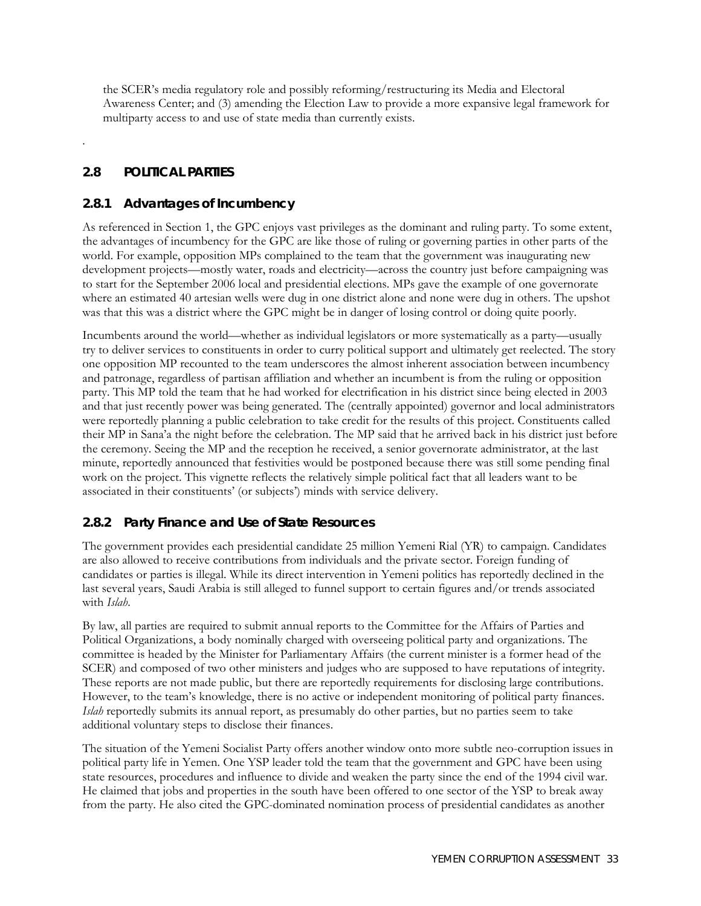the SCER's media regulatory role and possibly reforming/restructuring its Media and Electoral Awareness Center; and (3) amending the Election Law to provide a more expansive legal framework for multiparty access to and use of state media than currently exists.

.

## 2.8 POLITICAL PARTIES

### 2.8.1 Advantages of Incumbency

As referenced in Section 1, the GPC enjoys vast privileges as the dominant and ruling party. To some extent, the advantages of incumbency for the GPC are like those of ruling or governing parties in other parts of the world. For example, opposition MPs complained to the team that the government was inaugurating new development projects—mostly water, roads and electricity—across the country just before campaigning was to start for the September 2006 local and presidential elections. MPs gave the example of one governorate where an estimated 40 artesian wells were dug in one district alone and none were dug in others. The upshot was that this was a district where the GPC might be in danger of losing control or doing quite poorly.

Incumbents around the world—whether as individual legislators or more systematically as a party—usually try to deliver services to constituents in order to curry political support and ultimately get reelected. The story one opposition MP recounted to the team underscores the almost inherent association between incumbency and patronage, regardless of partisan affiliation and whether an incumbent is from the ruling or opposition party. This MP told the team that he had worked for electrification in his district since being elected in 2003 and that just recently power was being generated. The (centrally appointed) governor and local administrators were reportedly planning a public celebration to take credit for the results of this project. Constituents called their MP in Sana'a the night before the celebration. The MP said that he arrived back in his district just before the ceremony. Seeing the MP and the reception he received, a senior governorate administrator, at the last minute, reportedly announced that festivities would be postponed because there was still some pending final work on the project. This vignette reflects the relatively simple political fact that all leaders want to be associated in their constituents' (or subjects') minds with service delivery.

### 2.8.2 Party Finance and Use of State Resources

The government provides each presidential candidate 25 million Yemeni Rial (YR) to campaign. Candidates are also allowed to receive contributions from individuals and the private sector. Foreign funding of candidates or parties is illegal. While its direct intervention in Yemeni politics has reportedly declined in the last several years, Saudi Arabia is still alleged to funnel support to certain figures and/or trends associated with *Islah*.

By law, all parties are required to submit annual reports to the Committee for the Affairs of Parties and Political Organizations, a body nominally charged with overseeing political party and organizations. The committee is headed by the Minister for Parliamentary Affairs (the current minister is a former head of the SCER) and composed of two other ministers and judges who are supposed to have reputations of integrity. These reports are not made public, but there are reportedly requirements for disclosing large contributions. However, to the team's knowledge, there is no active or independent monitoring of political party finances. *Islah* reportedly submits its annual report, as presumably do other parties, but no parties seem to take additional voluntary steps to disclose their finances.

The situation of the Yemeni Socialist Party offers another window onto more subtle neo-corruption issues in political party life in Yemen. One YSP leader told the team that the government and GPC have been using state resources, procedures and influence to divide and weaken the party since the end of the 1994 civil war. He claimed that jobs and properties in the south have been offered to one sector of the YSP to break away from the party. He also cited the GPC-dominated nomination process of presidential candidates as another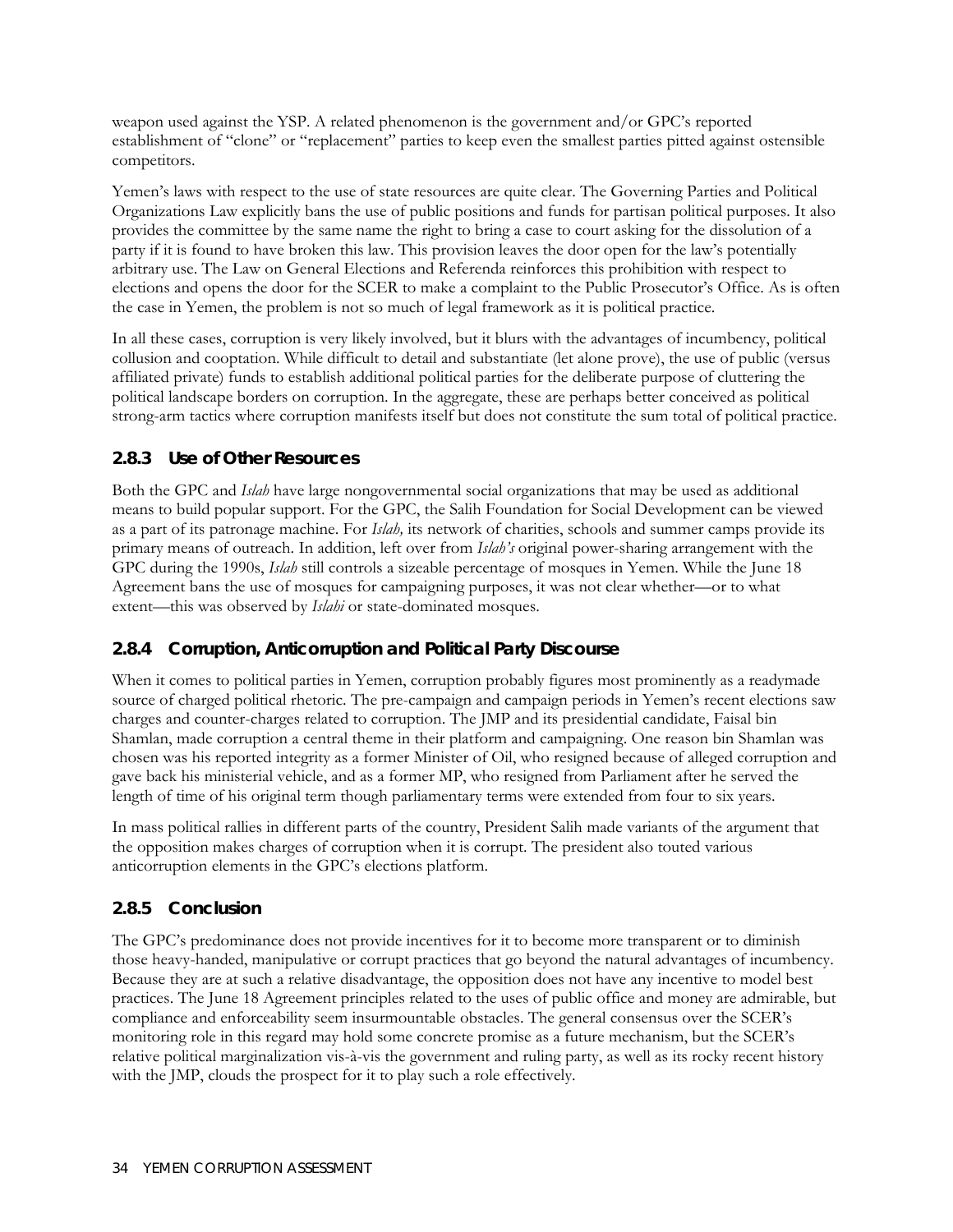weapon used against the YSP. A related phenomenon is the government and/or GPC's reported establishment of "clone" or "replacement" parties to keep even the smallest parties pitted against ostensible competitors.

Yemen's laws with respect to the use of state resources are quite clear. The Governing Parties and Political Organizations Law explicitly bans the use of public positions and funds for partisan political purposes. It also provides the committee by the same name the right to bring a case to court asking for the dissolution of a party if it is found to have broken this law. This provision leaves the door open for the law's potentially arbitrary use. The Law on General Elections and Referenda reinforces this prohibition with respect to elections and opens the door for the SCER to make a complaint to the Public Prosecutor's Office. As is often the case in Yemen, the problem is not so much of legal framework as it is political practice.

In all these cases, corruption is very likely involved, but it blurs with the advantages of incumbency, political collusion and cooptation. While difficult to detail and substantiate (let alone prove), the use of public (versus affiliated private) funds to establish additional political parties for the deliberate purpose of cluttering the political landscape borders on corruption. In the aggregate, these are perhaps better conceived as political strong-arm tactics where corruption manifests itself but does not constitute the sum total of political practice.

### 2.8.3 Use of Other Resources

Both the GPC and *Islah* have large nongovernmental social organizations that may be used as additional means to build popular support. For the GPC, the Salih Foundation for Social Development can be viewed as a part of its patronage machine. For *Islah,* its network of charities, schools and summer camps provide its primary means of outreach. In addition, left over from *Islah's* original power-sharing arrangement with the GPC during the 1990s, *Islah* still controls a sizeable percentage of mosques in Yemen. While the June 18 Agreement bans the use of mosques for campaigning purposes, it was not clear whether—or to what extent—this was observed by *Islahi* or state-dominated mosques.

### 2.8.4 Corruption, Anticorruption and Political Party Discourse

When it comes to political parties in Yemen, corruption probably figures most prominently as a readymade source of charged political rhetoric. The pre-campaign and campaign periods in Yemen's recent elections saw charges and counter-charges related to corruption. The JMP and its presidential candidate, Faisal bin Shamlan, made corruption a central theme in their platform and campaigning. One reason bin Shamlan was chosen was his reported integrity as a former Minister of Oil, who resigned because of alleged corruption and gave back his ministerial vehicle, and as a former MP, who resigned from Parliament after he served the length of time of his original term though parliamentary terms were extended from four to six years.

In mass political rallies in different parts of the country, President Salih made variants of the argument that the opposition makes charges of corruption when it is corrupt. The president also touted various anticorruption elements in the GPC's elections platform.

### 2.8.5 Conclusion

The GPC's predominance does not provide incentives for it to become more transparent or to diminish those heavy-handed, manipulative or corrupt practices that go beyond the natural advantages of incumbency. Because they are at such a relative disadvantage, the opposition does not have any incentive to model best practices. The June 18 Agreement principles related to the uses of public office and money are admirable, but compliance and enforceability seem insurmountable obstacles. The general consensus over the SCER's monitoring role in this regard may hold some concrete promise as a future mechanism, but the SCER's relative political marginalization vis-à-vis the government and ruling party, as well as its rocky recent history with the JMP, clouds the prospect for it to play such a role effectively.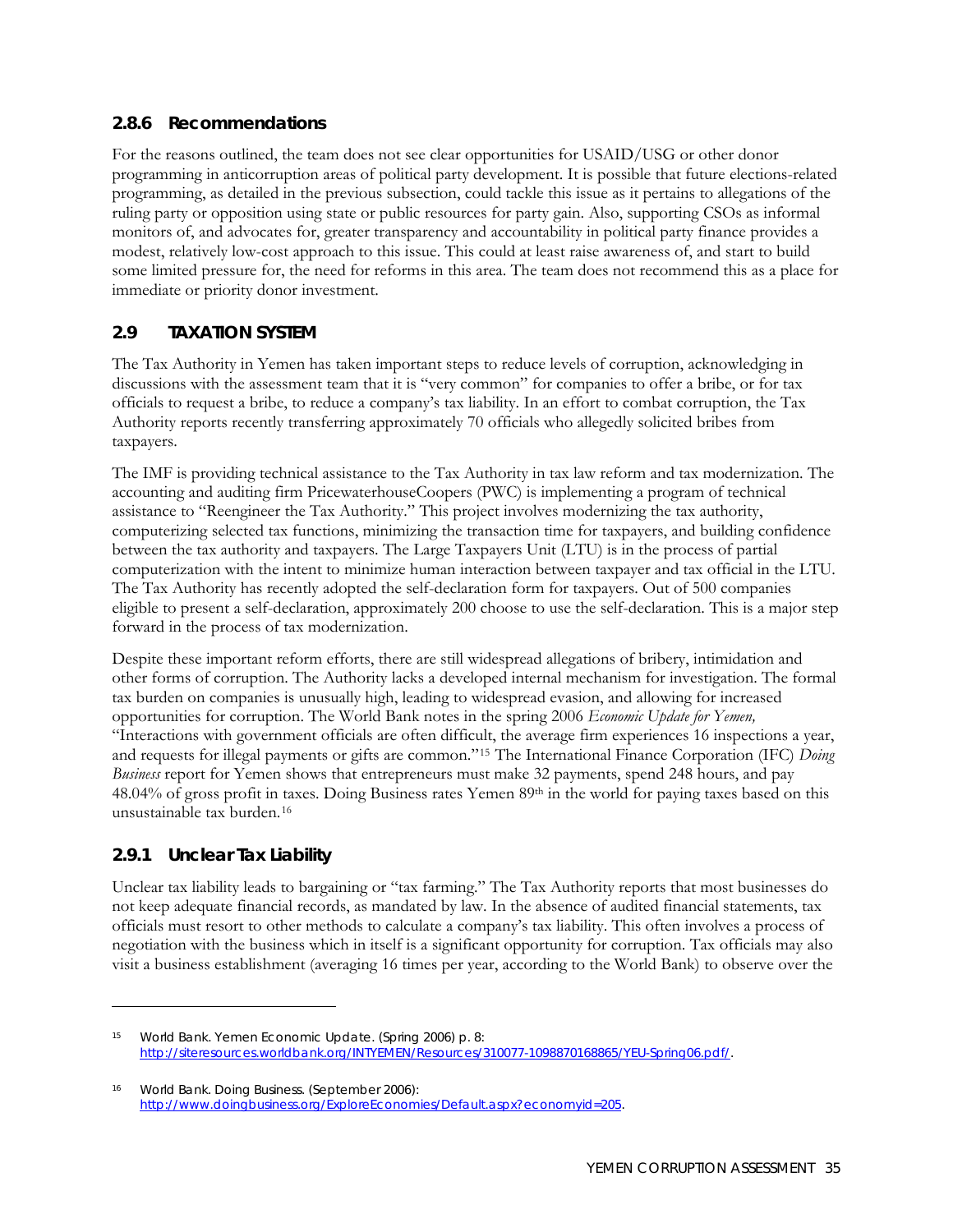### 2.8.6 Recommendations

For the reasons outlined, the team does not see clear opportunities for USAID/USG or other donor programming in anticorruption areas of political party development. It is possible that future elections-related programming, as detailed in the previous subsection, could tackle this issue as it pertains to allegations of the ruling party or opposition using state or public resources for party gain. Also, supporting CSOs as informal monitors of, and advocates for, greater transparency and accountability in political party finance provides a modest, relatively low-cost approach to this issue. This could at least raise awareness of, and start to build some limited pressure for, the need for reforms in this area. The team does not recommend this as a place for immediate or priority donor investment.

## 2.9 TAXATION SYSTEM

The Tax Authority in Yemen has taken important steps to reduce levels of corruption, acknowledging in discussions with the assessment team that it is "very common" for companies to offer a bribe, or for tax officials to request a bribe, to reduce a company's tax liability. In an effort to combat corruption, the Tax Authority reports recently transferring approximately 70 officials who allegedly solicited bribes from taxpayers.

The IMF is providing technical assistance to the Tax Authority in tax law reform and tax modernization. The accounting and auditing firm PricewaterhouseCoopers (PWC) is implementing a program of technical assistance to "Reengineer the Tax Authority." This project involves modernizing the tax authority, computerizing selected tax functions, minimizing the transaction time for taxpayers, and building confidence between the tax authority and taxpayers. The Large Taxpayers Unit (LTU) is in the process of partial computerization with the intent to minimize human interaction between taxpayer and tax official in the LTU. The Tax Authority has recently adopted the self-declaration form for taxpayers. Out of 500 companies eligible to present a self-declaration, approximately 200 choose to use the self-declaration. This is a major step forward in the process of tax modernization.

Despite these important reform efforts, there are still widespread allegations of bribery, intimidation and other forms of corruption. The Authority lacks a developed internal mechanism for investigation. The formal tax burden on companies is unusually high, leading to widespread evasion, and allowing for increased opportunities for corruption. The World Bank notes in the spring 2006 *Economic Update for Yemen,* "Interactions with government officials are often difficult, the average firm experiences 16 inspections a year, and requests for illegal payments or gifts are common."[15] The International Finance Corporation (IFC) *Doing Business* report for Yemen shows that entrepreneurs must make 32 payments, spend 248 hours, and pay 48.04% of gross profit in taxes. Doing Business rates Yemen 89th in the world for paying taxes based on this unsustainable tax burden.[16]

### 2.9.1 Unclear Tax Liability

Unclear tax liability leads to bargaining or "tax farming." The Tax Authority reports that most businesses do not keep adequate financial records, as mandated by law. In the absence of audited financial statements, tax officials must resort to other methods to calculate a company's tax liability. This often involves a process of negotiation with the business which in itself is a significant opportunity for corruption. Tax officials may also visit a business establishment (averaging 16 times per year, according to the World Bank) to observe over the

---

[15] World Bank. Yemen Economic Update. (Spring 2006) p. 8: http://siteresources.worldbank.org/INTYEMEN/Resources/310077-1098870168865/YEU-Spring06.pdf/.

[16] World Bank. Doing Business. (September 2006): http://www.doingbusiness.org/ExploreEconomies/Default.aspx?economyid=205.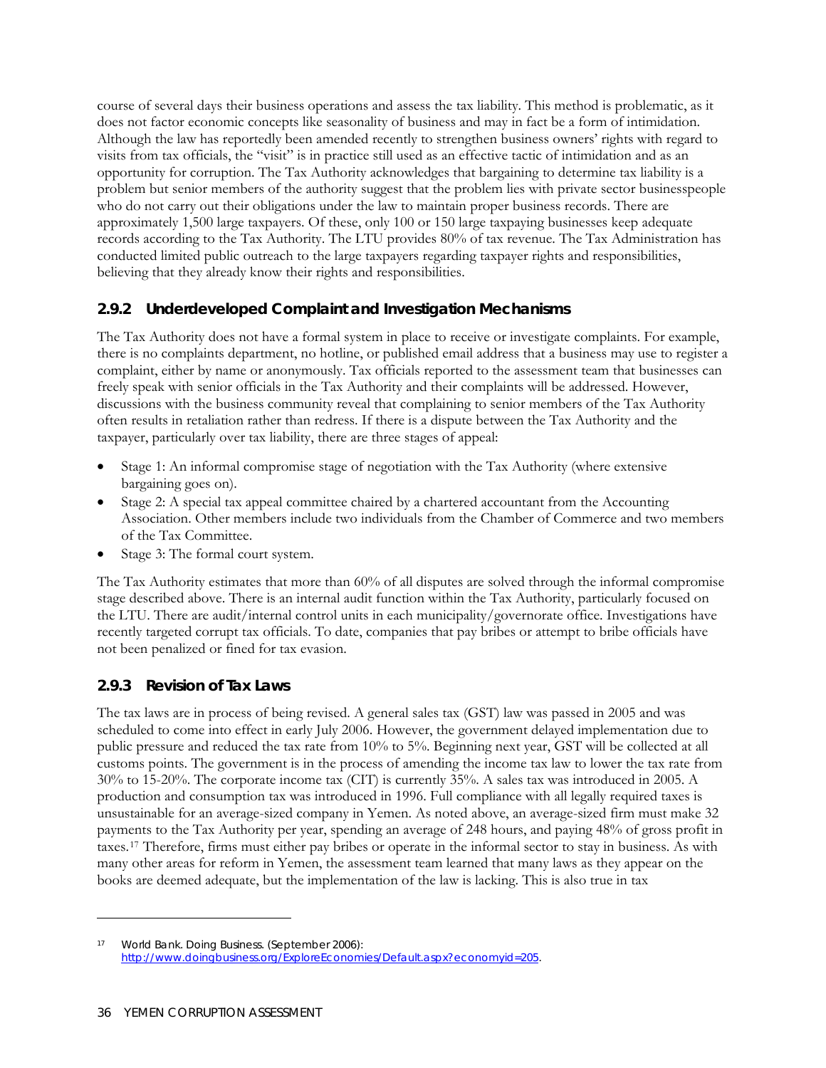course of several days their business operations and assess the tax liability. This method is problematic, as it does not factor economic concepts like seasonality of business and may in fact be a form of intimidation. Although the law has reportedly been amended recently to strengthen business owners' rights with regard to visits from tax officials, the "visit" is in practice still used as an effective tactic of intimidation and as an opportunity for corruption. The Tax Authority acknowledges that bargaining to determine tax liability is a problem but senior members of the authority suggest that the problem lies with private sector businesspeople who do not carry out their obligations under the law to maintain proper business records. There are approximately 1,500 large taxpayers. Of these, only 100 or 150 large taxpaying businesses keep adequate records according to the Tax Authority. The LTU provides 80% of tax revenue. The Tax Administration has conducted limited public outreach to the large taxpayers regarding taxpayer rights and responsibilities, believing that they already know their rights and responsibilities.

### 2.9.2 Underdeveloped Complaint and Investigation Mechanisms

The Tax Authority does not have a formal system in place to receive or investigate complaints. For example, there is no complaints department, no hotline, or published email address that a business may use to register a complaint, either by name or anonymously. Tax officials reported to the assessment team that businesses can freely speak with senior officials in the Tax Authority and their complaints will be addressed. However, discussions with the business community reveal that complaining to senior members of the Tax Authority often results in retaliation rather than redress. If there is a dispute between the Tax Authority and the taxpayer, particularly over tax liability, there are three stages of appeal:

- Stage 1: An informal compromise stage of negotiation with the Tax Authority (where extensive bargaining goes on).
- Stage 2: A special tax appeal committee chaired by a chartered accountant from the Accounting Association. Other members include two individuals from the Chamber of Commerce and two members of the Tax Committee.
- Stage 3: The formal court system.

The Tax Authority estimates that more than 60% of all disputes are solved through the informal compromise stage described above. There is an internal audit function within the Tax Authority, particularly focused on the LTU. There are audit/internal control units in each municipality/governorate office. Investigations have recently targeted corrupt tax officials. To date, companies that pay bribes or attempt to bribe officials have not been penalized or fined for tax evasion.

### 2.9.3 Revision of Tax Laws

The tax laws are in process of being revised. A general sales tax (GST) law was passed in 2005 and was scheduled to come into effect in early July 2006. However, the government delayed implementation due to public pressure and reduced the tax rate from 10% to 5%. Beginning next year, GST will be collected at all customs points. The government is in the process of amending the income tax law to lower the tax rate from 30% to 15-20%. The corporate income tax (CIT) is currently 35%. A sales tax was introduced in 2005. A production and consumption tax was introduced in 1996. Full compliance with all legally required taxes is unsustainable for an average-sized company in Yemen. As noted above, an average-sized firm must make 32 payments to the Tax Authority per year, spending an average of 248 hours, and paying 48% of gross profit in taxes.[17] Therefore, firms must either pay bribes or operate in the informal sector to stay in business. As with many other areas for reform in Yemen, the assessment team learned that many laws as they appear on the books are deemed adequate, but the implementation of the law is lacking. This is also true in tax

[17] World Bank. Doing Business. (September 2006): http://www.doingbusiness.org/ExploreEconomies/Default.aspx?economyid=205.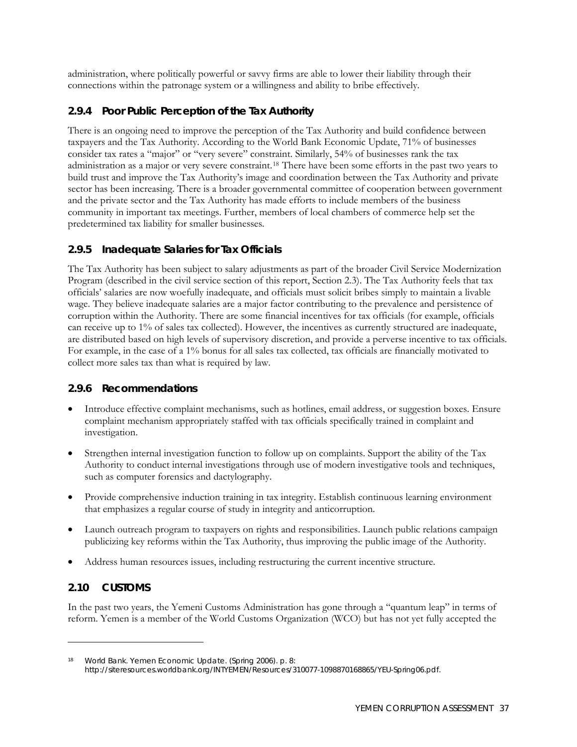administration, where politically powerful or savvy firms are able to lower their liability through their connections within the patronage system or a willingness and ability to bribe effectively.

### 2.9.4 Poor Public Perception of the Tax Authority

There is an ongoing need to improve the perception of the Tax Authority and build confidence between taxpayers and the Tax Authority. According to the World Bank Economic Update, 71% of businesses consider tax rates a "major" or "very severe" constraint. Similarly, 54% of businesses rank the tax administration as a major or very severe constraint.[18] There have been some efforts in the past two years to build trust and improve the Tax Authority's image and coordination between the Tax Authority and private sector has been increasing. There is a broader governmental committee of cooperation between government and the private sector and the Tax Authority has made efforts to include members of the business community in important tax meetings. Further, members of local chambers of commerce help set the predetermined tax liability for smaller businesses.

### 2.9.5 Inadequate Salaries for Tax Officials

The Tax Authority has been subject to salary adjustments as part of the broader Civil Service Modernization Program (described in the civil service section of this report, Section 2.3). The Tax Authority feels that tax officials' salaries are now woefully inadequate, and officials must solicit bribes simply to maintain a livable wage. They believe inadequate salaries are a major factor contributing to the prevalence and persistence of corruption within the Authority. There are some financial incentives for tax officials (for example, officials can receive up to 1% of sales tax collected). However, the incentives as currently structured are inadequate, are distributed based on high levels of supervisory discretion, and provide a perverse incentive to tax officials. For example, in the case of a 1% bonus for all sales tax collected, tax officials are financially motivated to collect more sales tax than what is required by law.

### 2.9.6 Recommendations

- Introduce effective complaint mechanisms, such as hotlines, email address, or suggestion boxes. Ensure complaint mechanism appropriately staffed with tax officials specifically trained in complaint and investigation.
- Strengthen internal investigation function to follow up on complaints. Support the ability of the Tax Authority to conduct internal investigations through use of modern investigative tools and techniques, such as computer forensics and dactylography.
- Provide comprehensive induction training in tax integrity. Establish continuous learning environment that emphasizes a regular course of study in integrity and anticorruption.
- Launch outreach program to taxpayers on rights and responsibilities. Launch public relations campaign publicizing key reforms within the Tax Authority, thus improving the public image of the Authority.
- Address human resources issues, including restructuring the current incentive structure.

## 2.10 CUSTOMS

In the past two years, the Yemeni Customs Administration has gone through a "quantum leap" in terms of reform. Yemen is a member of the World Customs Organization (WCO) but has not yet fully accepted the

---

[18] World Bank. Yemen Economic Update. (Spring 2006). p. 8: http://siteresources.worldbank.org/INTYEMEN/Resources/310077-1098870168865/YEU-Spring06.pdf.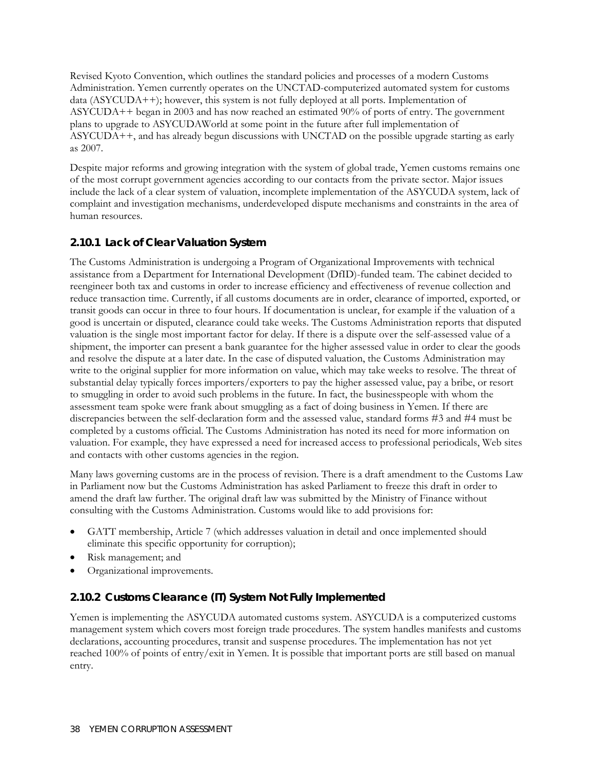Revised Kyoto Convention, which outlines the standard policies and processes of a modern Customs Administration. Yemen currently operates on the UNCTAD-computerized automated system for customs data (ASYCUDA++); however, this system is not fully deployed at all ports. Implementation of ASYCUDA++ began in 2003 and has now reached an estimated 90% of ports of entry. The government plans to upgrade to ASYCUDAWorld at some point in the future after full implementation of ASYCUDA++, and has already begun discussions with UNCTAD on the possible upgrade starting as early as 2007.

Despite major reforms and growing integration with the system of global trade, Yemen customs remains one of the most corrupt government agencies according to our contacts from the private sector. Major issues include the lack of a clear system of valuation, incomplete implementation of the ASYCUDA system, lack of complaint and investigation mechanisms, underdeveloped dispute mechanisms and constraints in the area of human resources.

### 2.10.1 Lack of Clear Valuation System

The Customs Administration is undergoing a Program of Organizational Improvements with technical assistance from a Department for International Development (DfID)-funded team. The cabinet decided to reengineer both tax and customs in order to increase efficiency and effectiveness of revenue collection and reduce transaction time. Currently, if all customs documents are in order, clearance of imported, exported, or transit goods can occur in three to four hours. If documentation is unclear, for example if the valuation of a good is uncertain or disputed, clearance could take weeks. The Customs Administration reports that disputed valuation is the single most important factor for delay. If there is a dispute over the self-assessed value of a shipment, the importer can present a bank guarantee for the higher assessed value in order to clear the goods and resolve the dispute at a later date. In the case of disputed valuation, the Customs Administration may write to the original supplier for more information on value, which may take weeks to resolve. The threat of substantial delay typically forces importers/exporters to pay the higher assessed value, pay a bribe, or resort to smuggling in order to avoid such problems in the future. In fact, the businesspeople with whom the assessment team spoke were frank about smuggling as a fact of doing business in Yemen. If there are discrepancies between the self-declaration form and the assessed value, standard forms #3 and #4 must be completed by a customs official. The Customs Administration has noted its need for more information on valuation. For example, they have expressed a need for increased access to professional periodicals, Web sites and contacts with other customs agencies in the region.

Many laws governing customs are in the process of revision. There is a draft amendment to the Customs Law in Parliament now but the Customs Administration has asked Parliament to freeze this draft in order to amend the draft law further. The original draft law was submitted by the Ministry of Finance without consulting with the Customs Administration. Customs would like to add provisions for:

- GATT membership, Article 7 (which addresses valuation in detail and once implemented should eliminate this specific opportunity for corruption);
- Risk management; and
- Organizational improvements.

### 2.10.2 Customs Clearance (IT) System Not Fully Implemented

Yemen is implementing the ASYCUDA automated customs system. ASYCUDA is a computerized customs management system which covers most foreign trade procedures. The system handles manifests and customs declarations, accounting procedures, transit and suspense procedures. The implementation has not yet reached 100% of points of entry/exit in Yemen. It is possible that important ports are still based on manual entry.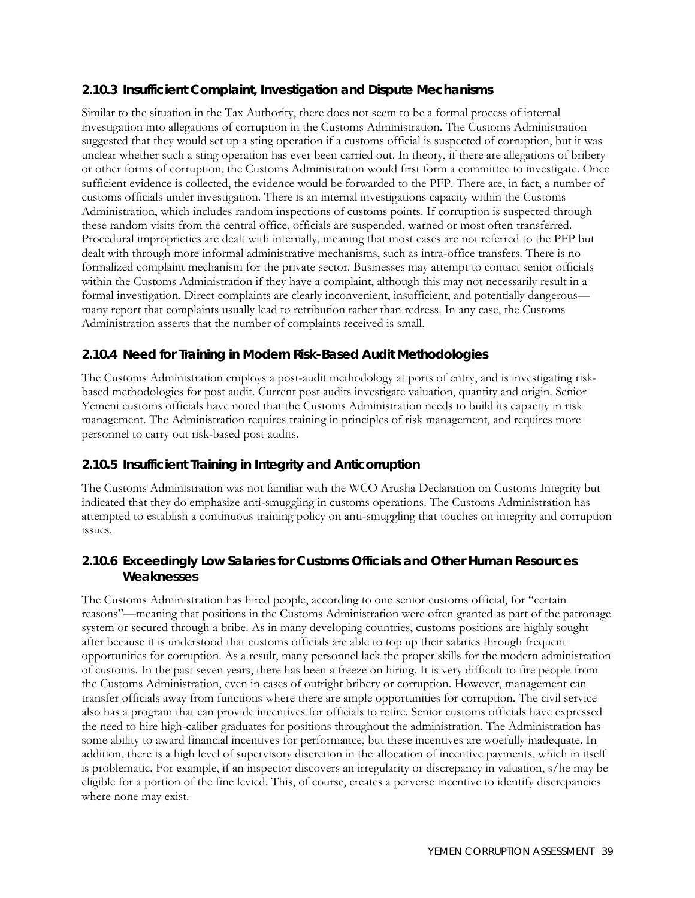### 2.10.3 Insufficient Complaint, Investigation and Dispute Mechanisms

Similar to the situation in the Tax Authority, there does not seem to be a formal process of internal investigation into allegations of corruption in the Customs Administration. The Customs Administration suggested that they would set up a sting operation if a customs official is suspected of corruption, but it was unclear whether such a sting operation has ever been carried out. In theory, if there are allegations of bribery or other forms of corruption, the Customs Administration would first form a committee to investigate. Once sufficient evidence is collected, the evidence would be forwarded to the PFP. There are, in fact, a number of customs officials under investigation. There is an internal investigations capacity within the Customs Administration, which includes random inspections of customs points. If corruption is suspected through these random visits from the central office, officials are suspended, warned or most often transferred. Procedural improprieties are dealt with internally, meaning that most cases are not referred to the PFP but dealt with through more informal administrative mechanisms, such as intra-office transfers. There is no formalized complaint mechanism for the private sector. Businesses may attempt to contact senior officials within the Customs Administration if they have a complaint, although this may not necessarily result in a formal investigation. Direct complaints are clearly inconvenient, insufficient, and potentially dangerous—many report that complaints usually lead to retribution rather than redress. In any case, the Customs Administration asserts that the number of complaints received is small.

### 2.10.4 Need for Training in Modern Risk-Based Audit Methodologies

The Customs Administration employs a post-audit methodology at ports of entry, and is investigating risk-based methodologies for post audit. Current post audits investigate valuation, quantity and origin. Senior Yemeni customs officials have noted that the Customs Administration needs to build its capacity in risk management. The Administration requires training in principles of risk management, and requires more personnel to carry out risk-based post audits.

### 2.10.5 Insufficient Training in Integrity and Anticorruption

The Customs Administration was not familiar with the WCO Arusha Declaration on Customs Integrity but indicated that they do emphasize anti-smuggling in customs operations. The Customs Administration has attempted to establish a continuous training policy on anti-smuggling that touches on integrity and corruption issues.

### 2.10.6 Exceedingly Low Salaries for Customs Officials and Other Human Resources Weaknesses

The Customs Administration has hired people, according to one senior customs official, for "certain reasons"—meaning that positions in the Customs Administration were often granted as part of the patronage system or secured through a bribe. As in many developing countries, customs positions are highly sought after because it is understood that customs officials are able to top up their salaries through frequent opportunities for corruption. As a result, many personnel lack the proper skills for the modern administration of customs. In the past seven years, there has been a freeze on hiring. It is very difficult to fire people from the Customs Administration, even in cases of outright bribery or corruption. However, management can transfer officials away from functions where there are ample opportunities for corruption. The civil service also has a program that can provide incentives for officials to retire. Senior customs officials have expressed the need to hire high-caliber graduates for positions throughout the administration. The Administration has some ability to award financial incentives for performance, but these incentives are woefully inadequate. In addition, there is a high level of supervisory discretion in the allocation of incentive payments, which in itself is problematic. For example, if an inspector discovers an irregularity or discrepancy in valuation, s/he may be eligible for a portion of the fine levied. This, of course, creates a perverse incentive to identify discrepancies where none may exist.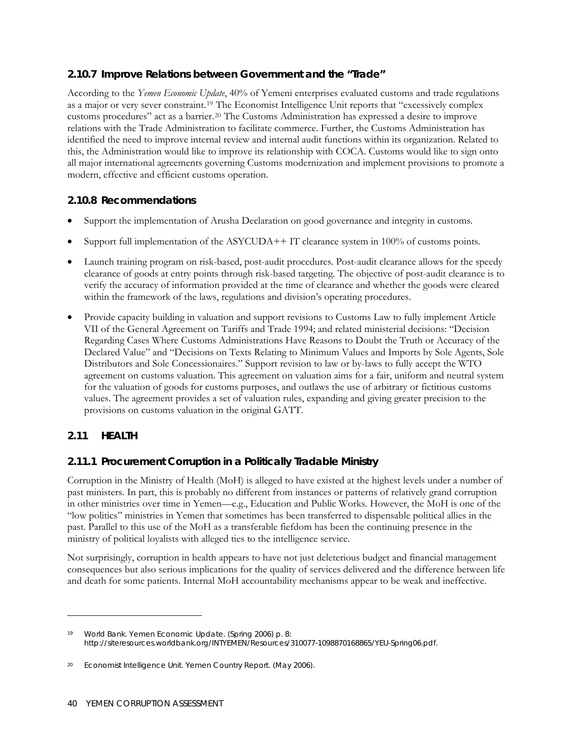### 2.10.7 Improve Relations between Government and the "Trade"

According to the *Yemen Economic Update*, 40% of Yemeni enterprises evaluated customs and trade regulations as a major or very sever constraint.[19] The Economist Intelligence Unit reports that "excessively complex customs procedures" act as a barrier.[20] The Customs Administration has expressed a desire to improve relations with the Trade Administration to facilitate commerce. Further, the Customs Administration has identified the need to improve internal review and internal audit functions within its organization. Related to this, the Administration would like to improve its relationship with COCA. Customs would like to sign onto all major international agreements governing Customs modernization and implement provisions to promote a modern, effective and efficient customs operation.

### 2.10.8 Recommendations

- Support the implementation of Arusha Declaration on good governance and integrity in customs.
- Support full implementation of the ASYCUDA++ IT clearance system in 100% of customs points.
- Launch training program on risk-based, post-audit procedures. Post-audit clearance allows for the speedy clearance of goods at entry points through risk-based targeting. The objective of post-audit clearance is to verify the accuracy of information provided at the time of clearance and whether the goods were cleared within the framework of the laws, regulations and division's operating procedures.
- Provide capacity building in valuation and support revisions to Customs Law to fully implement Article VII of the General Agreement on Tariffs and Trade 1994; and related ministerial decisions: "Decision Regarding Cases Where Customs Administrations Have Reasons to Doubt the Truth or Accuracy of the Declared Value" and "Decisions on Texts Relating to Minimum Values and Imports by Sole Agents, Sole Distributors and Sole Concessionaires." Support revision to law or by-laws to fully accept the WTO agreement on customs valuation. This agreement on valuation aims for a fair, uniform and neutral system for the valuation of goods for customs purposes, and outlaws the use of arbitrary or fictitious customs values. The agreement provides a set of valuation rules, expanding and giving greater precision to the provisions on customs valuation in the original GATT.

## 2.11 HEALTH

### 2.11.1 Procurement Corruption in a Politically Tradable Ministry

Corruption in the Ministry of Health (MoH) is alleged to have existed at the highest levels under a number of past ministers. In part, this is probably no different from instances or patterns of relatively grand corruption in other ministries over time in Yemen—e.g., Education and Public Works. However, the MoH is one of the "low politics" ministries in Yemen that sometimes has been transferred to dispensable political allies in the past. Parallel to this use of the MoH as a transferable fiefdom has been the continuing presence in the ministry of political loyalists with alleged ties to the intelligence service.

Not surprisingly, corruption in health appears to have not just deleterious budget and financial management consequences but also serious implications for the quality of services delivered and the difference between life and death for some patients. Internal MoH accountability mechanisms appear to be weak and ineffective.

---

[19] World Bank. Yemen Economic Update. (Spring 2006) p. 8: http://siteresources.worldbank.org/INTYEMEN/Resources/310077-1098870168865/YEU-Spring06.pdf.

[20] Economist Intelligence Unit. Yemen Country Report. (May 2006).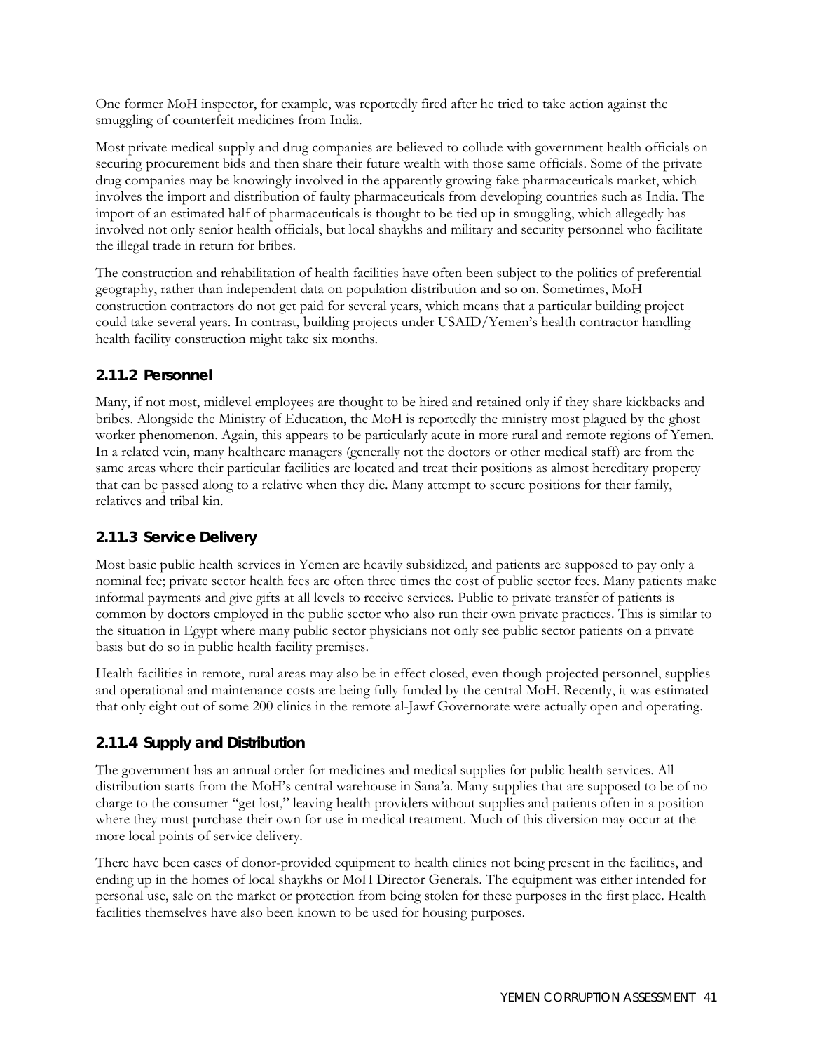One former MoH inspector, for example, was reportedly fired after he tried to take action against the smuggling of counterfeit medicines from India.

Most private medical supply and drug companies are believed to collude with government health officials on securing procurement bids and then share their future wealth with those same officials. Some of the private drug companies may be knowingly involved in the apparently growing fake pharmaceuticals market, which involves the import and distribution of faulty pharmaceuticals from developing countries such as India. The import of an estimated half of pharmaceuticals is thought to be tied up in smuggling, which allegedly has involved not only senior health officials, but local shaykhs and military and security personnel who facilitate the illegal trade in return for bribes.

The construction and rehabilitation of health facilities have often been subject to the politics of preferential geography, rather than independent data on population distribution and so on. Sometimes, MoH construction contractors do not get paid for several years, which means that a particular building project could take several years. In contrast, building projects under USAID/Yemen's health contractor handling health facility construction might take six months.

### 2.11.2 Personnel

Many, if not most, midlevel employees are thought to be hired and retained only if they share kickbacks and bribes. Alongside the Ministry of Education, the MoH is reportedly the ministry most plagued by the ghost worker phenomenon. Again, this appears to be particularly acute in more rural and remote regions of Yemen. In a related vein, many healthcare managers (generally not the doctors or other medical staff) are from the same areas where their particular facilities are located and treat their positions as almost hereditary property that can be passed along to a relative when they die. Many attempt to secure positions for their family, relatives and tribal kin.

### 2.11.3 Service Delivery

Most basic public health services in Yemen are heavily subsidized, and patients are supposed to pay only a nominal fee; private sector health fees are often three times the cost of public sector fees. Many patients make informal payments and give gifts at all levels to receive services. Public to private transfer of patients is common by doctors employed in the public sector who also run their own private practices. This is similar to the situation in Egypt where many public sector physicians not only see public sector patients on a private basis but do so in public health facility premises.

Health facilities in remote, rural areas may also be in effect closed, even though projected personnel, supplies and operational and maintenance costs are being fully funded by the central MoH. Recently, it was estimated that only eight out of some 200 clinics in the remote al-Jawf Governorate were actually open and operating.

### 2.11.4 Supply and Distribution

The government has an annual order for medicines and medical supplies for public health services. All distribution starts from the MoH's central warehouse in Sana'a. Many supplies that are supposed to be of no charge to the consumer "get lost," leaving health providers without supplies and patients often in a position where they must purchase their own for use in medical treatment. Much of this diversion may occur at the more local points of service delivery.

There have been cases of donor-provided equipment to health clinics not being present in the facilities, and ending up in the homes of local shaykhs or MoH Director Generals. The equipment was either intended for personal use, sale on the market or protection from being stolen for these purposes in the first place. Health facilities themselves have also been known to be used for housing purposes.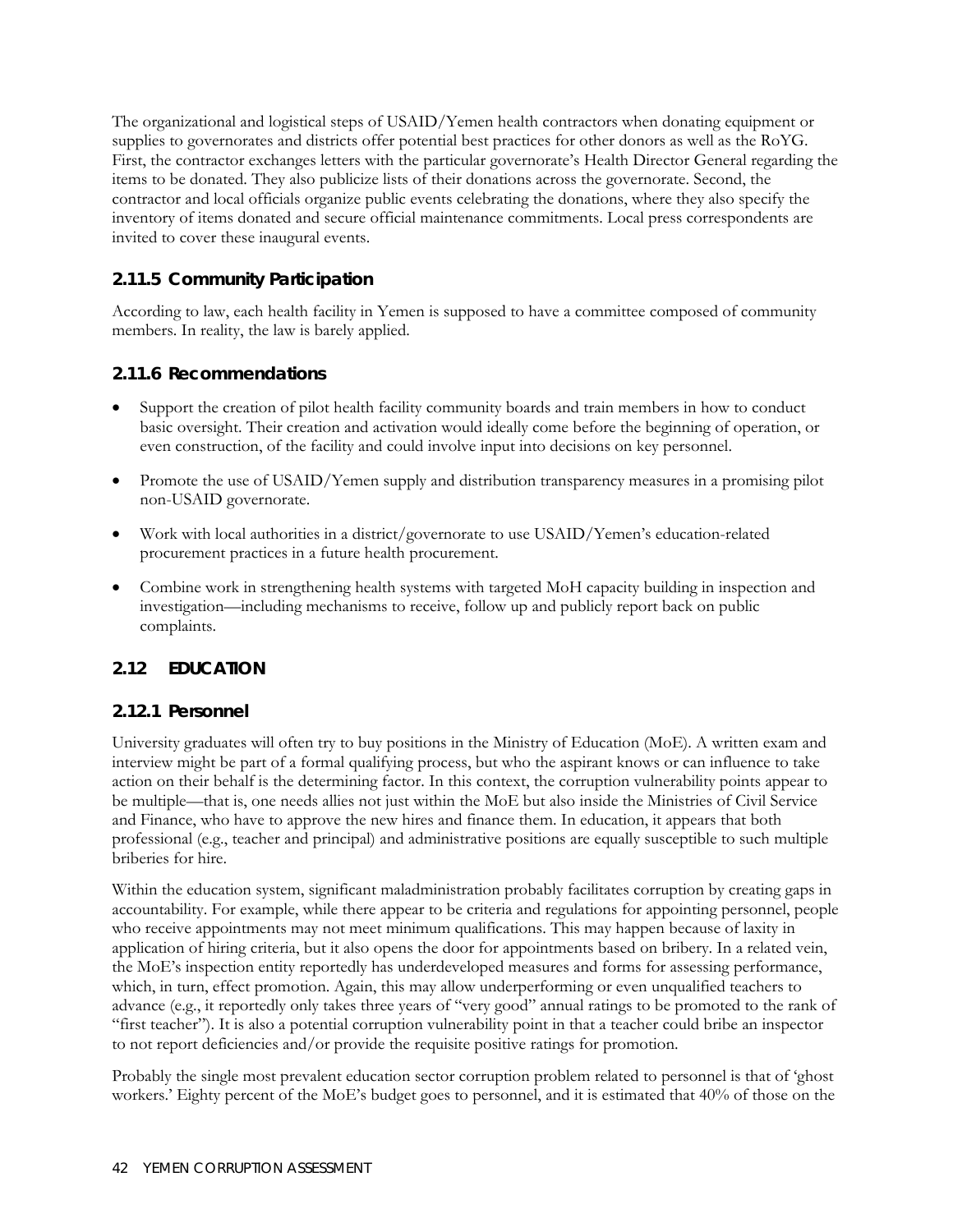The organizational and logistical steps of USAID/Yemen health contractors when donating equipment or supplies to governorates and districts offer potential best practices for other donors as well as the RoYG. First, the contractor exchanges letters with the particular governorate's Health Director General regarding the items to be donated. They also publicize lists of their donations across the governorate. Second, the contractor and local officials organize public events celebrating the donations, where they also specify the inventory of items donated and secure official maintenance commitments. Local press correspondents are invited to cover these inaugural events.

### 2.11.5 Community Participation

According to law, each health facility in Yemen is supposed to have a committee composed of community members. In reality, the law is barely applied.

### 2.11.6 Recommendations

- Support the creation of pilot health facility community boards and train members in how to conduct basic oversight. Their creation and activation would ideally come before the beginning of operation, or even construction, of the facility and could involve input into decisions on key personnel.
- Promote the use of USAID/Yemen supply and distribution transparency measures in a promising pilot non-USAID governorate.
- Work with local authorities in a district/governorate to use USAID/Yemen's education-related procurement practices in a future health procurement.
- Combine work in strengthening health systems with targeted MoH capacity building in inspection and investigation—including mechanisms to receive, follow up and publicly report back on public complaints.

## 2.12 EDUCATION

### 2.12.1 Personnel

University graduates will often try to buy positions in the Ministry of Education (MoE). A written exam and interview might be part of a formal qualifying process, but who the aspirant knows or can influence to take action on their behalf is the determining factor. In this context, the corruption vulnerability points appear to be multiple—that is, one needs allies not just within the MoE but also inside the Ministries of Civil Service and Finance, who have to approve the new hires and finance them. In education, it appears that both professional (e.g., teacher and principal) and administrative positions are equally susceptible to such multiple briberies for hire.

Within the education system, significant maladministration probably facilitates corruption by creating gaps in accountability. For example, while there appear to be criteria and regulations for appointing personnel, people who receive appointments may not meet minimum qualifications. This may happen because of laxity in application of hiring criteria, but it also opens the door for appointments based on bribery. In a related vein, the MoE's inspection entity reportedly has underdeveloped measures and forms for assessing performance, which, in turn, effect promotion. Again, this may allow underperforming or even unqualified teachers to advance (e.g., it reportedly only takes three years of "very good" annual ratings to be promoted to the rank of "first teacher"). It is also a potential corruption vulnerability point in that a teacher could bribe an inspector to not report deficiencies and/or provide the requisite positive ratings for promotion.

Probably the single most prevalent education sector corruption problem related to personnel is that of 'ghost workers.' Eighty percent of the MoE's budget goes to personnel, and it is estimated that 40% of those on the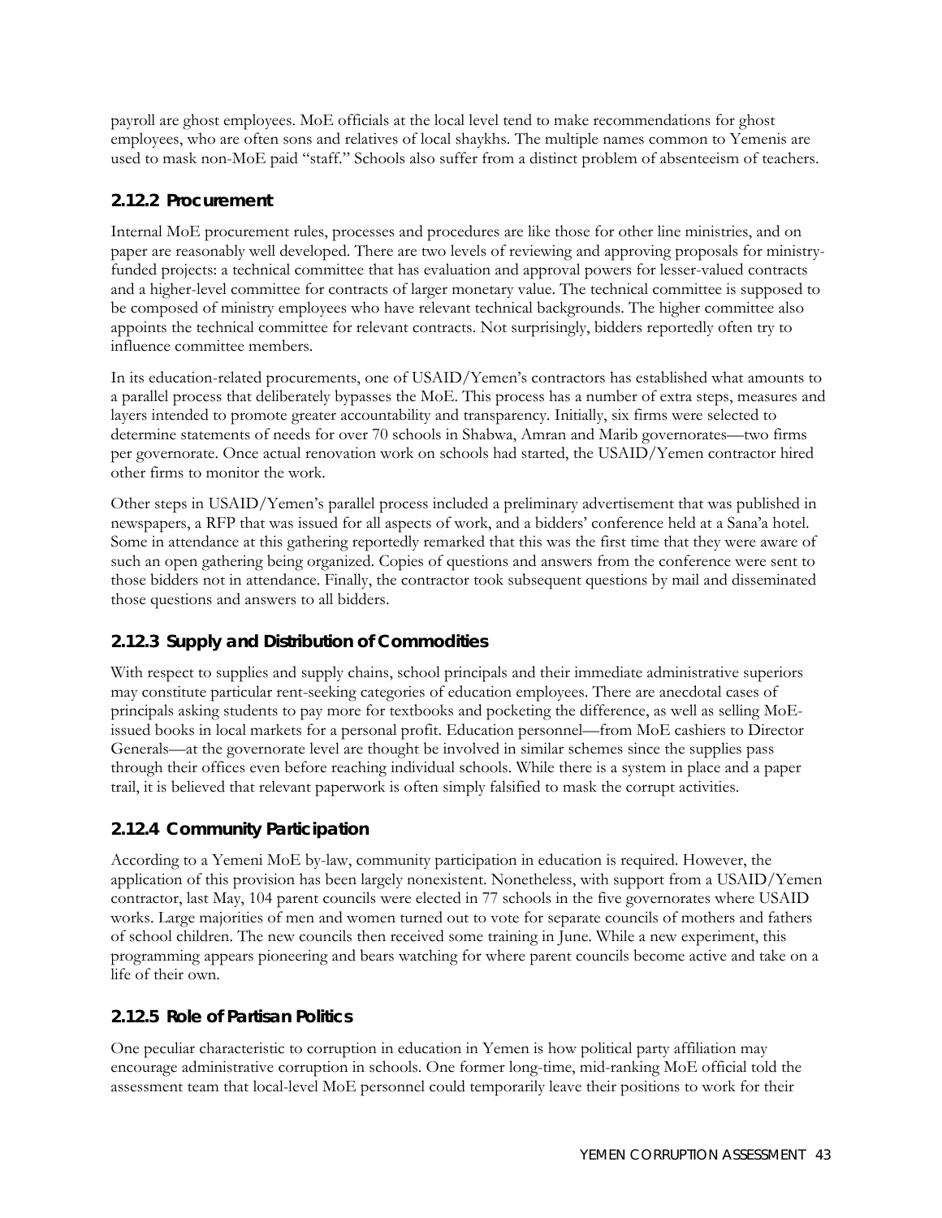payroll are ghost employees. MoE officials at the local level tend to make recommendations for ghost employees, who are often sons and relatives of local shaykhs. The multiple names common to Yemenis are used to mask non-MoE paid "staff." Schools also suffer from a distinct problem of absenteeism of teachers.

### 2.12.2 Procurement

Internal MoE procurement rules, processes and procedures are like those for other line ministries, and on paper are reasonably well developed. There are two levels of reviewing and approving proposals for ministry-funded projects: a technical committee that has evaluation and approval powers for lesser-valued contracts and a higher-level committee for contracts of larger monetary value. The technical committee is supposed to be composed of ministry employees who have relevant technical backgrounds. The higher committee also appoints the technical committee for relevant contracts. Not surprisingly, bidders reportedly often try to influence committee members.

In its education-related procurements, one of USAID/Yemen's contractors has established what amounts to a parallel process that deliberately bypasses the MoE. This process has a number of extra steps, measures and layers intended to promote greater accountability and transparency. Initially, six firms were selected to determine statements of needs for over 70 schools in Shabwa, Amran and Marib governorates—two firms per governorate. Once actual renovation work on schools had started, the USAID/Yemen contractor hired other firms to monitor the work.

Other steps in USAID/Yemen's parallel process included a preliminary advertisement that was published in newspapers, a RFP that was issued for all aspects of work, and a bidders' conference held at a Sana'a hotel. Some in attendance at this gathering reportedly remarked that this was the first time that they were aware of such an open gathering being organized. Copies of questions and answers from the conference were sent to those bidders not in attendance. Finally, the contractor took subsequent questions by mail and disseminated those questions and answers to all bidders.

### 2.12.3 Supply and Distribution of Commodities

With respect to supplies and supply chains, school principals and their immediate administrative superiors may constitute particular rent-seeking categories of education employees. There are anecdotal cases of principals asking students to pay more for textbooks and pocketing the difference, as well as selling MoE-issued books in local markets for a personal profit. Education personnel—from MoE cashiers to Director Generals—at the governorate level are thought be involved in similar schemes since the supplies pass through their offices even before reaching individual schools. While there is a system in place and a paper trail, it is believed that relevant paperwork is often simply falsified to mask the corrupt activities.

### 2.12.4 Community Participation

According to a Yemeni MoE by-law, community participation in education is required. However, the application of this provision has been largely nonexistent. Nonetheless, with support from a USAID/Yemen contractor, last May, 104 parent councils were elected in 77 schools in the five governorates where USAID works. Large majorities of men and women turned out to vote for separate councils of mothers and fathers of school children. The new councils then received some training in June. While a new experiment, this programming appears pioneering and bears watching for where parent councils become active and take on a life of their own.

### 2.12.5 Role of Partisan Politics

One peculiar characteristic to corruption in education in Yemen is how political party affiliation may encourage administrative corruption in schools. One former long-time, mid-ranking MoE official told the assessment team that local-level MoE personnel could temporarily leave their positions to work for their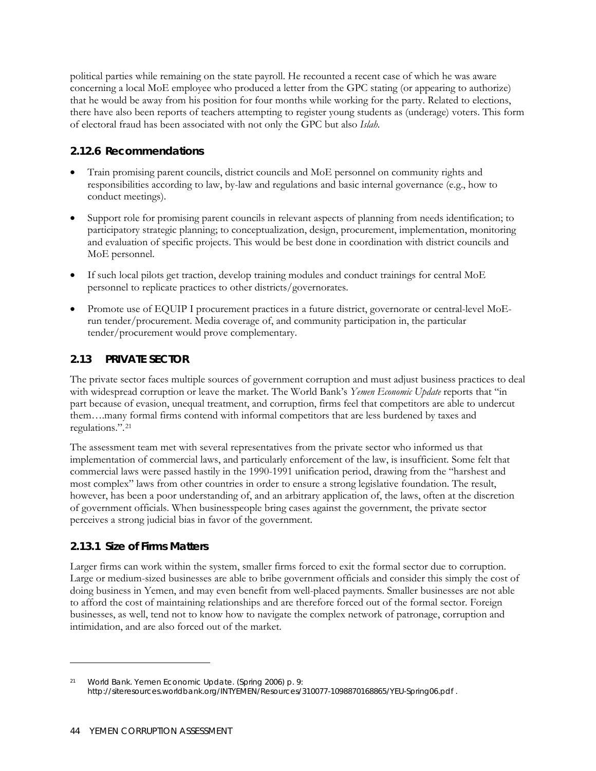political parties while remaining on the state payroll. He recounted a recent case of which he was aware concerning a local MoE employee who produced a letter from the GPC stating (or appearing to authorize) that he would be away from his position for four months while working for the party. Related to elections, there have also been reports of teachers attempting to register young students as (underage) voters. This form of electoral fraud has been associated with not only the GPC but also *Islah*.

### 2.12.6 Recommendations

- Train promising parent councils, district councils and MoE personnel on community rights and responsibilities according to law, by-law and regulations and basic internal governance (e.g., how to conduct meetings).
- Support role for promising parent councils in relevant aspects of planning from needs identification; to participatory strategic planning; to conceptualization, design, procurement, implementation, monitoring and evaluation of specific projects. This would be best done in coordination with district councils and MoE personnel.
- If such local pilots get traction, develop training modules and conduct trainings for central MoE personnel to replicate practices to other districts/governorates.
- Promote use of EQUIP I procurement practices in a future district, governorate or central-level MoE-run tender/procurement. Media coverage of, and community participation in, the particular tender/procurement would prove complementary.

## 2.13 PRIVATE SECTOR

The private sector faces multiple sources of government corruption and must adjust business practices to deal with widespread corruption or leave the market. The World Bank's *Yemen Economic Update* reports that "in part because of evasion, unequal treatment, and corruption, firms feel that competitors are able to undercut them….many formal firms contend with informal competitors that are less burdened by taxes and regulations.".[21]

The assessment team met with several representatives from the private sector who informed us that implementation of commercial laws, and particularly enforcement of the law, is insufficient. Some felt that commercial laws were passed hastily in the 1990-1991 unification period, drawing from the "harshest and most complex" laws from other countries in order to ensure a strong legislative foundation. The result, however, has been a poor understanding of, and an arbitrary application of, the laws, often at the discretion of government officials. When businesspeople bring cases against the government, the private sector perceives a strong judicial bias in favor of the government.

### 2.13.1 Size of Firms Matters

Larger firms can work within the system, smaller firms forced to exit the formal sector due to corruption. Large or medium-sized businesses are able to bribe government officials and consider this simply the cost of doing business in Yemen, and may even benefit from well-placed payments. Smaller businesses are not able to afford the cost of maintaining relationships and are therefore forced out of the formal sector. Foreign businesses, as well, tend not to know how to navigate the complex network of patronage, corruption and intimidation, and are also forced out of the market.

---

[21] World Bank. Yemen Economic Update. (Spring 2006) p. 9: http://siteresources.worldbank.org/INTYEMEN/Resources/310077-1098870168865/YEU-Spring06.pdf .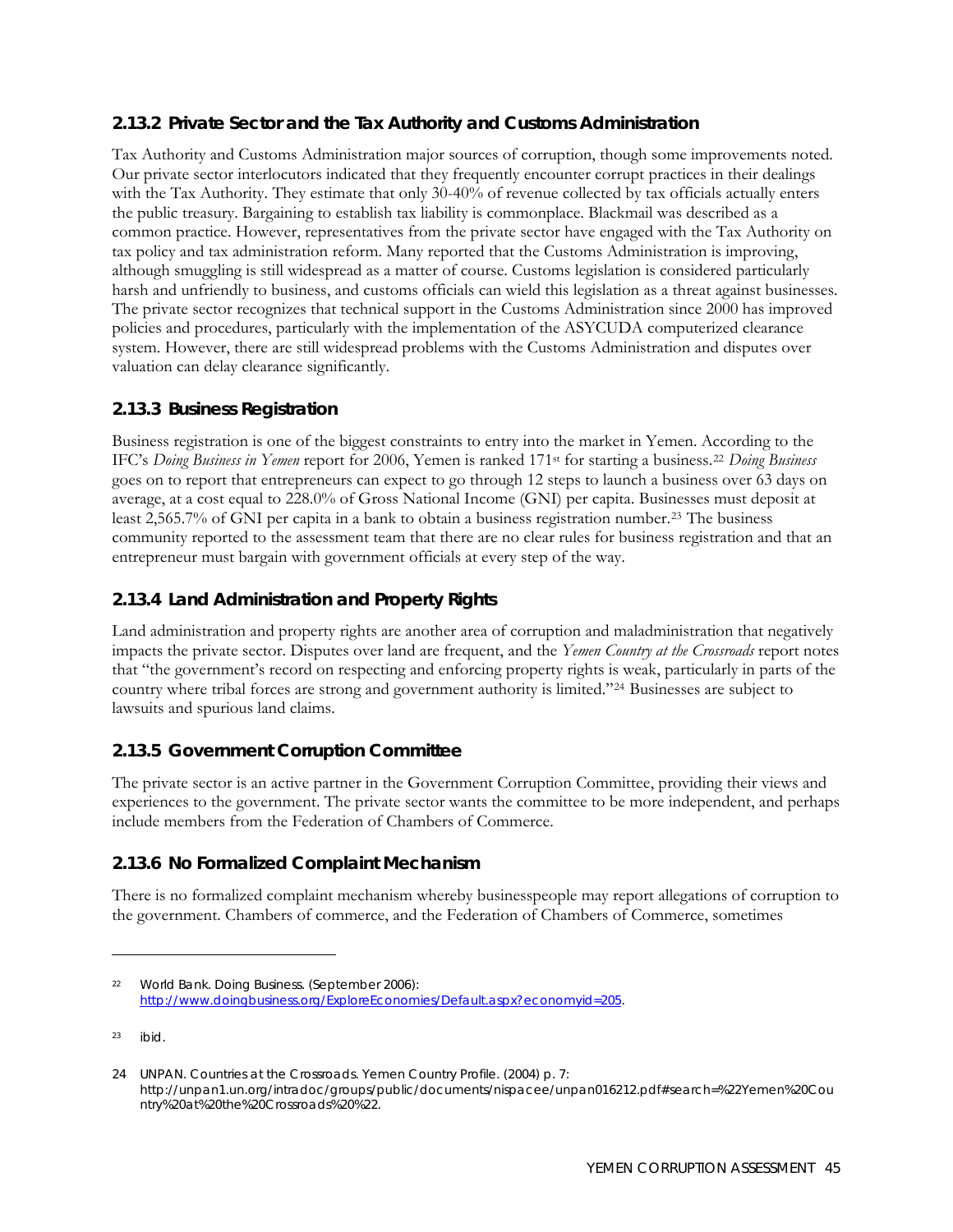### 2.13.2 Private Sector and the Tax Authority and Customs Administration

Tax Authority and Customs Administration major sources of corruption, though some improvements noted. Our private sector interlocutors indicated that they frequently encounter corrupt practices in their dealings with the Tax Authority. They estimate that only 30-40% of revenue collected by tax officials actually enters the public treasury. Bargaining to establish tax liability is commonplace. Blackmail was described as a common practice. However, representatives from the private sector have engaged with the Tax Authority on tax policy and tax administration reform. Many reported that the Customs Administration is improving, although smuggling is still widespread as a matter of course. Customs legislation is considered particularly harsh and unfriendly to business, and customs officials can wield this legislation as a threat against businesses. The private sector recognizes that technical support in the Customs Administration since 2000 has improved policies and procedures, particularly with the implementation of the ASYCUDA computerized clearance system. However, there are still widespread problems with the Customs Administration and disputes over valuation can delay clearance significantly.

### 2.13.3 Business Registration

Business registration is one of the biggest constraints to entry into the market in Yemen. According to the IFC's *Doing Business in Yemen* report for 2006, Yemen is ranked 171st for starting a business.[22] *Doing Business* goes on to report that entrepreneurs can expect to go through 12 steps to launch a business over 63 days on average, at a cost equal to 228.0% of Gross National Income (GNI) per capita. Businesses must deposit at least 2,565.7% of GNI per capita in a bank to obtain a business registration number.[23] The business community reported to the assessment team that there are no clear rules for business registration and that an entrepreneur must bargain with government officials at every step of the way.

### 2.13.4 Land Administration and Property Rights

Land administration and property rights are another area of corruption and maladministration that negatively impacts the private sector. Disputes over land are frequent, and the *Yemen Country at the Crossroads* report notes that "the government's record on respecting and enforcing property rights is weak, particularly in parts of the country where tribal forces are strong and government authority is limited."[24] Businesses are subject to lawsuits and spurious land claims.

### 2.13.5 Government Corruption Committee

The private sector is an active partner in the Government Corruption Committee, providing their views and experiences to the government. The private sector wants the committee to be more independent, and perhaps include members from the Federation of Chambers of Commerce.

### 2.13.6 No Formalized Complaint Mechanism

There is no formalized complaint mechanism whereby businesspeople may report allegations of corruption to the government. Chambers of commerce, and the Federation of Chambers of Commerce, sometimes

---

[22] World Bank. Doing Business. (September 2006): http://www.doingbusiness.org/ExploreEconomies/Default.aspx?economyid=205.

[23] ibid.

[24] UNPAN. Countries at the Crossroads. Yemen Country Profile. (2004) p. 7: http://unpan1.un.org/intradoc/groups/public/documents/nispacee/unpan016212.pdf#search=%22Yemen%20Country%20at%20the%20Crossroads%20%22.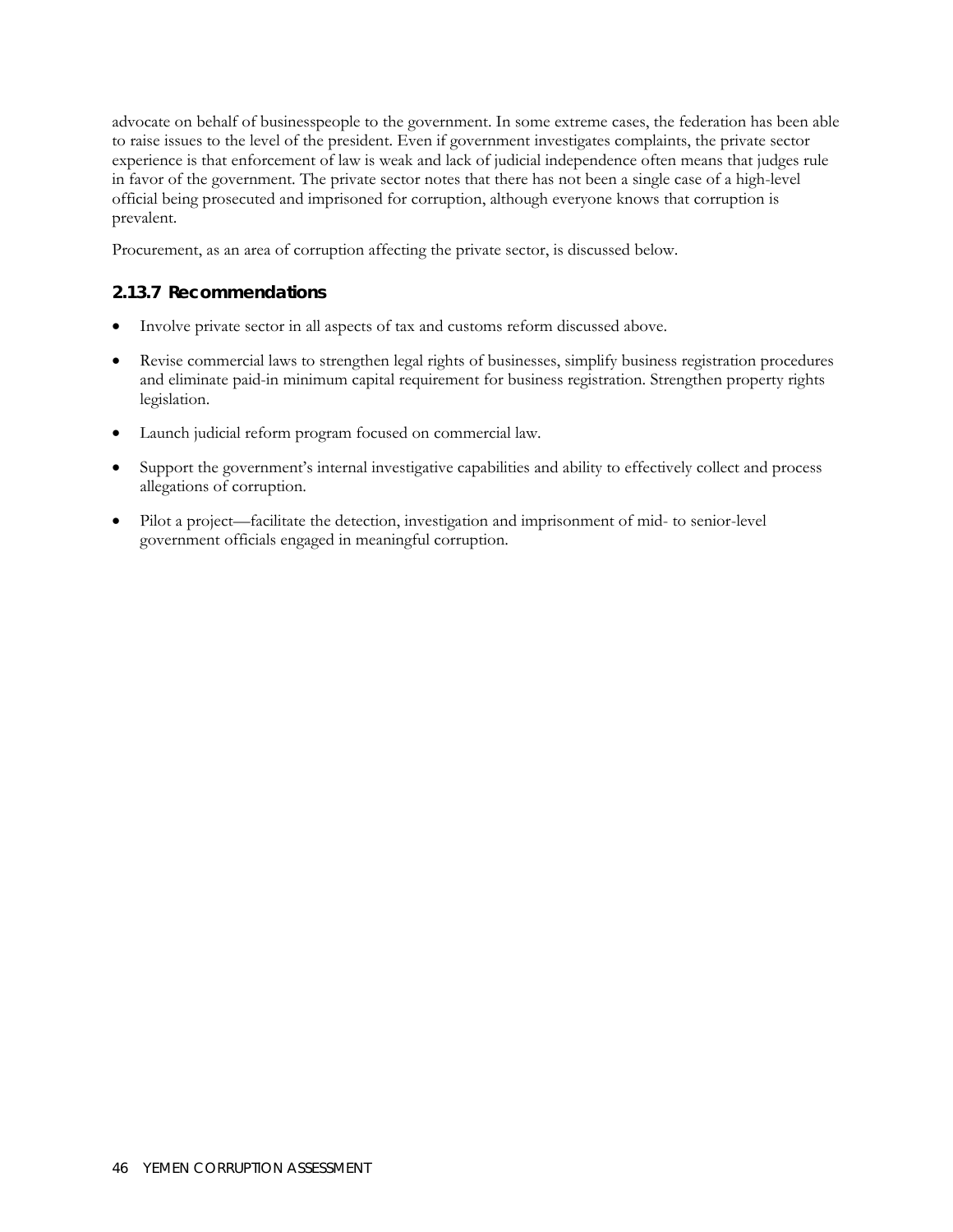advocate on behalf of businesspeople to the government. In some extreme cases, the federation has been able to raise issues to the level of the president. Even if government investigates complaints, the private sector experience is that enforcement of law is weak and lack of judicial independence often means that judges rule in favor of the government. The private sector notes that there has not been a single case of a high-level official being prosecuted and imprisoned for corruption, although everyone knows that corruption is prevalent.

Procurement, as an area of corruption affecting the private sector, is discussed below.

### 2.13.7 Recommendations

- Involve private sector in all aspects of tax and customs reform discussed above.
- Revise commercial laws to strengthen legal rights of businesses, simplify business registration procedures and eliminate paid-in minimum capital requirement for business registration. Strengthen property rights legislation.
- Launch judicial reform program focused on commercial law.
- Support the government's internal investigative capabilities and ability to effectively collect and process allegations of corruption.
- Pilot a project—facilitate the detection, investigation and imprisonment of mid- to senior-level government officials engaged in meaningful corruption.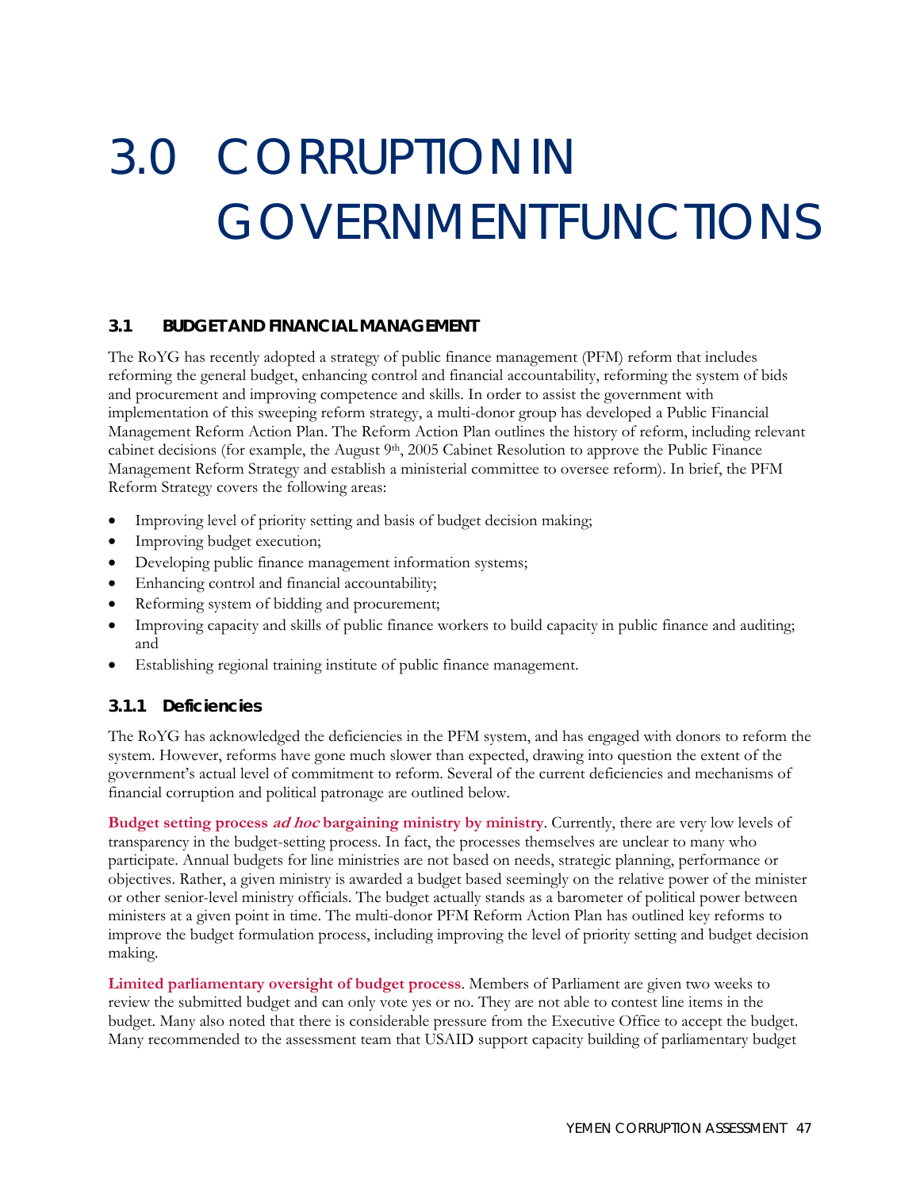# 3.0 CORRUPTION IN GOVERNMENT FUNCTIONS

## 3.1 BUDGET AND FINANCIAL MANAGEMENT

The RoYG has recently adopted a strategy of public finance management (PFM) reform that includes reforming the general budget, enhancing control and financial accountability, reforming the system of bids and procurement and improving competence and skills. In order to assist the government with implementation of this sweeping reform strategy, a multi-donor group has developed a Public Financial Management Reform Action Plan. The Reform Action Plan outlines the history of reform, including relevant cabinet decisions (for example, the August 9th, 2005 Cabinet Resolution to approve the Public Finance Management Reform Strategy and establish a ministerial committee to oversee reform). In brief, the PFM Reform Strategy covers the following areas:

- Improving level of priority setting and basis of budget decision making;
- Improving budget execution;
- Developing public finance management information systems;
- Enhancing control and financial accountability;
- Reforming system of bidding and procurement;
- Improving capacity and skills of public finance workers to build capacity in public finance and auditing; and
- Establishing regional training institute of public finance management.

### 3.1.1 Deficiencies

The RoYG has acknowledged the deficiencies in the PFM system, and has engaged with donors to reform the system. However, reforms have gone much slower than expected, drawing into question the extent of the government's actual level of commitment to reform. Several of the current deficiencies and mechanisms of financial corruption and political patronage are outlined below.

**Budget setting process *ad hoc* bargaining ministry by ministry**. Currently, there are very low levels of transparency in the budget-setting process. In fact, the processes themselves are unclear to many who participate. Annual budgets for line ministries are not based on needs, strategic planning, performance or objectives. Rather, a given ministry is awarded a budget based seemingly on the relative power of the minister or other senior-level ministry officials. The budget actually stands as a barometer of political power between ministers at a given point in time. The multi-donor PFM Reform Action Plan has outlined key reforms to improve the budget formulation process, including improving the level of priority setting and budget decision making.

**Limited parliamentary oversight of budget process**. Members of Parliament are given two weeks to review the submitted budget and can only vote yes or no. They are not able to contest line items in the budget. Many also noted that there is considerable pressure from the Executive Office to accept the budget. Many recommended to the assessment team that USAID support capacity building of parliamentary budget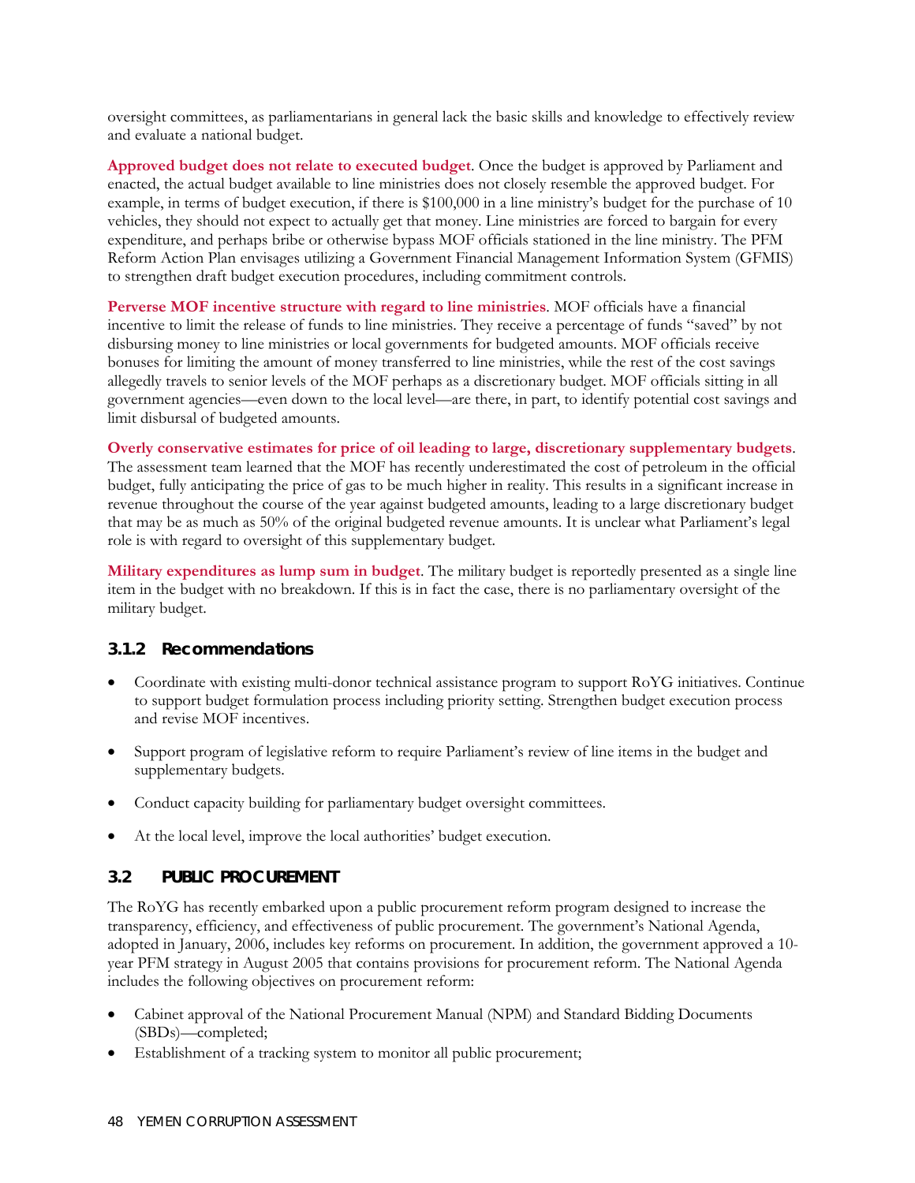oversight committees, as parliamentarians in general lack the basic skills and knowledge to effectively review and evaluate a national budget.

**Approved budget does not relate to executed budget**. Once the budget is approved by Parliament and enacted, the actual budget available to line ministries does not closely resemble the approved budget. For example, in terms of budget execution, if there is $100,000 in a line ministry's budget for the purchase of 10 vehicles, they should not expect to actually get that money. Line ministries are forced to bargain for every expenditure, and perhaps bribe or otherwise bypass MOF officials stationed in the line ministry. The PFM Reform Action Plan envisages utilizing a Government Financial Management Information System (GFMIS) to strengthen draft budget execution procedures, including commitment controls.

**Perverse MOF incentive structure with regard to line ministries**. MOF officials have a financial incentive to limit the release of funds to line ministries. They receive a percentage of funds "saved" by not disbursing money to line ministries or local governments for budgeted amounts. MOF officials receive bonuses for limiting the amount of money transferred to line ministries, while the rest of the cost savings allegedly travels to senior levels of the MOF perhaps as a discretionary budget. MOF officials sitting in all government agencies—even down to the local level—are there, in part, to identify potential cost savings and limit disbursal of budgeted amounts.

**Overly conservative estimates for price of oil leading to large, discretionary supplementary budgets**. The assessment team learned that the MOF has recently underestimated the cost of petroleum in the official budget, fully anticipating the price of gas to be much higher in reality. This results in a significant increase in revenue throughout the course of the year against budgeted amounts, leading to a large discretionary budget that may be as much as 50% of the original budgeted revenue amounts. It is unclear what Parliament's legal role is with regard to oversight of this supplementary budget.

**Military expenditures as lump sum in budget**. The military budget is reportedly presented as a single line item in the budget with no breakdown. If this is in fact the case, there is no parliamentary oversight of the military budget.

### 3.1.2 Recommendations

- Coordinate with existing multi-donor technical assistance program to support RoYG initiatives. Continue to support budget formulation process including priority setting. Strengthen budget execution process and revise MOF incentives.
- Support program of legislative reform to require Parliament's review of line items in the budget and supplementary budgets.
- Conduct capacity building for parliamentary budget oversight committees.
- At the local level, improve the local authorities' budget execution.

## 3.2 PUBLIC PROCUREMENT

The RoYG has recently embarked upon a public procurement reform program designed to increase the transparency, efficiency, and effectiveness of public procurement. The government's National Agenda, adopted in January, 2006, includes key reforms on procurement. In addition, the government approved a 10-year PFM strategy in August 2005 that contains provisions for procurement reform. The National Agenda includes the following objectives on procurement reform:

- Cabinet approval of the National Procurement Manual (NPM) and Standard Bidding Documents (SBDs)—completed;
- Establishment of a tracking system to monitor all public procurement;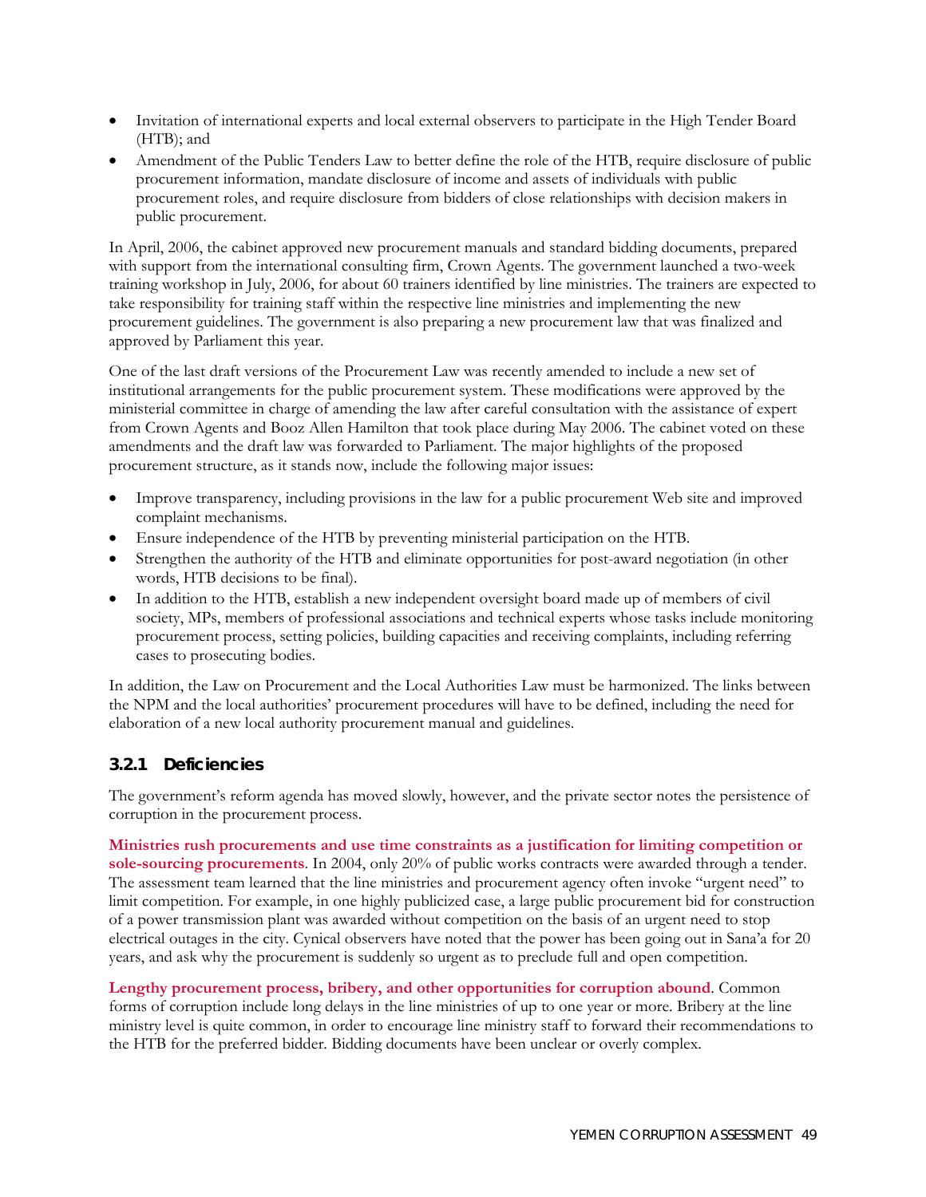- Invitation of international experts and local external observers to participate in the High Tender Board (HTB); and
- Amendment of the Public Tenders Law to better define the role of the HTB, require disclosure of public procurement information, mandate disclosure of income and assets of individuals with public procurement roles, and require disclosure from bidders of close relationships with decision makers in public procurement.

In April, 2006, the cabinet approved new procurement manuals and standard bidding documents, prepared with support from the international consulting firm, Crown Agents. The government launched a two-week training workshop in July, 2006, for about 60 trainers identified by line ministries. The trainers are expected to take responsibility for training staff within the respective line ministries and implementing the new procurement guidelines. The government is also preparing a new procurement law that was finalized and approved by Parliament this year.

One of the last draft versions of the Procurement Law was recently amended to include a new set of institutional arrangements for the public procurement system. These modifications were approved by the ministerial committee in charge of amending the law after careful consultation with the assistance of expert from Crown Agents and Booz Allen Hamilton that took place during May 2006. The cabinet voted on these amendments and the draft law was forwarded to Parliament. The major highlights of the proposed procurement structure, as it stands now, include the following major issues:

- Improve transparency, including provisions in the law for a public procurement Web site and improved complaint mechanisms.
- Ensure independence of the HTB by preventing ministerial participation on the HTB.
- Strengthen the authority of the HTB and eliminate opportunities for post-award negotiation (in other words, HTB decisions to be final).
- In addition to the HTB, establish a new independent oversight board made up of members of civil society, MPs, members of professional associations and technical experts whose tasks include monitoring procurement process, setting policies, building capacities and receiving complaints, including referring cases to prosecuting bodies.

In addition, the Law on Procurement and the Local Authorities Law must be harmonized. The links between the NPM and the local authorities' procurement procedures will have to be defined, including the need for elaboration of a new local authority procurement manual and guidelines.

### 3.2.1 Deficiencies

The government's reform agenda has moved slowly, however, and the private sector notes the persistence of corruption in the procurement process.

**Ministries rush procurements and use time constraints as a justification for limiting competition or sole-sourcing procurements**. In 2004, only 20% of public works contracts were awarded through a tender. The assessment team learned that the line ministries and procurement agency often invoke "urgent need" to limit competition. For example, in one highly publicized case, a large public procurement bid for construction of a power transmission plant was awarded without competition on the basis of an urgent need to stop electrical outages in the city. Cynical observers have noted that the power has been going out in Sana'a for 20 years, and ask why the procurement is suddenly so urgent as to preclude full and open competition.

**Lengthy procurement process, bribery, and other opportunities for corruption abound**. Common forms of corruption include long delays in the line ministries of up to one year or more. Bribery at the line ministry level is quite common, in order to encourage line ministry staff to forward their recommendations to the HTB for the preferred bidder. Bidding documents have been unclear or overly complex.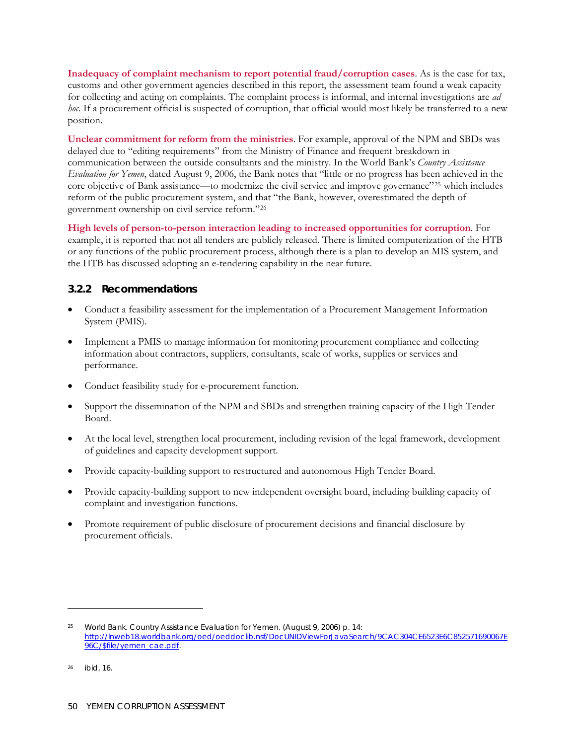**Inadequacy of complaint mechanism to report potential fraud/corruption cases**. As is the case for tax, customs and other government agencies described in this report, the assessment team found a weak capacity for collecting and acting on complaints. The complaint process is informal, and internal investigations are *ad hoc*. If a procurement official is suspected of corruption, that official would most likely be transferred to a new position.

**Unclear commitment for reform from the ministries**. For example, approval of the NPM and SBDs was delayed due to "editing requirements" from the Ministry of Finance and frequent breakdown in communication between the outside consultants and the ministry. In the World Bank's *Country Assistance Evaluation for Yemen*, dated August 9, 2006, the Bank notes that "little or no progress has been achieved in the core objective of Bank assistance—to modernize the civil service and improve governance"[25] which includes reform of the public procurement system, and that "the Bank, however, overestimated the depth of government ownership on civil service reform."[26]

**High levels of person-to-person interaction leading to increased opportunities for corruption**. For example, it is reported that not all tenders are publicly released. There is limited computerization of the HTB or any functions of the public procurement process, although there is a plan to develop an MIS system, and the HTB has discussed adopting an e-tendering capability in the near future.

### 3.2.2 Recommendations

- Conduct a feasibility assessment for the implementation of a Procurement Management Information System (PMIS).
- Implement a PMIS to manage information for monitoring procurement compliance and collecting information about contractors, suppliers, consultants, scale of works, supplies or services and performance.
- Conduct feasibility study for e-procurement function.
- Support the dissemination of the NPM and SBDs and strengthen training capacity of the High Tender Board.
- At the local level, strengthen local procurement, including revision of the legal framework, development of guidelines and capacity development support.
- Provide capacity-building support to restructured and autonomous High Tender Board.
- Provide capacity-building support to new independent oversight board, including building capacity of complaint and investigation functions.
- Promote requirement of public disclosure of procurement decisions and financial disclosure by procurement officials.

---

[25] World Bank. Country Assistance Evaluation for Yemen. (August 9, 2006) p. 14: http://lnweb18.worldbank.org/oed/oeddoclib.nsf/DocUNIDViewForJavaSearch/9CAC304CE6523E6C852571690067E96C/$file/yemen_cae.pdf.

[26] ibid, 16.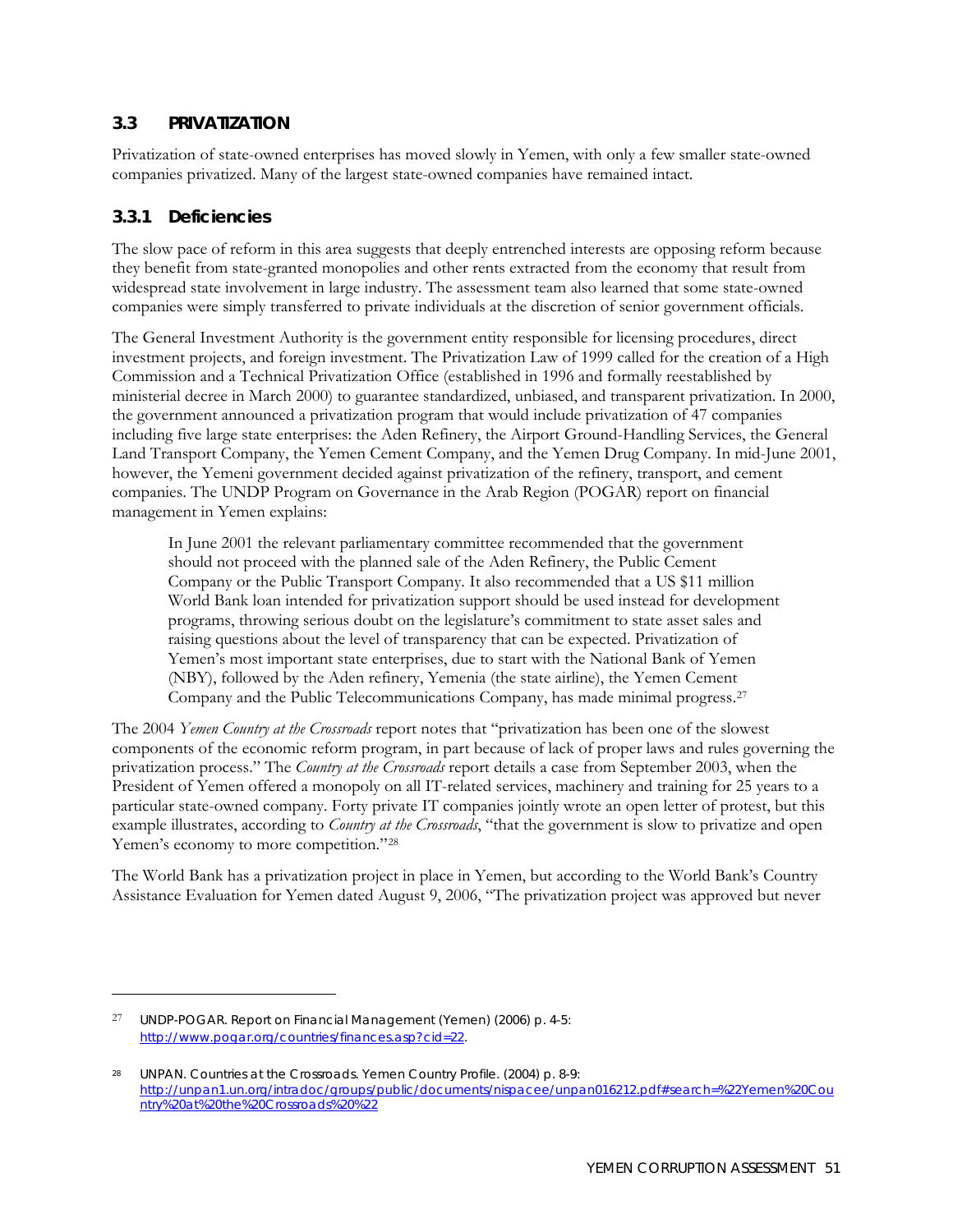## 3.3 PRIVATIZATION

Privatization of state-owned enterprises has moved slowly in Yemen, with only a few smaller state-owned companies privatized. Many of the largest state-owned companies have remained intact.

### 3.3.1 Deficiencies

The slow pace of reform in this area suggests that deeply entrenched interests are opposing reform because they benefit from state-granted monopolies and other rents extracted from the economy that result from widespread state involvement in large industry. The assessment team also learned that some state-owned companies were simply transferred to private individuals at the discretion of senior government officials.

The General Investment Authority is the government entity responsible for licensing procedures, direct investment projects, and foreign investment. The Privatization Law of 1999 called for the creation of a High Commission and a Technical Privatization Office (established in 1996 and formally reestablished by ministerial decree in March 2000) to guarantee standardized, unbiased, and transparent privatization. In 2000, the government announced a privatization program that would include privatization of 47 companies including five large state enterprises: the Aden Refinery, the Airport Ground-Handling Services, the General Land Transport Company, the Yemen Cement Company, and the Yemen Drug Company. In mid-June 2001, however, the Yemeni government decided against privatization of the refinery, transport, and cement companies. The UNDP Program on Governance in the Arab Region (POGAR) report on financial management in Yemen explains:

> In June 2001 the relevant parliamentary committee recommended that the government should not proceed with the planned sale of the Aden Refinery, the Public Cement Company or the Public Transport Company. It also recommended that a US $11 million World Bank loan intended for privatization support should be used instead for development programs, throwing serious doubt on the legislature's commitment to state asset sales and raising questions about the level of transparency that can be expected. Privatization of Yemen's most important state enterprises, due to start with the National Bank of Yemen (NBY), followed by the Aden refinery, Yemenia (the state airline), the Yemen Cement Company and the Public Telecommunications Company, has made minimal progress.[27]

The 2004 *Yemen Country at the Crossroads* report notes that "privatization has been one of the slowest components of the economic reform program, in part because of lack of proper laws and rules governing the privatization process." The *Country at the Crossroads* report details a case from September 2003, when the President of Yemen offered a monopoly on all IT-related services, machinery and training for 25 years to a particular state-owned company. Forty private IT companies jointly wrote an open letter of protest, but this example illustrates, according to *Country at the Crossroads*, "that the government is slow to privatize and open Yemen's economy to more competition."[28]

The World Bank has a privatization project in place in Yemen, but according to the World Bank's Country Assistance Evaluation for Yemen dated August 9, 2006, "The privatization project was approved but never

---

[27] UNDP-POGAR. Report on Financial Management (Yemen) (2006) p. 4-5: http://www.pogar.org/countries/finances.asp?cid=22.

[28] UNPAN. Countries at the Crossroads. Yemen Country Profile. (2004) p. 8-9: http://unpan1.un.org/intradoc/groups/public/documents/nispacee/unpan016212.pdf#search=%22Yemen%20Country%20at%20the%20Crossroads%20%22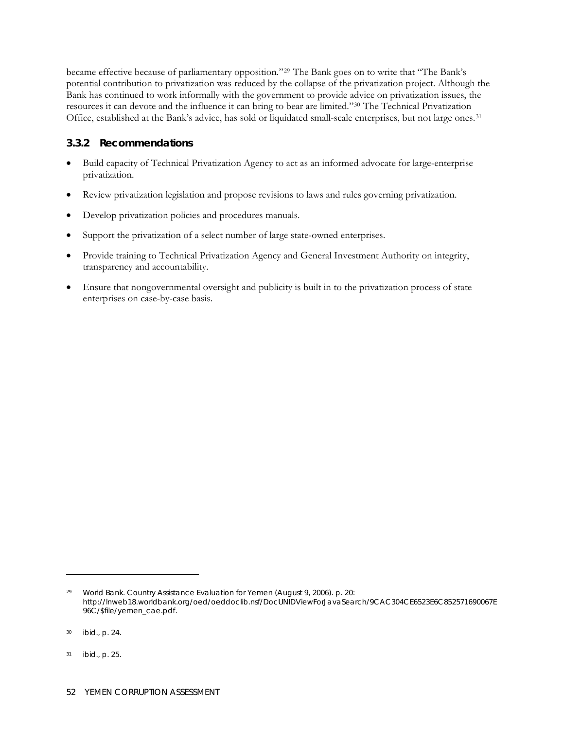became effective because of parliamentary opposition."[29] The Bank goes on to write that "The Bank's potential contribution to privatization was reduced by the collapse of the privatization project. Although the Bank has continued to work informally with the government to provide advice on privatization issues, the resources it can devote and the influence it can bring to bear are limited."[30] The Technical Privatization Office, established at the Bank's advice, has sold or liquidated small-scale enterprises, but not large ones.[31]

### 3.3.2 Recommendations

- Build capacity of Technical Privatization Agency to act as an informed advocate for large-enterprise privatization.
- Review privatization legislation and propose revisions to laws and rules governing privatization.
- Develop privatization policies and procedures manuals.
- Support the privatization of a select number of large state-owned enterprises.
- Provide training to Technical Privatization Agency and General Investment Authority on integrity, transparency and accountability.
- Ensure that nongovernmental oversight and publicity is built in to the privatization process of state enterprises on case-by-case basis.

---

[29] World Bank. Country Assistance Evaluation for Yemen (August 9, 2006). p. 20: http://lnweb18.worldbank.org/oed/oeddoclib.nsf/DocUNIDViewForJavaSearch/9CAC304CE6523E6C852571690067E96C/$file/yemen_cae.pdf.

[30] ibid., p. 24.

[31] ibid., p. 25.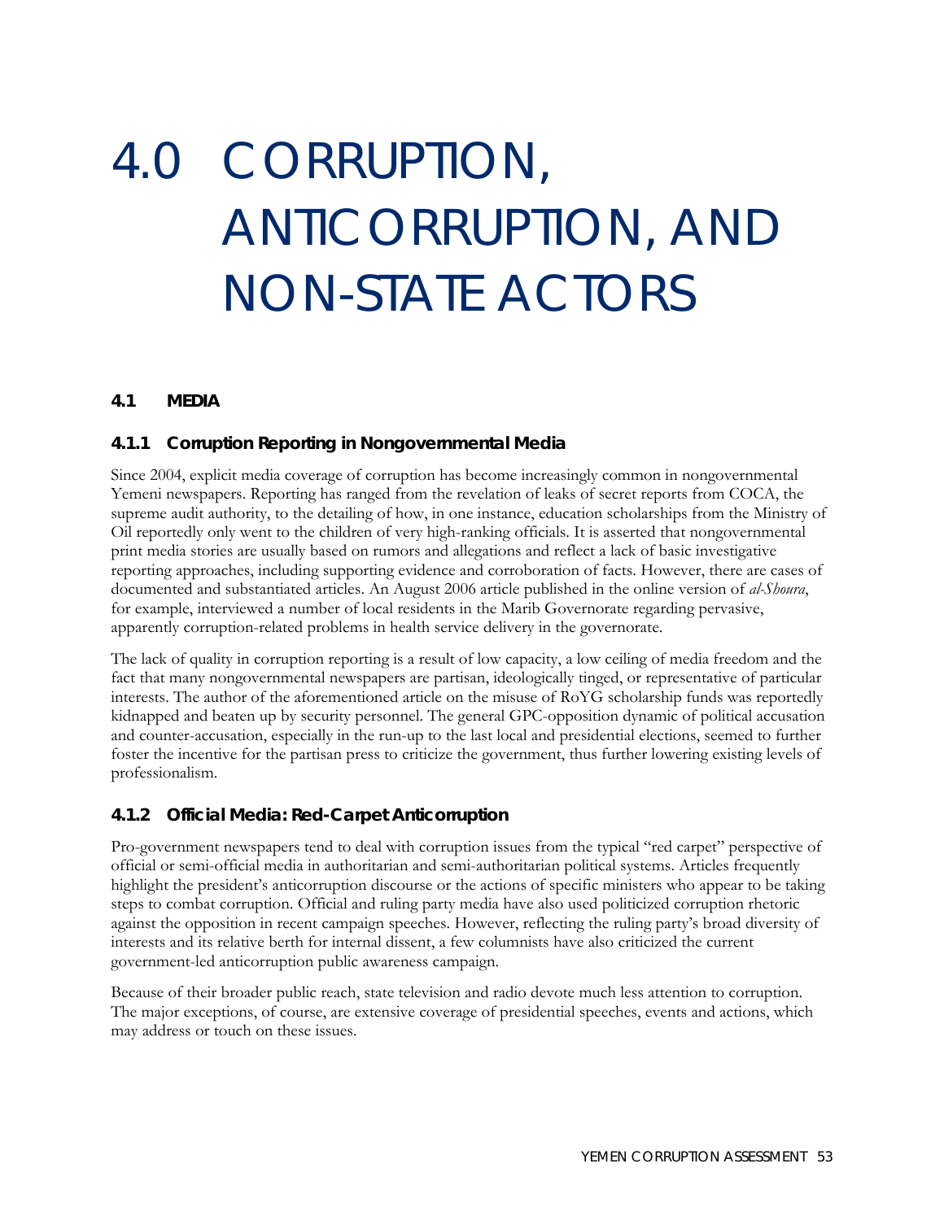# 4.0 CORRUPTION, ANTICORRUPTION, AND NON-STATE ACTORS

## 4.1 MEDIA

### 4.1.1 Corruption Reporting in Nongovernmental Media

Since 2004, explicit media coverage of corruption has become increasingly common in nongovernmental Yemeni newspapers. Reporting has ranged from the revelation of leaks of secret reports from COCA, the supreme audit authority, to the detailing of how, in one instance, education scholarships from the Ministry of Oil reportedly only went to the children of very high-ranking officials. It is asserted that nongovernmental print media stories are usually based on rumors and allegations and reflect a lack of basic investigative reporting approaches, including supporting evidence and corroboration of facts. However, there are cases of documented and substantiated articles. An August 2006 article published in the online version of *al-Shoura*, for example, interviewed a number of local residents in the Marib Governorate regarding pervasive, apparently corruption-related problems in health service delivery in the governorate.

The lack of quality in corruption reporting is a result of low capacity, a low ceiling of media freedom and the fact that many nongovernmental newspapers are partisan, ideologically tinged, or representative of particular interests. The author of the aforementioned article on the misuse of RoYG scholarship funds was reportedly kidnapped and beaten up by security personnel. The general GPC-opposition dynamic of political accusation and counter-accusation, especially in the run-up to the last local and presidential elections, seemed to further foster the incentive for the partisan press to criticize the government, thus further lowering existing levels of professionalism.

### 4.1.2 Official Media: Red-Carpet Anticorruption

Pro-government newspapers tend to deal with corruption issues from the typical "red carpet" perspective of official or semi-official media in authoritarian and semi-authoritarian political systems. Articles frequently highlight the president's anticorruption discourse or the actions of specific ministers who appear to be taking steps to combat corruption. Official and ruling party media have also used politicized corruption rhetoric against the opposition in recent campaign speeches. However, reflecting the ruling party's broad diversity of interests and its relative berth for internal dissent, a few columnists have also criticized the current government-led anticorruption public awareness campaign.

Because of their broader public reach, state television and radio devote much less attention to corruption. The major exceptions, of course, are extensive coverage of presidential speeches, events and actions, which may address or touch on these issues.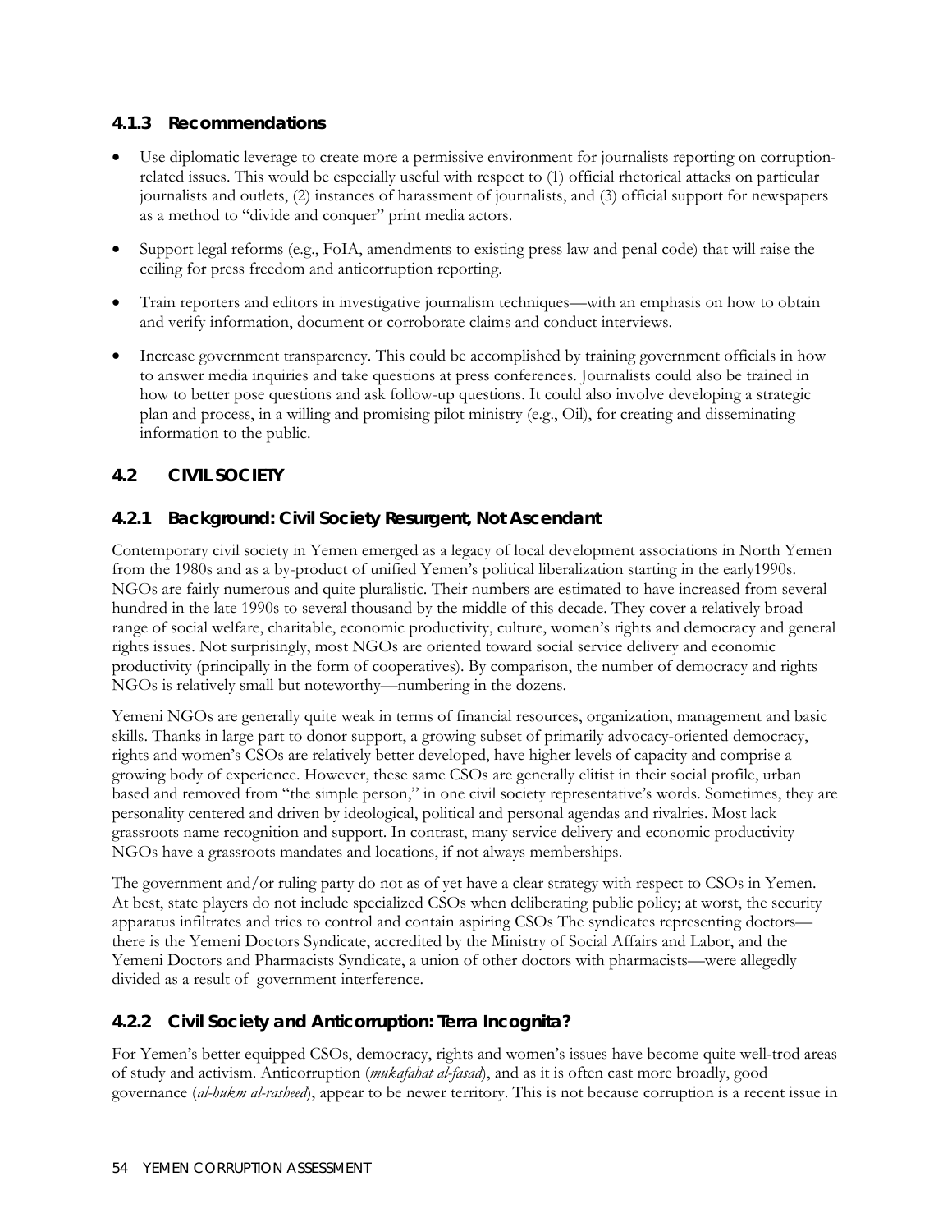### 4.1.3 Recommendations

- Use diplomatic leverage to create more a permissive environment for journalists reporting on corruption-related issues. This would be especially useful with respect to (1) official rhetorical attacks on particular journalists and outlets, (2) instances of harassment of journalists, and (3) official support for newspapers as a method to "divide and conquer" print media actors.
- Support legal reforms (e.g., FoIA, amendments to existing press law and penal code) that will raise the ceiling for press freedom and anticorruption reporting.
- Train reporters and editors in investigative journalism techniques—with an emphasis on how to obtain and verify information, document or corroborate claims and conduct interviews.
- Increase government transparency. This could be accomplished by training government officials in how to answer media inquiries and take questions at press conferences. Journalists could also be trained in how to better pose questions and ask follow-up questions. It could also involve developing a strategic plan and process, in a willing and promising pilot ministry (e.g., Oil), for creating and disseminating information to the public.

## 4.2 CIVIL SOCIETY

### 4.2.1 Background: Civil Society Resurgent, Not Ascendant

Contemporary civil society in Yemen emerged as a legacy of local development associations in North Yemen from the 1980s and as a by-product of unified Yemen's political liberalization starting in the early1990s. NGOs are fairly numerous and quite pluralistic. Their numbers are estimated to have increased from several hundred in the late 1990s to several thousand by the middle of this decade. They cover a relatively broad range of social welfare, charitable, economic productivity, culture, women's rights and democracy and general rights issues. Not surprisingly, most NGOs are oriented toward social service delivery and economic productivity (principally in the form of cooperatives). By comparison, the number of democracy and rights NGOs is relatively small but noteworthy—numbering in the dozens.

Yemeni NGOs are generally quite weak in terms of financial resources, organization, management and basic skills. Thanks in large part to donor support, a growing subset of primarily advocacy-oriented democracy, rights and women's CSOs are relatively better developed, have higher levels of capacity and comprise a growing body of experience. However, these same CSOs are generally elitist in their social profile, urban based and removed from "the simple person," in one civil society representative's words. Sometimes, they are personality centered and driven by ideological, political and personal agendas and rivalries. Most lack grassroots name recognition and support. In contrast, many service delivery and economic productivity NGOs have a grassroots mandates and locations, if not always memberships.

The government and/or ruling party do not as of yet have a clear strategy with respect to CSOs in Yemen. At best, state players do not include specialized CSOs when deliberating public policy; at worst, the security apparatus infiltrates and tries to control and contain aspiring CSOs The syndicates representing doctors—there is the Yemeni Doctors Syndicate, accredited by the Ministry of Social Affairs and Labor, and the Yemeni Doctors and Pharmacists Syndicate, a union of other doctors with pharmacists—were allegedly divided as a result of government interference.

### 4.2.2 Civil Society and Anticorruption: Terra Incognita?

For Yemen's better equipped CSOs, democracy, rights and women's issues have become quite well-trod areas of study and activism. Anticorruption (*mukafahat al-fasad*), and as it is often cast more broadly, good governance (*al-hukm al-rasheed*), appear to be newer territory. This is not because corruption is a recent issue in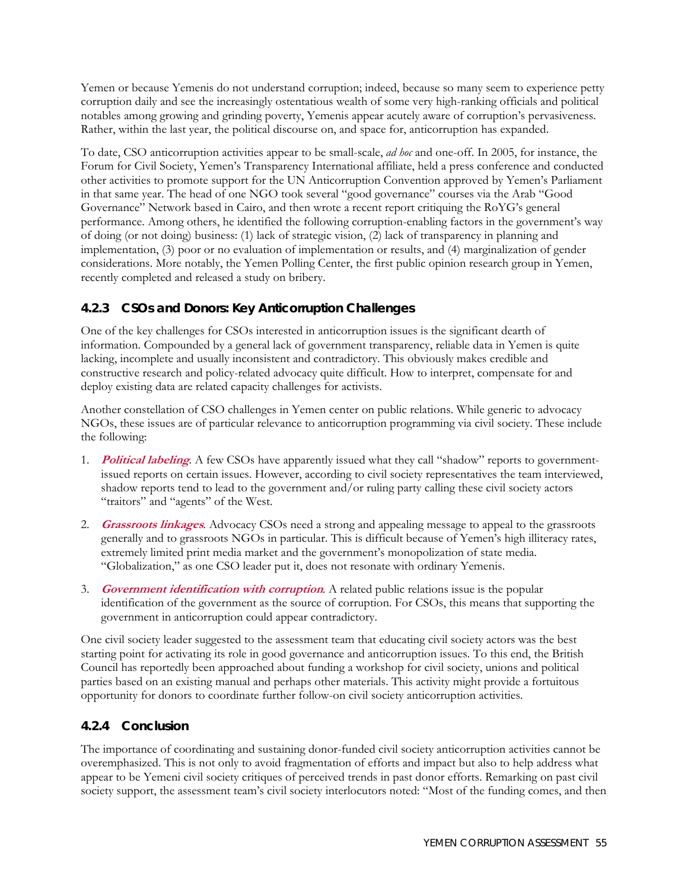Yemen or because Yemenis do not understand corruption; indeed, because so many seem to experience petty corruption daily and see the increasingly ostentatious wealth of some very high-ranking officials and political notables among growing and grinding poverty, Yemenis appear acutely aware of corruption's pervasiveness. Rather, within the last year, the political discourse on, and space for, anticorruption has expanded.

To date, CSO anticorruption activities appear to be small-scale, *ad hoc* and one-off. In 2005, for instance, the Forum for Civil Society, Yemen's Transparency International affiliate, held a press conference and conducted other activities to promote support for the UN Anticorruption Convention approved by Yemen's Parliament in that same year. The head of one NGO took several "good governance" courses via the Arab "Good Governance" Network based in Cairo, and then wrote a recent report critiquing the RoYG's general performance. Among others, he identified the following corruption-enabling factors in the government's way of doing (or not doing) business: (1) lack of strategic vision, (2) lack of transparency in planning and implementation, (3) poor or no evaluation of implementation or results, and (4) marginalization of gender considerations. More notably, the Yemen Polling Center, the first public opinion research group in Yemen, recently completed and released a study on bribery.

### 4.2.3 CSOs and Donors: Key Anticorruption Challenges

One of the key challenges for CSOs interested in anticorruption issues is the significant dearth of information. Compounded by a general lack of government transparency, reliable data in Yemen is quite lacking, incomplete and usually inconsistent and contradictory. This obviously makes credible and constructive research and policy-related advocacy quite difficult. How to interpret, compensate for and deploy existing data are related capacity challenges for activists.

Another constellation of CSO challenges in Yemen center on public relations. While generic to advocacy NGOs, these issues are of particular relevance to anticorruption programming via civil society. These include the following:

1. ***Political labeling***. A few CSOs have apparently issued what they call "shadow" reports to government-issued reports on certain issues. However, according to civil society representatives the team interviewed, shadow reports tend to lead to the government and/or ruling party calling these civil society actors "traitors" and "agents" of the West.

2. ***Grassroots linkages***. Advocacy CSOs need a strong and appealing message to appeal to the grassroots generally and to grassroots NGOs in particular. This is difficult because of Yemen's high illiteracy rates, extremely limited print media market and the government's monopolization of state media. "Globalization," as one CSO leader put it, does not resonate with ordinary Yemenis.

3. ***Government identification with corruption***. A related public relations issue is the popular identification of the government as the source of corruption. For CSOs, this means that supporting the government in anticorruption could appear contradictory.

One civil society leader suggested to the assessment team that educating civil society actors was the best starting point for activating its role in good governance and anticorruption issues. To this end, the British Council has reportedly been approached about funding a workshop for civil society, unions and political parties based on an existing manual and perhaps other materials. This activity might provide a fortuitous opportunity for donors to coordinate further follow-on civil society anticorruption activities.

### 4.2.4 Conclusion

The importance of coordinating and sustaining donor-funded civil society anticorruption activities cannot be overemphasized. This is not only to avoid fragmentation of efforts and impact but also to help address what appear to be Yemeni civil society critiques of perceived trends in past donor efforts. Remarking on past civil society support, the assessment team's civil society interlocutors noted: "Most of the funding comes, and then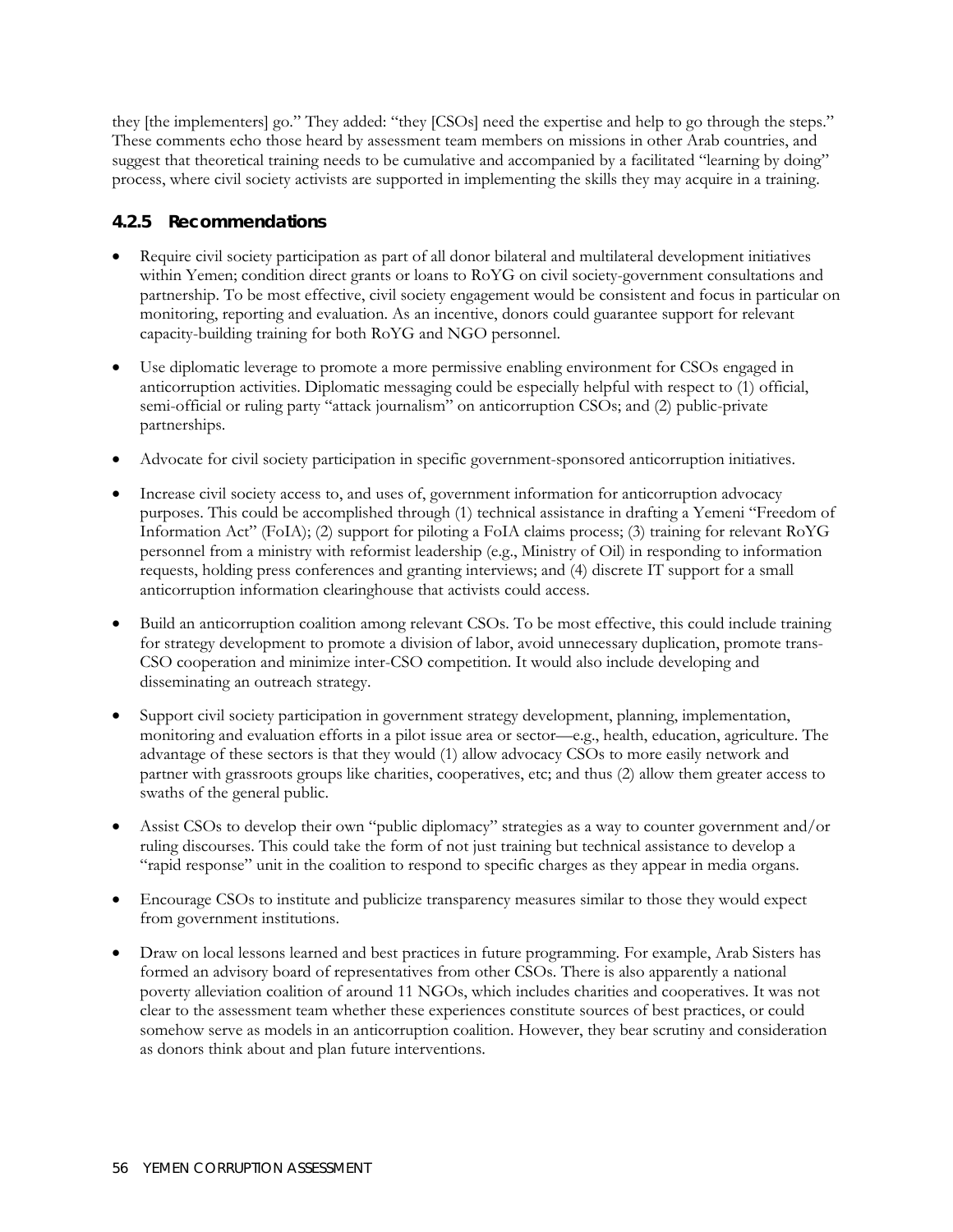they [the implementers] go." They added: "they [CSOs] need the expertise and help to go through the steps." These comments echo those heard by assessment team members on missions in other Arab countries, and suggest that theoretical training needs to be cumulative and accompanied by a facilitated "learning by doing" process, where civil society activists are supported in implementing the skills they may acquire in a training.

### 4.2.5 Recommendations

- Require civil society participation as part of all donor bilateral and multilateral development initiatives within Yemen; condition direct grants or loans to RoYG on civil society-government consultations and partnership. To be most effective, civil society engagement would be consistent and focus in particular on monitoring, reporting and evaluation. As an incentive, donors could guarantee support for relevant capacity-building training for both RoYG and NGO personnel.
- Use diplomatic leverage to promote a more permissive enabling environment for CSOs engaged in anticorruption activities. Diplomatic messaging could be especially helpful with respect to (1) official, semi-official or ruling party "attack journalism" on anticorruption CSOs; and (2) public-private partnerships.
- Advocate for civil society participation in specific government-sponsored anticorruption initiatives.
- Increase civil society access to, and uses of, government information for anticorruption advocacy purposes. This could be accomplished through (1) technical assistance in drafting a Yemeni "Freedom of Information Act" (FoIA); (2) support for piloting a FoIA claims process; (3) training for relevant RoYG personnel from a ministry with reformist leadership (e.g., Ministry of Oil) in responding to information requests, holding press conferences and granting interviews; and (4) discrete IT support for a small anticorruption information clearinghouse that activists could access.
- Build an anticorruption coalition among relevant CSOs. To be most effective, this could include training for strategy development to promote a division of labor, avoid unnecessary duplication, promote trans-CSO cooperation and minimize inter-CSO competition. It would also include developing and disseminating an outreach strategy.
- Support civil society participation in government strategy development, planning, implementation, monitoring and evaluation efforts in a pilot issue area or sector—e.g., health, education, agriculture. The advantage of these sectors is that they would (1) allow advocacy CSOs to more easily network and partner with grassroots groups like charities, cooperatives, etc; and thus (2) allow them greater access to swaths of the general public.
- Assist CSOs to develop their own "public diplomacy" strategies as a way to counter government and/or ruling discourses. This could take the form of not just training but technical assistance to develop a "rapid response" unit in the coalition to respond to specific charges as they appear in media organs.
- Encourage CSOs to institute and publicize transparency measures similar to those they would expect from government institutions.
- Draw on local lessons learned and best practices in future programming. For example, Arab Sisters has formed an advisory board of representatives from other CSOs. There is also apparently a national poverty alleviation coalition of around 11 NGOs, which includes charities and cooperatives. It was not clear to the assessment team whether these experiences constitute sources of best practices, or could somehow serve as models in an anticorruption coalition. However, they bear scrutiny and consideration as donors think about and plan future interventions.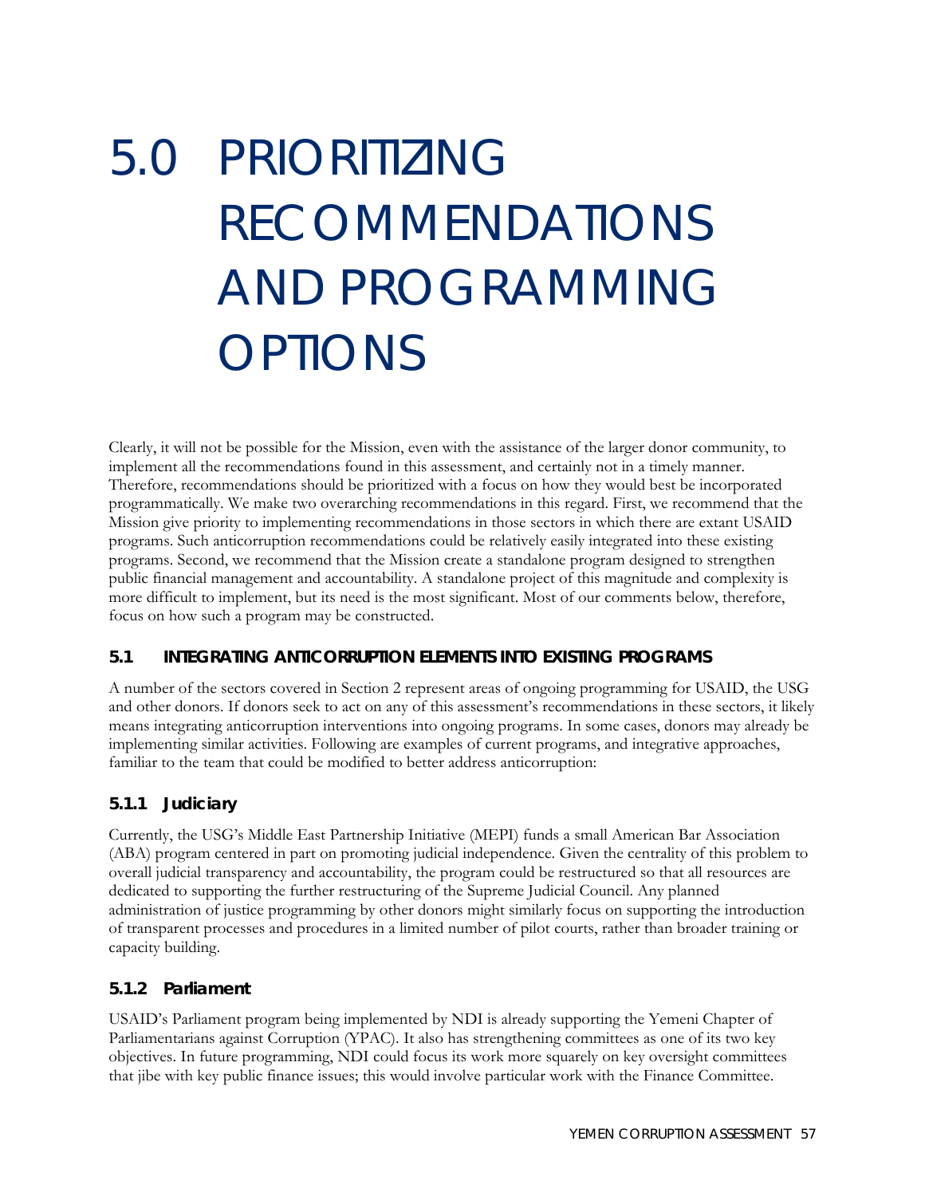# 5.0 PRIORITIZING RECOMMENDATIONS AND PROGRAMMING OPTIONS

Clearly, it will not be possible for the Mission, even with the assistance of the larger donor community, to implement all the recommendations found in this assessment, and certainly not in a timely manner. Therefore, recommendations should be prioritized with a focus on how they would best be incorporated programmatically. We make two overarching recommendations in this regard. First, we recommend that the Mission give priority to implementing recommendations in those sectors in which there are extant USAID programs. Such anticorruption recommendations could be relatively easily integrated into these existing programs. Second, we recommend that the Mission create a standalone program designed to strengthen public financial management and accountability. A standalone project of this magnitude and complexity is more difficult to implement, but its need is the most significant. Most of our comments below, therefore, focus on how such a program may be constructed.

## 5.1 INTEGRATING ANTICORRUPTION ELEMENTS INTO EXISTING PROGRAMS

A number of the sectors covered in Section 2 represent areas of ongoing programming for USAID, the USG and other donors. If donors seek to act on any of this assessment's recommendations in these sectors, it likely means integrating anticorruption interventions into ongoing programs. In some cases, donors may already be implementing similar activities. Following are examples of current programs, and integrative approaches, familiar to the team that could be modified to better address anticorruption:

### 5.1.1 Judiciary

Currently, the USG's Middle East Partnership Initiative (MEPI) funds a small American Bar Association (ABA) program centered in part on promoting judicial independence. Given the centrality of this problem to overall judicial transparency and accountability, the program could be restructured so that all resources are dedicated to supporting the further restructuring of the Supreme Judicial Council. Any planned administration of justice programming by other donors might similarly focus on supporting the introduction of transparent processes and procedures in a limited number of pilot courts, rather than broader training or capacity building.

### 5.1.2 Parliament

USAID's Parliament program being implemented by NDI is already supporting the Yemeni Chapter of Parliamentarians against Corruption (YPAC). It also has strengthening committees as one of its two key objectives. In future programming, NDI could focus its work more squarely on key oversight committees that jibe with key public finance issues; this would involve particular work with the Finance Committee.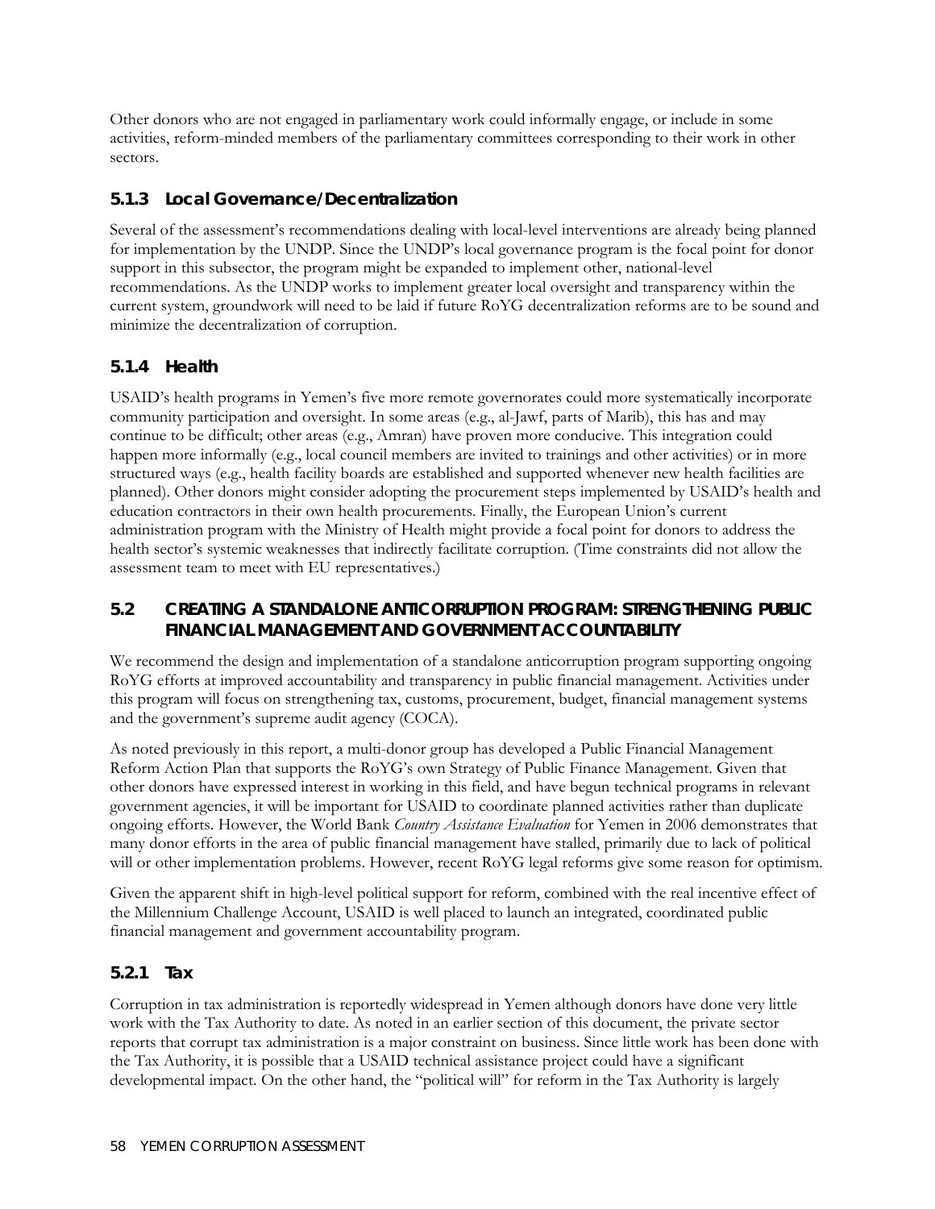Other donors who are not engaged in parliamentary work could informally engage, or include in some activities, reform-minded members of the parliamentary committees corresponding to their work in other sectors.

### 5.1.3 Local Governance/Decentralization

Several of the assessment's recommendations dealing with local-level interventions are already being planned for implementation by the UNDP. Since the UNDP's local governance program is the focal point for donor support in this subsector, the program might be expanded to implement other, national-level recommendations. As the UNDP works to implement greater local oversight and transparency within the current system, groundwork will need to be laid if future RoYG decentralization reforms are to be sound and minimize the decentralization of corruption.

### 5.1.4 Health

USAID's health programs in Yemen's five more remote governorates could more systematically incorporate community participation and oversight. In some areas (e.g., al-Jawf, parts of Marib), this has and may continue to be difficult; other areas (e.g., Amran) have proven more conducive. This integration could happen more informally (e.g., local council members are invited to trainings and other activities) or in more structured ways (e.g., health facility boards are established and supported whenever new health facilities are planned). Other donors might consider adopting the procurement steps implemented by USAID's health and education contractors in their own health procurements. Finally, the European Union's current administration program with the Ministry of Health might provide a focal point for donors to address the health sector's systemic weaknesses that indirectly facilitate corruption. (Time constraints did not allow the assessment team to meet with EU representatives.)

## 5.2 CREATING A STANDALONE ANTICORRUPTION PROGRAM: STRENGTHENING PUBLIC FINANCIAL MANAGEMENT AND GOVERNMENT ACCOUNTABILITY

We recommend the design and implementation of a standalone anticorruption program supporting ongoing RoYG efforts at improved accountability and transparency in public financial management. Activities under this program will focus on strengthening tax, customs, procurement, budget, financial management systems and the government's supreme audit agency (COCA).

As noted previously in this report, a multi-donor group has developed a Public Financial Management Reform Action Plan that supports the RoYG's own Strategy of Public Finance Management. Given that other donors have expressed interest in working in this field, and have begun technical programs in relevant government agencies, it will be important for USAID to coordinate planned activities rather than duplicate ongoing efforts. However, the World Bank *Country Assistance Evaluation* for Yemen in 2006 demonstrates that many donor efforts in the area of public financial management have stalled, primarily due to lack of political will or other implementation problems. However, recent RoYG legal reforms give some reason for optimism.

Given the apparent shift in high-level political support for reform, combined with the real incentive effect of the Millennium Challenge Account, USAID is well placed to launch an integrated, coordinated public financial management and government accountability program.

### 5.2.1 Tax

Corruption in tax administration is reportedly widespread in Yemen although donors have done very little work with the Tax Authority to date. As noted in an earlier section of this document, the private sector reports that corrupt tax administration is a major constraint on business. Since little work has been done with the Tax Authority, it is possible that a USAID technical assistance project could have a significant developmental impact. On the other hand, the "political will" for reform in the Tax Authority is largely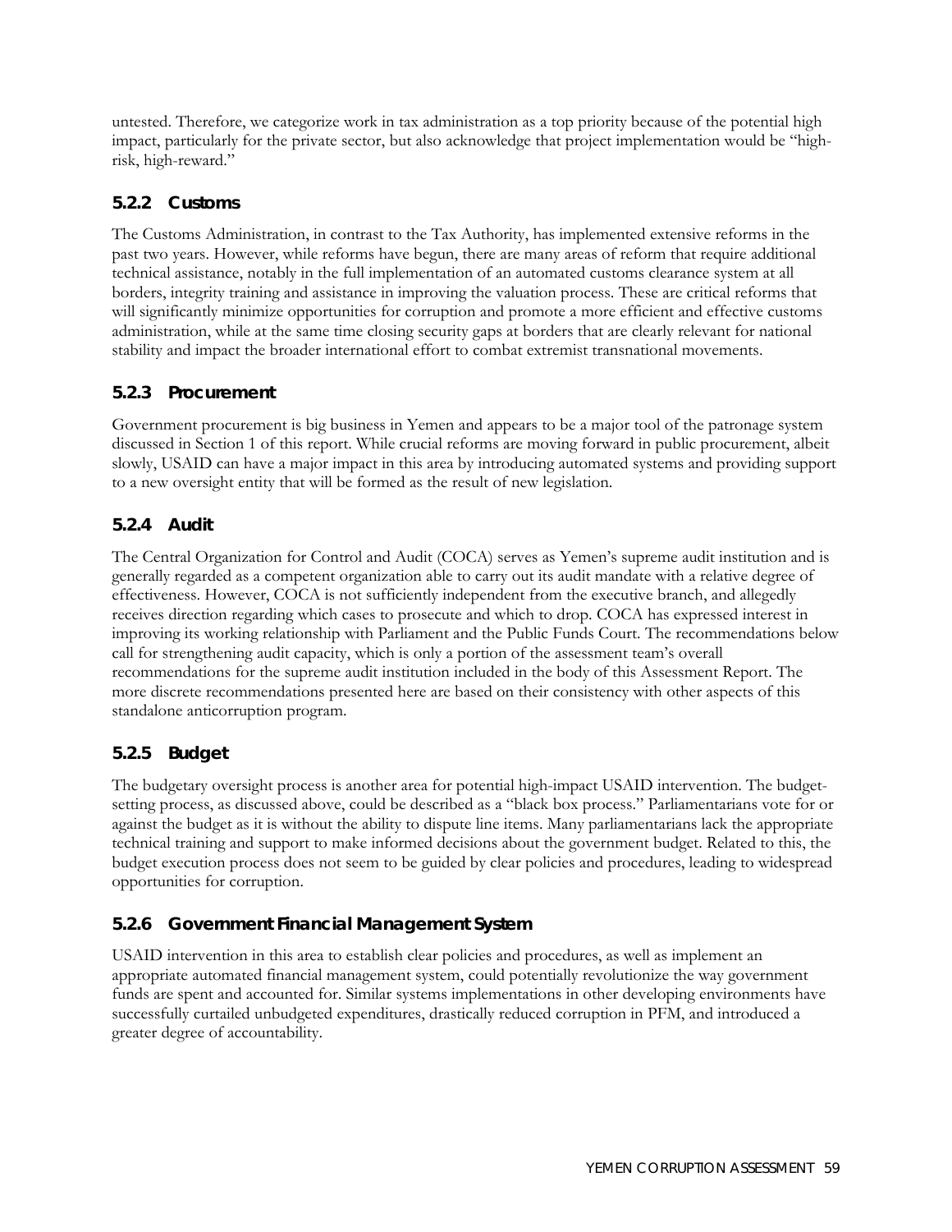untested. Therefore, we categorize work in tax administration as a top priority because of the potential high impact, particularly for the private sector, but also acknowledge that project implementation would be "high-risk, high-reward."

### 5.2.2 Customs

The Customs Administration, in contrast to the Tax Authority, has implemented extensive reforms in the past two years. However, while reforms have begun, there are many areas of reform that require additional technical assistance, notably in the full implementation of an automated customs clearance system at all borders, integrity training and assistance in improving the valuation process. These are critical reforms that will significantly minimize opportunities for corruption and promote a more efficient and effective customs administration, while at the same time closing security gaps at borders that are clearly relevant for national stability and impact the broader international effort to combat extremist transnational movements.

### 5.2.3 Procurement

Government procurement is big business in Yemen and appears to be a major tool of the patronage system discussed in Section 1 of this report. While crucial reforms are moving forward in public procurement, albeit slowly, USAID can have a major impact in this area by introducing automated systems and providing support to a new oversight entity that will be formed as the result of new legislation.

### 5.2.4 Audit

The Central Organization for Control and Audit (COCA) serves as Yemen's supreme audit institution and is generally regarded as a competent organization able to carry out its audit mandate with a relative degree of effectiveness. However, COCA is not sufficiently independent from the executive branch, and allegedly receives direction regarding which cases to prosecute and which to drop. COCA has expressed interest in improving its working relationship with Parliament and the Public Funds Court. The recommendations below call for strengthening audit capacity, which is only a portion of the assessment team's overall recommendations for the supreme audit institution included in the body of this Assessment Report. The more discrete recommendations presented here are based on their consistency with other aspects of this standalone anticorruption program.

### 5.2.5 Budget

The budgetary oversight process is another area for potential high-impact USAID intervention. The budget-setting process, as discussed above, could be described as a "black box process." Parliamentarians vote for or against the budget as it is without the ability to dispute line items. Many parliamentarians lack the appropriate technical training and support to make informed decisions about the government budget. Related to this, the budget execution process does not seem to be guided by clear policies and procedures, leading to widespread opportunities for corruption.

### 5.2.6 Government Financial Management System

USAID intervention in this area to establish clear policies and procedures, as well as implement an appropriate automated financial management system, could potentially revolutionize the way government funds are spent and accounted for. Similar systems implementations in other developing environments have successfully curtailed unbudgeted expenditures, drastically reduced corruption in PFM, and introduced a greater degree of accountability.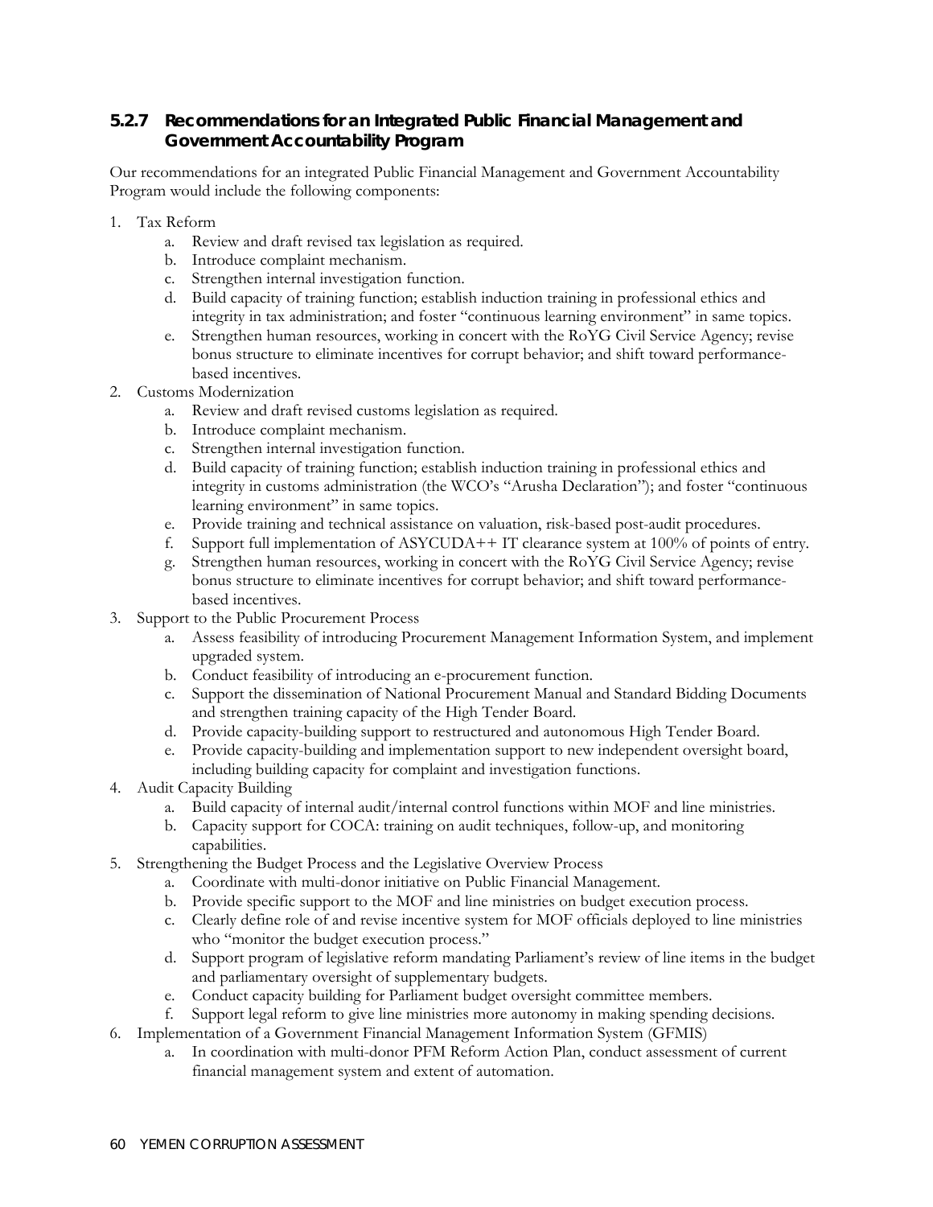### 5.2.7 Recommendations for an Integrated Public Financial Management and Government Accountability Program

Our recommendations for an integrated Public Financial Management and Government Accountability Program would include the following components:

1. Tax Reform
    a. Review and draft revised tax legislation as required.
    b. Introduce complaint mechanism.
    c. Strengthen internal investigation function.
    d. Build capacity of training function; establish induction training in professional ethics and integrity in tax administration; and foster "continuous learning environment" in same topics.
    e. Strengthen human resources, working in concert with the RoYG Civil Service Agency; revise bonus structure to eliminate incentives for corrupt behavior; and shift toward performance-based incentives.
2. Customs Modernization
    a. Review and draft revised customs legislation as required.
    b. Introduce complaint mechanism.
    c. Strengthen internal investigation function.
    d. Build capacity of training function; establish induction training in professional ethics and integrity in customs administration (the WCO's "Arusha Declaration"); and foster "continuous learning environment" in same topics.
    e. Provide training and technical assistance on valuation, risk-based post-audit procedures.
    f. Support full implementation of ASYCUDA++ IT clearance system at 100% of points of entry.
    g. Strengthen human resources, working in concert with the RoYG Civil Service Agency; revise bonus structure to eliminate incentives for corrupt behavior; and shift toward performance-based incentives.
3. Support to the Public Procurement Process
    a. Assess feasibility of introducing Procurement Management Information System, and implement upgraded system.
    b. Conduct feasibility of introducing an e-procurement function.
    c. Support the dissemination of National Procurement Manual and Standard Bidding Documents and strengthen training capacity of the High Tender Board.
    d. Provide capacity-building support to restructured and autonomous High Tender Board.
    e. Provide capacity-building and implementation support to new independent oversight board, including building capacity for complaint and investigation functions.
4. Audit Capacity Building
    a. Build capacity of internal audit/internal control functions within MOF and line ministries.
    b. Capacity support for COCA: training on audit techniques, follow-up, and monitoring capabilities.
5. Strengthening the Budget Process and the Legislative Overview Process
    a. Coordinate with multi-donor initiative on Public Financial Management.
    b. Provide specific support to the MOF and line ministries on budget execution process.
    c. Clearly define role of and revise incentive system for MOF officials deployed to line ministries who "monitor the budget execution process."
    d. Support program of legislative reform mandating Parliament's review of line items in the budget and parliamentary oversight of supplementary budgets.
    e. Conduct capacity building for Parliament budget oversight committee members.
    f. Support legal reform to give line ministries more autonomy in making spending decisions.
6. Implementation of a Government Financial Management Information System (GFMIS)
    a. In coordination with multi-donor PFM Reform Action Plan, conduct assessment of current financial management system and extent of automation.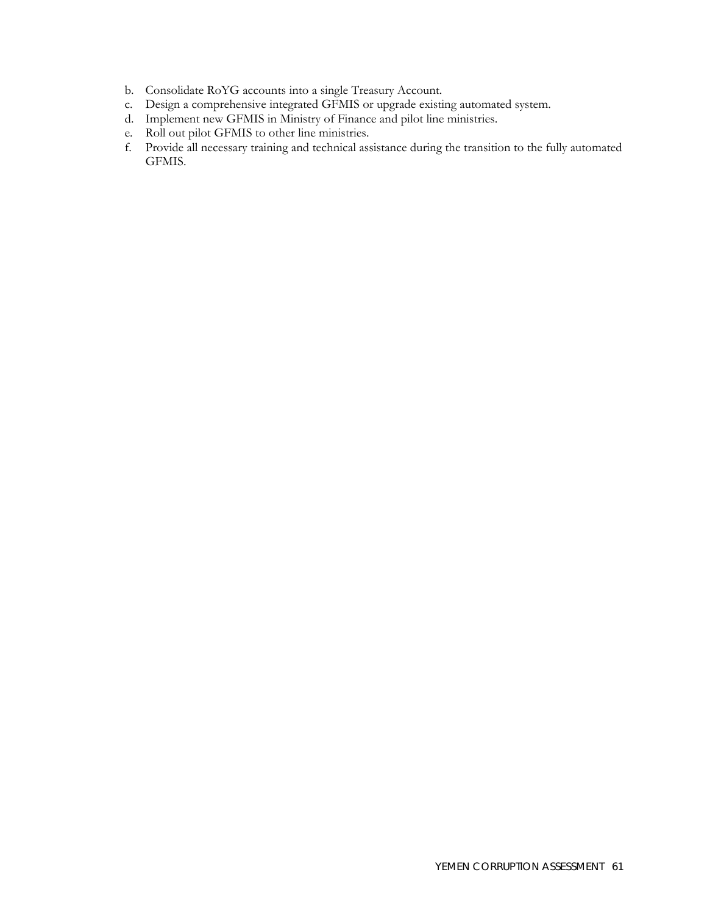b. Consolidate RoYG accounts into a single Treasury Account.
c. Design a comprehensive integrated GFMIS or upgrade existing automated system.
d. Implement new GFMIS in Ministry of Finance and pilot line ministries.
e. Roll out pilot GFMIS to other line ministries.
f. Provide all necessary training and technical assistance during the transition to the fully automated GFMIS.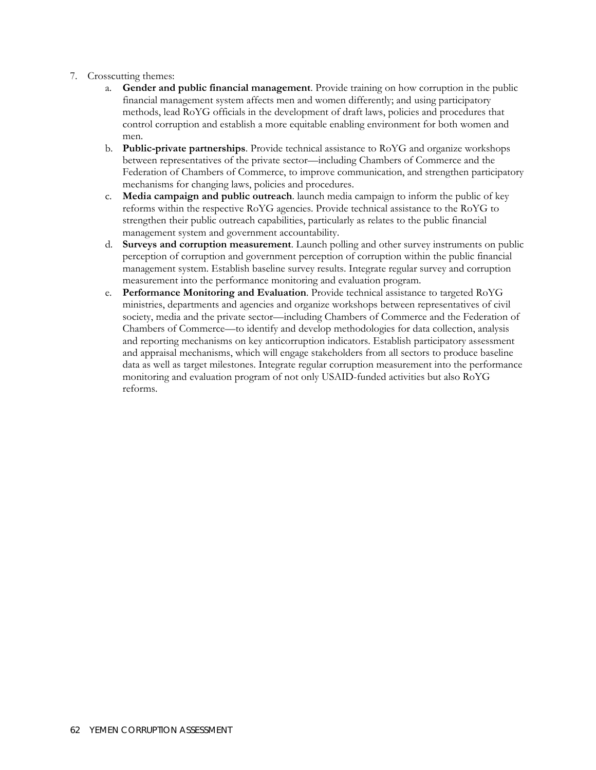7. Crosscutting themes:
    a. **Gender and public financial management**. Provide training on how corruption in the public financial management system affects men and women differently; and using participatory methods, lead RoYG officials in the development of draft laws, policies and procedures that control corruption and establish a more equitable enabling environment for both women and men.
    b. **Public-private partnerships**. Provide technical assistance to RoYG and organize workshops between representatives of the private sector—including Chambers of Commerce and the Federation of Chambers of Commerce, to improve communication, and strengthen participatory mechanisms for changing laws, policies and procedures.
    c. **Media campaign and public outreach**. launch media campaign to inform the public of key reforms within the respective RoYG agencies. Provide technical assistance to the RoYG to strengthen their public outreach capabilities, particularly as relates to the public financial management system and government accountability.
    d. **Surveys and corruption measurement**. Launch polling and other survey instruments on public perception of corruption and government perception of corruption within the public financial management system. Establish baseline survey results. Integrate regular survey and corruption measurement into the performance monitoring and evaluation program.
    e. **Performance Monitoring and Evaluation**. Provide technical assistance to targeted RoYG ministries, departments and agencies and organize workshops between representatives of civil society, media and the private sector—including Chambers of Commerce and the Federation of Chambers of Commerce—to identify and develop methodologies for data collection, analysis and reporting mechanisms on key anticorruption indicators. Establish participatory assessment and appraisal mechanisms, which will engage stakeholders from all sectors to produce baseline data as well as target milestones. Integrate regular corruption measurement into the performance monitoring and evaluation program of not only USAID-funded activities but also RoYG reforms.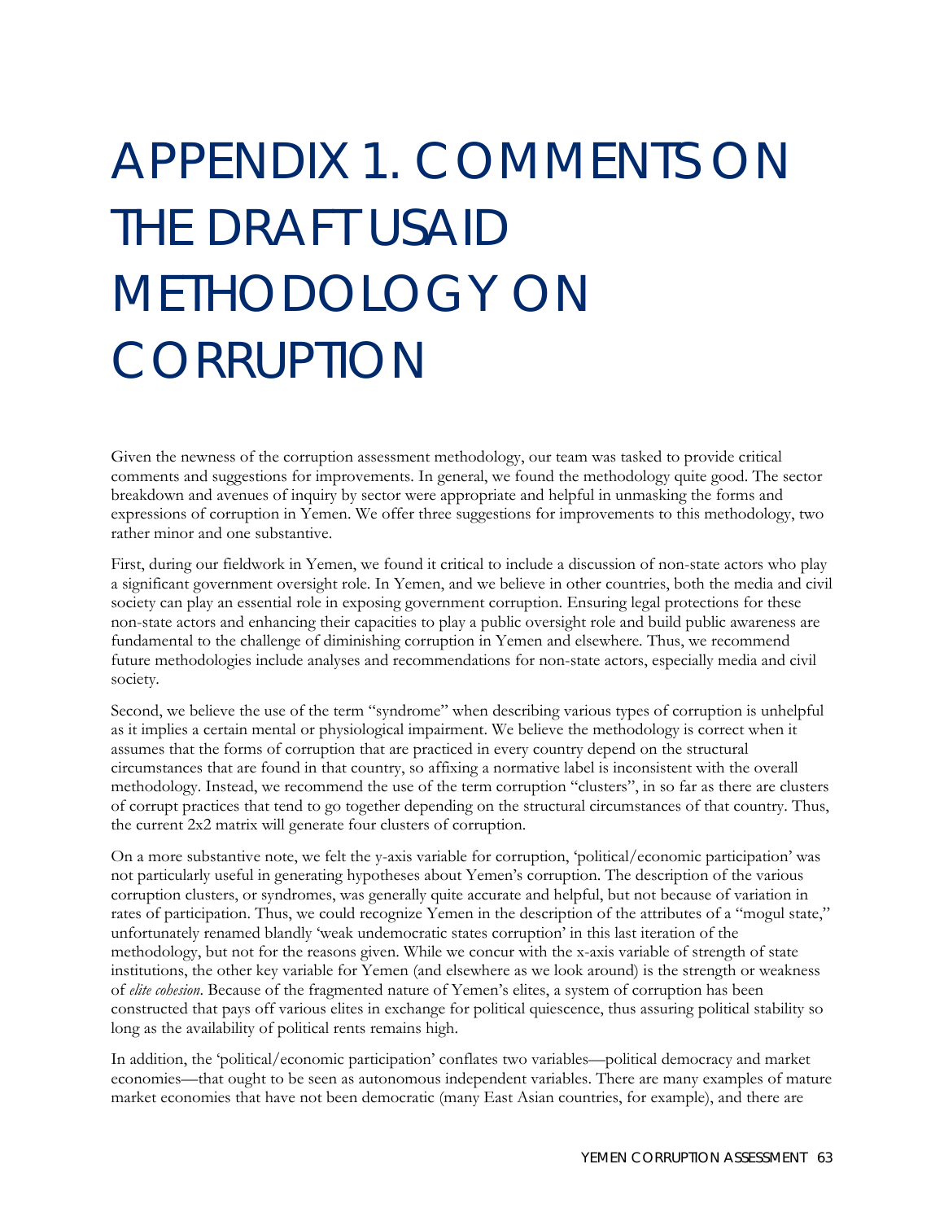# APPENDIX 1. COMMENTS ON THE DRAFT USAID METHODOLOGY ON CORRUPTION

Given the newness of the corruption assessment methodology, our team was tasked to provide critical comments and suggestions for improvements. In general, we found the methodology quite good. The sector breakdown and avenues of inquiry by sector were appropriate and helpful in unmasking the forms and expressions of corruption in Yemen. We offer three suggestions for improvements to this methodology, two rather minor and one substantive.

First, during our fieldwork in Yemen, we found it critical to include a discussion of non-state actors who play a significant government oversight role. In Yemen, and we believe in other countries, both the media and civil society can play an essential role in exposing government corruption. Ensuring legal protections for these non-state actors and enhancing their capacities to play a public oversight role and build public awareness are fundamental to the challenge of diminishing corruption in Yemen and elsewhere. Thus, we recommend future methodologies include analyses and recommendations for non-state actors, especially media and civil society.

Second, we believe the use of the term "syndrome" when describing various types of corruption is unhelpful as it implies a certain mental or physiological impairment. We believe the methodology is correct when it assumes that the forms of corruption that are practiced in every country depend on the structural circumstances that are found in that country, so affixing a normative label is inconsistent with the overall methodology. Instead, we recommend the use of the term corruption "clusters", in so far as there are clusters of corrupt practices that tend to go together depending on the structural circumstances of that country. Thus, the current 2x2 matrix will generate four clusters of corruption.

On a more substantive note, we felt the y-axis variable for corruption, 'political/economic participation' was not particularly useful in generating hypotheses about Yemen's corruption. The description of the various corruption clusters, or syndromes, was generally quite accurate and helpful, but not because of variation in rates of participation. Thus, we could recognize Yemen in the description of the attributes of a "mogul state," unfortunately renamed blandly 'weak undemocratic states corruption' in this last iteration of the methodology, but not for the reasons given. While we concur with the x-axis variable of strength of state institutions, the other key variable for Yemen (and elsewhere as we look around) is the strength or weakness of *elite cohesion*. Because of the fragmented nature of Yemen's elites, a system of corruption has been constructed that pays off various elites in exchange for political quiescence, thus assuring political stability so long as the availability of political rents remains high.

In addition, the 'political/economic participation' conflates two variables—political democracy and market economies—that ought to be seen as autonomous independent variables. There are many examples of mature market economies that have not been democratic (many East Asian countries, for example), and there are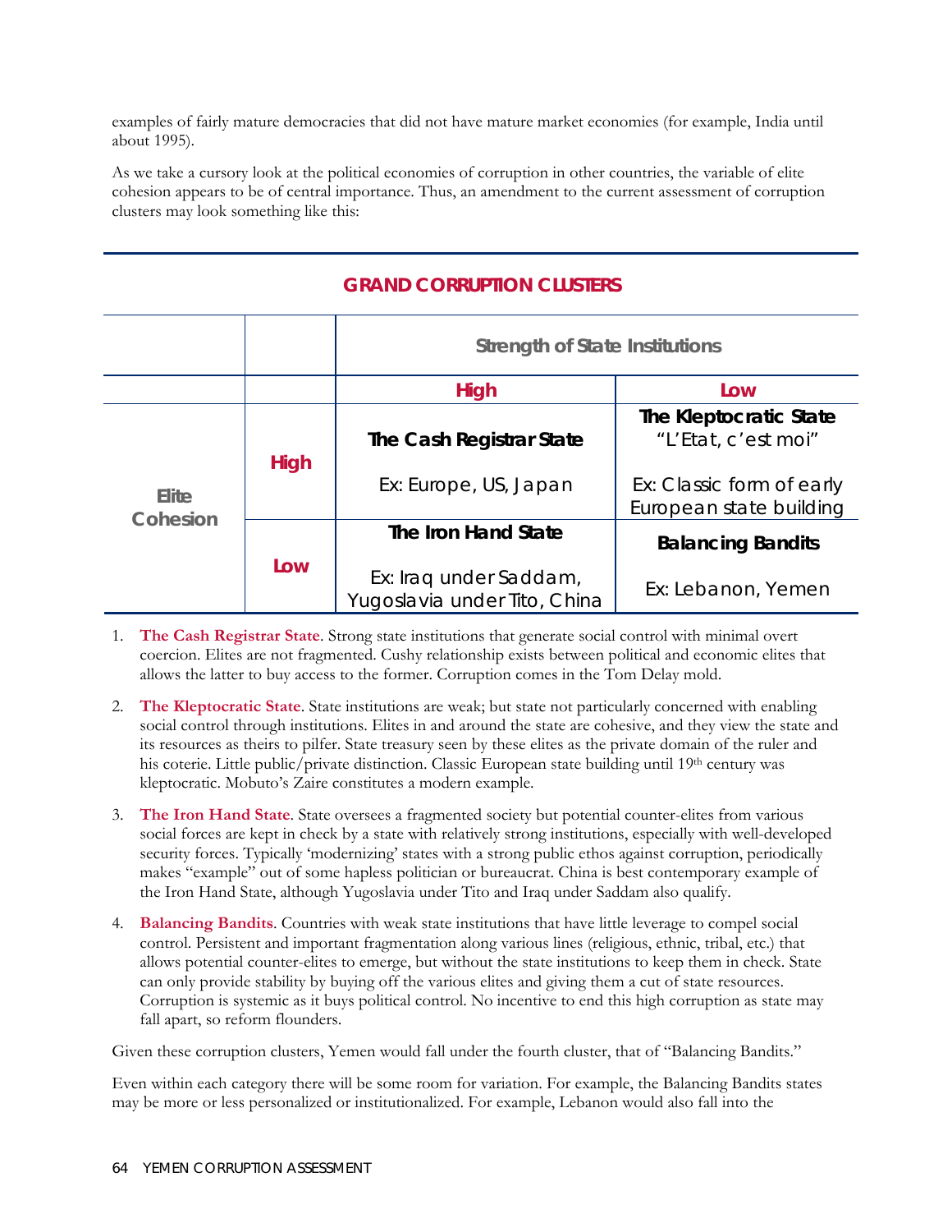examples of fairly mature democracies that did not have mature market economies (for example, India until about 1995).

As we take a cursory look at the political economies of corruption in other countries, the variable of elite cohesion appears to be of central importance. Thus, an amendment to the current assessment of corruption clusters may look something like this:

**GRAND CORRUPTION CLUSTERS**

| | | Strength of State Institutions | |
|---|---|---|---|
| | | **High** | **Low** |
| **Elite Cohesion** | **High** | **The Cash Registrar State**<br><br>Ex: Europe, US, Japan | **The Kleptocratic State**<br>"L'Etat, c'est moi"<br><br>Ex: Classic form of early European state building |
| | **Low** | **The Iron Hand State**<br><br>Ex: Iraq under Saddam, Yugoslavia under Tito, China | **Balancing Bandits**<br><br>Ex: Lebanon, Yemen |

1. **The Cash Registrar State**. Strong state institutions that generate social control with minimal overt coercion. Elites are not fragmented. Cushy relationship exists between political and economic elites that allows the latter to buy access to the former. Corruption comes in the Tom Delay mold.
2. **The Kleptocratic State**. State institutions are weak; but state not particularly concerned with enabling social control through institutions. Elites in and around the state are cohesive, and they view the state and its resources as theirs to pilfer. State treasury seen by these elites as the private domain of the ruler and his coterie. Little public/private distinction. Classic European state building until 19th century was kleptocratic. Mobuto's Zaire constitutes a modern example.
3. **The Iron Hand State**. State oversees a fragmented society but potential counter-elites from various social forces are kept in check by a state with relatively strong institutions, especially with well-developed security forces. Typically 'modernizing' states with a strong public ethos against corruption, periodically makes "example" out of some hapless politician or bureaucrat. China is best contemporary example of the Iron Hand State, although Yugoslavia under Tito and Iraq under Saddam also qualify.
4. **Balancing Bandits**. Countries with weak state institutions that have little leverage to compel social control. Persistent and important fragmentation along various lines (religious, ethnic, tribal, etc.) that allows potential counter-elites to emerge, but without the state institutions to keep them in check. State can only provide stability by buying off the various elites and giving them a cut of state resources. Corruption is systemic as it buys political control. No incentive to end this high corruption as state may fall apart, so reform flounders.

Given these corruption clusters, Yemen would fall under the fourth cluster, that of "Balancing Bandits."

Even within each category there will be some room for variation. For example, the Balancing Bandits states may be more or less personalized or institutionalized. For example, Lebanon would also fall into the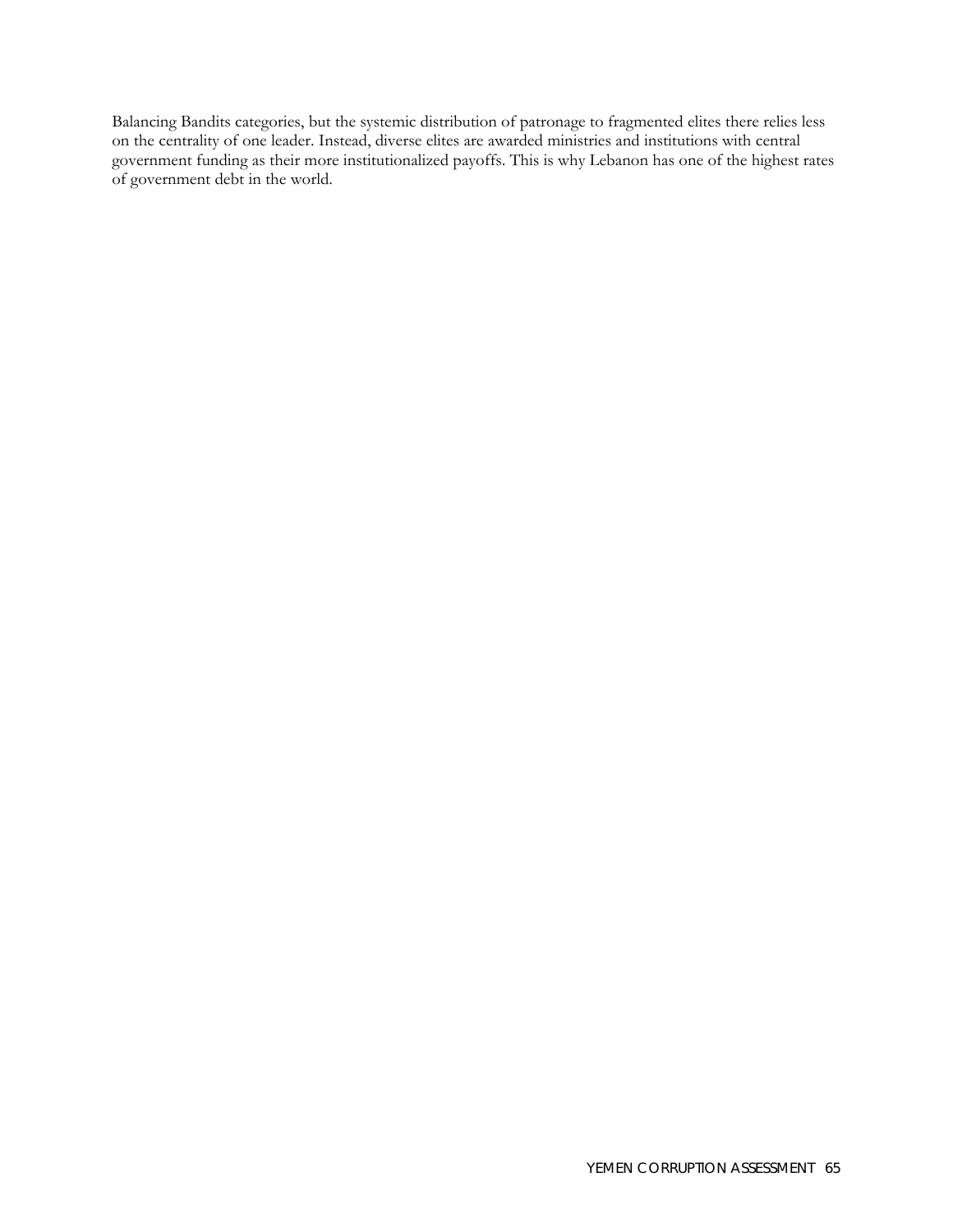Balancing Bandits categories, but the systemic distribution of patronage to fragmented elites there relies less on the centrality of one leader. Instead, diverse elites are awarded ministries and institutions with central government funding as their more institutionalized payoffs. This is why Lebanon has one of the highest rates of government debt in the world.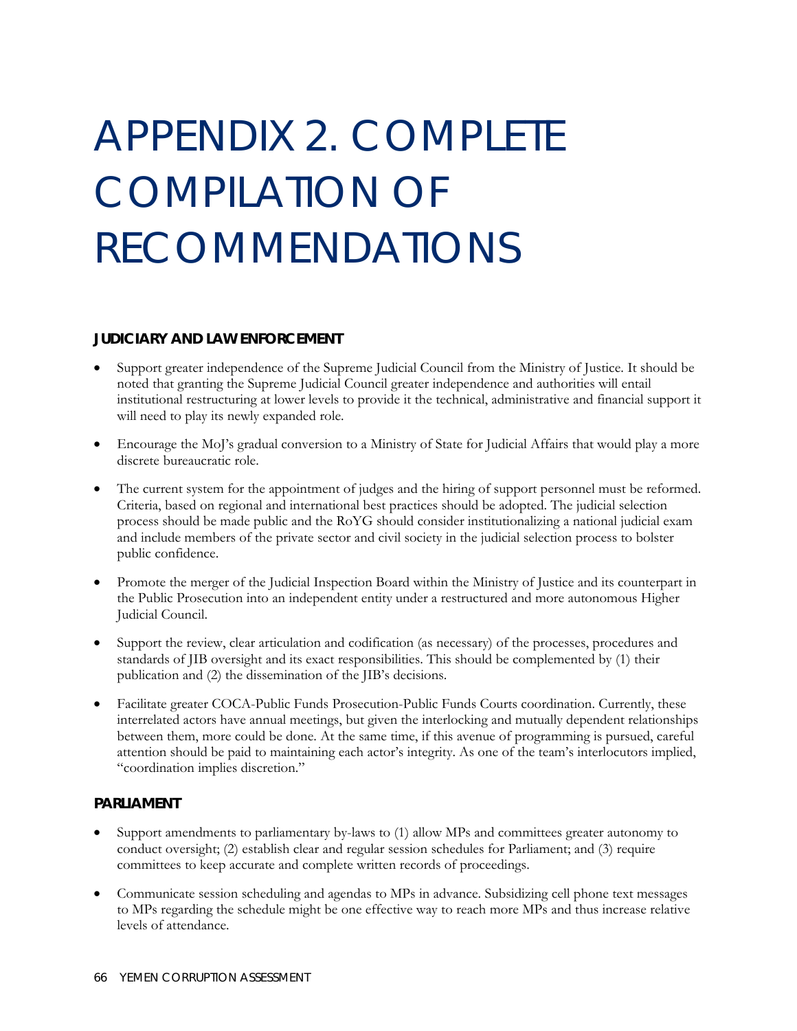# APPENDIX 2. COMPLETE COMPILATION OF RECOMMENDATIONS

### JUDICIARY AND LAW ENFORCEMENT

- Support greater independence of the Supreme Judicial Council from the Ministry of Justice. It should be noted that granting the Supreme Judicial Council greater independence and authorities will entail institutional restructuring at lower levels to provide it the technical, administrative and financial support it will need to play its newly expanded role.

- Encourage the MoJ's gradual conversion to a Ministry of State for Judicial Affairs that would play a more discrete bureaucratic role.

- The current system for the appointment of judges and the hiring of support personnel must be reformed. Criteria, based on regional and international best practices should be adopted. The judicial selection process should be made public and the RoYG should consider institutionalizing a national judicial exam and include members of the private sector and civil society in the judicial selection process to bolster public confidence.

- Promote the merger of the Judicial Inspection Board within the Ministry of Justice and its counterpart in the Public Prosecution into an independent entity under a restructured and more autonomous Higher Judicial Council.

- Support the review, clear articulation and codification (as necessary) of the processes, procedures and standards of JIB oversight and its exact responsibilities. This should be complemented by (1) their publication and (2) the dissemination of the JIB's decisions.

- Facilitate greater COCA-Public Funds Prosecution-Public Funds Courts coordination. Currently, these interrelated actors have annual meetings, but given the interlocking and mutually dependent relationships between them, more could be done. At the same time, if this avenue of programming is pursued, careful attention should be paid to maintaining each actor's integrity. As one of the team's interlocutors implied, "coordination implies discretion."

### PARLIAMENT

- Support amendments to parliamentary by-laws to (1) allow MPs and committees greater autonomy to conduct oversight; (2) establish clear and regular session schedules for Parliament; and (3) require committees to keep accurate and complete written records of proceedings.

- Communicate session scheduling and agendas to MPs in advance. Subsidizing cell phone text messages to MPs regarding the schedule might be one effective way to reach more MPs and thus increase relative levels of attendance.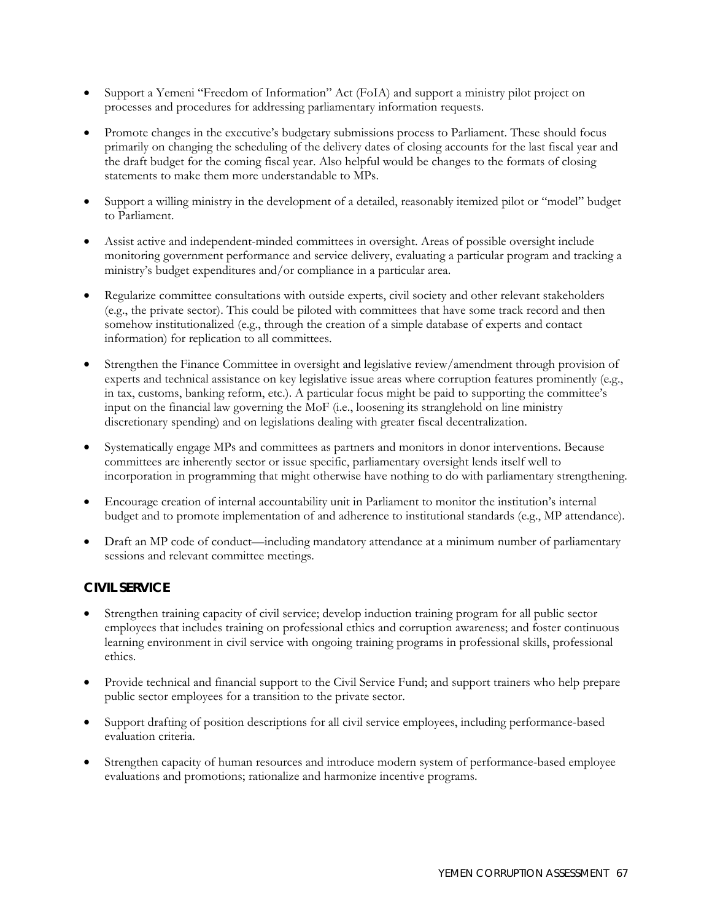- Support a Yemeni "Freedom of Information" Act (FoIA) and support a ministry pilot project on processes and procedures for addressing parliamentary information requests.

- Promote changes in the executive's budgetary submissions process to Parliament. These should focus primarily on changing the scheduling of the delivery dates of closing accounts for the last fiscal year and the draft budget for the coming fiscal year. Also helpful would be changes to the formats of closing statements to make them more understandable to MPs.

- Support a willing ministry in the development of a detailed, reasonably itemized pilot or "model" budget to Parliament.

- Assist active and independent-minded committees in oversight. Areas of possible oversight include monitoring government performance and service delivery, evaluating a particular program and tracking a ministry's budget expenditures and/or compliance in a particular area.

- Regularize committee consultations with outside experts, civil society and other relevant stakeholders (e.g., the private sector). This could be piloted with committees that have some track record and then somehow institutionalized (e.g., through the creation of a simple database of experts and contact information) for replication to all committees.

- Strengthen the Finance Committee in oversight and legislative review/amendment through provision of experts and technical assistance on key legislative issue areas where corruption features prominently (e.g., in tax, customs, banking reform, etc.). A particular focus might be paid to supporting the committee's input on the financial law governing the MoF (i.e., loosening its stranglehold on line ministry discretionary spending) and on legislations dealing with greater fiscal decentralization.

- Systematically engage MPs and committees as partners and monitors in donor interventions. Because committees are inherently sector or issue specific, parliamentary oversight lends itself well to incorporation in programming that might otherwise have nothing to do with parliamentary strengthening.

- Encourage creation of internal accountability unit in Parliament to monitor the institution's internal budget and to promote implementation of and adherence to institutional standards (e.g., MP attendance).

- Draft an MP code of conduct—including mandatory attendance at a minimum number of parliamentary sessions and relevant committee meetings.

### CIVIL SERVICE

- Strengthen training capacity of civil service; develop induction training program for all public sector employees that includes training on professional ethics and corruption awareness; and foster continuous learning environment in civil service with ongoing training programs in professional skills, professional ethics.

- Provide technical and financial support to the Civil Service Fund; and support trainers who help prepare public sector employees for a transition to the private sector.

- Support drafting of position descriptions for all civil service employees, including performance-based evaluation criteria.

- Strengthen capacity of human resources and introduce modern system of performance-based employee evaluations and promotions; rationalize and harmonize incentive programs.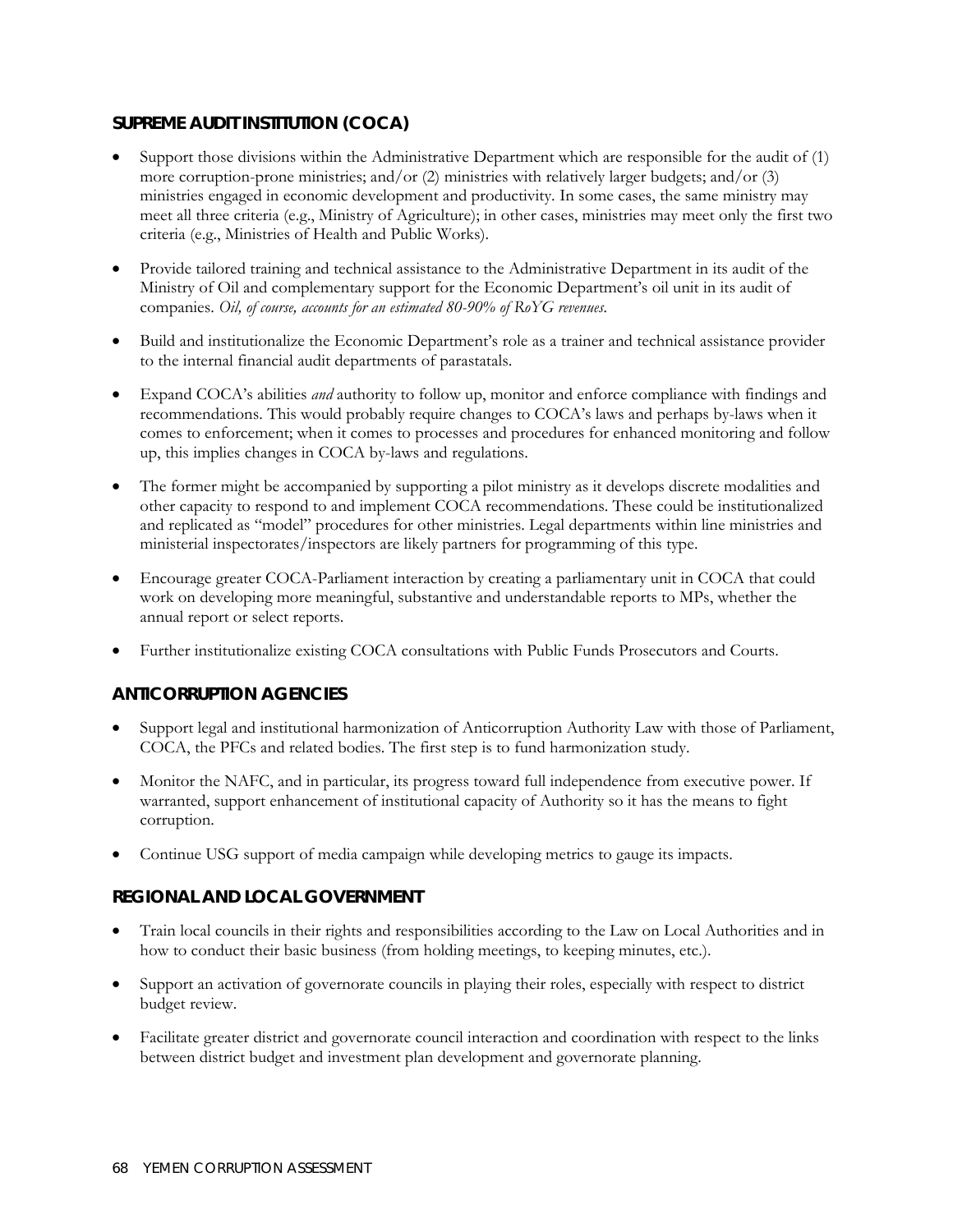### SUPREME AUDIT INSTITUTION (COCA)

- Support those divisions within the Administrative Department which are responsible for the audit of (1) more corruption-prone ministries; and/or (2) ministries with relatively larger budgets; and/or (3) ministries engaged in economic development and productivity. In some cases, the same ministry may meet all three criteria (e.g., Ministry of Agriculture); in other cases, ministries may meet only the first two criteria (e.g., Ministries of Health and Public Works).
- Provide tailored training and technical assistance to the Administrative Department in its audit of the Ministry of Oil and complementary support for the Economic Department's oil unit in its audit of companies. *Oil, of course, accounts for an estimated 80-90% of RoYG revenues.*
- Build and institutionalize the Economic Department's role as a trainer and technical assistance provider to the internal financial audit departments of parastatals.
- Expand COCA's abilities *and* authority to follow up, monitor and enforce compliance with findings and recommendations. This would probably require changes to COCA's laws and perhaps by-laws when it comes to enforcement; when it comes to processes and procedures for enhanced monitoring and follow up, this implies changes in COCA by-laws and regulations.
- The former might be accompanied by supporting a pilot ministry as it develops discrete modalities and other capacity to respond to and implement COCA recommendations. These could be institutionalized and replicated as "model" procedures for other ministries. Legal departments within line ministries and ministerial inspectorates/inspectors are likely partners for programming of this type.
- Encourage greater COCA-Parliament interaction by creating a parliamentary unit in COCA that could work on developing more meaningful, substantive and understandable reports to MPs, whether the annual report or select reports.
- Further institutionalize existing COCA consultations with Public Funds Prosecutors and Courts.

### ANTICORRUPTION AGENCIES

- Support legal and institutional harmonization of Anticorruption Authority Law with those of Parliament, COCA, the PFCs and related bodies. The first step is to fund harmonization study.
- Monitor the NAFC, and in particular, its progress toward full independence from executive power. If warranted, support enhancement of institutional capacity of Authority so it has the means to fight corruption.
- Continue USG support of media campaign while developing metrics to gauge its impacts.

### REGIONAL AND LOCAL GOVERNMENT

- Train local councils in their rights and responsibilities according to the Law on Local Authorities and in how to conduct their basic business (from holding meetings, to keeping minutes, etc.).
- Support an activation of governorate councils in playing their roles, especially with respect to district budget review.
- Facilitate greater district and governorate council interaction and coordination with respect to the links between district budget and investment plan development and governorate planning.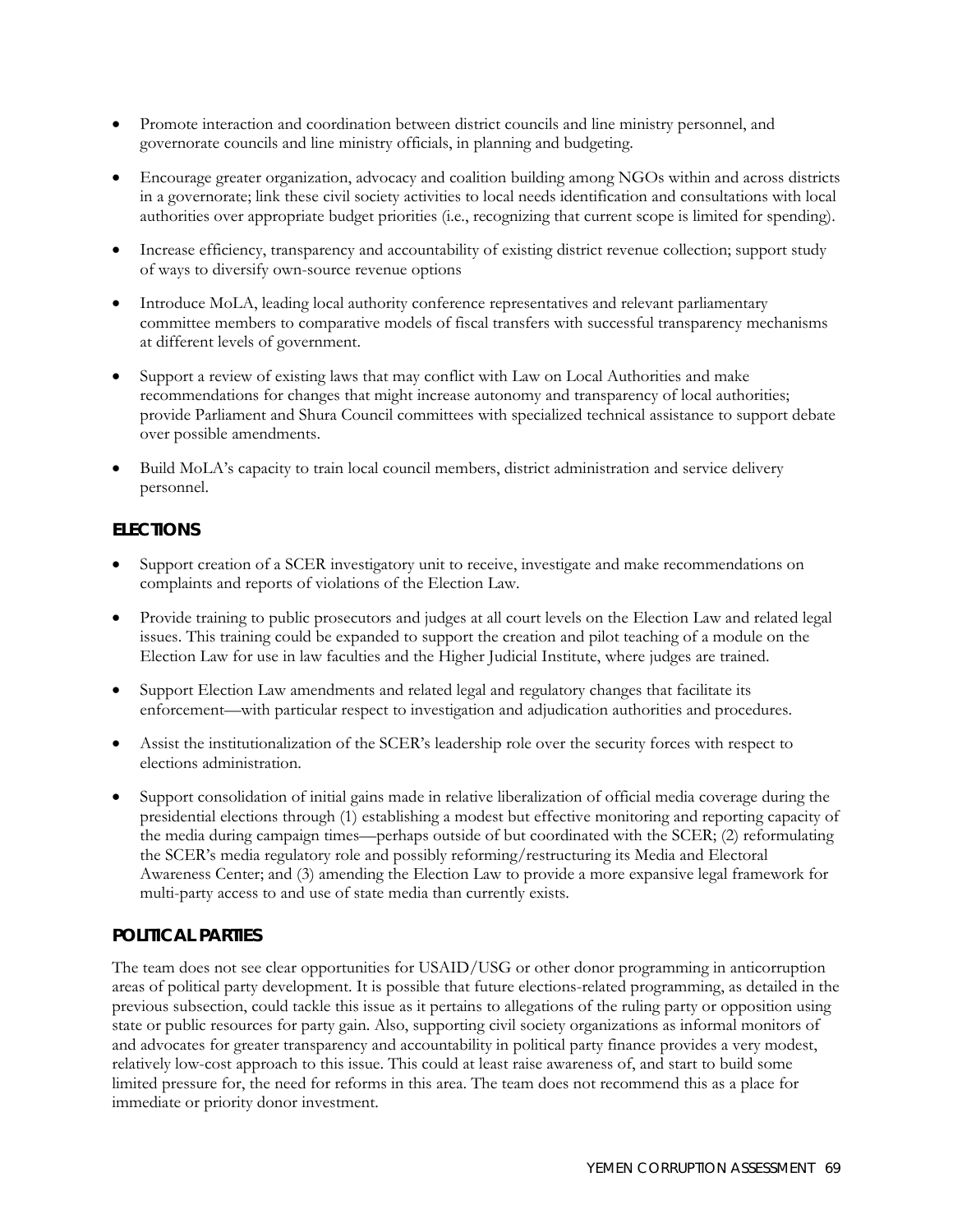- Promote interaction and coordination between district councils and line ministry personnel, and governorate councils and line ministry officials, in planning and budgeting.

- Encourage greater organization, advocacy and coalition building among NGOs within and across districts in a governorate; link these civil society activities to local needs identification and consultations with local authorities over appropriate budget priorities (i.e., recognizing that current scope is limited for spending).

- Increase efficiency, transparency and accountability of existing district revenue collection; support study of ways to diversify own-source revenue options

- Introduce MoLA, leading local authority conference representatives and relevant parliamentary committee members to comparative models of fiscal transfers with successful transparency mechanisms at different levels of government.

- Support a review of existing laws that may conflict with Law on Local Authorities and make recommendations for changes that might increase autonomy and transparency of local authorities; provide Parliament and Shura Council committees with specialized technical assistance to support debate over possible amendments.

- Build MoLA's capacity to train local council members, district administration and service delivery personnel.

### ELECTIONS

- Support creation of a SCER investigatory unit to receive, investigate and make recommendations on complaints and reports of violations of the Election Law.

- Provide training to public prosecutors and judges at all court levels on the Election Law and related legal issues. This training could be expanded to support the creation and pilot teaching of a module on the Election Law for use in law faculties and the Higher Judicial Institute, where judges are trained.

- Support Election Law amendments and related legal and regulatory changes that facilitate its enforcement—with particular respect to investigation and adjudication authorities and procedures.

- Assist the institutionalization of the SCER's leadership role over the security forces with respect to elections administration.

- Support consolidation of initial gains made in relative liberalization of official media coverage during the presidential elections through (1) establishing a modest but effective monitoring and reporting capacity of the media during campaign times—perhaps outside of but coordinated with the SCER; (2) reformulating the SCER's media regulatory role and possibly reforming/restructuring its Media and Electoral Awareness Center; and (3) amending the Election Law to provide a more expansive legal framework for multi-party access to and use of state media than currently exists.

### POLITICAL PARTIES

The team does not see clear opportunities for USAID/USG or other donor programming in anticorruption areas of political party development. It is possible that future elections-related programming, as detailed in the previous subsection, could tackle this issue as it pertains to allegations of the ruling party or opposition using state or public resources for party gain. Also, supporting civil society organizations as informal monitors of and advocates for greater transparency and accountability in political party finance provides a very modest, relatively low-cost approach to this issue. This could at least raise awareness of, and start to build some limited pressure for, the need for reforms in this area. The team does not recommend this as a place for immediate or priority donor investment.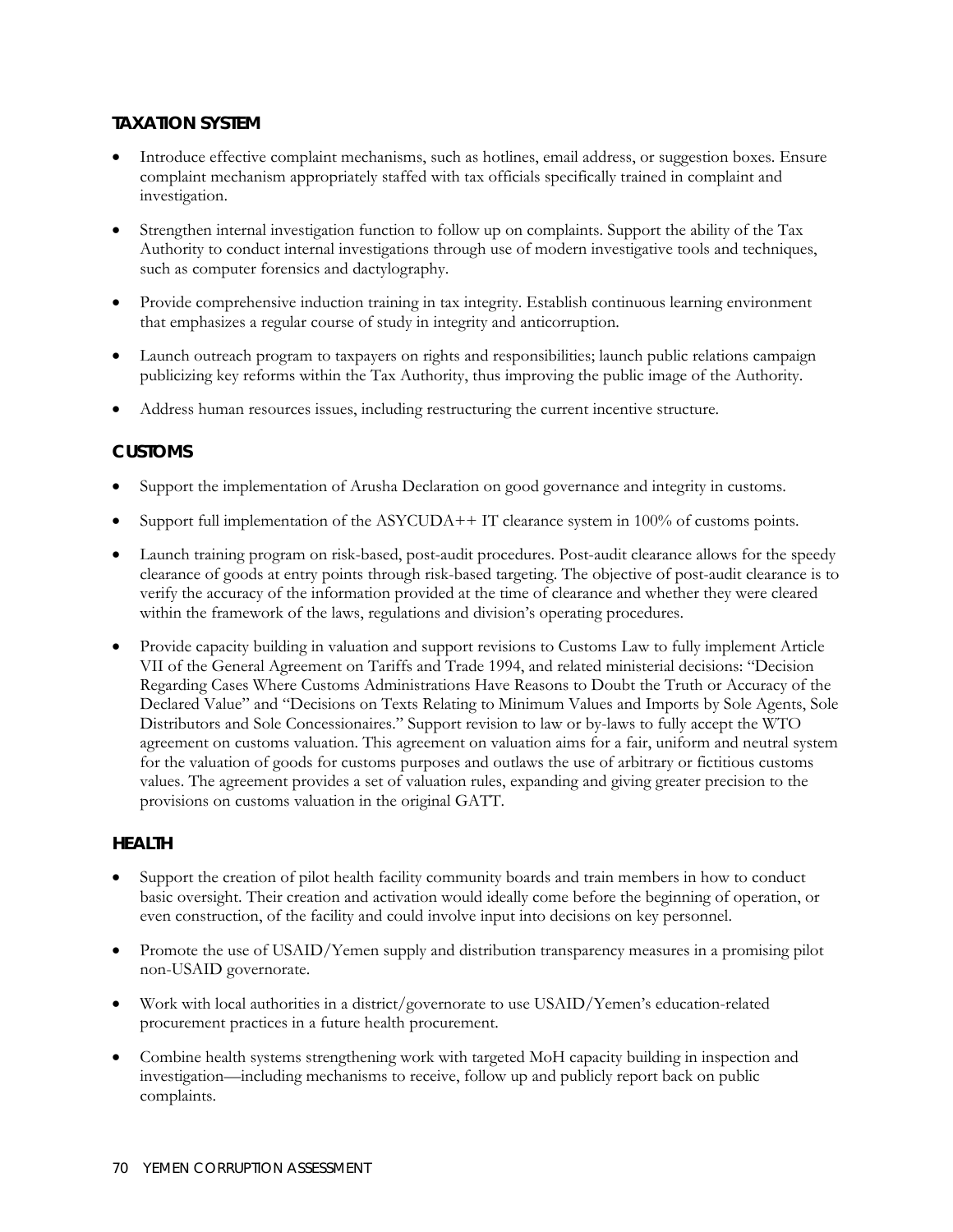### TAXATION SYSTEM

- Introduce effective complaint mechanisms, such as hotlines, email address, or suggestion boxes. Ensure complaint mechanism appropriately staffed with tax officials specifically trained in complaint and investigation.
- Strengthen internal investigation function to follow up on complaints. Support the ability of the Tax Authority to conduct internal investigations through use of modern investigative tools and techniques, such as computer forensics and dactylography.
- Provide comprehensive induction training in tax integrity. Establish continuous learning environment that emphasizes a regular course of study in integrity and anticorruption.
- Launch outreach program to taxpayers on rights and responsibilities; launch public relations campaign publicizing key reforms within the Tax Authority, thus improving the public image of the Authority.
- Address human resources issues, including restructuring the current incentive structure.

### CUSTOMS

- Support the implementation of Arusha Declaration on good governance and integrity in customs.
- Support full implementation of the ASYCUDA++ IT clearance system in 100% of customs points.
- Launch training program on risk-based, post-audit procedures. Post-audit clearance allows for the speedy clearance of goods at entry points through risk-based targeting. The objective of post-audit clearance is to verify the accuracy of the information provided at the time of clearance and whether they were cleared within the framework of the laws, regulations and division's operating procedures.
- Provide capacity building in valuation and support revisions to Customs Law to fully implement Article VII of the General Agreement on Tariffs and Trade 1994, and related ministerial decisions: "Decision Regarding Cases Where Customs Administrations Have Reasons to Doubt the Truth or Accuracy of the Declared Value" and "Decisions on Texts Relating to Minimum Values and Imports by Sole Agents, Sole Distributors and Sole Concessionaires." Support revision to law or by-laws to fully accept the WTO agreement on customs valuation. This agreement on valuation aims for a fair, uniform and neutral system for the valuation of goods for customs purposes and outlaws the use of arbitrary or fictitious customs values. The agreement provides a set of valuation rules, expanding and giving greater precision to the provisions on customs valuation in the original GATT.

### HEALTH

- Support the creation of pilot health facility community boards and train members in how to conduct basic oversight. Their creation and activation would ideally come before the beginning of operation, or even construction, of the facility and could involve input into decisions on key personnel.
- Promote the use of USAID/Yemen supply and distribution transparency measures in a promising pilot non-USAID governorate.
- Work with local authorities in a district/governorate to use USAID/Yemen's education-related procurement practices in a future health procurement.
- Combine health systems strengthening work with targeted MoH capacity building in inspection and investigation—including mechanisms to receive, follow up and publicly report back on public complaints.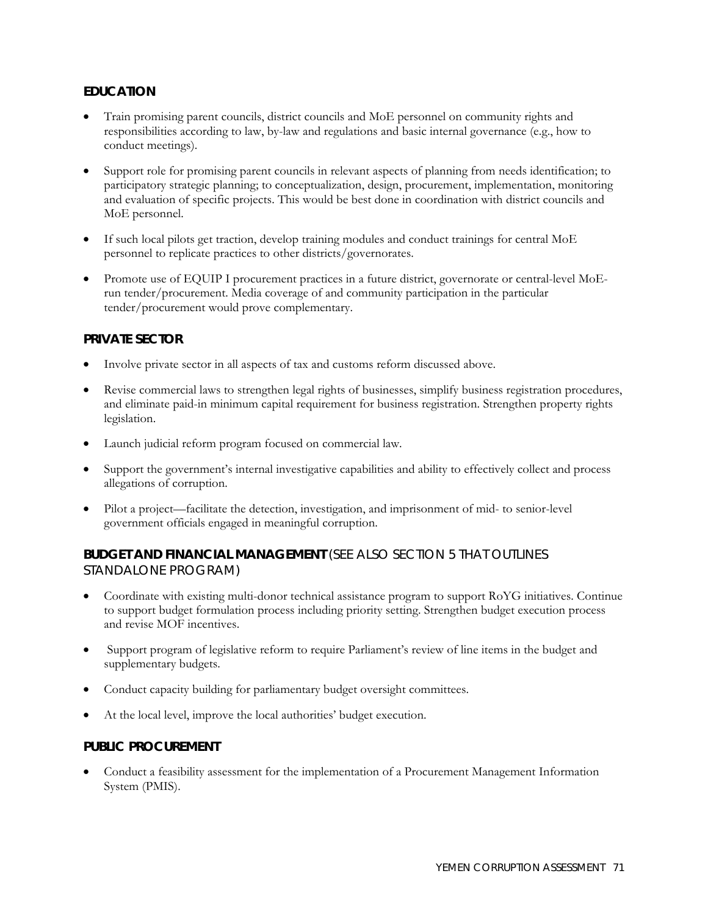### EDUCATION

- Train promising parent councils, district councils and MoE personnel on community rights and responsibilities according to law, by-law and regulations and basic internal governance (e.g., how to conduct meetings).
- Support role for promising parent councils in relevant aspects of planning from needs identification; to participatory strategic planning; to conceptualization, design, procurement, implementation, monitoring and evaluation of specific projects. This would be best done in coordination with district councils and MoE personnel.
- If such local pilots get traction, develop training modules and conduct trainings for central MoE personnel to replicate practices to other districts/governorates.
- Promote use of EQUIP I procurement practices in a future district, governorate or central-level MoE-run tender/procurement. Media coverage of and community participation in the particular tender/procurement would prove complementary.

### PRIVATE SECTOR

- Involve private sector in all aspects of tax and customs reform discussed above.
- Revise commercial laws to strengthen legal rights of businesses, simplify business registration procedures, and eliminate paid-in minimum capital requirement for business registration. Strengthen property rights legislation.
- Launch judicial reform program focused on commercial law.
- Support the government's internal investigative capabilities and ability to effectively collect and process allegations of corruption.
- Pilot a project—facilitate the detection, investigation, and imprisonment of mid- to senior-level government officials engaged in meaningful corruption.

### BUDGET AND FINANCIAL MANAGEMENT (SEE ALSO SECTION 5 THAT OUTLINES STANDALONE PROGRAM)

- Coordinate with existing multi-donor technical assistance program to support RoYG initiatives. Continue to support budget formulation process including priority setting. Strengthen budget execution process and revise MOF incentives.
- Support program of legislative reform to require Parliament's review of line items in the budget and supplementary budgets.
- Conduct capacity building for parliamentary budget oversight committees.
- At the local level, improve the local authorities' budget execution.

### PUBLIC PROCUREMENT

- Conduct a feasibility assessment for the implementation of a Procurement Management Information System (PMIS).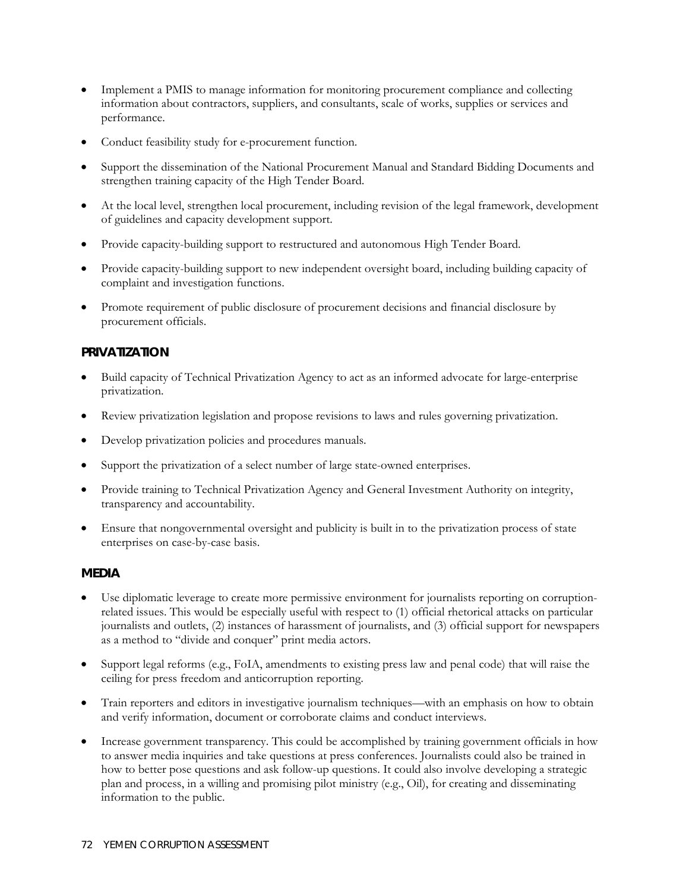- Implement a PMIS to manage information for monitoring procurement compliance and collecting information about contractors, suppliers, and consultants, scale of works, supplies or services and performance.
- Conduct feasibility study for e-procurement function.
- Support the dissemination of the National Procurement Manual and Standard Bidding Documents and strengthen training capacity of the High Tender Board.
- At the local level, strengthen local procurement, including revision of the legal framework, development of guidelines and capacity development support.
- Provide capacity-building support to restructured and autonomous High Tender Board.
- Provide capacity-building support to new independent oversight board, including building capacity of complaint and investigation functions.
- Promote requirement of public disclosure of procurement decisions and financial disclosure by procurement officials.

### PRIVATIZATION

- Build capacity of Technical Privatization Agency to act as an informed advocate for large-enterprise privatization.
- Review privatization legislation and propose revisions to laws and rules governing privatization.
- Develop privatization policies and procedures manuals.
- Support the privatization of a select number of large state-owned enterprises.
- Provide training to Technical Privatization Agency and General Investment Authority on integrity, transparency and accountability.
- Ensure that nongovernmental oversight and publicity is built in to the privatization process of state enterprises on case-by-case basis.

### MEDIA

- Use diplomatic leverage to create more permissive environment for journalists reporting on corruption-related issues. This would be especially useful with respect to (1) official rhetorical attacks on particular journalists and outlets, (2) instances of harassment of journalists, and (3) official support for newspapers as a method to "divide and conquer" print media actors.
- Support legal reforms (e.g., FoIA, amendments to existing press law and penal code) that will raise the ceiling for press freedom and anticorruption reporting.
- Train reporters and editors in investigative journalism techniques—with an emphasis on how to obtain and verify information, document or corroborate claims and conduct interviews.
- Increase government transparency. This could be accomplished by training government officials in how to answer media inquiries and take questions at press conferences. Journalists could also be trained in how to better pose questions and ask follow-up questions. It could also involve developing a strategic plan and process, in a willing and promising pilot ministry (e.g., Oil), for creating and disseminating information to the public.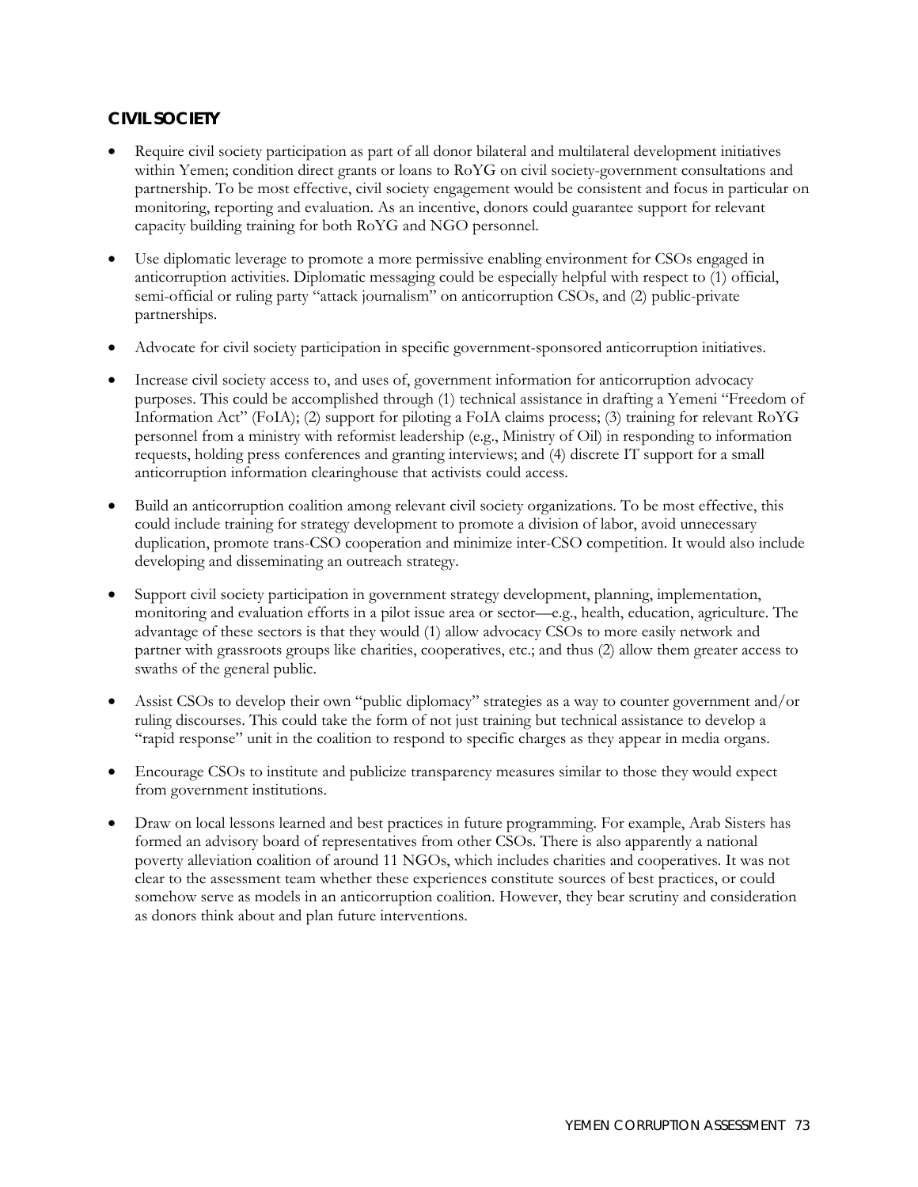### CIVIL SOCIETY

- Require civil society participation as part of all donor bilateral and multilateral development initiatives within Yemen; condition direct grants or loans to RoYG on civil society-government consultations and partnership. To be most effective, civil society engagement would be consistent and focus in particular on monitoring, reporting and evaluation. As an incentive, donors could guarantee support for relevant capacity building training for both RoYG and NGO personnel.
- Use diplomatic leverage to promote a more permissive enabling environment for CSOs engaged in anticorruption activities. Diplomatic messaging could be especially helpful with respect to (1) official, semi-official or ruling party "attack journalism" on anticorruption CSOs, and (2) public-private partnerships.
- Advocate for civil society participation in specific government-sponsored anticorruption initiatives.
- Increase civil society access to, and uses of, government information for anticorruption advocacy purposes. This could be accomplished through (1) technical assistance in drafting a Yemeni "Freedom of Information Act" (FoIA); (2) support for piloting a FoIA claims process; (3) training for relevant RoYG personnel from a ministry with reformist leadership (e.g., Ministry of Oil) in responding to information requests, holding press conferences and granting interviews; and (4) discrete IT support for a small anticorruption information clearinghouse that activists could access.
- Build an anticorruption coalition among relevant civil society organizations. To be most effective, this could include training for strategy development to promote a division of labor, avoid unnecessary duplication, promote trans-CSO cooperation and minimize inter-CSO competition. It would also include developing and disseminating an outreach strategy.
- Support civil society participation in government strategy development, planning, implementation, monitoring and evaluation efforts in a pilot issue area or sector—e.g., health, education, agriculture. The advantage of these sectors is that they would (1) allow advocacy CSOs to more easily network and partner with grassroots groups like charities, cooperatives, etc.; and thus (2) allow them greater access to swaths of the general public.
- Assist CSOs to develop their own "public diplomacy" strategies as a way to counter government and/or ruling discourses. This could take the form of not just training but technical assistance to develop a "rapid response" unit in the coalition to respond to specific charges as they appear in media organs.
- Encourage CSOs to institute and publicize transparency measures similar to those they would expect from government institutions.
- Draw on local lessons learned and best practices in future programming. For example, Arab Sisters has formed an advisory board of representatives from other CSOs. There is also apparently a national poverty alleviation coalition of around 11 NGOs, which includes charities and cooperatives. It was not clear to the assessment team whether these experiences constitute sources of best practices, or could somehow serve as models in an anticorruption coalition. However, they bear scrutiny and consideration as donors think about and plan future interventions.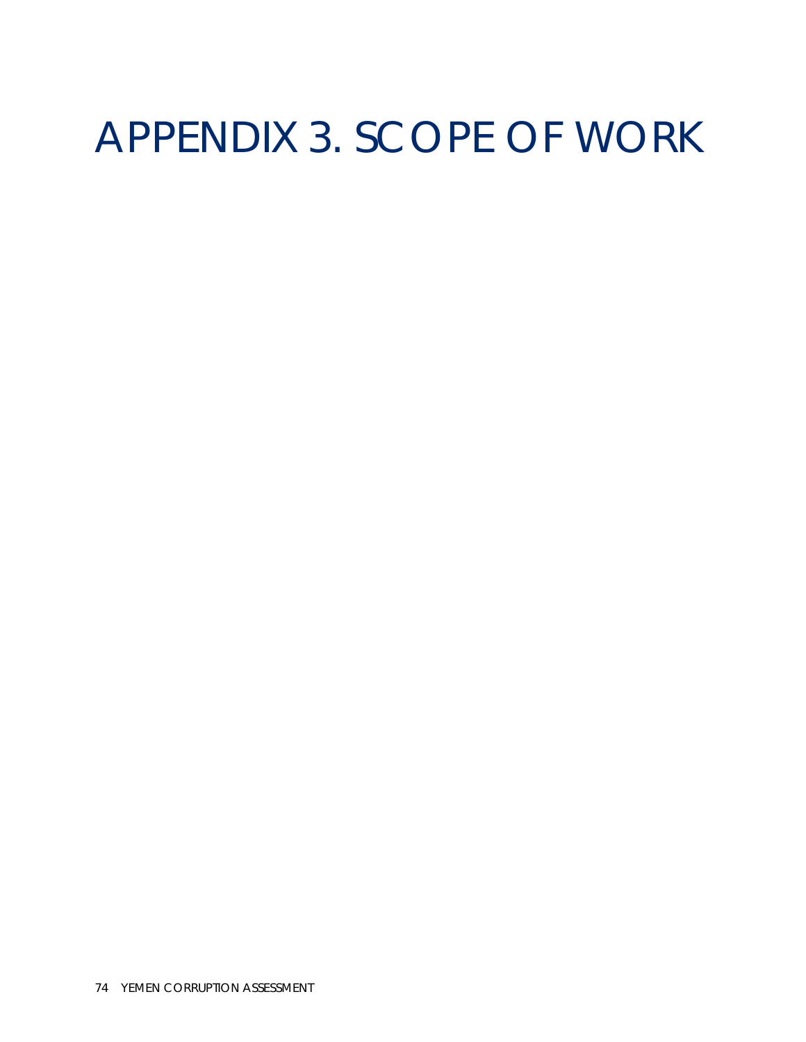# APPENDIX 3. SCOPE OF WORK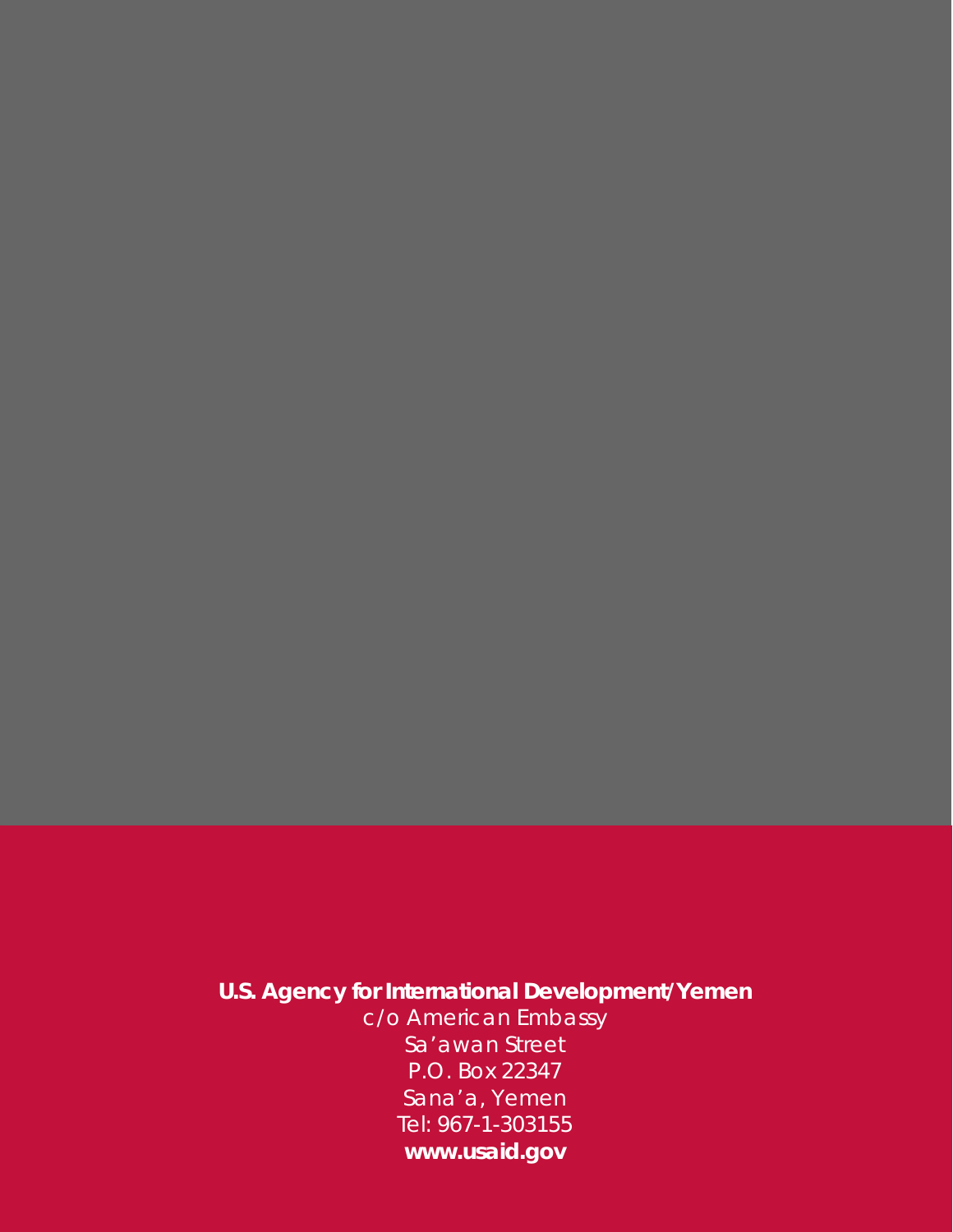**U.S. Agency for International Development/Yemen**
c/o American Embassy
Sa'awan Street
P.O. Box 22347
Sana'a, Yemen
Tel: 967-1-303155
**www.usaid.gov**